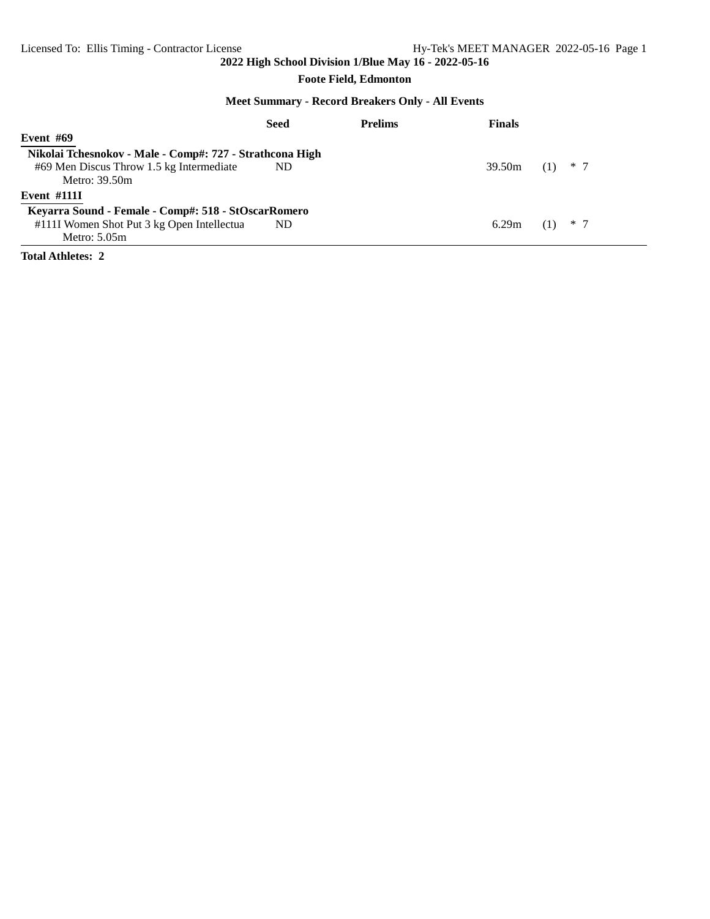# 2022 High School Division 1/Blue May 16 - 2022-05-16

## Foote Field, Edmonton

### Meet Summary - Record Breakers Only - All Events

| | Seed | Prelims | Finals | | |
|---|---|---|---|---|---|
| **Event #69** | | | | | |
| **Nikolai Tchesnokov - Male - Comp#: 727 - Strathcona High** | | | | | |
| #69 Men Discus Throw 1.5 kg Intermediate | ND | | 39.50m | (1) | * 7 |
| Metro: 39.50m | | | | | |
| **Event #111I** | | | | | |
| **Keyarra Sound - Female - Comp#: 518 - StOscarRomero** | | | | | |
| #111I Women Shot Put 3 kg Open Intellectua | ND | | 6.29m | (1) | * 7 |
| Metro: 5.05m | | | | | |

**Total Athletes: 2**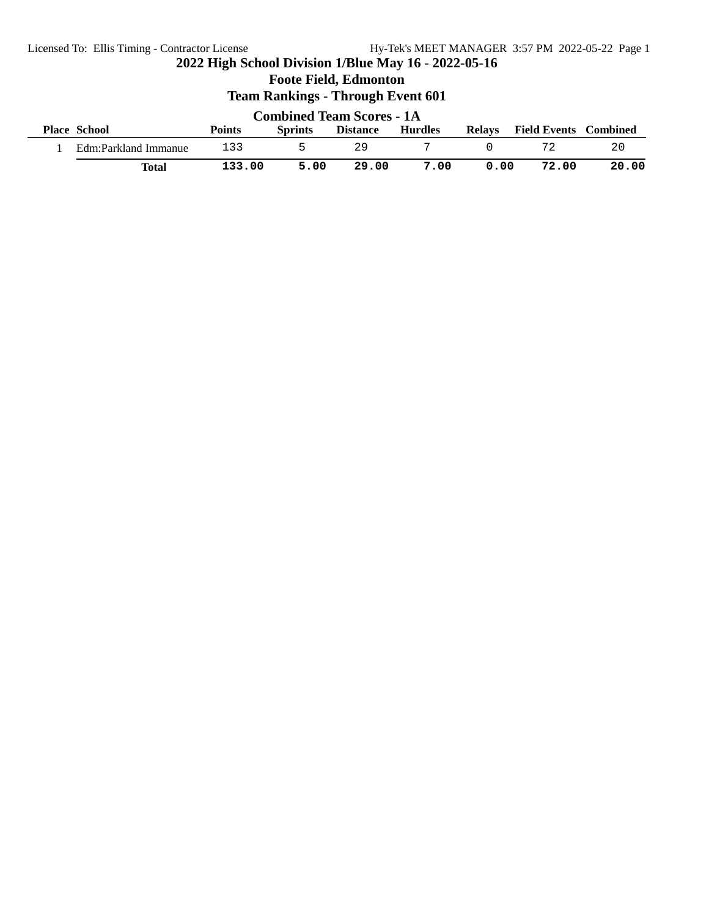# 2022 High School Division 1/Blue May 16 - 2022-05-16

## Foote Field, Edmonton

## Team Rankings - Through Event 601

### Combined Team Scores - 1A

| Place | School | Points | Sprints | Distance | Hurdles | Relays | Field Events | Combined |
|---|---|---|---|---|---|---|---|---|
| 1 | Edm:Parkland Immanue | 133 | 5 | 29 | 7 | 0 | 72 | 20 |
| | **Total** | **133.00** | **5.00** | **29.00** | **7.00** | **0.00** | **72.00** | **20.00** |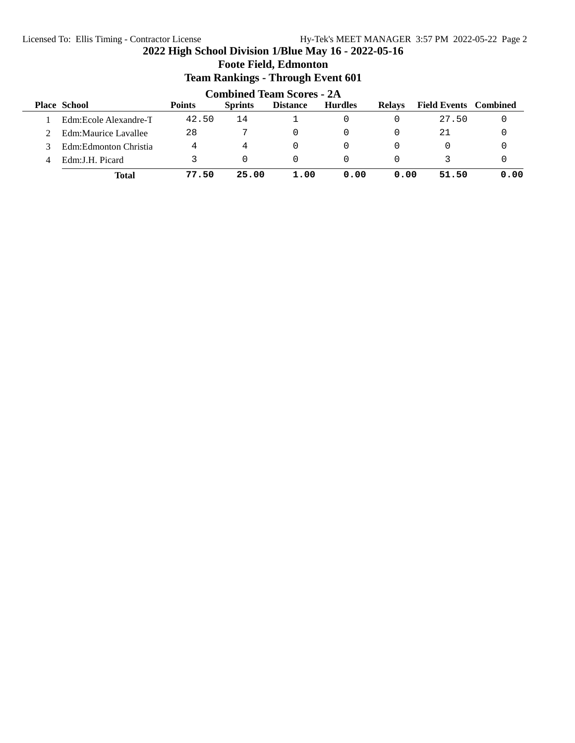# 2022 High School Division 1/Blue May 16 - 2022-05-16

## Foote Field, Edmonton

## Team Rankings - Through Event 601

### Combined Team Scores - 2A

| Place | School | Points | Sprints | Distance | Hurdles | Relays | Field Events | Combined |
|---|---|---|---|---|---|---|---|---|
| 1 | Edm:Ecole Alexandre-T | 42.50 | 14 | 1 | 0 | 0 | 27.50 | 0 |
| 2 | Edm:Maurice Lavallee | 28 | 7 | 0 | 0 | 0 | 21 | 0 |
| 3 | Edm:Edmonton Christia | 4 | 4 | 0 | 0 | 0 | 0 | 0 |
| 4 | Edm:J.H. Picard | 3 | 0 | 0 | 0 | 0 | 3 | 0 |
| | **Total** | **77.50** | **25.00** | **1.00** | **0.00** | **0.00** | **51.50** | **0.00** |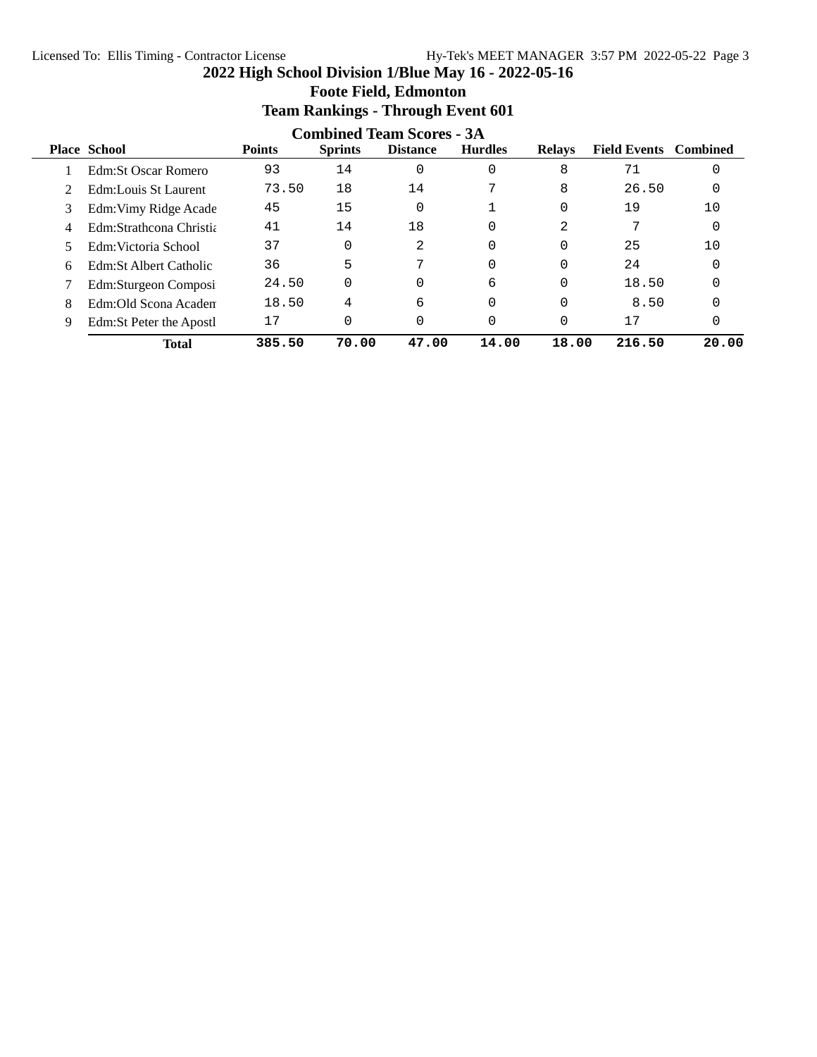# 2022 High School Division 1/Blue May 16 - 2022-05-16

## Foote Field, Edmonton

## Team Rankings - Through Event 601

### Combined Team Scores - 3A

| Place | School | Points | Sprints | Distance | Hurdles | Relays | Field Events | Combined |
|---|---|---|---|---|---|---|---|---|
| 1 | Edm:St Oscar Romero | 93 | 14 | 0 | 0 | 8 | 71 | 0 |
| 2 | Edm:Louis St Laurent | 73.50 | 18 | 14 | 7 | 8 | 26.50 | 0 |
| 3 | Edm:Vimy Ridge Acade | 45 | 15 | 0 | 1 | 0 | 19 | 10 |
| 4 | Edm:Strathcona Christia | 41 | 14 | 18 | 0 | 2 | 7 | 0 |
| 5 | Edm:Victoria School | 37 | 0 | 2 | 0 | 0 | 25 | 10 |
| 6 | Edm:St Albert Catholic | 36 | 5 | 7 | 0 | 0 | 24 | 0 |
| 7 | Edm:Sturgeon Composi | 24.50 | 0 | 0 | 6 | 0 | 18.50 | 0 |
| 8 | Edm:Old Scona Academ | 18.50 | 4 | 6 | 0 | 0 | 8.50 | 0 |
| 9 | Edm:St Peter the Apostl | 17 | 0 | 0 | 0 | 0 | 17 | 0 |
| | **Total** | **385.50** | **70.00** | **47.00** | **14.00** | **18.00** | **216.50** | **20.00** |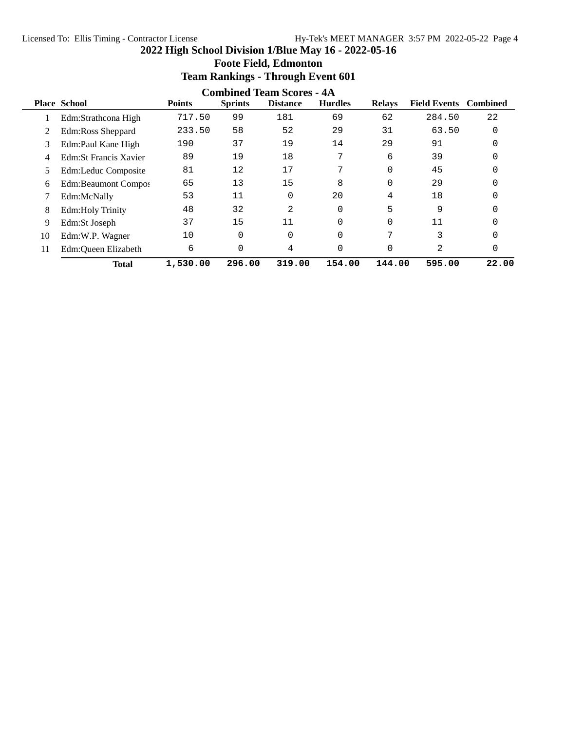## 2022 High School Division 1/Blue May 16 - 2022-05-16

### Foote Field, Edmonton

### Team Rankings - Through Event 601

**Combined Team Scores - 4A**

| Place | School | Points | Sprints | Distance | Hurdles | Relays | Field Events | Combined |
|---|---|---|---|---|---|---|---|---|
| 1 | Edm:Strathcona High | 717.50 | 99 | 181 | 69 | 62 | 284.50 | 22 |
| 2 | Edm:Ross Sheppard | 233.50 | 58 | 52 | 29 | 31 | 63.50 | 0 |
| 3 | Edm:Paul Kane High | 190 | 37 | 19 | 14 | 29 | 91 | 0 |
| 4 | Edm:St Francis Xavier | 89 | 19 | 18 | 7 | 6 | 39 | 0 |
| 5 | Edm:Leduc Composite | 81 | 12 | 17 | 7 | 0 | 45 | 0 |
| 6 | Edm:Beaumont Compos | 65 | 13 | 15 | 8 | 0 | 29 | 0 |
| 7 | Edm:McNally | 53 | 11 | 0 | 20 | 4 | 18 | 0 |
| 8 | Edm:Holy Trinity | 48 | 32 | 2 | 0 | 5 | 9 | 0 |
| 9 | Edm:St Joseph | 37 | 15 | 11 | 0 | 0 | 11 | 0 |
| 10 | Edm:W.P. Wagner | 10 | 0 | 0 | 0 | 7 | 3 | 0 |
| 11 | Edm:Queen Elizabeth | 6 | 0 | 4 | 0 | 0 | 2 | 0 |
| | **Total** | **1,530.00** | **296.00** | **319.00** | **154.00** | **144.00** | **595.00** | **22.00** |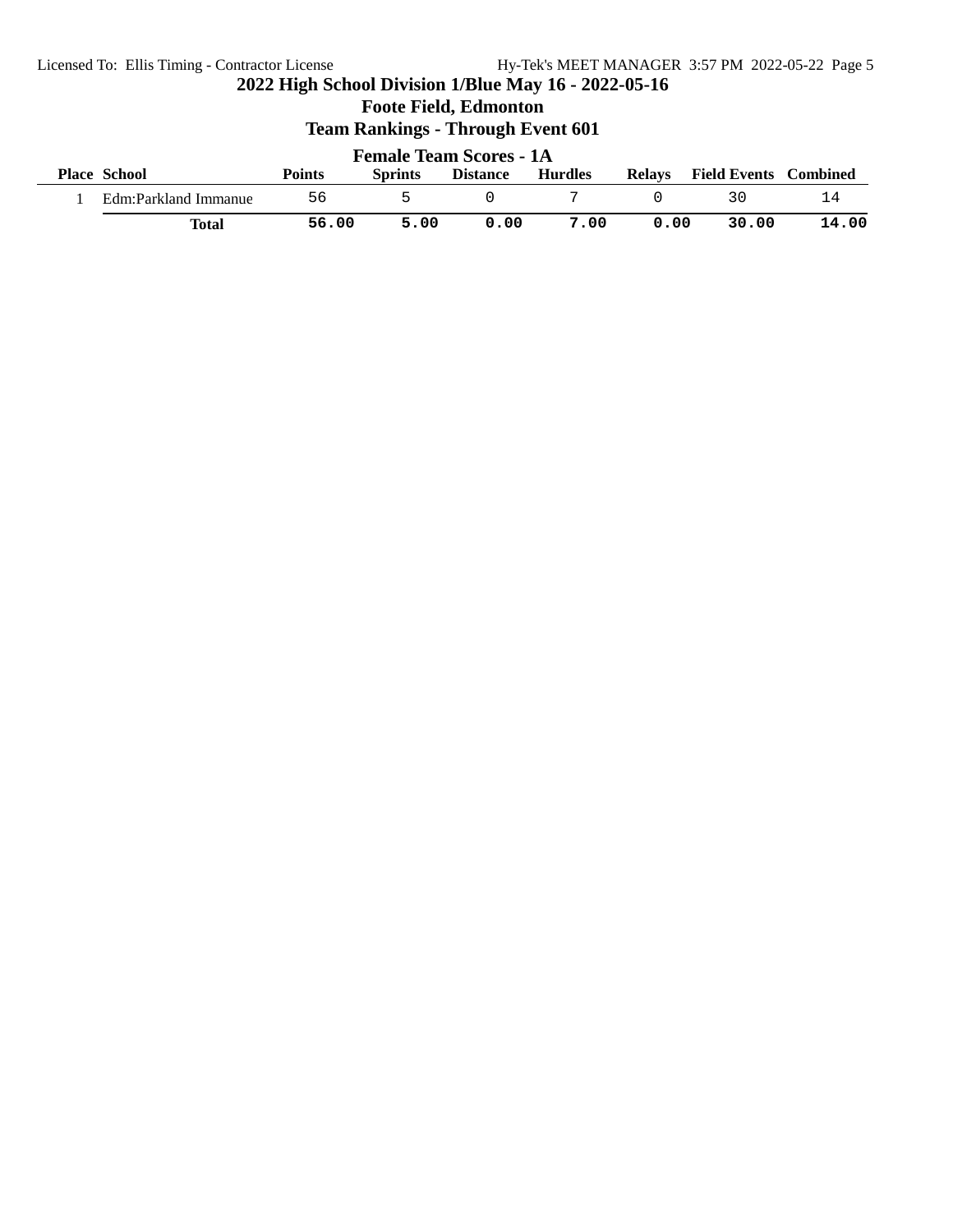# 2022 High School Division 1/Blue May 16 - 2022-05-16

## Foote Field, Edmonton

## Team Rankings - Through Event 601

### Female Team Scores - 1A

| Place | School | Points | Sprints | Distance | Hurdles | Relays | Field Events | Combined |
|---|---|---|---|---|---|---|---|---|
| 1 | Edm:Parkland Immanue | 56 | 5 | 0 | 7 | 0 | 30 | 14 |
| | **Total** | **56.00** | **5.00** | **0.00** | **7.00** | **0.00** | **30.00** | **14.00** |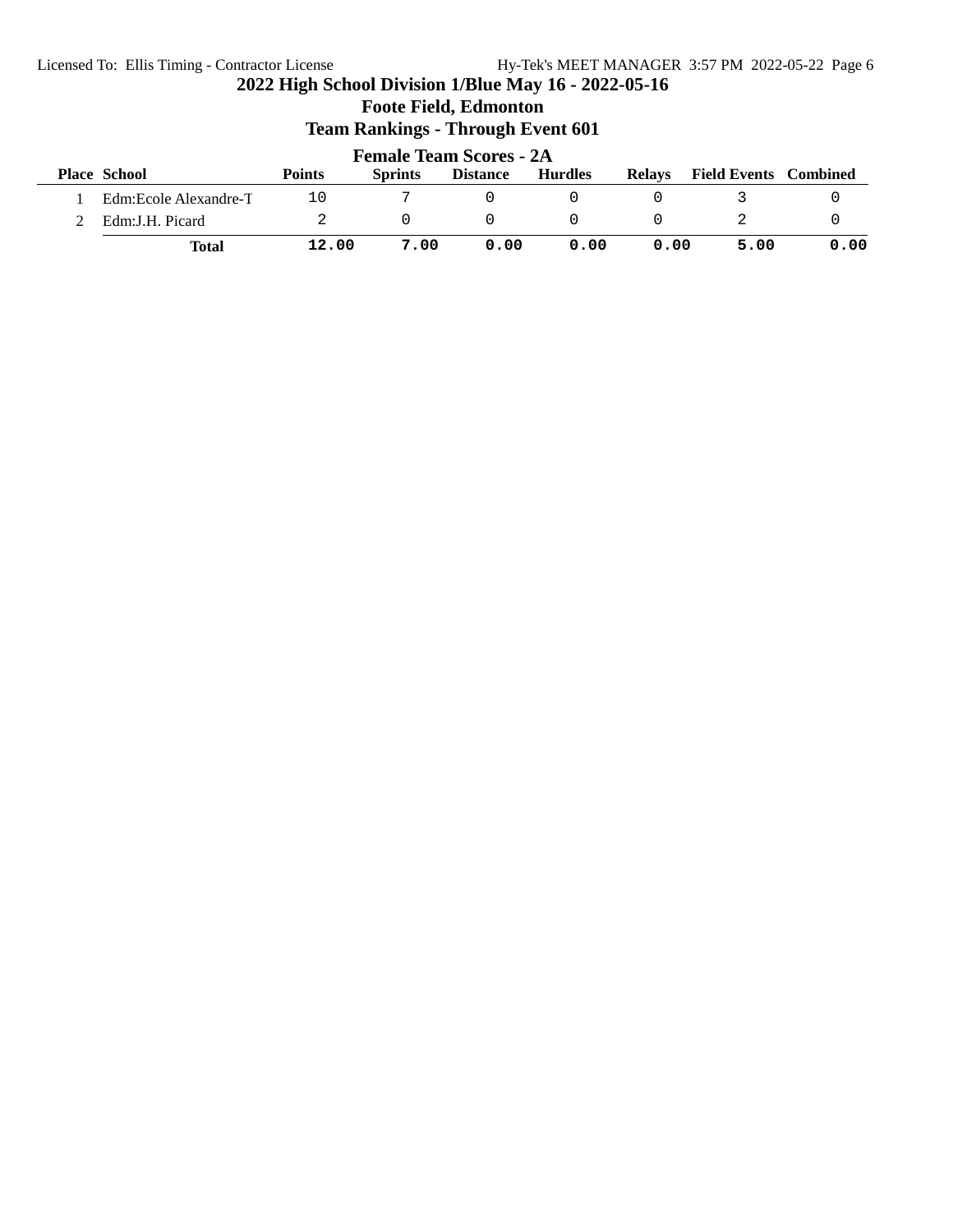# 2022 High School Division 1/Blue May 16 - 2022-05-16

## Foote Field, Edmonton

## Team Rankings - Through Event 601

### Female Team Scores - 2A

| Place | School | Points | Sprints | Distance | Hurdles | Relays | Field Events | Combined |
|---|---|---|---|---|---|---|---|---|
| 1 | Edm:Ecole Alexandre-T | 10 | 7 | 0 | 0 | 0 | 3 | 0 |
| 2 | Edm:J.H. Picard | 2 | 0 | 0 | 0 | 0 | 2 | 0 |
| | **Total** | **12.00** | **7.00** | **0.00** | **0.00** | **0.00** | **5.00** | **0.00** |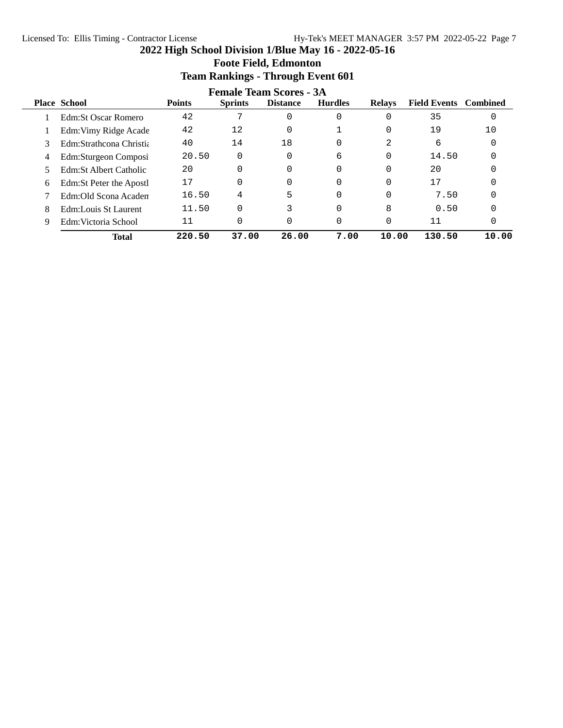# 2022 High School Division 1/Blue May 16 - 2022-05-16

## Foote Field, Edmonton

## Team Rankings - Through Event 601

### Female Team Scores - 3A

| Place | School | Points | Sprints | Distance | Hurdles | Relays | Field Events | Combined |
|---|---|---|---|---|---|---|---|---|
| 1 | Edm:St Oscar Romero | 42 | 7 | 0 | 0 | 0 | 35 | 0 |
| 1 | Edm:Vimy Ridge Acade | 42 | 12 | 0 | 1 | 0 | 19 | 10 |
| 3 | Edm:Strathcona Christia | 40 | 14 | 18 | 0 | 2 | 6 | 0 |
| 4 | Edm:Sturgeon Composi | 20.50 | 0 | 0 | 6 | 0 | 14.50 | 0 |
| 5 | Edm:St Albert Catholic | 20 | 0 | 0 | 0 | 0 | 20 | 0 |
| 6 | Edm:St Peter the Apostl | 17 | 0 | 0 | 0 | 0 | 17 | 0 |
| 7 | Edm:Old Scona Academ | 16.50 | 4 | 5 | 0 | 0 | 7.50 | 0 |
| 8 | Edm:Louis St Laurent | 11.50 | 0 | 3 | 0 | 8 | 0.50 | 0 |
| 9 | Edm:Victoria School | 11 | 0 | 0 | 0 | 0 | 11 | 0 |
| | **Total** | **220.50** | **37.00** | **26.00** | **7.00** | **10.00** | **130.50** | **10.00** |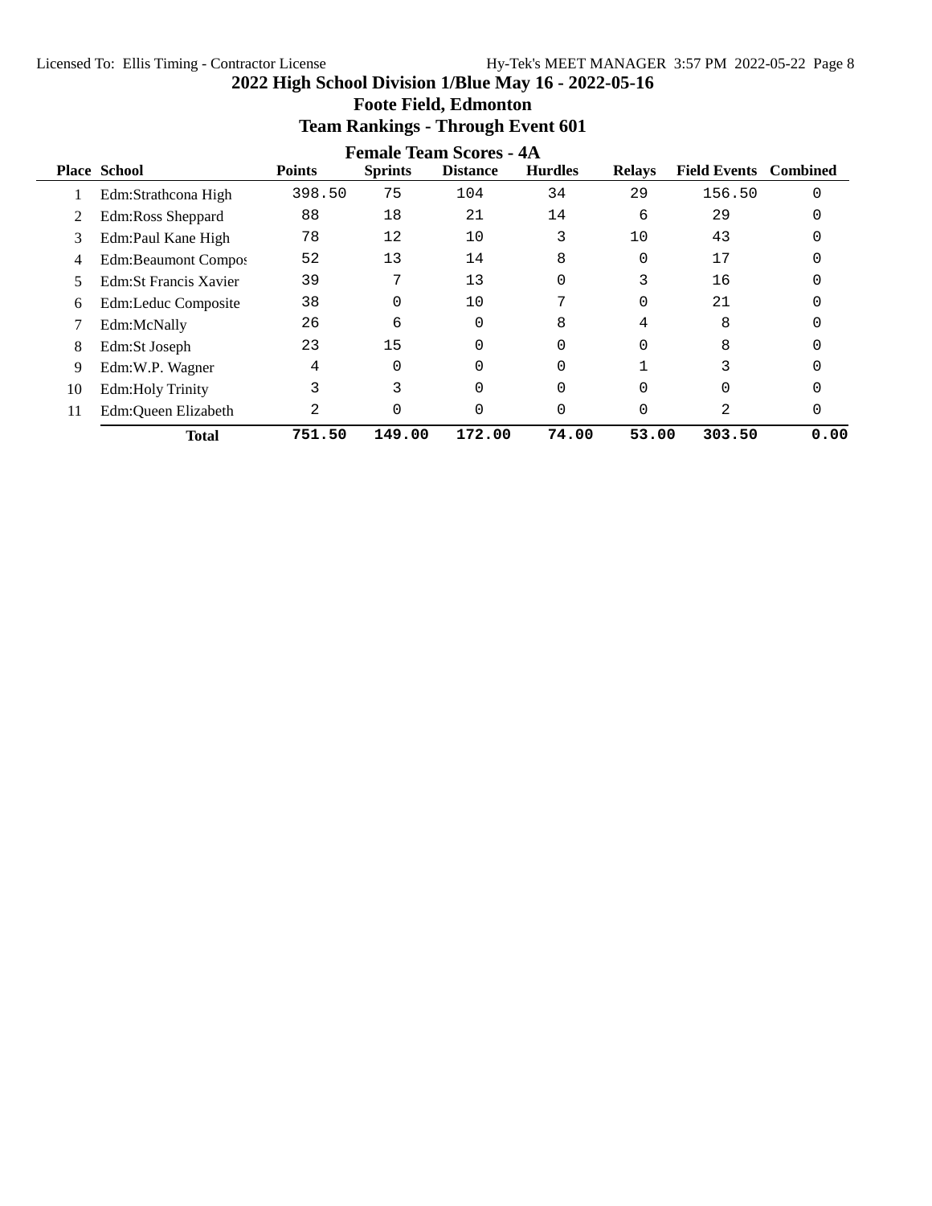# 2022 High School Division 1/Blue May 16 - 2022-05-16

## Foote Field, Edmonton

## Team Rankings - Through Event 601

### Female Team Scores - 4A

| Place | School | Points | Sprints | Distance | Hurdles | Relays | Field Events | Combined |
|---|---|---|---|---|---|---|---|---|
| 1 | Edm:Strathcona High | 398.50 | 75 | 104 | 34 | 29 | 156.50 | 0 |
| 2 | Edm:Ross Sheppard | 88 | 18 | 21 | 14 | 6 | 29 | 0 |
| 3 | Edm:Paul Kane High | 78 | 12 | 10 | 3 | 10 | 43 | 0 |
| 4 | Edm:Beaumont Compos | 52 | 13 | 14 | 8 | 0 | 17 | 0 |
| 5 | Edm:St Francis Xavier | 39 | 7 | 13 | 0 | 3 | 16 | 0 |
| 6 | Edm:Leduc Composite | 38 | 0 | 10 | 7 | 0 | 21 | 0 |
| 7 | Edm:McNally | 26 | 6 | 0 | 8 | 4 | 8 | 0 |
| 8 | Edm:St Joseph | 23 | 15 | 0 | 0 | 0 | 8 | 0 |
| 9 | Edm:W.P. Wagner | 4 | 0 | 0 | 0 | 1 | 3 | 0 |
| 10 | Edm:Holy Trinity | 3 | 3 | 0 | 0 | 0 | 0 | 0 |
| 11 | Edm:Queen Elizabeth | 2 | 0 | 0 | 0 | 0 | 2 | 0 |
| | **Total** | **751.50** | **149.00** | **172.00** | **74.00** | **53.00** | **303.50** | **0.00** |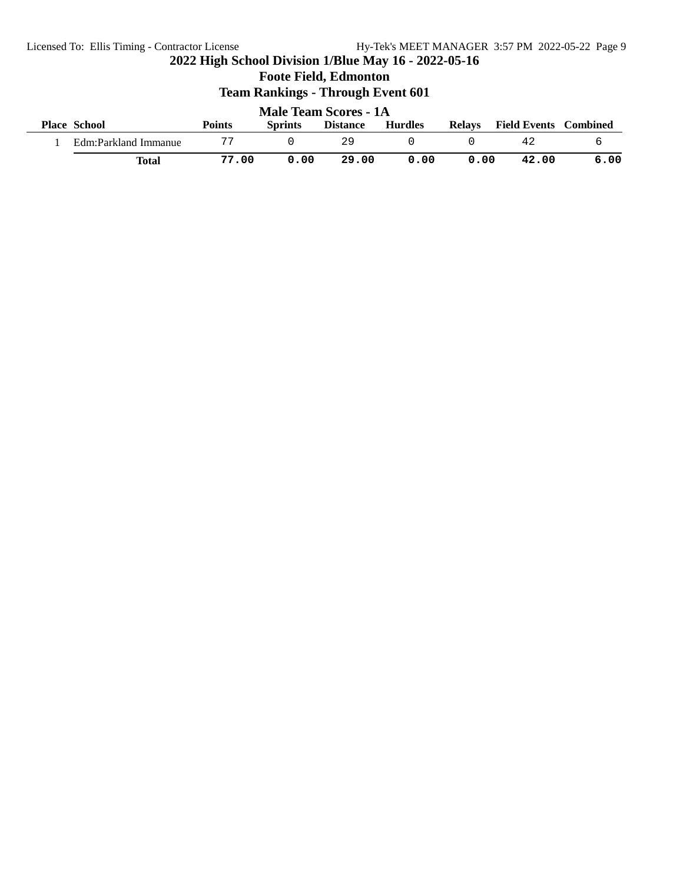# 2022 High School Division 1/Blue May 16 - 2022-05-16

## Foote Field, Edmonton

## Team Rankings - Through Event 601

### Male Team Scores - 1A

| Place | School | Points | Sprints | Distance | Hurdles | Relays | Field Events | Combined |
|---|---|---|---|---|---|---|---|---|
| 1 | Edm:Parkland Immanue | 77 | 0 | 29 | 0 | 0 | 42 | 6 |
| | **Total** | **77.00** | **0.00** | **29.00** | **0.00** | **0.00** | **42.00** | **6.00** |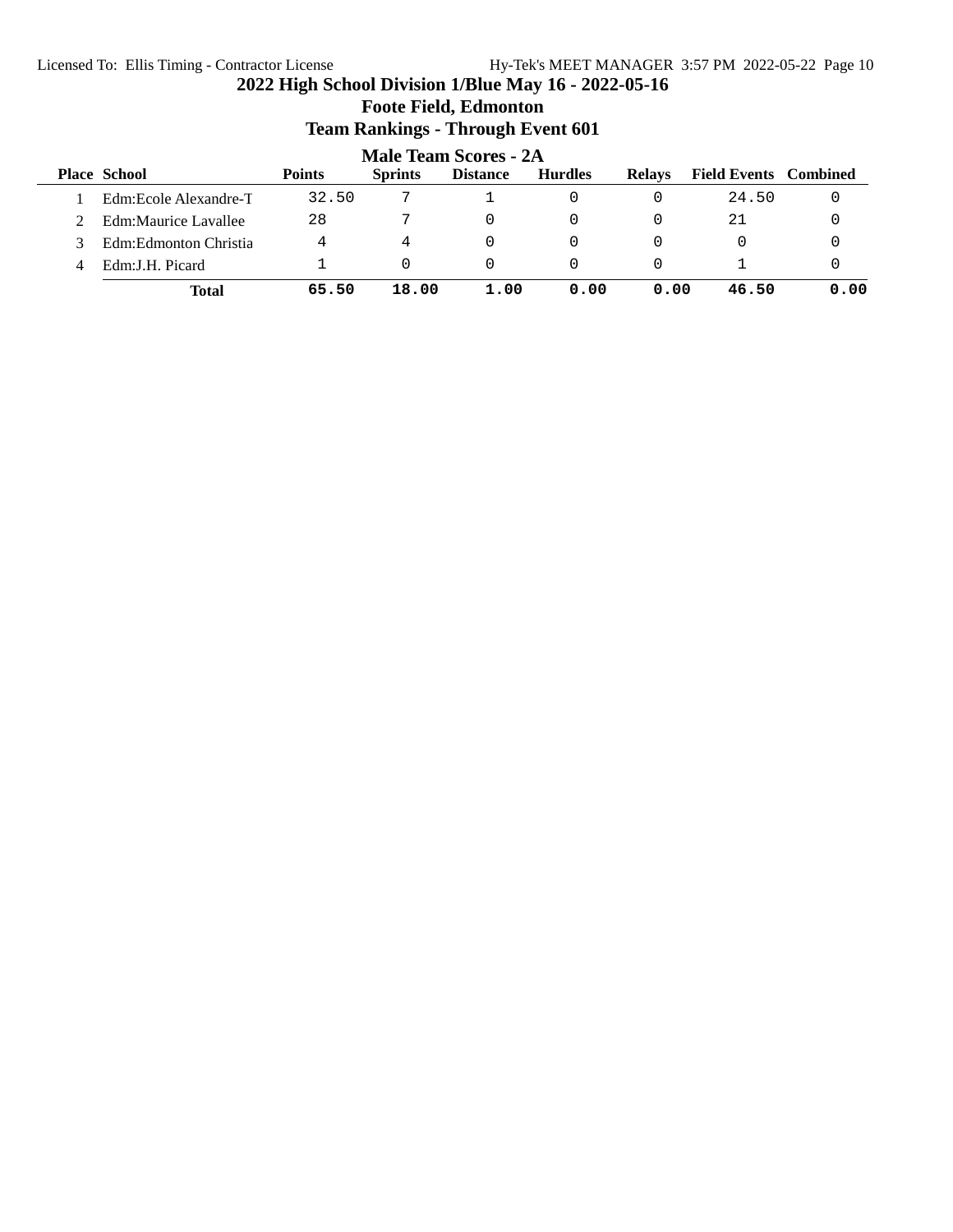# 2022 High School Division 1/Blue May 16 - 2022-05-16

## Foote Field, Edmonton

## Team Rankings - Through Event 601

### Male Team Scores - 2A

| Place | School | Points | Sprints | Distance | Hurdles | Relays | Field Events | Combined |
|---|---|---|---|---|---|---|---|---|
| 1 | Edm:Ecole Alexandre-T | 32.50 | 7 | 1 | 0 | 0 | 24.50 | 0 |
| 2 | Edm:Maurice Lavallee | 28 | 7 | 0 | 0 | 0 | 21 | 0 |
| 3 | Edm:Edmonton Christia | 4 | 4 | 0 | 0 | 0 | 0 | 0 |
| 4 | Edm:J.H. Picard | 1 | 0 | 0 | 0 | 0 | 1 | 0 |
| | **Total** | **65.50** | **18.00** | **1.00** | **0.00** | **0.00** | **46.50** | **0.00** |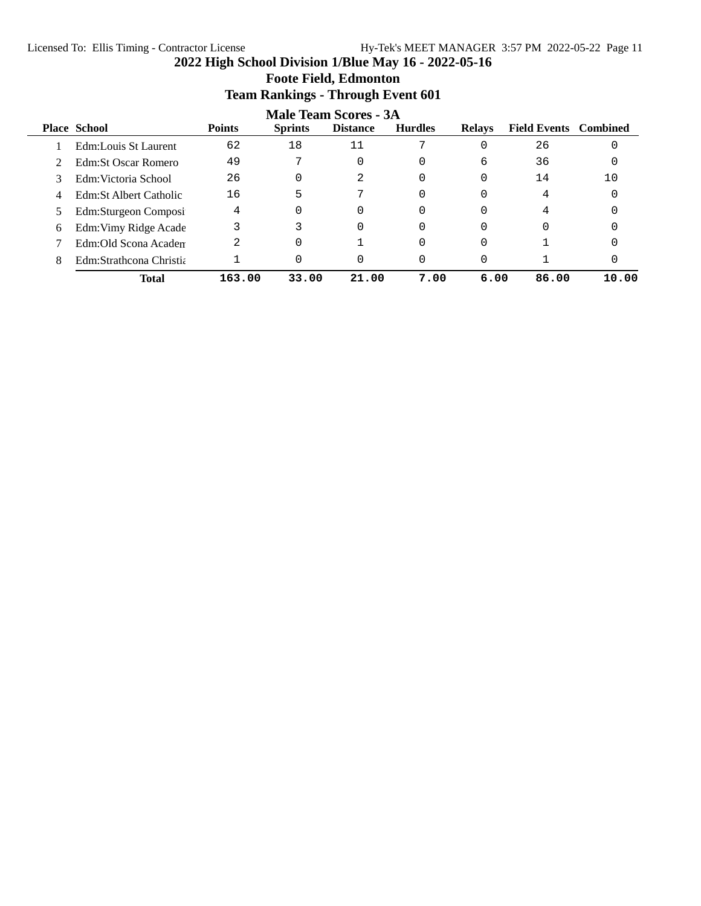# 2022 High School Division 1/Blue May 16 - 2022-05-16

## Foote Field, Edmonton

## Team Rankings - Through Event 601

### Male Team Scores - 3A

| Place | School | Points | Sprints | Distance | Hurdles | Relays | Field Events | Combined |
|---|---|---|---|---|---|---|---|---|
| 1 | Edm:Louis St Laurent | 62 | 18 | 11 | 7 | 0 | 26 | 0 |
| 2 | Edm:St Oscar Romero | 49 | 7 | 0 | 0 | 6 | 36 | 0 |
| 3 | Edm:Victoria School | 26 | 0 | 2 | 0 | 0 | 14 | 10 |
| 4 | Edm:St Albert Catholic | 16 | 5 | 7 | 0 | 0 | 4 | 0 |
| 5 | Edm:Sturgeon Composi | 4 | 0 | 0 | 0 | 0 | 4 | 0 |
| 6 | Edm:Vimy Ridge Acade | 3 | 3 | 0 | 0 | 0 | 0 | 0 |
| 7 | Edm:Old Scona Academ | 2 | 0 | 1 | 0 | 0 | 1 | 0 |
| 8 | Edm:Strathcona Christia | 1 | 0 | 0 | 0 | 0 | 1 | 0 |
| | **Total** | **163.00** | **33.00** | **21.00** | **7.00** | **6.00** | **86.00** | **10.00** |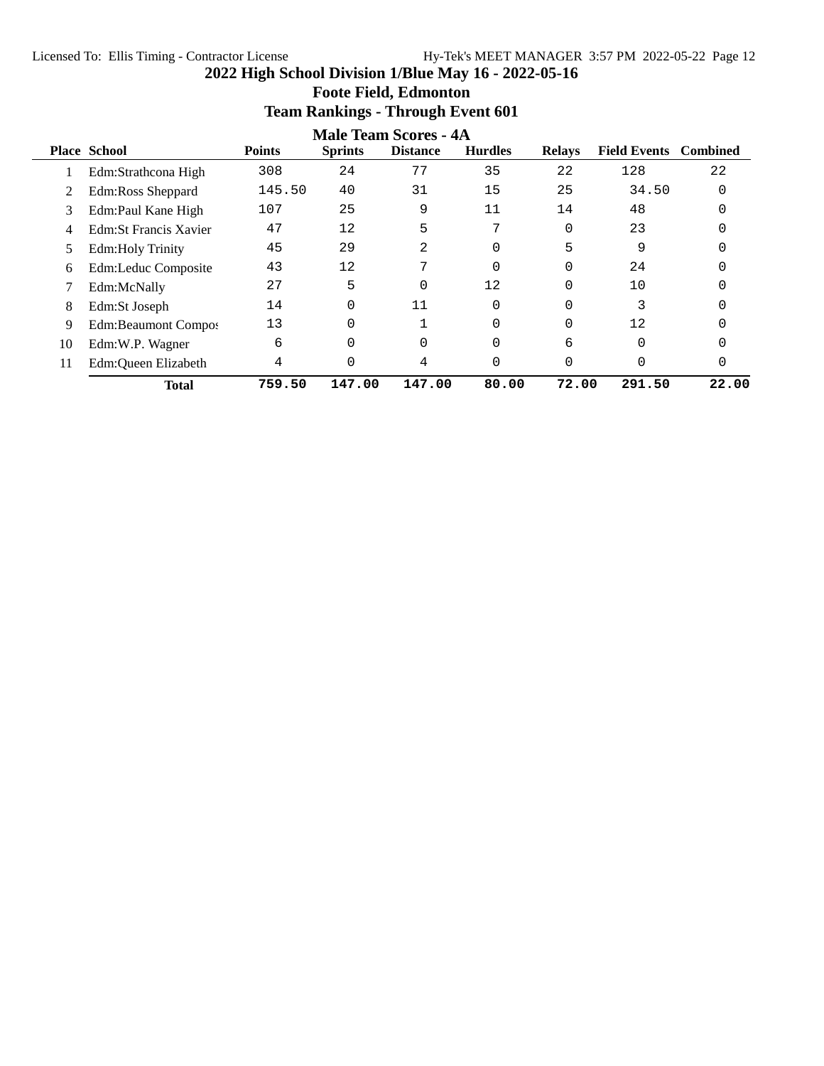# 2022 High School Division 1/Blue May 16 - 2022-05-16

## Foote Field, Edmonton

## Team Rankings - Through Event 601

### Male Team Scores - 4A

| Place | School | Points | Sprints | Distance | Hurdles | Relays | Field Events | Combined |
|---|---|---|---|---|---|---|---|---|
| 1 | Edm:Strathcona High | 308 | 24 | 77 | 35 | 22 | 128 | 22 |
| 2 | Edm:Ross Sheppard | 145.50 | 40 | 31 | 15 | 25 | 34.50 | 0 |
| 3 | Edm:Paul Kane High | 107 | 25 | 9 | 11 | 14 | 48 | 0 |
| 4 | Edm:St Francis Xavier | 47 | 12 | 5 | 7 | 0 | 23 | 0 |
| 5 | Edm:Holy Trinity | 45 | 29 | 2 | 0 | 5 | 9 | 0 |
| 6 | Edm:Leduc Composite | 43 | 12 | 7 | 0 | 0 | 24 | 0 |
| 7 | Edm:McNally | 27 | 5 | 0 | 12 | 0 | 10 | 0 |
| 8 | Edm:St Joseph | 14 | 0 | 11 | 0 | 0 | 3 | 0 |
| 9 | Edm:Beaumont Compos | 13 | 0 | 1 | 0 | 0 | 12 | 0 |
| 10 | Edm:W.P. Wagner | 6 | 0 | 0 | 0 | 6 | 0 | 0 |
| 11 | Edm:Queen Elizabeth | 4 | 0 | 4 | 0 | 0 | 0 | 0 |
| | **Total** | **759.50** | **147.00** | **147.00** | **80.00** | **72.00** | **291.50** | **22.00** |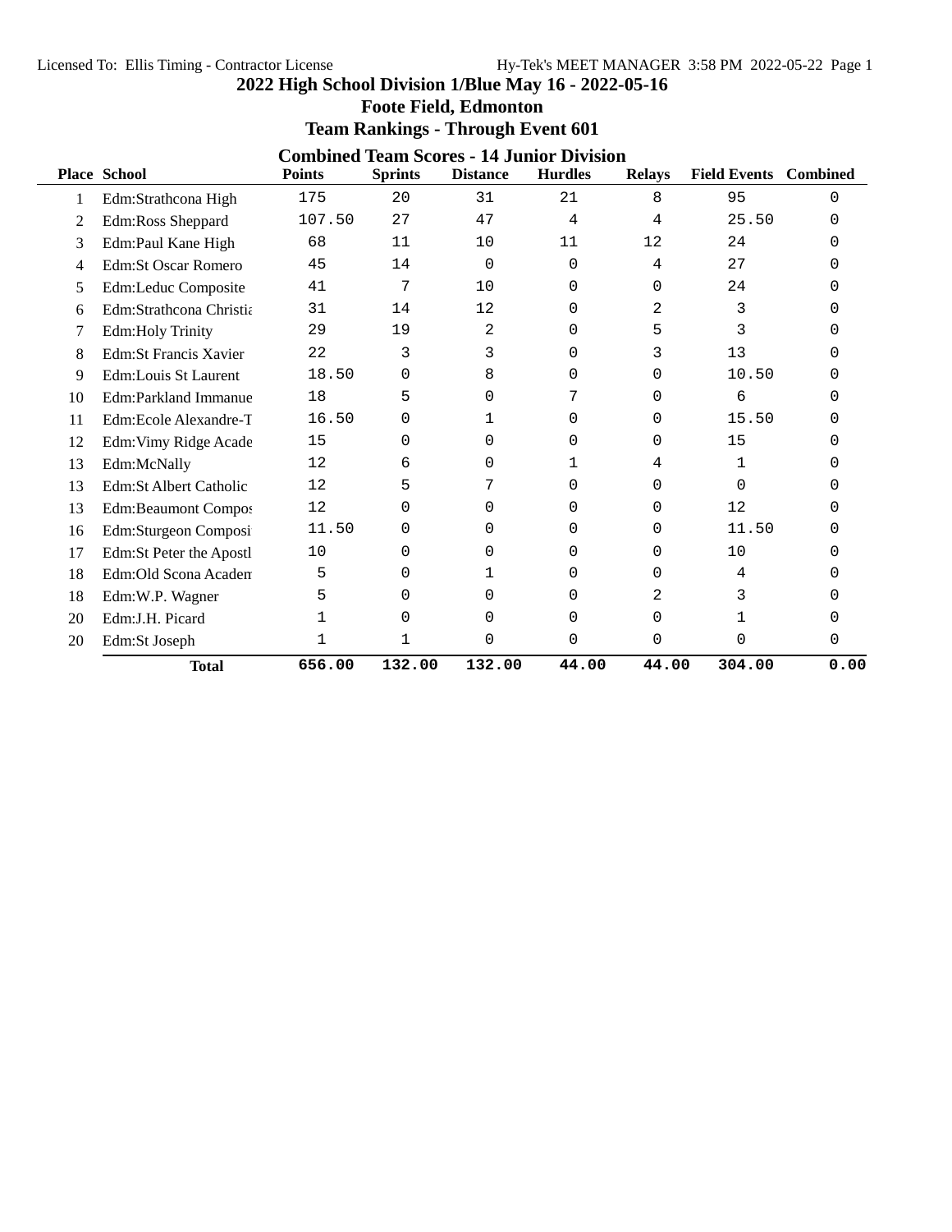Licensed To: Ellis Timing - Contractor License Hy-Tek's MEET MANAGER 3:58 PM 2022-05-22 Page 1

# 2022 High School Division 1/Blue May 16 - 2022-05-16

## Foote Field, Edmonton

## Team Rankings - Through Event 601

### Combined Team Scores - 14 Junior Division

| Place | School | Points | Sprints | Distance | Hurdles | Relays | Field Events | Combined |
|---|---|---|---|---|---|---|---|---|
| 1 | Edm:Strathcona High | 175 | 20 | 31 | 21 | 8 | 95 | 0 |
| 2 | Edm:Ross Sheppard | 107.50 | 27 | 47 | 4 | 4 | 25.50 | 0 |
| 3 | Edm:Paul Kane High | 68 | 11 | 10 | 11 | 12 | 24 | 0 |
| 4 | Edm:St Oscar Romero | 45 | 14 | 0 | 0 | 4 | 27 | 0 |
| 5 | Edm:Leduc Composite | 41 | 7 | 10 | 0 | 0 | 24 | 0 |
| 6 | Edm:Strathcona Christia | 31 | 14 | 12 | 0 | 2 | 3 | 0 |
| 7 | Edm:Holy Trinity | 29 | 19 | 2 | 0 | 5 | 3 | 0 |
| 8 | Edm:St Francis Xavier | 22 | 3 | 3 | 0 | 3 | 13 | 0 |
| 9 | Edm:Louis St Laurent | 18.50 | 0 | 8 | 0 | 0 | 10.50 | 0 |
| 10 | Edm:Parkland Immanue | 18 | 5 | 0 | 7 | 0 | 6 | 0 |
| 11 | Edm:Ecole Alexandre-T | 16.50 | 0 | 1 | 0 | 0 | 15.50 | 0 |
| 12 | Edm:Vimy Ridge Acade | 15 | 0 | 0 | 0 | 0 | 15 | 0 |
| 13 | Edm:McNally | 12 | 6 | 0 | 1 | 4 | 1 | 0 |
| 13 | Edm:St Albert Catholic | 12 | 5 | 7 | 0 | 0 | 0 | 0 |
| 13 | Edm:Beaumont Compos | 12 | 0 | 0 | 0 | 0 | 12 | 0 |
| 16 | Edm:Sturgeon Composi | 11.50 | 0 | 0 | 0 | 0 | 11.50 | 0 |
| 17 | Edm:St Peter the Apostl | 10 | 0 | 0 | 0 | 0 | 10 | 0 |
| 18 | Edm:Old Scona Academ | 5 | 0 | 1 | 0 | 0 | 4 | 0 |
| 18 | Edm:W.P. Wagner | 5 | 0 | 0 | 0 | 2 | 3 | 0 |
| 20 | Edm:J.H. Picard | 1 | 0 | 0 | 0 | 0 | 1 | 0 |
| 20 | Edm:St Joseph | 1 | 1 | 0 | 0 | 0 | 0 | 0 |
| | **Total** | **656.00** | **132.00** | **132.00** | **44.00** | **44.00** | **304.00** | **0.00** |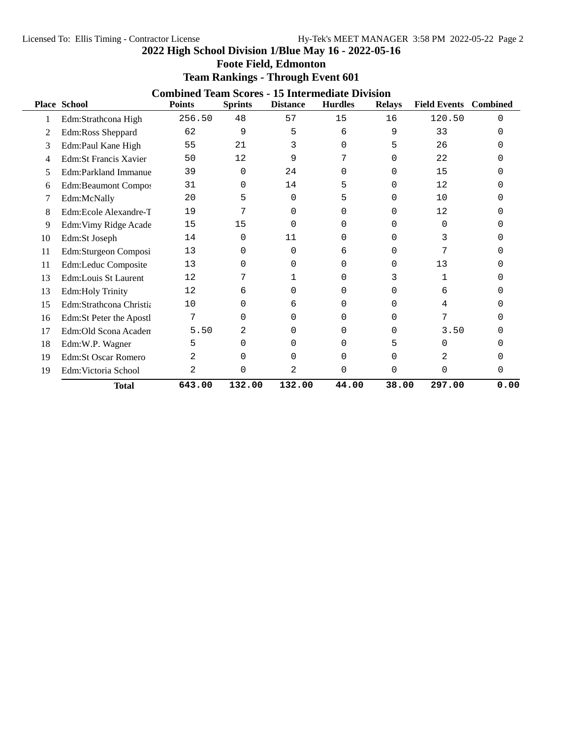## 2022 High School Division 1/Blue May 16 - 2022-05-16

### Foote Field, Edmonton

### Team Rankings - Through Event 601

### Combined Team Scores - 15 Intermediate Division

| Place | School | Points | Sprints | Distance | Hurdles | Relays | Field Events | Combined |
|---|---|---|---|---|---|---|---|---|
| 1 | Edm:Strathcona High | 256.50 | 48 | 57 | 15 | 16 | 120.50 | 0 |
| 2 | Edm:Ross Sheppard | 62 | 9 | 5 | 6 | 9 | 33 | 0 |
| 3 | Edm:Paul Kane High | 55 | 21 | 3 | 0 | 5 | 26 | 0 |
| 4 | Edm:St Francis Xavier | 50 | 12 | 9 | 7 | 0 | 22 | 0 |
| 5 | Edm:Parkland Immanue | 39 | 0 | 24 | 0 | 0 | 15 | 0 |
| 6 | Edm:Beaumont Compos | 31 | 0 | 14 | 5 | 0 | 12 | 0 |
| 7 | Edm:McNally | 20 | 5 | 0 | 5 | 0 | 10 | 0 |
| 8 | Edm:Ecole Alexandre-T | 19 | 7 | 0 | 0 | 0 | 12 | 0 |
| 9 | Edm:Vimy Ridge Acade | 15 | 15 | 0 | 0 | 0 | 0 | 0 |
| 10 | Edm:St Joseph | 14 | 0 | 11 | 0 | 0 | 3 | 0 |
| 11 | Edm:Sturgeon Composi | 13 | 0 | 0 | 6 | 0 | 7 | 0 |
| 11 | Edm:Leduc Composite | 13 | 0 | 0 | 0 | 0 | 13 | 0 |
| 13 | Edm:Louis St Laurent | 12 | 7 | 1 | 0 | 3 | 1 | 0 |
| 13 | Edm:Holy Trinity | 12 | 6 | 0 | 0 | 0 | 6 | 0 |
| 15 | Edm:Strathcona Christia | 10 | 0 | 6 | 0 | 0 | 4 | 0 |
| 16 | Edm:St Peter the Apostl | 7 | 0 | 0 | 0 | 0 | 7 | 0 |
| 17 | Edm:Old Scona Academ | 5.50 | 2 | 0 | 0 | 0 | 3.50 | 0 |
| 18 | Edm:W.P. Wagner | 5 | 0 | 0 | 0 | 5 | 0 | 0 |
| 19 | Edm:St Oscar Romero | 2 | 0 | 0 | 0 | 0 | 2 | 0 |
| 19 | Edm:Victoria School | 2 | 0 | 2 | 0 | 0 | 0 | 0 |
| | **Total** | **643.00** | **132.00** | **132.00** | **44.00** | **38.00** | **297.00** | **0.00** |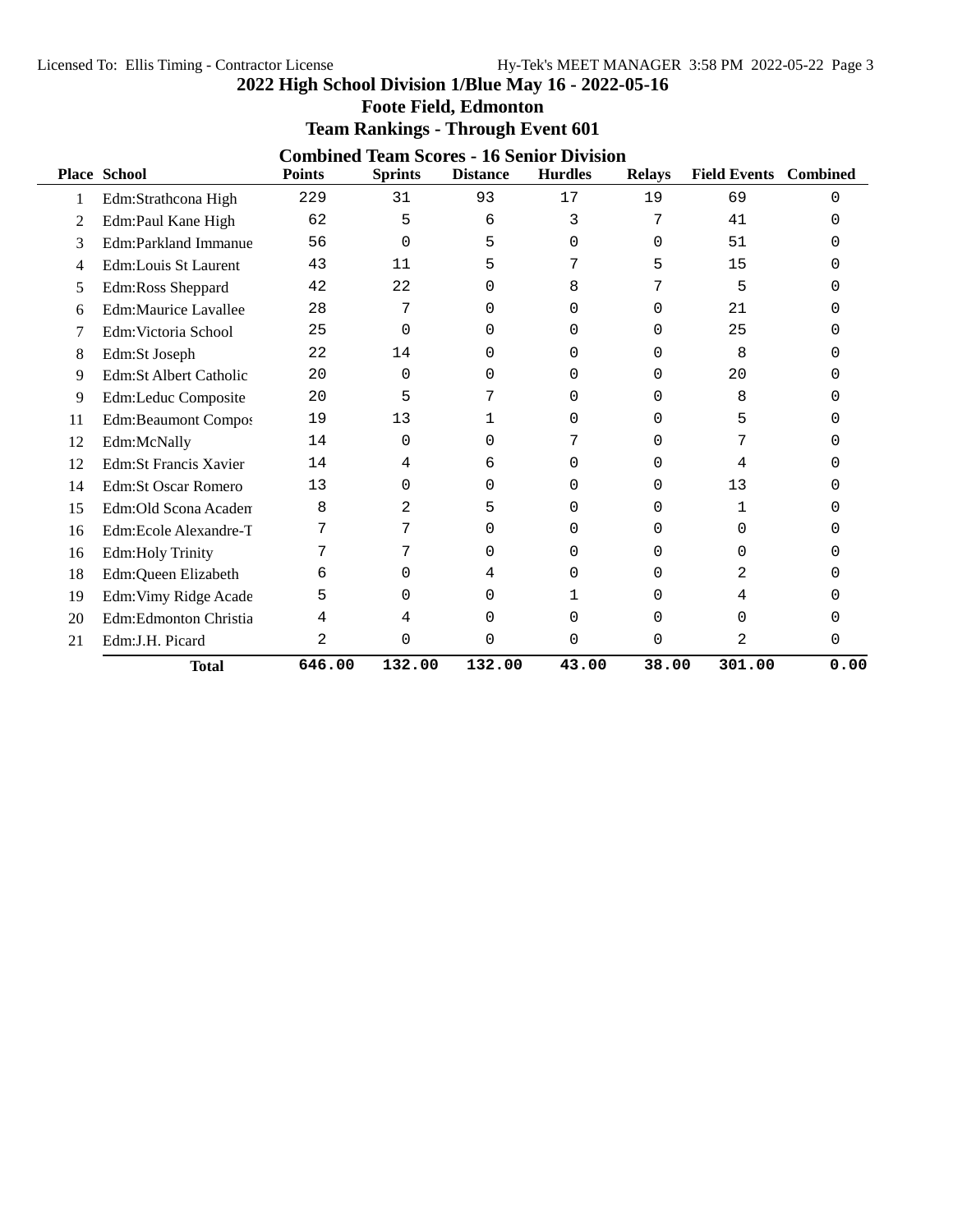# 2022 High School Division 1/Blue May 16 - 2022-05-16

## Foote Field, Edmonton

## Team Rankings - Through Event 601

### Combined Team Scores - 16 Senior Division

| Place | School | Points | Sprints | Distance | Hurdles | Relays | Field Events | Combined |
|---|---|---|---|---|---|---|---|---|
| 1 | Edm:Strathcona High | 229 | 31 | 93 | 17 | 19 | 69 | 0 |
| 2 | Edm:Paul Kane High | 62 | 5 | 6 | 3 | 7 | 41 | 0 |
| 3 | Edm:Parkland Immanue | 56 | 0 | 5 | 0 | 0 | 51 | 0 |
| 4 | Edm:Louis St Laurent | 43 | 11 | 5 | 7 | 5 | 15 | 0 |
| 5 | Edm:Ross Sheppard | 42 | 22 | 0 | 8 | 7 | 5 | 0 |
| 6 | Edm:Maurice Lavallee | 28 | 7 | 0 | 0 | 0 | 21 | 0 |
| 7 | Edm:Victoria School | 25 | 0 | 0 | 0 | 0 | 25 | 0 |
| 8 | Edm:St Joseph | 22 | 14 | 0 | 0 | 0 | 8 | 0 |
| 9 | Edm:St Albert Catholic | 20 | 0 | 0 | 0 | 0 | 20 | 0 |
| 9 | Edm:Leduc Composite | 20 | 5 | 7 | 0 | 0 | 8 | 0 |
| 11 | Edm:Beaumont Compos | 19 | 13 | 1 | 0 | 0 | 5 | 0 |
| 12 | Edm:McNally | 14 | 0 | 0 | 7 | 0 | 7 | 0 |
| 12 | Edm:St Francis Xavier | 14 | 4 | 6 | 0 | 0 | 4 | 0 |
| 14 | Edm:St Oscar Romero | 13 | 0 | 0 | 0 | 0 | 13 | 0 |
| 15 | Edm:Old Scona Academ | 8 | 2 | 5 | 0 | 0 | 1 | 0 |
| 16 | Edm:Ecole Alexandre-T | 7 | 7 | 0 | 0 | 0 | 0 | 0 |
| 16 | Edm:Holy Trinity | 7 | 7 | 0 | 0 | 0 | 0 | 0 |
| 18 | Edm:Queen Elizabeth | 6 | 0 | 4 | 0 | 0 | 2 | 0 |
| 19 | Edm:Vimy Ridge Acade | 5 | 0 | 0 | 1 | 0 | 4 | 0 |
| 20 | Edm:Edmonton Christia | 4 | 4 | 0 | 0 | 0 | 0 | 0 |
| 21 | Edm:J.H. Picard | 2 | 0 | 0 | 0 | 0 | 2 | 0 |
| | **Total** | **646.00** | **132.00** | **132.00** | **43.00** | **38.00** | **301.00** | **0.00** |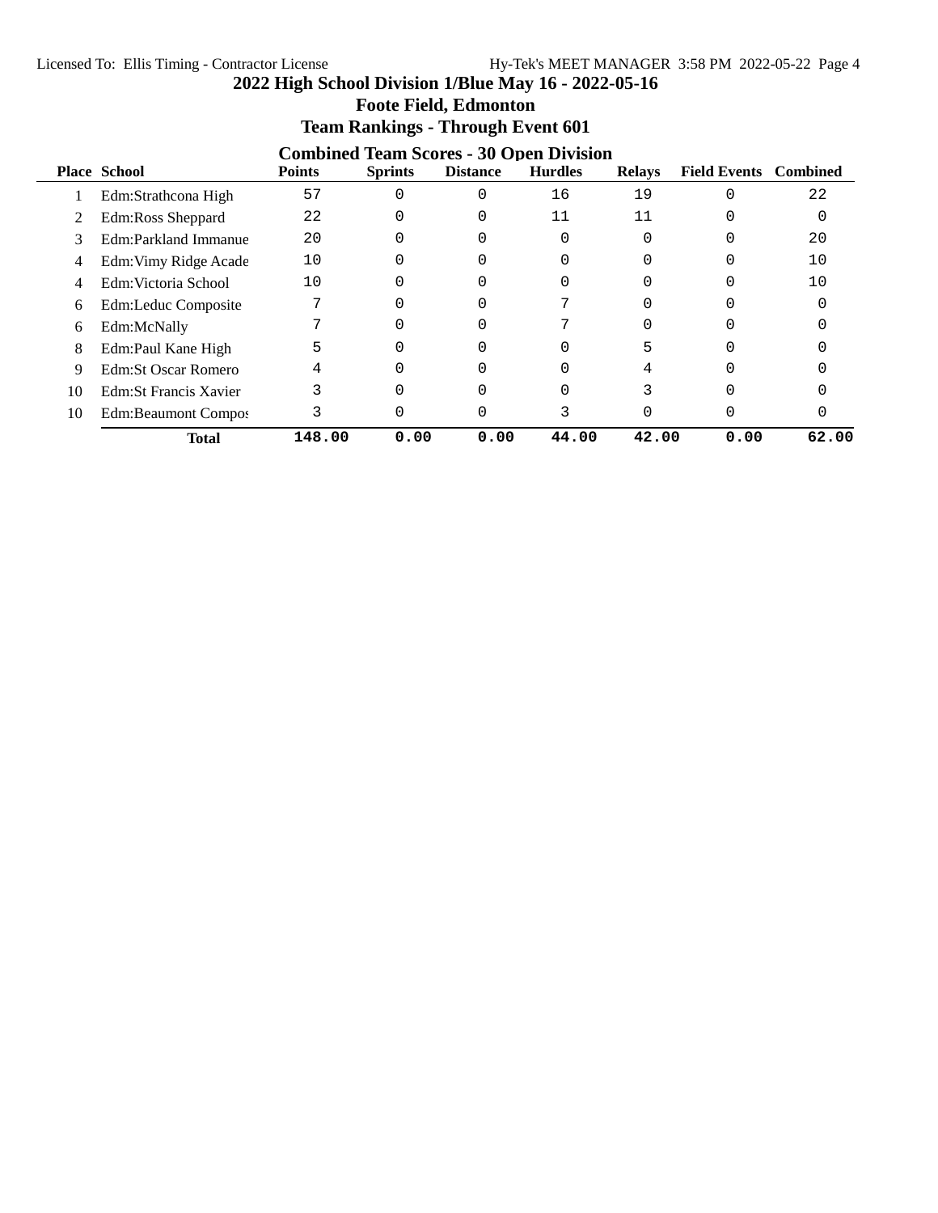# 2022 High School Division 1/Blue May 16 - 2022-05-16

## Foote Field, Edmonton

## Team Rankings - Through Event 601

### Combined Team Scores - 30 Open Division

| Place | School | Points | Sprints | Distance | Hurdles | Relays | Field Events | Combined |
|---|---|---|---|---|---|---|---|---|
| 1 | Edm:Strathcona High | 57 | 0 | 0 | 16 | 19 | 0 | 22 |
| 2 | Edm:Ross Sheppard | 22 | 0 | 0 | 11 | 11 | 0 | 0 |
| 3 | Edm:Parkland Immanue | 20 | 0 | 0 | 0 | 0 | 0 | 20 |
| 4 | Edm:Vimy Ridge Acade | 10 | 0 | 0 | 0 | 0 | 0 | 10 |
| 4 | Edm:Victoria School | 10 | 0 | 0 | 0 | 0 | 0 | 10 |
| 6 | Edm:Leduc Composite | 7 | 0 | 0 | 7 | 0 | 0 | 0 |
| 6 | Edm:McNally | 7 | 0 | 0 | 7 | 0 | 0 | 0 |
| 8 | Edm:Paul Kane High | 5 | 0 | 0 | 0 | 5 | 0 | 0 |
| 9 | Edm:St Oscar Romero | 4 | 0 | 0 | 0 | 4 | 0 | 0 |
| 10 | Edm:St Francis Xavier | 3 | 0 | 0 | 0 | 3 | 0 | 0 |
| 10 | Edm:Beaumont Compos | 3 | 0 | 0 | 3 | 0 | 0 | 0 |
| | **Total** | **148.00** | **0.00** | **0.00** | **44.00** | **42.00** | **0.00** | **62.00** |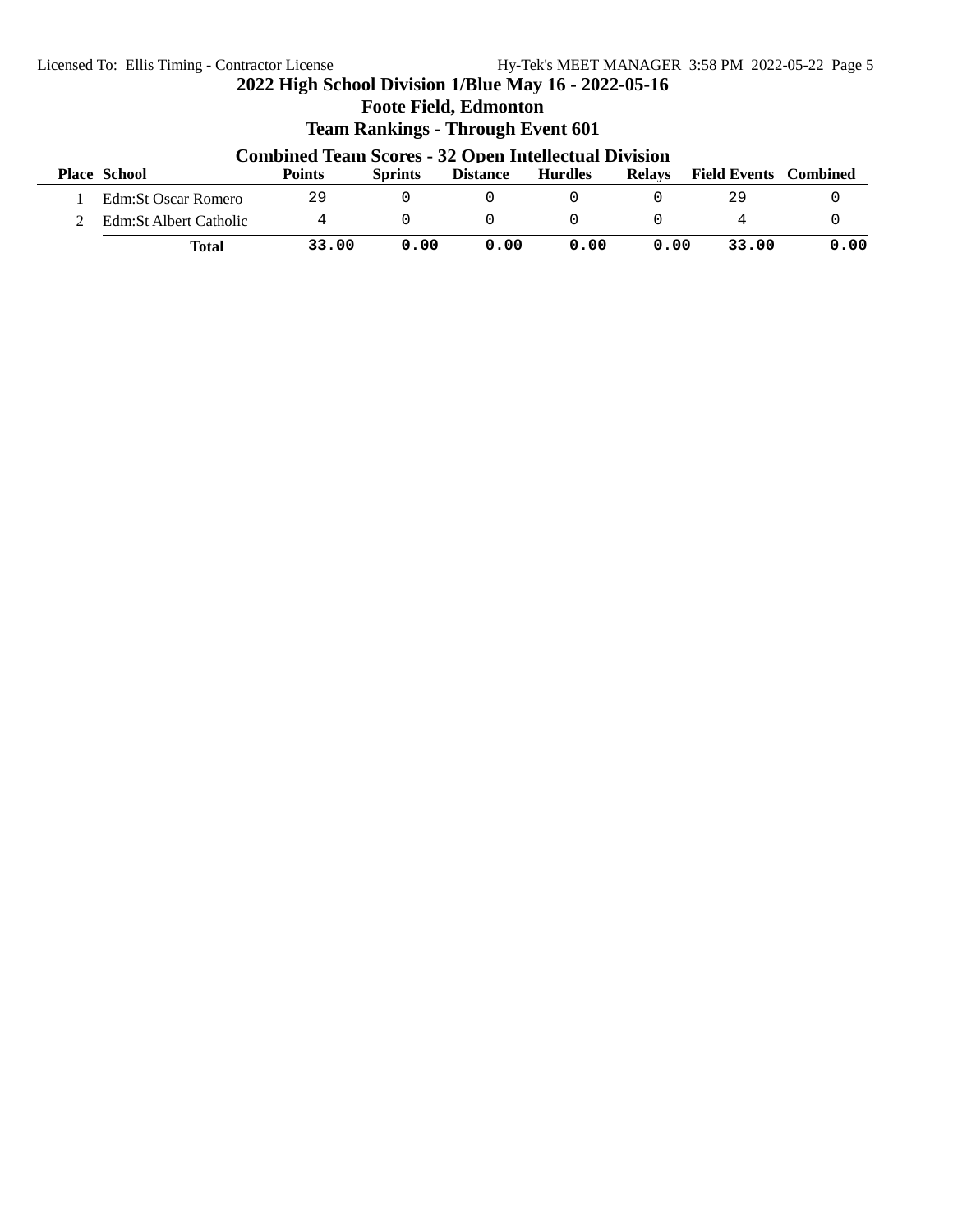# 2022 High School Division 1/Blue May 16 - 2022-05-16

## Foote Field, Edmonton

## Team Rankings - Through Event 601

### Combined Team Scores - 32 Open Intellectual Division

| Place | School | Points | Sprints | Distance | Hurdles | Relays | Field Events | Combined |
|---|---|---|---|---|---|---|---|---|
| 1 | Edm:St Oscar Romero | 29 | 0 | 0 | 0 | 0 | 29 | 0 |
| 2 | Edm:St Albert Catholic | 4 | 0 | 0 | 0 | 0 | 4 | 0 |
| | **Total** | **33.00** | **0.00** | **0.00** | **0.00** | **0.00** | **33.00** | **0.00** |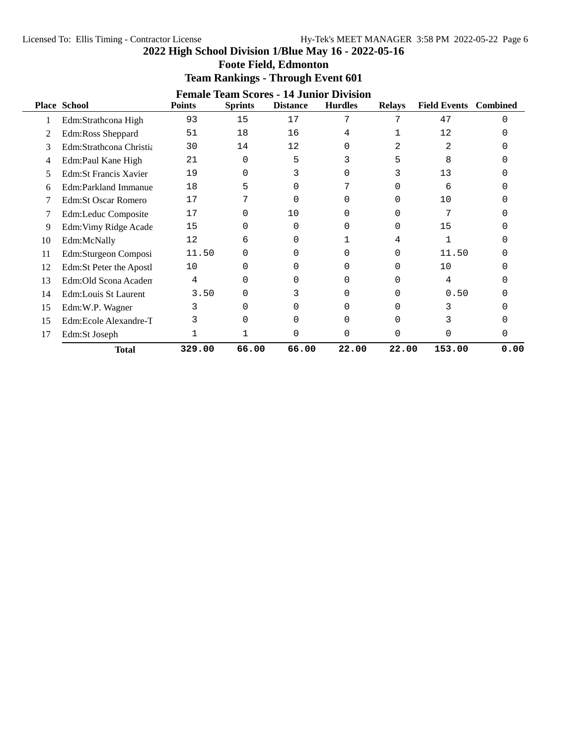# 2022 High School Division 1/Blue May 16 - 2022-05-16

## Foote Field, Edmonton

## Team Rankings - Through Event 601

### Female Team Scores - 14 Junior Division

| Place | School | Points | Sprints | Distance | Hurdles | Relays | Field Events | Combined |
|---|---|---|---|---|---|---|---|---|
| 1 | Edm:Strathcona High | 93 | 15 | 17 | 7 | 7 | 47 | 0 |
| 2 | Edm:Ross Sheppard | 51 | 18 | 16 | 4 | 1 | 12 | 0 |
| 3 | Edm:Strathcona Christia | 30 | 14 | 12 | 0 | 2 | 2 | 0 |
| 4 | Edm:Paul Kane High | 21 | 0 | 5 | 3 | 5 | 8 | 0 |
| 5 | Edm:St Francis Xavier | 19 | 0 | 3 | 0 | 3 | 13 | 0 |
| 6 | Edm:Parkland Immanue | 18 | 5 | 0 | 7 | 0 | 6 | 0 |
| 7 | Edm:St Oscar Romero | 17 | 7 | 0 | 0 | 0 | 10 | 0 |
| 7 | Edm:Leduc Composite | 17 | 0 | 10 | 0 | 0 | 7 | 0 |
| 9 | Edm:Vimy Ridge Acade | 15 | 0 | 0 | 0 | 0 | 15 | 0 |
| 10 | Edm:McNally | 12 | 6 | 0 | 1 | 4 | 1 | 0 |
| 11 | Edm:Sturgeon Composi | 11.50 | 0 | 0 | 0 | 0 | 11.50 | 0 |
| 12 | Edm:St Peter the Apostl | 10 | 0 | 0 | 0 | 0 | 10 | 0 |
| 13 | Edm:Old Scona Academ | 4 | 0 | 0 | 0 | 0 | 4 | 0 |
| 14 | Edm:Louis St Laurent | 3.50 | 0 | 3 | 0 | 0 | 0.50 | 0 |
| 15 | Edm:W.P. Wagner | 3 | 0 | 0 | 0 | 0 | 3 | 0 |
| 15 | Edm:Ecole Alexandre-T | 3 | 0 | 0 | 0 | 0 | 3 | 0 |
| 17 | Edm:St Joseph | 1 | 1 | 0 | 0 | 0 | 0 | 0 |
| | **Total** | **329.00** | **66.00** | **66.00** | **22.00** | **22.00** | **153.00** | **0.00** |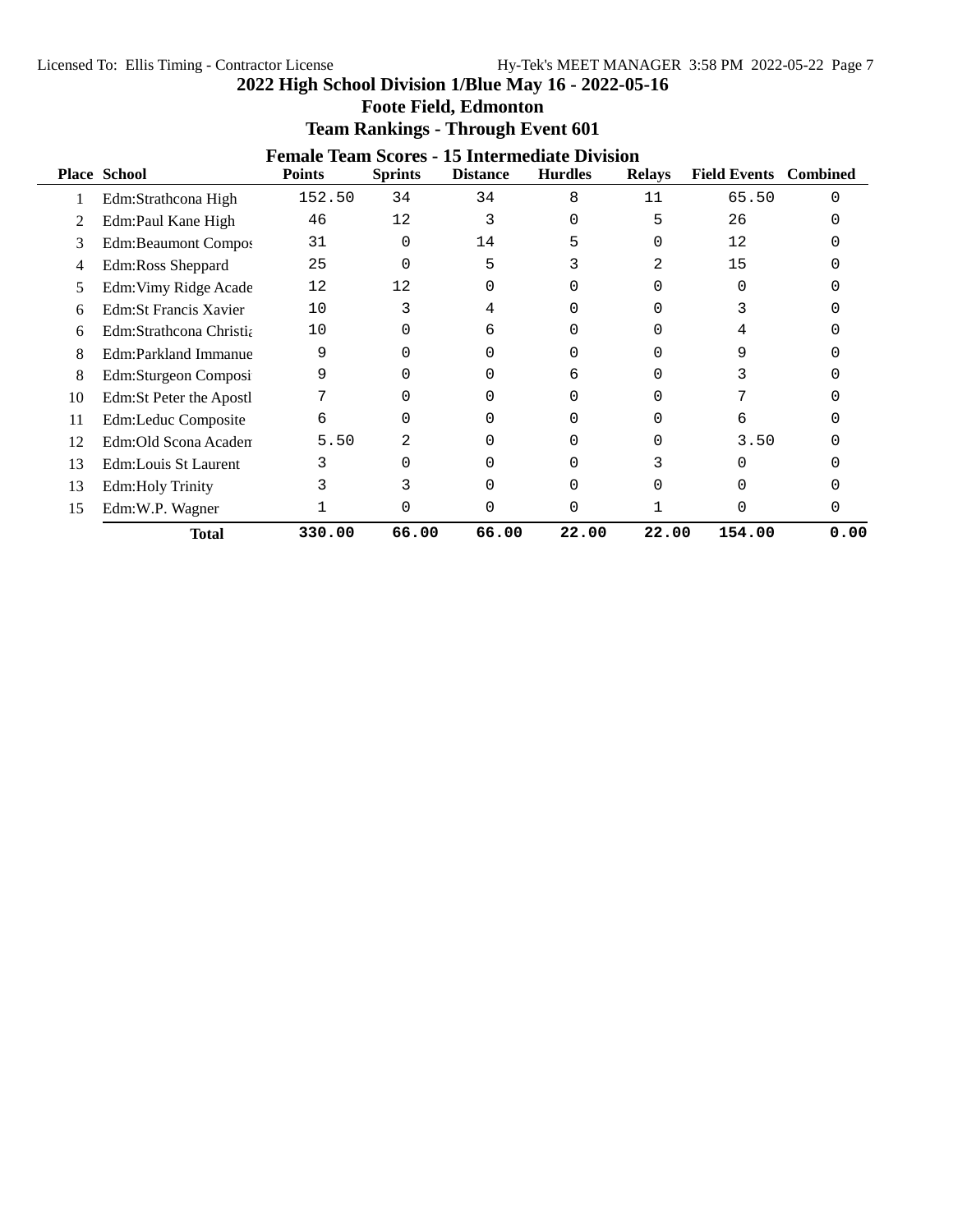## 2022 High School Division 1/Blue May 16 - 2022-05-16

### Foote Field, Edmonton

### Team Rankings - Through Event 601

#### Female Team Scores - 15 Intermediate Division

| Place | School | Points | Sprints | Distance | Hurdles | Relays | Field Events | Combined |
|---|---|---|---|---|---|---|---|---|
| 1 | Edm:Strathcona High | 152.50 | 34 | 34 | 8 | 11 | 65.50 | 0 |
| 2 | Edm:Paul Kane High | 46 | 12 | 3 | 0 | 5 | 26 | 0 |
| 3 | Edm:Beaumont Compos | 31 | 0 | 14 | 5 | 0 | 12 | 0 |
| 4 | Edm:Ross Sheppard | 25 | 0 | 5 | 3 | 2 | 15 | 0 |
| 5 | Edm:Vimy Ridge Acade | 12 | 12 | 0 | 0 | 0 | 0 | 0 |
| 6 | Edm:St Francis Xavier | 10 | 3 | 4 | 0 | 0 | 3 | 0 |
| 6 | Edm:Strathcona Christia | 10 | 0 | 6 | 0 | 0 | 4 | 0 |
| 8 | Edm:Parkland Immanue | 9 | 0 | 0 | 0 | 0 | 9 | 0 |
| 8 | Edm:Sturgeon Composi | 9 | 0 | 0 | 6 | 0 | 3 | 0 |
| 10 | Edm:St Peter the Apostl | 7 | 0 | 0 | 0 | 0 | 7 | 0 |
| 11 | Edm:Leduc Composite | 6 | 0 | 0 | 0 | 0 | 6 | 0 |
| 12 | Edm:Old Scona Academ | 5.50 | 2 | 0 | 0 | 0 | 3.50 | 0 |
| 13 | Edm:Louis St Laurent | 3 | 0 | 0 | 0 | 3 | 0 | 0 |
| 13 | Edm:Holy Trinity | 3 | 3 | 0 | 0 | 0 | 0 | 0 |
| 15 | Edm:W.P. Wagner | 1 | 0 | 0 | 0 | 1 | 0 | 0 |
| | **Total** | **330.00** | **66.00** | **66.00** | **22.00** | **22.00** | **154.00** | **0.00** |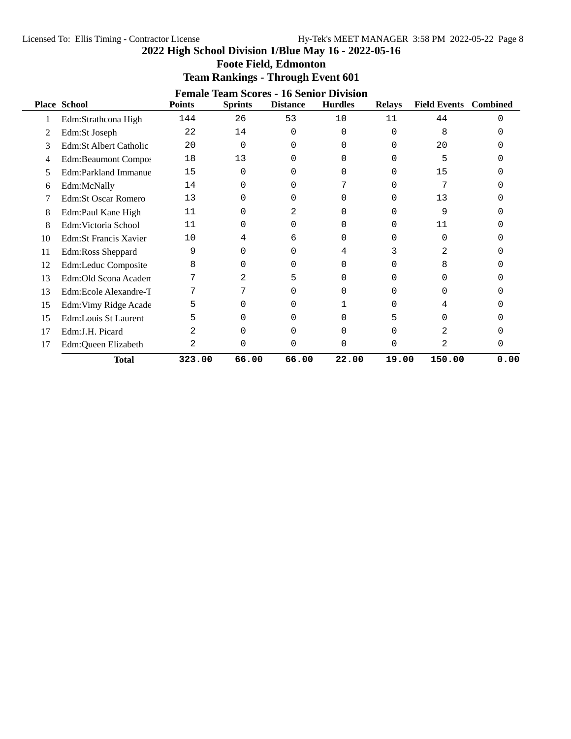# 2022 High School Division 1/Blue May 16 - 2022-05-16

## Foote Field, Edmonton

## Team Rankings - Through Event 601

### Female Team Scores - 16 Senior Division

| Place | School | Points | Sprints | Distance | Hurdles | Relays | Field Events | Combined |
|---|---|---|---|---|---|---|---|---|
| 1 | Edm:Strathcona High | 144 | 26 | 53 | 10 | 11 | 44 | 0 |
| 2 | Edm:St Joseph | 22 | 14 | 0 | 0 | 0 | 8 | 0 |
| 3 | Edm:St Albert Catholic | 20 | 0 | 0 | 0 | 0 | 20 | 0 |
| 4 | Edm:Beaumont Compos | 18 | 13 | 0 | 0 | 0 | 5 | 0 |
| 5 | Edm:Parkland Immanue | 15 | 0 | 0 | 0 | 0 | 15 | 0 |
| 6 | Edm:McNally | 14 | 0 | 0 | 7 | 0 | 7 | 0 |
| 7 | Edm:St Oscar Romero | 13 | 0 | 0 | 0 | 0 | 13 | 0 |
| 8 | Edm:Paul Kane High | 11 | 0 | 2 | 0 | 0 | 9 | 0 |
| 8 | Edm:Victoria School | 11 | 0 | 0 | 0 | 0 | 11 | 0 |
| 10 | Edm:St Francis Xavier | 10 | 4 | 6 | 0 | 0 | 0 | 0 |
| 11 | Edm:Ross Sheppard | 9 | 0 | 0 | 4 | 3 | 2 | 0 |
| 12 | Edm:Leduc Composite | 8 | 0 | 0 | 0 | 0 | 8 | 0 |
| 13 | Edm:Old Scona Academ | 7 | 2 | 5 | 0 | 0 | 0 | 0 |
| 13 | Edm:Ecole Alexandre-T | 7 | 7 | 0 | 0 | 0 | 0 | 0 |
| 15 | Edm:Vimy Ridge Acade | 5 | 0 | 0 | 1 | 0 | 4 | 0 |
| 15 | Edm:Louis St Laurent | 5 | 0 | 0 | 0 | 5 | 0 | 0 |
| 17 | Edm:J.H. Picard | 2 | 0 | 0 | 0 | 0 | 2 | 0 |
| 17 | Edm:Queen Elizabeth | 2 | 0 | 0 | 0 | 0 | 2 | 0 |
| | **Total** | **323.00** | **66.00** | **66.00** | **22.00** | **19.00** | **150.00** | **0.00** |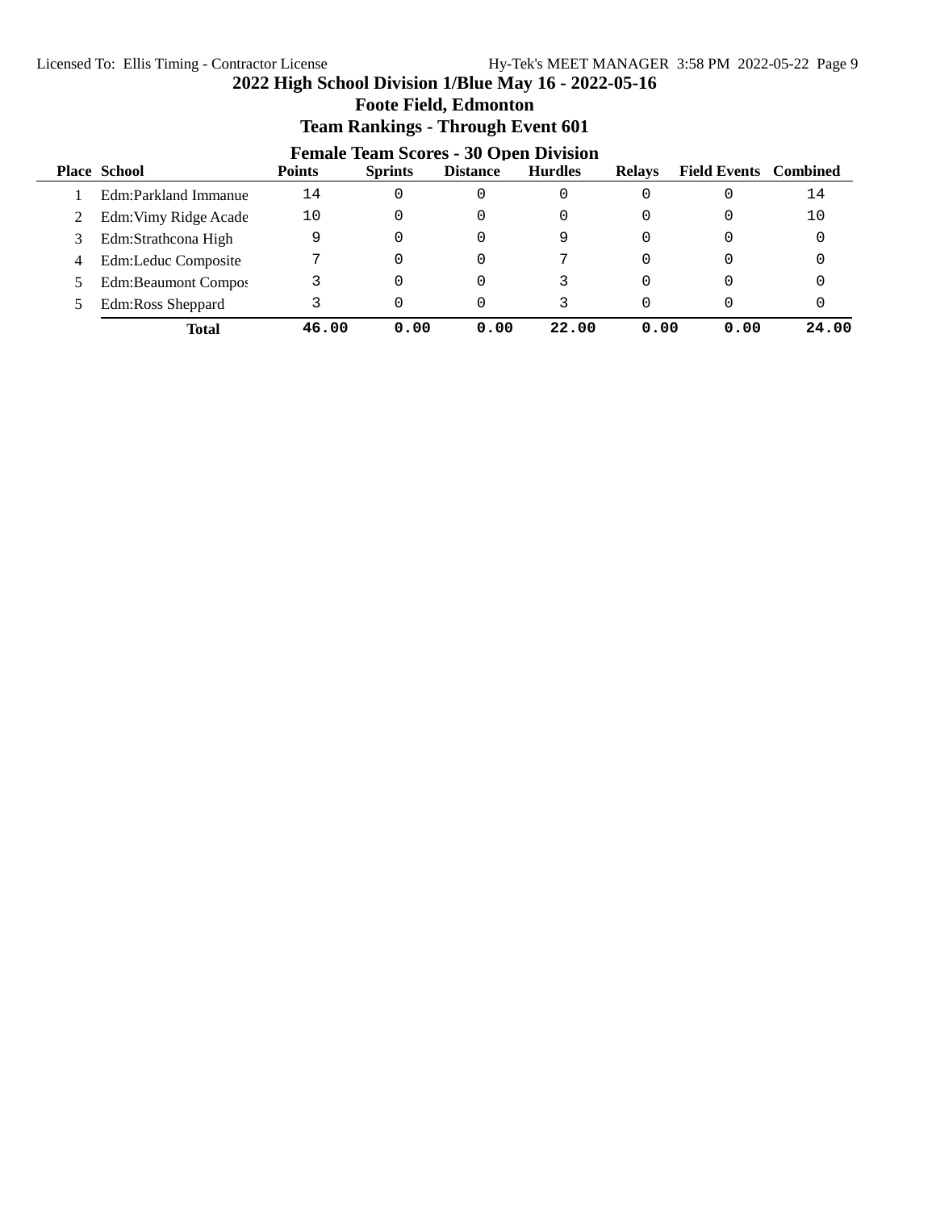# 2022 High School Division 1/Blue May 16 - 2022-05-16

## Foote Field, Edmonton

## Team Rankings - Through Event 601

### Female Team Scores - 30 Open Division

| Place | School | Points | Sprints | Distance | Hurdles | Relays | Field Events | Combined |
|---|---|---|---|---|---|---|---|---|
| 1 | Edm:Parkland Immanue | 14 | 0 | 0 | 0 | 0 | 0 | 14 |
| 2 | Edm:Vimy Ridge Acade | 10 | 0 | 0 | 0 | 0 | 0 | 10 |
| 3 | Edm:Strathcona High | 9 | 0 | 0 | 9 | 0 | 0 | 0 |
| 4 | Edm:Leduc Composite | 7 | 0 | 0 | 7 | 0 | 0 | 0 |
| 5 | Edm:Beaumont Compos | 3 | 0 | 0 | 3 | 0 | 0 | 0 |
| 5 | Edm:Ross Sheppard | 3 | 0 | 0 | 3 | 0 | 0 | 0 |
| | **Total** | **46.00** | **0.00** | **0.00** | **22.00** | **0.00** | **0.00** | **24.00** |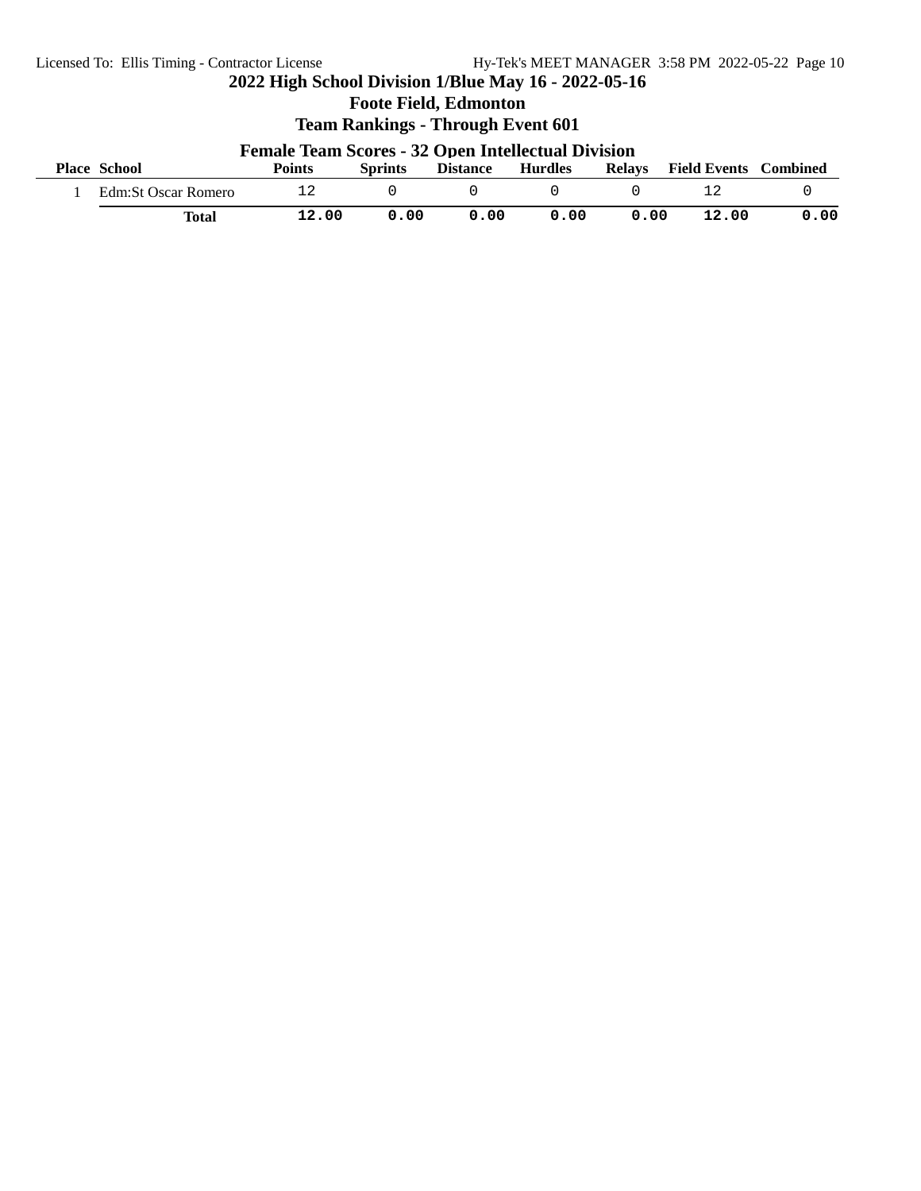## 2022 High School Division 1/Blue May 16 - 2022-05-16

### Foote Field, Edmonton

### Team Rankings - Through Event 601

#### Female Team Scores - 32 Open Intellectual Division

| Place | School | Points | Sprints | Distance | Hurdles | Relays | Field Events | Combined |
|---|---|---|---|---|---|---|---|---|
| 1 | Edm:St Oscar Romero | 12 | 0 | 0 | 0 | 0 | 12 | 0 |
| | **Total** | **12.00** | **0.00** | **0.00** | **0.00** | **0.00** | **12.00** | **0.00** |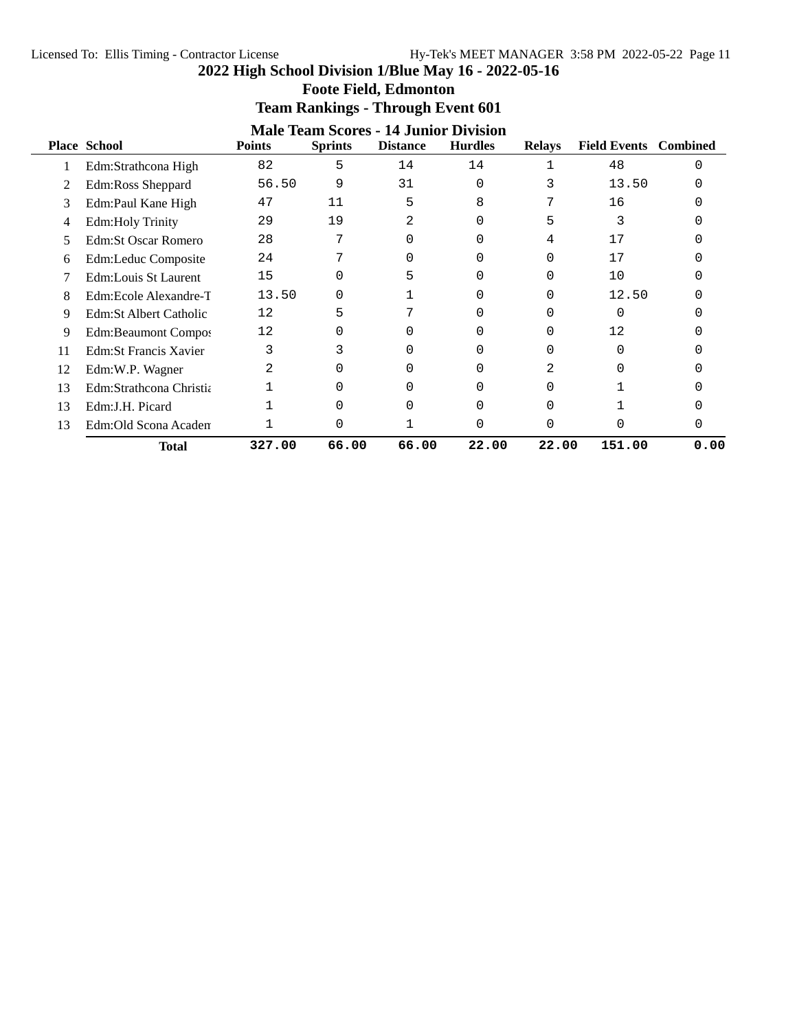## 2022 High School Division 1/Blue May 16 - 2022-05-16

### Foote Field, Edmonton

### Team Rankings - Through Event 601

#### Male Team Scores - 14 Junior Division

| Place | School | Points | Sprints | Distance | Hurdles | Relays | Field Events | Combined |
|---|---|---|---|---|---|---|---|---|
| 1 | Edm:Strathcona High | 82 | 5 | 14 | 14 | 1 | 48 | 0 |
| 2 | Edm:Ross Sheppard | 56.50 | 9 | 31 | 0 | 3 | 13.50 | 0 |
| 3 | Edm:Paul Kane High | 47 | 11 | 5 | 8 | 7 | 16 | 0 |
| 4 | Edm:Holy Trinity | 29 | 19 | 2 | 0 | 5 | 3 | 0 |
| 5 | Edm:St Oscar Romero | 28 | 7 | 0 | 0 | 4 | 17 | 0 |
| 6 | Edm:Leduc Composite | 24 | 7 | 0 | 0 | 0 | 17 | 0 |
| 7 | Edm:Louis St Laurent | 15 | 0 | 5 | 0 | 0 | 10 | 0 |
| 8 | Edm:Ecole Alexandre-T | 13.50 | 0 | 1 | 0 | 0 | 12.50 | 0 |
| 9 | Edm:St Albert Catholic | 12 | 5 | 7 | 0 | 0 | 0 | 0 |
| 9 | Edm:Beaumont Compos | 12 | 0 | 0 | 0 | 0 | 12 | 0 |
| 11 | Edm:St Francis Xavier | 3 | 3 | 0 | 0 | 0 | 0 | 0 |
| 12 | Edm:W.P. Wagner | 2 | 0 | 0 | 0 | 2 | 0 | 0 |
| 13 | Edm:Strathcona Christia | 1 | 0 | 0 | 0 | 0 | 1 | 0 |
| 13 | Edm:J.H. Picard | 1 | 0 | 0 | 0 | 0 | 1 | 0 |
| 13 | Edm:Old Scona Academ | 1 | 0 | 1 | 0 | 0 | 0 | 0 |
| | **Total** | **327.00** | **66.00** | **66.00** | **22.00** | **22.00** | **151.00** | **0.00** |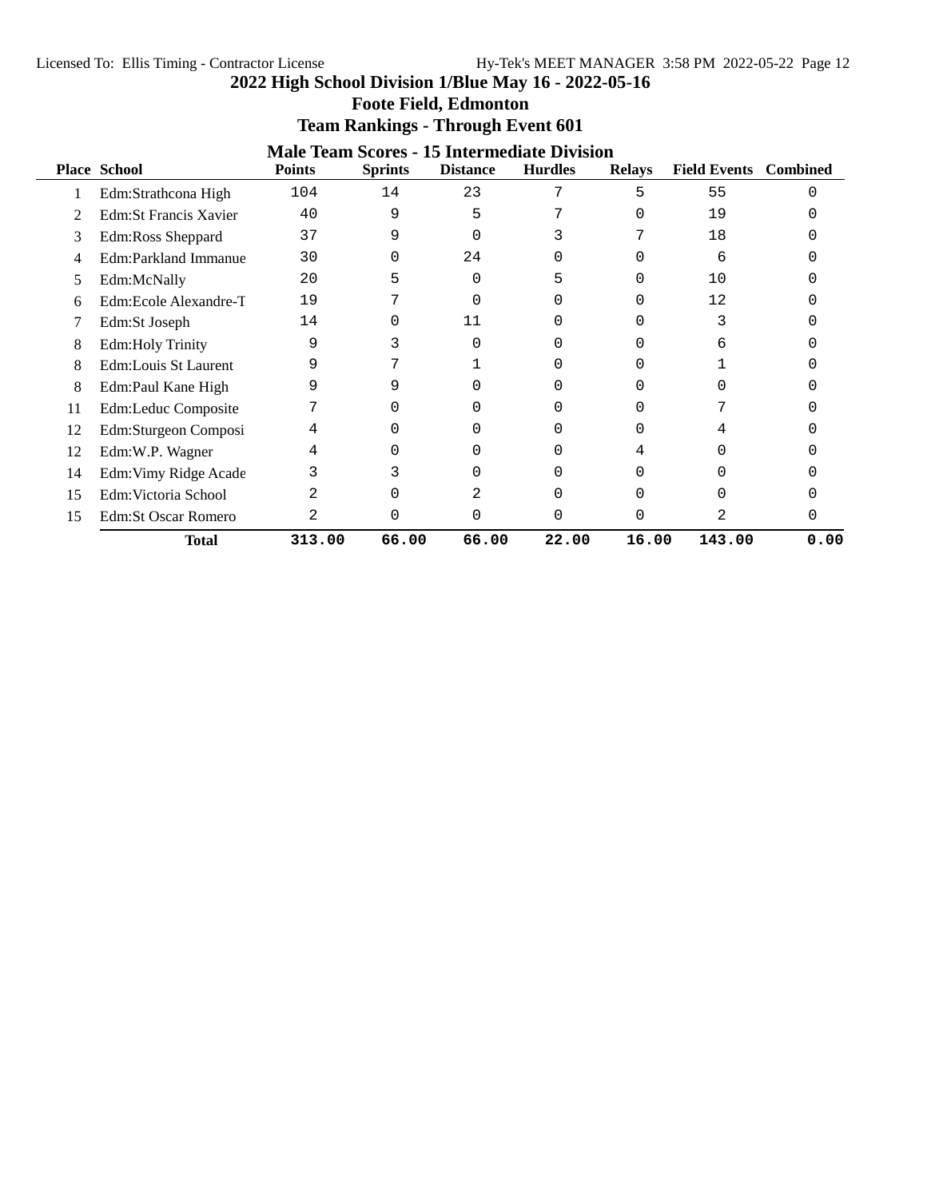# 2022 High School Division 1/Blue May 16 - 2022-05-16

## Foote Field, Edmonton

## Team Rankings - Through Event 601

### Male Team Scores - 15 Intermediate Division

| Place | School | Points | Sprints | Distance | Hurdles | Relays | Field Events | Combined |
|---|---|---|---|---|---|---|---|---|
| 1 | Edm:Strathcona High | 104 | 14 | 23 | 7 | 5 | 55 | 0 |
| 2 | Edm:St Francis Xavier | 40 | 9 | 5 | 7 | 0 | 19 | 0 |
| 3 | Edm:Ross Sheppard | 37 | 9 | 0 | 3 | 7 | 18 | 0 |
| 4 | Edm:Parkland Immanue | 30 | 0 | 24 | 0 | 0 | 6 | 0 |
| 5 | Edm:McNally | 20 | 5 | 0 | 5 | 0 | 10 | 0 |
| 6 | Edm:Ecole Alexandre-T | 19 | 7 | 0 | 0 | 0 | 12 | 0 |
| 7 | Edm:St Joseph | 14 | 0 | 11 | 0 | 0 | 3 | 0 |
| 8 | Edm:Holy Trinity | 9 | 3 | 0 | 0 | 0 | 6 | 0 |
| 8 | Edm:Louis St Laurent | 9 | 7 | 1 | 0 | 0 | 1 | 0 |
| 8 | Edm:Paul Kane High | 9 | 9 | 0 | 0 | 0 | 0 | 0 |
| 11 | Edm:Leduc Composite | 7 | 0 | 0 | 0 | 0 | 7 | 0 |
| 12 | Edm:Sturgeon Composi | 4 | 0 | 0 | 0 | 0 | 4 | 0 |
| 12 | Edm:W.P. Wagner | 4 | 0 | 0 | 0 | 4 | 0 | 0 |
| 14 | Edm:Vimy Ridge Acade | 3 | 3 | 0 | 0 | 0 | 0 | 0 |
| 15 | Edm:Victoria School | 2 | 0 | 2 | 0 | 0 | 0 | 0 |
| 15 | Edm:St Oscar Romero | 2 | 0 | 0 | 0 | 0 | 2 | 0 |
| | **Total** | 313.00 | 66.00 | 66.00 | 22.00 | 16.00 | 143.00 | 0.00 |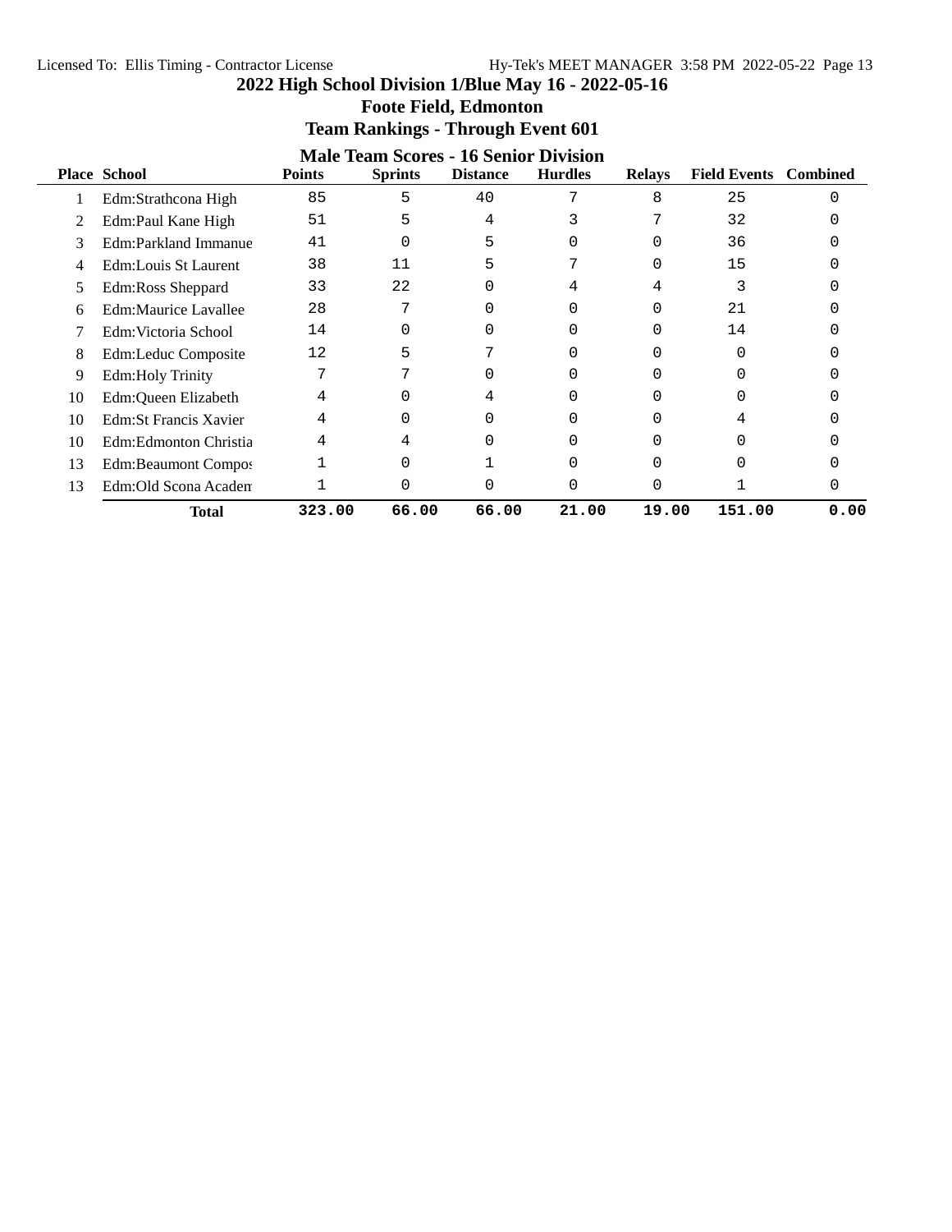# 2022 High School Division 1/Blue May 16 - 2022-05-16

## Foote Field, Edmonton

## Team Rankings - Through Event 601

### Male Team Scores - 16 Senior Division

| Place | School | Points | Sprints | Distance | Hurdles | Relays | Field Events | Combined |
|---|---|---|---|---|---|---|---|---|
| 1 | Edm:Strathcona High | 85 | 5 | 40 | 7 | 8 | 25 | 0 |
| 2 | Edm:Paul Kane High | 51 | 5 | 4 | 3 | 7 | 32 | 0 |
| 3 | Edm:Parkland Immanue | 41 | 0 | 5 | 0 | 0 | 36 | 0 |
| 4 | Edm:Louis St Laurent | 38 | 11 | 5 | 7 | 0 | 15 | 0 |
| 5 | Edm:Ross Sheppard | 33 | 22 | 0 | 4 | 4 | 3 | 0 |
| 6 | Edm:Maurice Lavallee | 28 | 7 | 0 | 0 | 0 | 21 | 0 |
| 7 | Edm:Victoria School | 14 | 0 | 0 | 0 | 0 | 14 | 0 |
| 8 | Edm:Leduc Composite | 12 | 5 | 7 | 0 | 0 | 0 | 0 |
| 9 | Edm:Holy Trinity | 7 | 7 | 0 | 0 | 0 | 0 | 0 |
| 10 | Edm:Queen Elizabeth | 4 | 0 | 4 | 0 | 0 | 0 | 0 |
| 10 | Edm:St Francis Xavier | 4 | 0 | 0 | 0 | 0 | 4 | 0 |
| 10 | Edm:Edmonton Christia | 4 | 4 | 0 | 0 | 0 | 0 | 0 |
| 13 | Edm:Beaumont Compos | 1 | 0 | 1 | 0 | 0 | 0 | 0 |
| 13 | Edm:Old Scona Academ | 1 | 0 | 0 | 0 | 0 | 1 | 0 |
| | **Total** | 323.00 | 66.00 | 66.00 | 21.00 | 19.00 | 151.00 | 0.00 |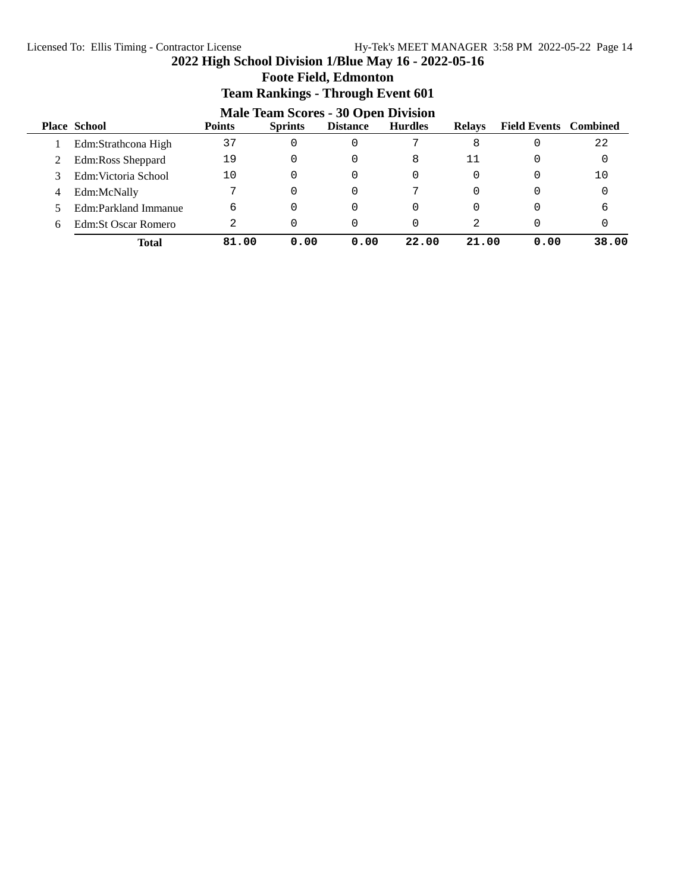## 2022 High School Division 1/Blue May 16 - 2022-05-16

### Foote Field, Edmonton

### Team Rankings - Through Event 601

#### Male Team Scores - 30 Open Division

| Place | School | Points | Sprints | Distance | Hurdles | Relays | Field Events | Combined |
|---|---|---|---|---|---|---|---|---|
| 1 | Edm:Strathcona High | 37 | 0 | 0 | 7 | 8 | 0 | 22 |
| 2 | Edm:Ross Sheppard | 19 | 0 | 0 | 8 | 11 | 0 | 0 |
| 3 | Edm:Victoria School | 10 | 0 | 0 | 0 | 0 | 0 | 10 |
| 4 | Edm:McNally | 7 | 0 | 0 | 7 | 0 | 0 | 0 |
| 5 | Edm:Parkland Immanue | 6 | 0 | 0 | 0 | 0 | 0 | 6 |
| 6 | Edm:St Oscar Romero | 2 | 0 | 0 | 0 | 2 | 0 | 0 |
| | **Total** | **81.00** | **0.00** | **0.00** | **22.00** | **21.00** | **0.00** | **38.00** |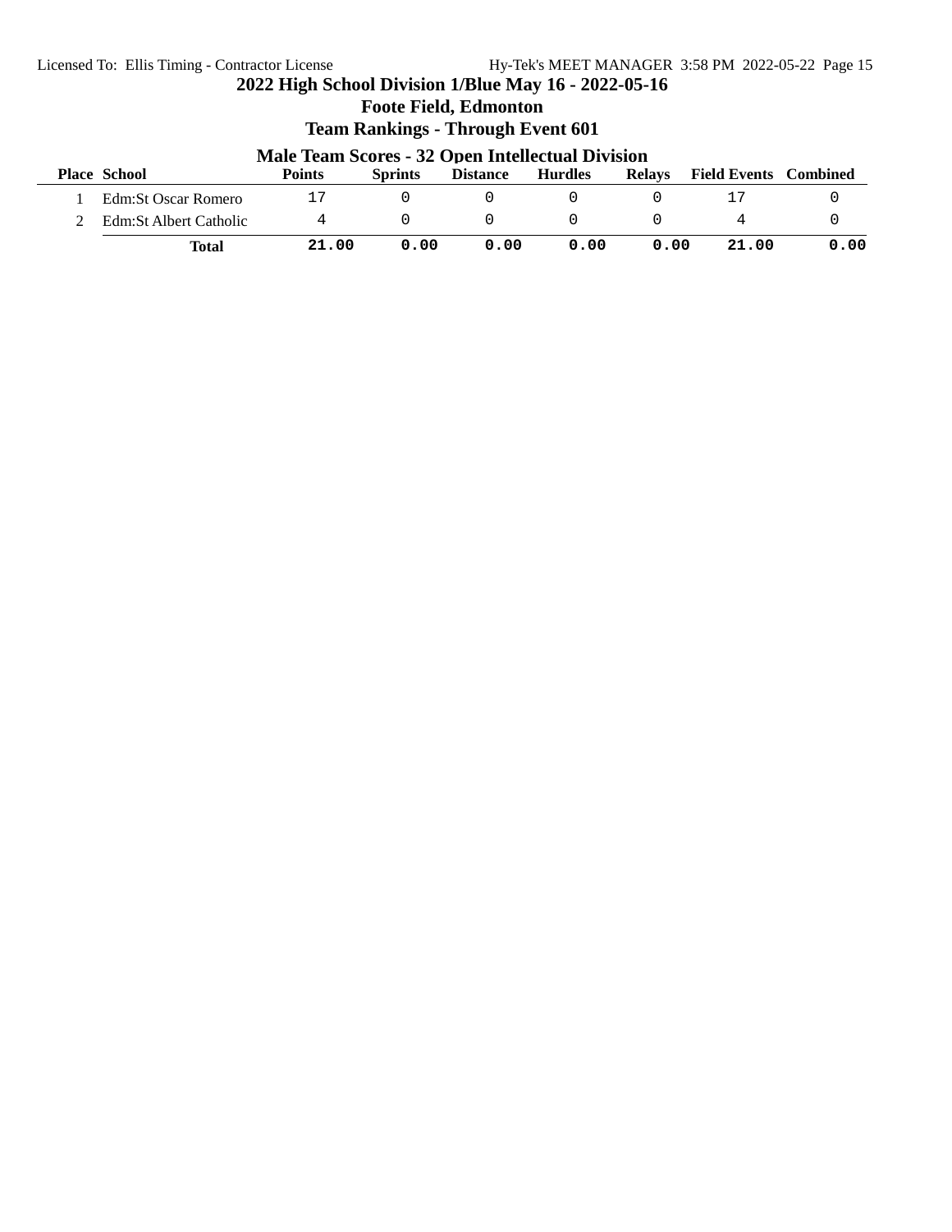# 2022 High School Division 1/Blue May 16 - 2022-05-16

## Foote Field, Edmonton

## Team Rankings - Through Event 601

### Male Team Scores - 32 Open Intellectual Division

| Place | School | Points | Sprints | Distance | Hurdles | Relays | Field Events | Combined |
|---|---|---|---|---|---|---|---|---|
| 1 | Edm:St Oscar Romero | 17 | 0 | 0 | 0 | 0 | 17 | 0 |
| 2 | Edm:St Albert Catholic | 4 | 0 | 0 | 0 | 0 | 4 | 0 |
| | **Total** | **21.00** | **0.00** | **0.00** | **0.00** | **0.00** | **21.00** | **0.00** |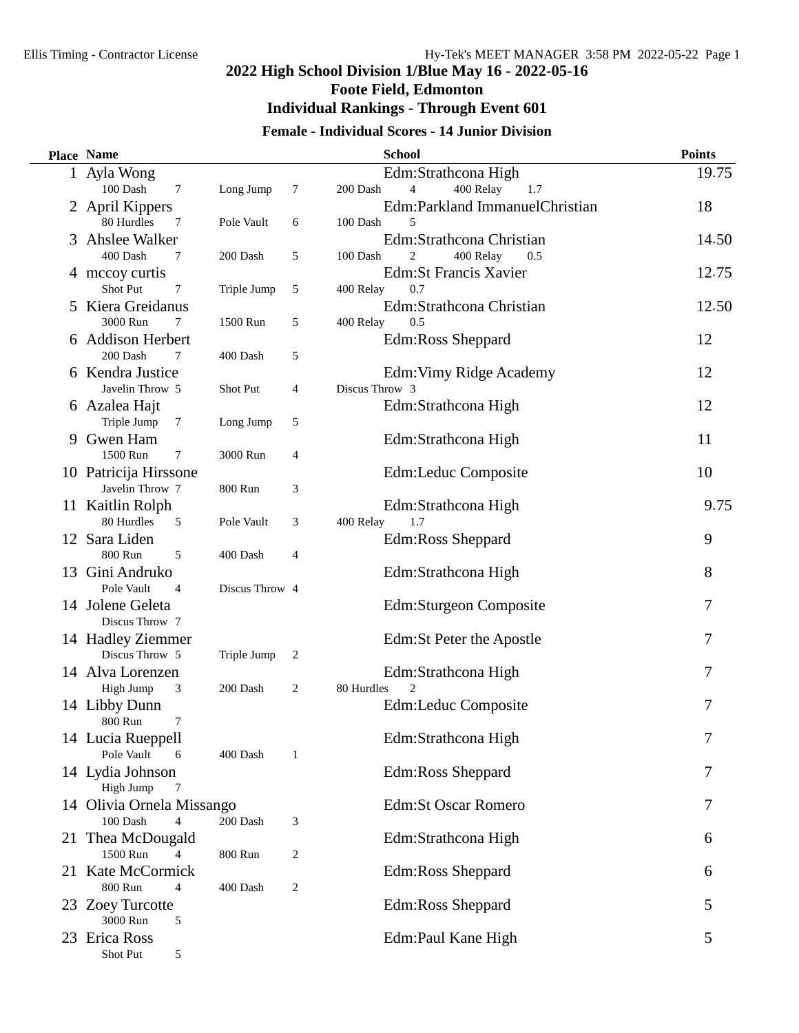# 2022 High School Division 1/Blue May 16 - 2022-05-16

## Foote Field, Edmonton

## Individual Rankings - Through Event 601

### Female - Individual Scores - 14 Junior Division

| Place | Name | School | Points |
|---|---|---|---|
| 1 | Ayla Wong | Edm:Strathcona High | 19.75 |
| | 100 Dash 7, Long Jump 7, 200 Dash 4, 400 Relay 1.7 | | |
| 2 | April Kippers | Edm:Parkland ImmanuelChristian | 18 |
| | 80 Hurdles 7, Pole Vault 6, 100 Dash 5 | | |
| 3 | Ahslee Walker | Edm:Strathcona Christian | 14.50 |
| | 400 Dash 7, 200 Dash 5, 100 Dash 2, 400 Relay 0.5 | | |
| 4 | mccoy curtis | Edm:St Francis Xavier | 12.75 |
| | Shot Put 7, Triple Jump 5, 400 Relay 0.7 | | |
| 5 | Kiera Greidanus | Edm:Strathcona Christian | 12.50 |
| | 3000 Run 7, 1500 Run 5, 400 Relay 0.5 | | |
| 6 | Addison Herbert | Edm:Ross Sheppard | 12 |
| | 200 Dash 7, 400 Dash 5 | | |
| 6 | Kendra Justice | Edm:Vimy Ridge Academy | 12 |
| | Javelin Throw 5, Shot Put 4, Discus Throw 3 | | |
| 6 | Azalea Hajt | Edm:Strathcona High | 12 |
| | Triple Jump 7, Long Jump 5 | | |
| 9 | Gwen Ham | Edm:Strathcona High | 11 |
| | 1500 Run 7, 3000 Run 4 | | |
| 10 | Patricija Hirssone | Edm:Leduc Composite | 10 |
| | Javelin Throw 7, 800 Run 3 | | |
| 11 | Kaitlin Rolph | Edm:Strathcona High | 9.75 |
| | 80 Hurdles 5, Pole Vault 3, 400 Relay 1.7 | | |
| 12 | Sara Liden | Edm:Ross Sheppard | 9 |
| | 800 Run 5, 400 Dash 4 | | |
| 13 | Gini Andruko | Edm:Strathcona High | 8 |
| | Pole Vault 4, Discus Throw 4 | | |
| 14 | Jolene Geleta | Edm:Sturgeon Composite | 7 |
| | Discus Throw 7 | | |
| 14 | Hadley Ziemmer | Edm:St Peter the Apostle | 7 |
| | Discus Throw 5, Triple Jump 2 | | |
| 14 | Alva Lorenzen | Edm:Strathcona High | 7 |
| | High Jump 3, 200 Dash 2, 80 Hurdles 2 | | |
| 14 | Libby Dunn | Edm:Leduc Composite | 7 |
| | 800 Run 7 | | |
| 14 | Lucia Rueppell | Edm:Strathcona High | 7 |
| | Pole Vault 6, 400 Dash 1 | | |
| 14 | Lydia Johnson | Edm:Ross Sheppard | 7 |
| | High Jump 7 | | |
| 14 | Olivia Ornela Missango | Edm:St Oscar Romero | 7 |
| | 100 Dash 4, 200 Dash 3 | | |
| 21 | Thea McDougald | Edm:Strathcona High | 6 |
| | 1500 Run 4, 800 Run 2 | | |
| 21 | Kate McCormick | Edm:Ross Sheppard | 6 |
| | 800 Run 4, 400 Dash 2 | | |
| 23 | Zoey Turcotte | Edm:Ross Sheppard | 5 |
| | 3000 Run 5 | | |
| 23 | Erica Ross | Edm:Paul Kane High | 5 |
| | Shot Put 5 | | |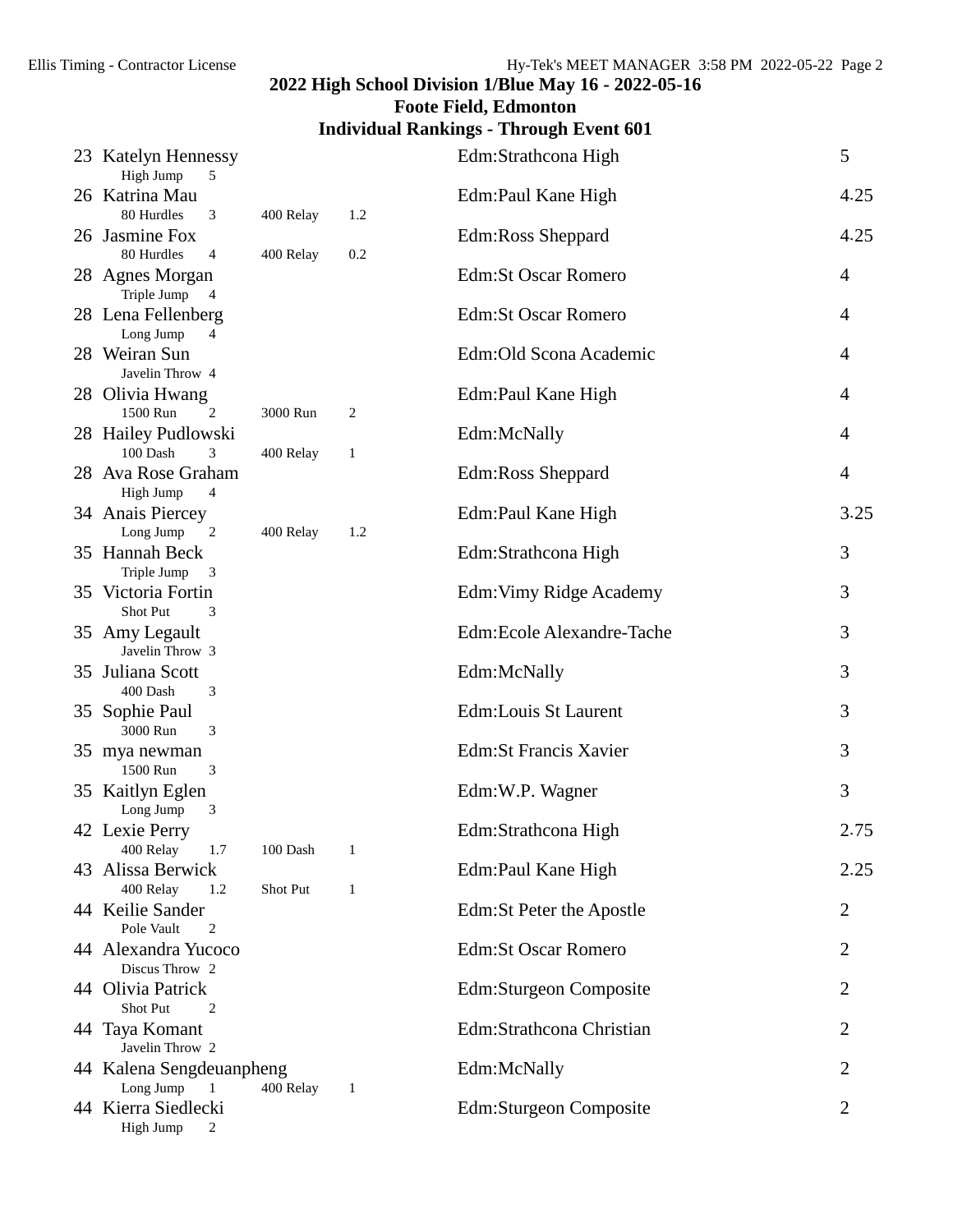## 2022 High School Division 1/Blue May 16 - 2022-05-16

### Foote Field, Edmonton

### Individual Rankings - Through Event 601

| Rank | Name / Events | Team | Points |
|---|---|---|---|
| 23 | Katelyn Hennessy<br>High Jump 5 | Edm:Strathcona High | 5 |
| 26 | Katrina Mau<br>80 Hurdles 3 · 400 Relay 1.2 | Edm:Paul Kane High | 4.25 |
| 26 | Jasmine Fox<br>80 Hurdles 4 · 400 Relay 0.2 | Edm:Ross Sheppard | 4.25 |
| 28 | Agnes Morgan<br>Triple Jump 4 | Edm:St Oscar Romero | 4 |
| 28 | Lena Fellenberg<br>Long Jump 4 | Edm:St Oscar Romero | 4 |
| 28 | Weiran Sun<br>Javelin Throw 4 | Edm:Old Scona Academic | 4 |
| 28 | Olivia Hwang<br>1500 Run 2 · 3000 Run 2 | Edm:Paul Kane High | 4 |
| 28 | Hailey Pudlowski<br>100 Dash 3 · 400 Relay 1 | Edm:McNally | 4 |
| 28 | Ava Rose Graham<br>High Jump 4 | Edm:Ross Sheppard | 4 |
| 34 | Anais Piercey<br>Long Jump 2 · 400 Relay 1.2 | Edm:Paul Kane High | 3.25 |
| 35 | Hannah Beck<br>Triple Jump 3 | Edm:Strathcona High | 3 |
| 35 | Victoria Fortin<br>Shot Put 3 | Edm:Vimy Ridge Academy | 3 |
| 35 | Amy Legault<br>Javelin Throw 3 | Edm:Ecole Alexandre-Tache | 3 |
| 35 | Juliana Scott<br>400 Dash 3 | Edm:McNally | 3 |
| 35 | Sophie Paul<br>3000 Run 3 | Edm:Louis St Laurent | 3 |
| 35 | mya newman<br>1500 Run 3 | Edm:St Francis Xavier | 3 |
| 35 | Kaitlyn Eglen<br>Long Jump 3 | Edm:W.P. Wagner | 3 |
| 42 | Lexie Perry<br>400 Relay 1.7 · 100 Dash 1 | Edm:Strathcona High | 2.75 |
| 43 | Alissa Berwick<br>400 Relay 1.2 · Shot Put 1 | Edm:Paul Kane High | 2.25 |
| 44 | Keilie Sander<br>Pole Vault 2 | Edm:St Peter the Apostle | 2 |
| 44 | Alexandra Yucoco<br>Discus Throw 2 | Edm:St Oscar Romero | 2 |
| 44 | Olivia Patrick<br>Shot Put 2 | Edm:Sturgeon Composite | 2 |
| 44 | Taya Komant<br>Javelin Throw 2 | Edm:Strathcona Christian | 2 |
| 44 | Kalena Sengdeuanpheng<br>Long Jump 1 · 400 Relay 1 | Edm:McNally | 2 |
| 44 | Kierra Siedlecki<br>High Jump 2 | Edm:Sturgeon Composite | 2 |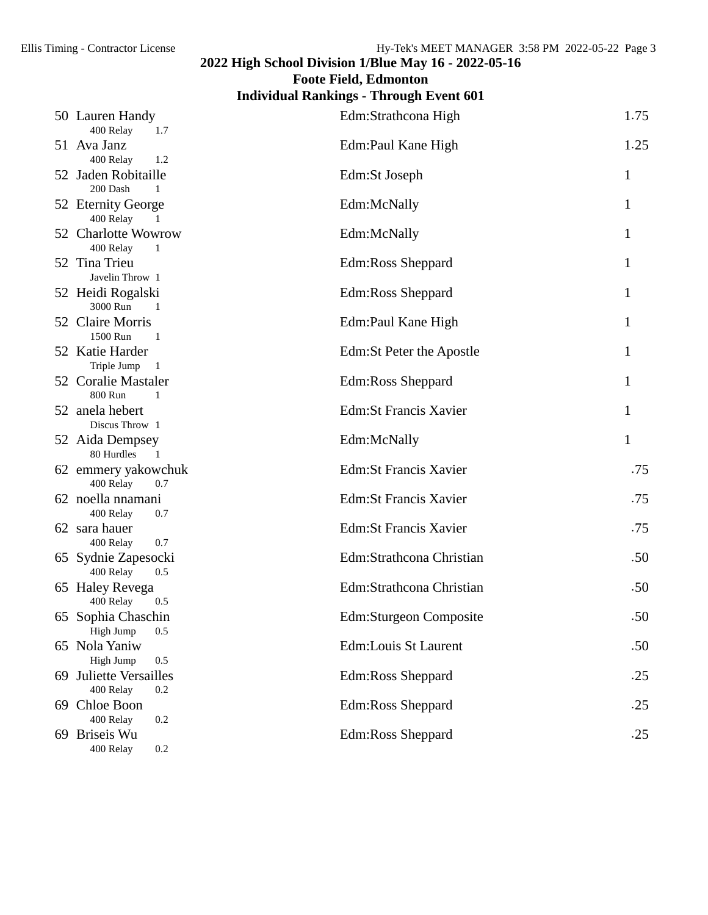## 2022 High School Division 1/Blue May 16 - 2022-05-16
## Foote Field, Edmonton
## Individual Rankings - Through Event 601

| Rank | Name | Event | Points | School | Total |
|---|---|---|---|---|---|
| 50 | Lauren Handy | 400 Relay | 1.7 | Edm:Strathcona High | 1.75 |
| 51 | Ava Janz | 400 Relay | 1.2 | Edm:Paul Kane High | 1.25 |
| 52 | Jaden Robitaille | 200 Dash | 1 | Edm:St Joseph | 1 |
| 52 | Eternity George | 400 Relay | 1 | Edm:McNally | 1 |
| 52 | Charlotte Wowrow | 400 Relay | 1 | Edm:McNally | 1 |
| 52 | Tina Trieu | Javelin Throw | 1 | Edm:Ross Sheppard | 1 |
| 52 | Heidi Rogalski | 3000 Run | 1 | Edm:Ross Sheppard | 1 |
| 52 | Claire Morris | 1500 Run | 1 | Edm:Paul Kane High | 1 |
| 52 | Katie Harder | Triple Jump | 1 | Edm:St Peter the Apostle | 1 |
| 52 | Coralie Mastaler | 800 Run | 1 | Edm:Ross Sheppard | 1 |
| 52 | anela hebert | Discus Throw | 1 | Edm:St Francis Xavier | 1 |
| 52 | Aida Dempsey | 80 Hurdles | 1 | Edm:McNally | 1 |
| 62 | emmery yakowchuk | 400 Relay | 0.7 | Edm:St Francis Xavier | .75 |
| 62 | noella nnamani | 400 Relay | 0.7 | Edm:St Francis Xavier | .75 |
| 62 | sara hauer | 400 Relay | 0.7 | Edm:St Francis Xavier | .75 |
| 65 | Sydnie Zapesocki | 400 Relay | 0.5 | Edm:Strathcona Christian | .50 |
| 65 | Haley Revega | 400 Relay | 0.5 | Edm:Strathcona Christian | .50 |
| 65 | Sophia Chaschin | High Jump | 0.5 | Edm:Sturgeon Composite | .50 |
| 65 | Nola Yaniw | High Jump | 0.5 | Edm:Louis St Laurent | .50 |
| 69 | Juliette Versailles | 400 Relay | 0.2 | Edm:Ross Sheppard | .25 |
| 69 | Chloe Boon | 400 Relay | 0.2 | Edm:Ross Sheppard | .25 |
| 69 | Briseis Wu | 400 Relay | 0.2 | Edm:Ross Sheppard | .25 |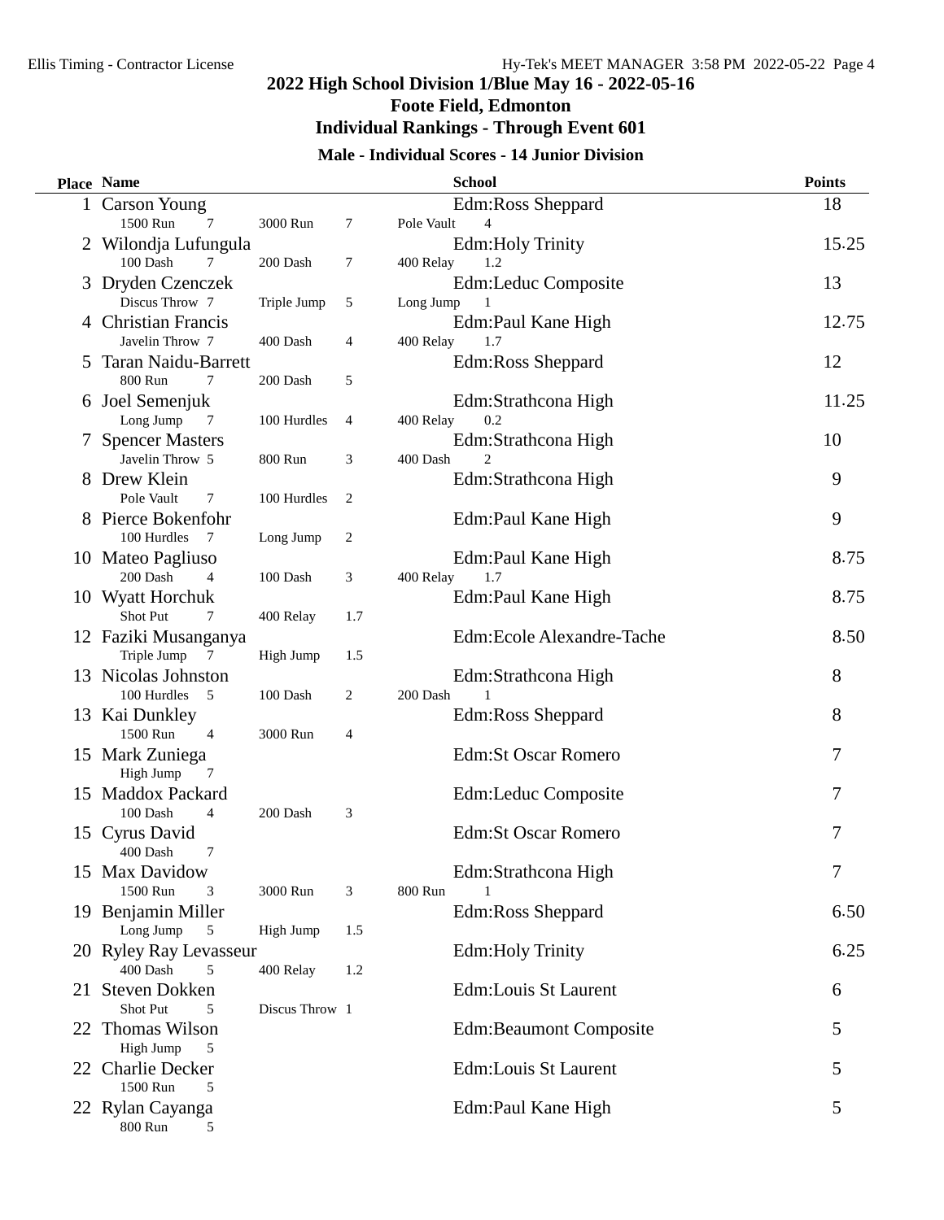# 2022 High School Division 1/Blue May 16 - 2022-05-16

## Foote Field, Edmonton

## Individual Rankings - Through Event 601

### Male - Individual Scores - 14 Junior Division

| Place | Name | School | Points |
|---|---|---|---|
| 1 | Carson Young<br>1500 Run 7 · 3000 Run 7 · Pole Vault 4 | Edm:Ross Sheppard | 18 |
| 2 | Wilondja Lufungula<br>100 Dash 7 · 200 Dash 7 · 400 Relay 1.2 | Edm:Holy Trinity | 15.25 |
| 3 | Dryden Czenczek<br>Discus Throw 7 · Triple Jump 5 · Long Jump 1 | Edm:Leduc Composite | 13 |
| 4 | Christian Francis<br>Javelin Throw 7 · 400 Dash 4 · 400 Relay 1.7 | Edm:Paul Kane High | 12.75 |
| 5 | Taran Naidu-Barrett<br>800 Run 7 · 200 Dash 5 | Edm:Ross Sheppard | 12 |
| 6 | Joel Semenjuk<br>Long Jump 7 · 100 Hurdles 4 · 400 Relay 0.2 | Edm:Strathcona High | 11.25 |
| 7 | Spencer Masters<br>Javelin Throw 5 · 800 Run 3 · 400 Dash 2 | Edm:Strathcona High | 10 |
| 8 | Drew Klein<br>Pole Vault 7 · 100 Hurdles 2 | Edm:Strathcona High | 9 |
| 8 | Pierce Bokenfohr<br>100 Hurdles 7 · Long Jump 2 | Edm:Paul Kane High | 9 |
| 10 | Mateo Pagliuso<br>200 Dash 4 · 100 Dash 3 · 400 Relay 1.7 | Edm:Paul Kane High | 8.75 |
| 10 | Wyatt Horchuk<br>Shot Put 7 · 400 Relay 1.7 | Edm:Paul Kane High | 8.75 |
| 12 | Faziki Musanganya<br>Triple Jump 7 · High Jump 1.5 | Edm:Ecole Alexandre-Tache | 8.50 |
| 13 | Nicolas Johnston<br>100 Hurdles 5 · 100 Dash 2 · 200 Dash 1 | Edm:Strathcona High | 8 |
| 13 | Kai Dunkley<br>1500 Run 4 · 3000 Run 4 | Edm:Ross Sheppard | 8 |
| 15 | Mark Zuniega<br>High Jump 7 | Edm:St Oscar Romero | 7 |
| 15 | Maddox Packard<br>100 Dash 4 · 200 Dash 3 | Edm:Leduc Composite | 7 |
| 15 | Cyrus David<br>400 Dash 7 | Edm:St Oscar Romero | 7 |
| 15 | Max Davidow<br>1500 Run 3 · 3000 Run 3 · 800 Run 1 | Edm:Strathcona High | 7 |
| 19 | Benjamin Miller<br>Long Jump 5 · High Jump 1.5 | Edm:Ross Sheppard | 6.50 |
| 20 | Ryley Ray Levasseur<br>400 Dash 5 · 400 Relay 1.2 | Edm:Holy Trinity | 6.25 |
| 21 | Steven Dokken<br>Shot Put 5 · Discus Throw 1 | Edm:Louis St Laurent | 6 |
| 22 | Thomas Wilson<br>High Jump 5 | Edm:Beaumont Composite | 5 |
| 22 | Charlie Decker<br>1500 Run 5 | Edm:Louis St Laurent | 5 |
| 22 | Rylan Cayanga<br>800 Run 5 | Edm:Paul Kane High | 5 |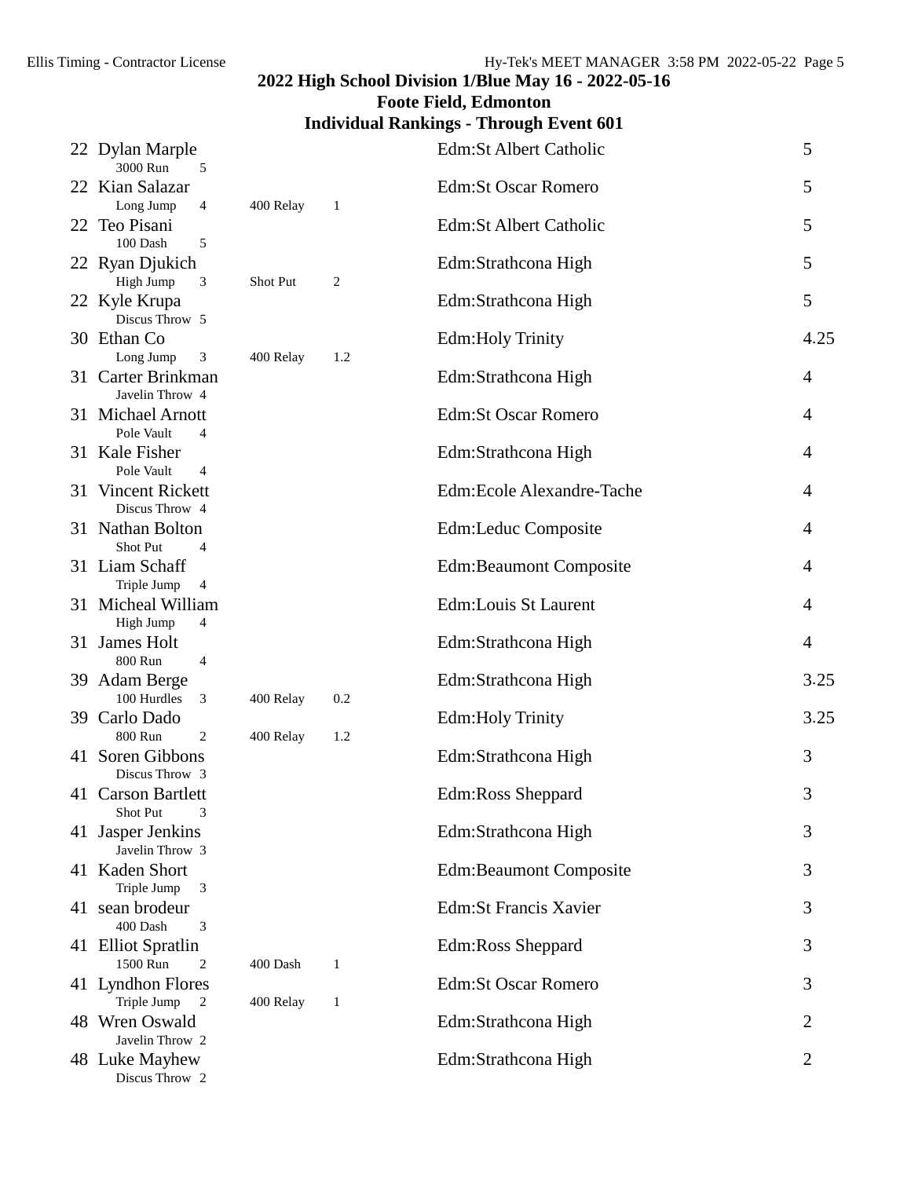## 2022 High School Division 1/Blue May 16 - 2022-05-16

### Foote Field, Edmonton

### Individual Rankings - Through Event 601

| Rank | Name | Events | School | Points |
|---|---|---|---|---|
| 22 | Dylan Marple | 3000 Run 5 | Edm:St Albert Catholic | 5 |
| 22 | Kian Salazar | Long Jump 4; 400 Relay 1 | Edm:St Oscar Romero | 5 |
| 22 | Teo Pisani | 100 Dash 5 | Edm:St Albert Catholic | 5 |
| 22 | Ryan Djukich | High Jump 3; Shot Put 2 | Edm:Strathcona High | 5 |
| 22 | Kyle Krupa | Discus Throw 5 | Edm:Strathcona High | 5 |
| 30 | Ethan Co | Long Jump 3; 400 Relay 1.2 | Edm:Holy Trinity | 4.25 |
| 31 | Carter Brinkman | Javelin Throw 4 | Edm:Strathcona High | 4 |
| 31 | Michael Arnott | Pole Vault 4 | Edm:St Oscar Romero | 4 |
| 31 | Kale Fisher | Pole Vault 4 | Edm:Strathcona High | 4 |
| 31 | Vincent Rickett | Discus Throw 4 | Edm:Ecole Alexandre-Tache | 4 |
| 31 | Nathan Bolton | Shot Put 4 | Edm:Leduc Composite | 4 |
| 31 | Liam Schaff | Triple Jump 4 | Edm:Beaumont Composite | 4 |
| 31 | Micheal William | High Jump 4 | Edm:Louis St Laurent | 4 |
| 31 | James Holt | 800 Run 4 | Edm:Strathcona High | 4 |
| 39 | Adam Berge | 100 Hurdles 3; 400 Relay 0.2 | Edm:Strathcona High | 3.25 |
| 39 | Carlo Dado | 800 Run 2; 400 Relay 1.2 | Edm:Holy Trinity | 3.25 |
| 41 | Soren Gibbons | Discus Throw 3 | Edm:Strathcona High | 3 |
| 41 | Carson Bartlett | Shot Put 3 | Edm:Ross Sheppard | 3 |
| 41 | Jasper Jenkins | Javelin Throw 3 | Edm:Strathcona High | 3 |
| 41 | Kaden Short | Triple Jump 3 | Edm:Beaumont Composite | 3 |
| 41 | sean brodeur | 400 Dash 3 | Edm:St Francis Xavier | 3 |
| 41 | Elliot Spratlin | 1500 Run 2; 400 Dash 1 | Edm:Ross Sheppard | 3 |
| 41 | Lyndhon Flores | Triple Jump 2; 400 Relay 1 | Edm:St Oscar Romero | 3 |
| 48 | Wren Oswald | Javelin Throw 2 | Edm:Strathcona High | 2 |
| 48 | Luke Mayhew | Discus Throw 2 | Edm:Strathcona High | 2 |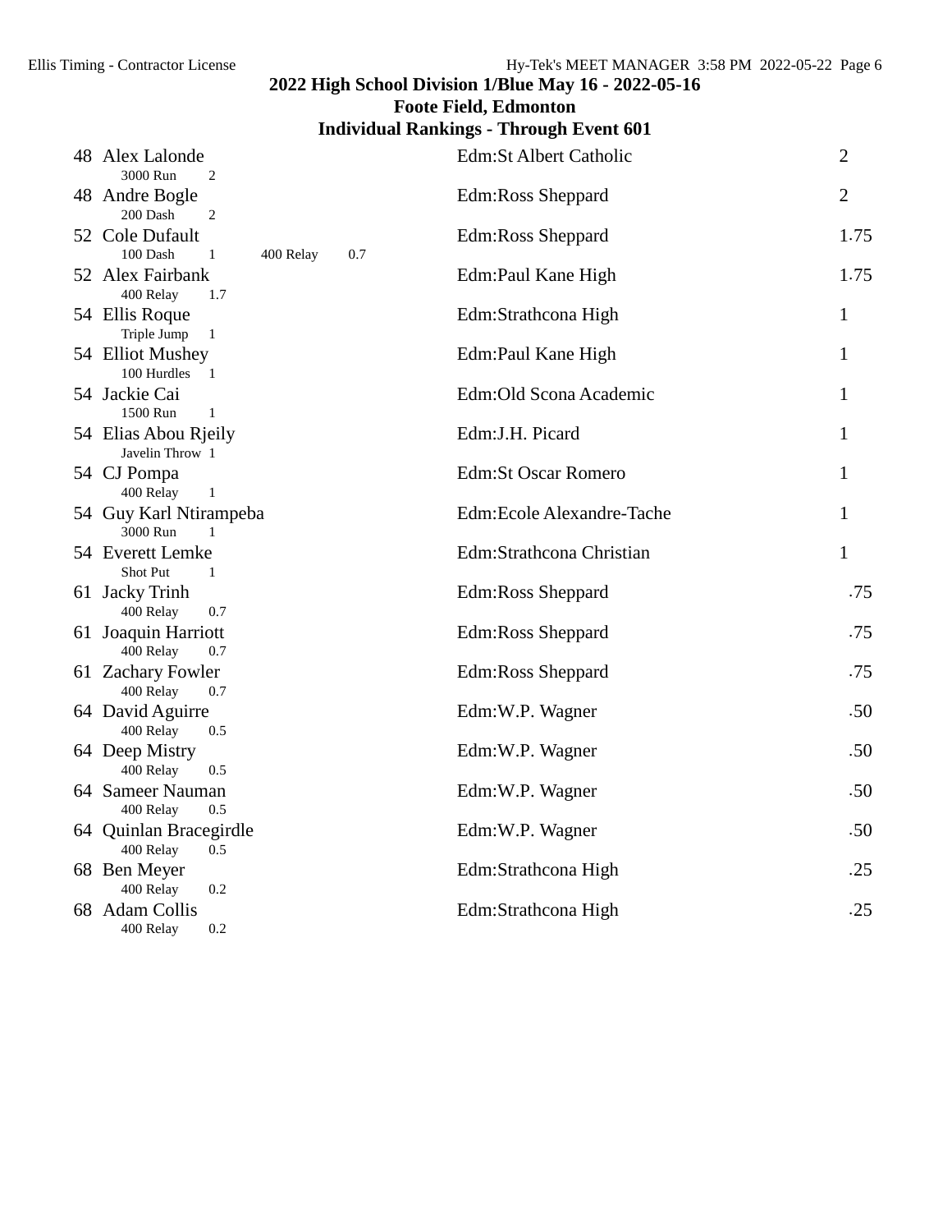## 2022 High School Division 1/Blue May 16 - 2022-05-16
### Foote Field, Edmonton
### Individual Rankings - Through Event 601

| Rank | Name | Team | Points |
|---|---|---|---|
| 48 | Alex Lalonde<br>3000 Run 2 | Edm:St Albert Catholic | 2 |
| 48 | Andre Bogle<br>200 Dash 2 | Edm:Ross Sheppard | 2 |
| 52 | Cole Dufault<br>100 Dash 1 400 Relay 0.7 | Edm:Ross Sheppard | 1.75 |
| 52 | Alex Fairbank<br>400 Relay 1.7 | Edm:Paul Kane High | 1.75 |
| 54 | Ellis Roque<br>Triple Jump 1 | Edm:Strathcona High | 1 |
| 54 | Elliot Mushey<br>100 Hurdles 1 | Edm:Paul Kane High | 1 |
| 54 | Jackie Cai<br>1500 Run 1 | Edm:Old Scona Academic | 1 |
| 54 | Elias Abou Rjeily<br>Javelin Throw 1 | Edm:J.H. Picard | 1 |
| 54 | CJ Pompa<br>400 Relay 1 | Edm:St Oscar Romero | 1 |
| 54 | Guy Karl Ntirampeba<br>3000 Run 1 | Edm:Ecole Alexandre-Tache | 1 |
| 54 | Everett Lemke<br>Shot Put 1 | Edm:Strathcona Christian | 1 |
| 61 | Jacky Trinh<br>400 Relay 0.7 | Edm:Ross Sheppard | .75 |
| 61 | Joaquin Harriott<br>400 Relay 0.7 | Edm:Ross Sheppard | .75 |
| 61 | Zachary Fowler<br>400 Relay 0.7 | Edm:Ross Sheppard | .75 |
| 64 | David Aguirre<br>400 Relay 0.5 | Edm:W.P. Wagner | .50 |
| 64 | Deep Mistry<br>400 Relay 0.5 | Edm:W.P. Wagner | .50 |
| 64 | Sameer Nauman<br>400 Relay 0.5 | Edm:W.P. Wagner | .50 |
| 64 | Quinlan Bracegirdle<br>400 Relay 0.5 | Edm:W.P. Wagner | .50 |
| 68 | Ben Meyer<br>400 Relay 0.2 | Edm:Strathcona High | .25 |
| 68 | Adam Collis<br>400 Relay 0.2 | Edm:Strathcona High | .25 |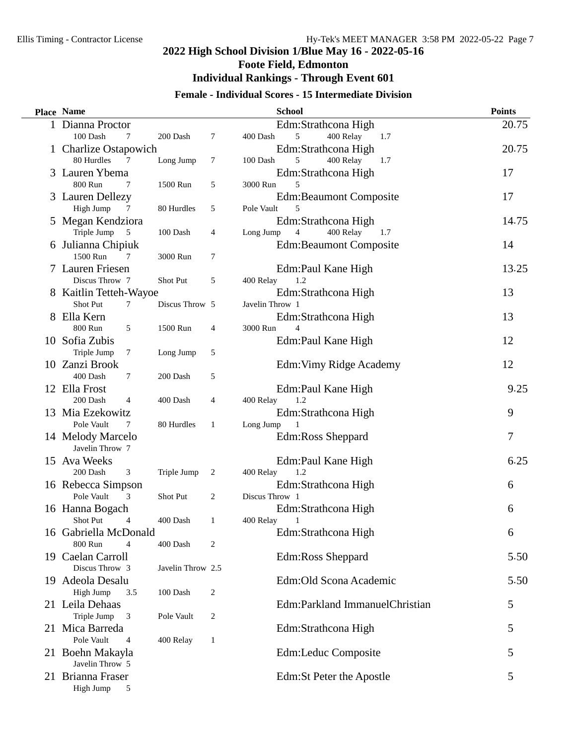# 2022 High School Division 1/Blue May 16 - 2022-05-16

## Foote Field, Edmonton

## Individual Rankings - Through Event 601

### Female - Individual Scores - 15 Intermediate Division

| Place | Name | School | Points |
|---|---|---|---|
| 1 | Dianna Proctor | Edm:Strathcona High | 20.75 |
| | 100 Dash 7, 200 Dash 7, 400 Dash 5, 400 Relay 1.7 | | |
| 1 | Charlize Ostapowich | Edm:Strathcona High | 20.75 |
| | 80 Hurdles 7, Long Jump 7, 100 Dash 5, 400 Relay 1.7 | | |
| 3 | Lauren Ybema | Edm:Strathcona High | 17 |
| | 800 Run 7, 1500 Run 5, 3000 Run 5 | | |
| 3 | Lauren Dellezy | Edm:Beaumont Composite | 17 |
| | High Jump 7, 80 Hurdles 5, Pole Vault 5 | | |
| 5 | Megan Kendziora | Edm:Strathcona High | 14.75 |
| | Triple Jump 5, 100 Dash 4, Long Jump 4, 400 Relay 1.7 | | |
| 6 | Julianna Chipiuk | Edm:Beaumont Composite | 14 |
| | 1500 Run 7, 3000 Run 7 | | |
| 7 | Lauren Friesen | Edm:Paul Kane High | 13.25 |
| | Discus Throw 7, Shot Put 5, 400 Relay 1.2 | | |
| 8 | Kaitlin Tetteh-Wayoe | Edm:Strathcona High | 13 |
| | Shot Put 7, Discus Throw 5, Javelin Throw 1 | | |
| 8 | Ella Kern | Edm:Strathcona High | 13 |
| | 800 Run 5, 1500 Run 4, 3000 Run 4 | | |
| 10 | Sofia Zubis | Edm:Paul Kane High | 12 |
| | Triple Jump 7, Long Jump 5 | | |
| 10 | Zanzi Brook | Edm:Vimy Ridge Academy | 12 |
| | 400 Dash 7, 200 Dash 5 | | |
| 12 | Ella Frost | Edm:Paul Kane High | 9.25 |
| | 200 Dash 4, 400 Dash 4, 400 Relay 1.2 | | |
| 13 | Mia Ezekowitz | Edm:Strathcona High | 9 |
| | Pole Vault 7, 80 Hurdles 1, Long Jump 1 | | |
| 14 | Melody Marcelo | Edm:Ross Sheppard | 7 |
| | Javelin Throw 7 | | |
| 15 | Ava Weeks | Edm:Paul Kane High | 6.25 |
| | 200 Dash 3, Triple Jump 2, 400 Relay 1.2 | | |
| 16 | Rebecca Simpson | Edm:Strathcona High | 6 |
| | Pole Vault 3, Shot Put 2, Discus Throw 1 | | |
| 16 | Hanna Bogach | Edm:Strathcona High | 6 |
| | Shot Put 4, 400 Dash 1, 400 Relay 1 | | |
| 16 | Gabriella McDonald | Edm:Strathcona High | 6 |
| | 800 Run 4, 400 Dash 2 | | |
| 19 | Caelan Carroll | Edm:Ross Sheppard | 5.50 |
| | Discus Throw 3, Javelin Throw 2.5 | | |
| 19 | Adeola Desalu | Edm:Old Scona Academic | 5.50 |
| | High Jump 3.5, 100 Dash 2 | | |
| 21 | Leila Dehaas | Edm:Parkland ImmanuelChristian | 5 |
| | Triple Jump 3, Pole Vault 2 | | |
| 21 | Mica Barreda | Edm:Strathcona High | 5 |
| | Pole Vault 4, 400 Relay 1 | | |
| 21 | Boehn Makayla | Edm:Leduc Composite | 5 |
| | Javelin Throw 5 | | |
| 21 | Brianna Fraser | Edm:St Peter the Apostle | 5 |
| | High Jump 5 | | |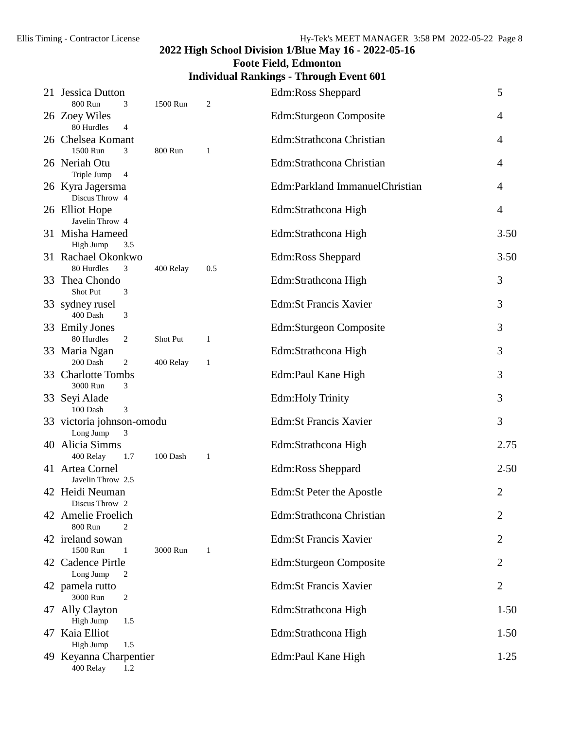## 2022 High School Division 1/Blue May 16 - 2022-05-16

### Foote Field, Edmonton

### Individual Rankings - Through Event 601

| Rank | Name | Events | School | Points |
|---|---|---|---|---|
| 21 | Jessica Dutton | 800 Run 3, 1500 Run 2 | Edm:Ross Sheppard | 5 |
| 26 | Zoey Wiles | 80 Hurdles 4 | Edm:Sturgeon Composite | 4 |
| 26 | Chelsea Komant | 1500 Run 3, 800 Run 1 | Edm:Strathcona Christian | 4 |
| 26 | Neriah Otu | Triple Jump 4 | Edm:Strathcona Christian | 4 |
| 26 | Kyra Jagersma | Discus Throw 4 | Edm:Parkland ImmanuelChristian | 4 |
| 26 | Elliot Hope | Javelin Throw 4 | Edm:Strathcona High | 4 |
| 31 | Misha Hameed | High Jump 3.5 | Edm:Strathcona High | 3.50 |
| 31 | Rachael Okonkwo | 80 Hurdles 3, 400 Relay 0.5 | Edm:Ross Sheppard | 3.50 |
| 33 | Thea Chondo | Shot Put 3 | Edm:Strathcona High | 3 |
| 33 | sydney rusel | 400 Dash 3 | Edm:St Francis Xavier | 3 |
| 33 | Emily Jones | 80 Hurdles 2, Shot Put 1 | Edm:Sturgeon Composite | 3 |
| 33 | Maria Ngan | 200 Dash 2, 400 Relay 1 | Edm:Strathcona High | 3 |
| 33 | Charlotte Tombs | 3000 Run 3 | Edm:Paul Kane High | 3 |
| 33 | Seyi Alade | 100 Dash 3 | Edm:Holy Trinity | 3 |
| 33 | victoria johnson-omodu | Long Jump 3 | Edm:St Francis Xavier | 3 |
| 40 | Alicia Simms | 400 Relay 1.7, 100 Dash 1 | Edm:Strathcona High | 2.75 |
| 41 | Artea Cornel | Javelin Throw 2.5 | Edm:Ross Sheppard | 2.50 |
| 42 | Heidi Neuman | Discus Throw 2 | Edm:St Peter the Apostle | 2 |
| 42 | Amelie Froelich | 800 Run 2 | Edm:Strathcona Christian | 2 |
| 42 | ireland sowan | 1500 Run 1, 3000 Run 1 | Edm:St Francis Xavier | 2 |
| 42 | Cadence Pirtle | Long Jump 2 | Edm:Sturgeon Composite | 2 |
| 42 | pamela rutto | 3000 Run 2 | Edm:St Francis Xavier | 2 |
| 47 | Ally Clayton | High Jump 1.5 | Edm:Strathcona High | 1.50 |
| 47 | Kaia Elliot | High Jump 1.5 | Edm:Strathcona High | 1.50 |
| 49 | Keyanna Charpentier | 400 Relay 1.2 | Edm:Paul Kane High | 1.25 |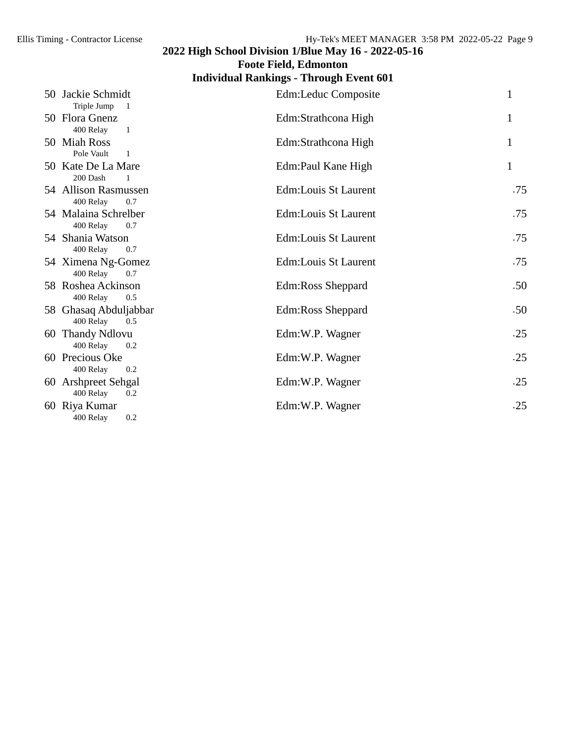## 2022 High School Division 1/Blue May 16 - 2022-05-16
## Foote Field, Edmonton
## Individual Rankings - Through Event 601

| Rank | Name | Event | Event Points | School | Points |
|---|---|---|---|---|---|
| 50 | Jackie Schmidt | Triple Jump | 1 | Edm:Leduc Composite | 1 |
| 50 | Flora Gnenz | 400 Relay | 1 | Edm:Strathcona High | 1 |
| 50 | Miah Ross | Pole Vault | 1 | Edm:Strathcona High | 1 |
| 50 | Kate De La Mare | 200 Dash | 1 | Edm:Paul Kane High | 1 |
| 54 | Allison Rasmussen | 400 Relay | 0.7 | Edm:Louis St Laurent | .75 |
| 54 | Malaina Schrelber | 400 Relay | 0.7 | Edm:Louis St Laurent | .75 |
| 54 | Shania Watson | 400 Relay | 0.7 | Edm:Louis St Laurent | .75 |
| 54 | Ximena Ng-Gomez | 400 Relay | 0.7 | Edm:Louis St Laurent | .75 |
| 58 | Roshea Ackinson | 400 Relay | 0.5 | Edm:Ross Sheppard | .50 |
| 58 | Ghasaq Abduljabbar | 400 Relay | 0.5 | Edm:Ross Sheppard | .50 |
| 60 | Thandy Ndlovu | 400 Relay | 0.2 | Edm:W.P. Wagner | .25 |
| 60 | Precious Oke | 400 Relay | 0.2 | Edm:W.P. Wagner | .25 |
| 60 | Arshpreet Sehgal | 400 Relay | 0.2 | Edm:W.P. Wagner | .25 |
| 60 | Riya Kumar | 400 Relay | 0.2 | Edm:W.P. Wagner | .25 |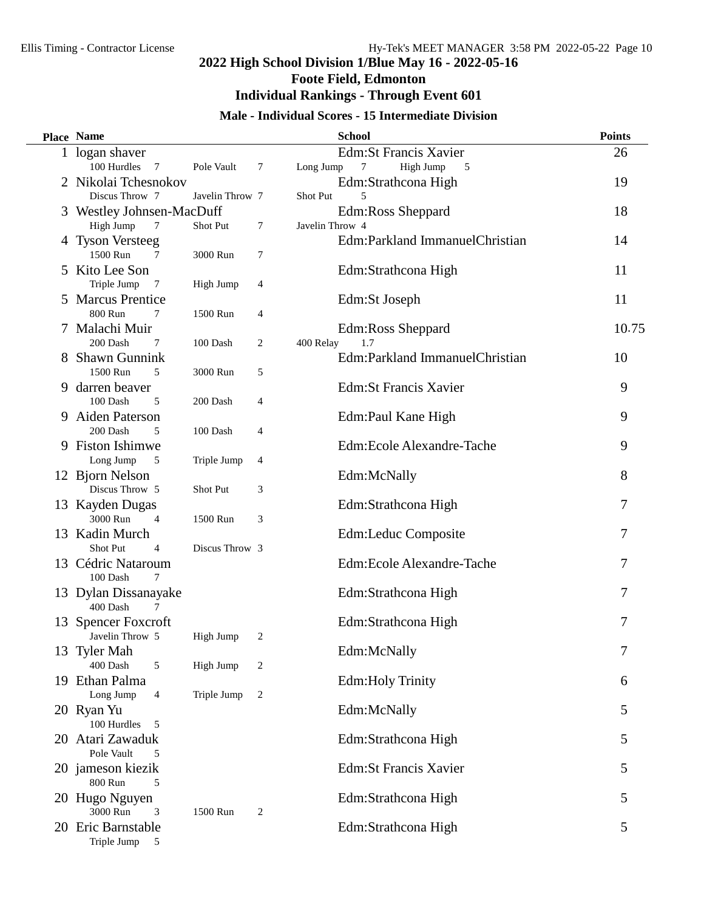# 2022 High School Division 1/Blue May 16 - 2022-05-16

## Foote Field, Edmonton

## Individual Rankings - Through Event 601

### Male - Individual Scores - 15 Intermediate Division

| Place | Name | School | Points |
|---|---|---|---|
| 1 | logan shaver<br>100 Hurdles 7, Pole Vault 7, Long Jump 7, High Jump 5 | Edm:St Francis Xavier | 26 |
| 2 | Nikolai Tchesnokov<br>Discus Throw 7, Javelin Throw 7, Shot Put 5 | Edm:Strathcona High | 19 |
| 3 | Westley Johnsen-MacDuff<br>High Jump 7, Shot Put 7, Javelin Throw 4 | Edm:Ross Sheppard | 18 |
| 4 | Tyson Versteeg<br>1500 Run 7, 3000 Run 7 | Edm:Parkland ImmanuelChristian | 14 |
| 5 | Kito Lee Son<br>Triple Jump 7, High Jump 4 | Edm:Strathcona High | 11 |
| 5 | Marcus Prentice<br>800 Run 7, 1500 Run 4 | Edm:St Joseph | 11 |
| 7 | Malachi Muir<br>200 Dash 7, 100 Dash 2, 400 Relay 1.7 | Edm:Ross Sheppard | 10.75 |
| 8 | Shawn Gunnink<br>1500 Run 5, 3000 Run 5 | Edm:Parkland ImmanuelChristian | 10 |
| 9 | darren beaver<br>100 Dash 5, 200 Dash 4 | Edm:St Francis Xavier | 9 |
| 9 | Aiden Paterson<br>200 Dash 5, 100 Dash 4 | Edm:Paul Kane High | 9 |
| 9 | Fiston Ishimwe<br>Long Jump 5, Triple Jump 4 | Edm:Ecole Alexandre-Tache | 9 |
| 12 | Bjorn Nelson<br>Discus Throw 5, Shot Put 3 | Edm:McNally | 8 |
| 13 | Kayden Dugas<br>3000 Run 4, 1500 Run 3 | Edm:Strathcona High | 7 |
| 13 | Kadin Murch<br>Shot Put 4, Discus Throw 3 | Edm:Leduc Composite | 7 |
| 13 | Cédric Nataroum<br>100 Dash 7 | Edm:Ecole Alexandre-Tache | 7 |
| 13 | Dylan Dissanayake<br>400 Dash 7 | Edm:Strathcona High | 7 |
| 13 | Spencer Foxcroft<br>Javelin Throw 5, High Jump 2 | Edm:Strathcona High | 7 |
| 13 | Tyler Mah<br>400 Dash 5, High Jump 2 | Edm:McNally | 7 |
| 19 | Ethan Palma<br>Long Jump 4, Triple Jump 2 | Edm:Holy Trinity | 6 |
| 20 | Ryan Yu<br>100 Hurdles 5 | Edm:McNally | 5 |
| 20 | Atari Zawaduk<br>Pole Vault 5 | Edm:Strathcona High | 5 |
| 20 | jameson kiezik<br>800 Run 5 | Edm:St Francis Xavier | 5 |
| 20 | Hugo Nguyen<br>3000 Run 3, 1500 Run 2 | Edm:Strathcona High | 5 |
| 20 | Eric Barnstable<br>Triple Jump 5 | Edm:Strathcona High | 5 |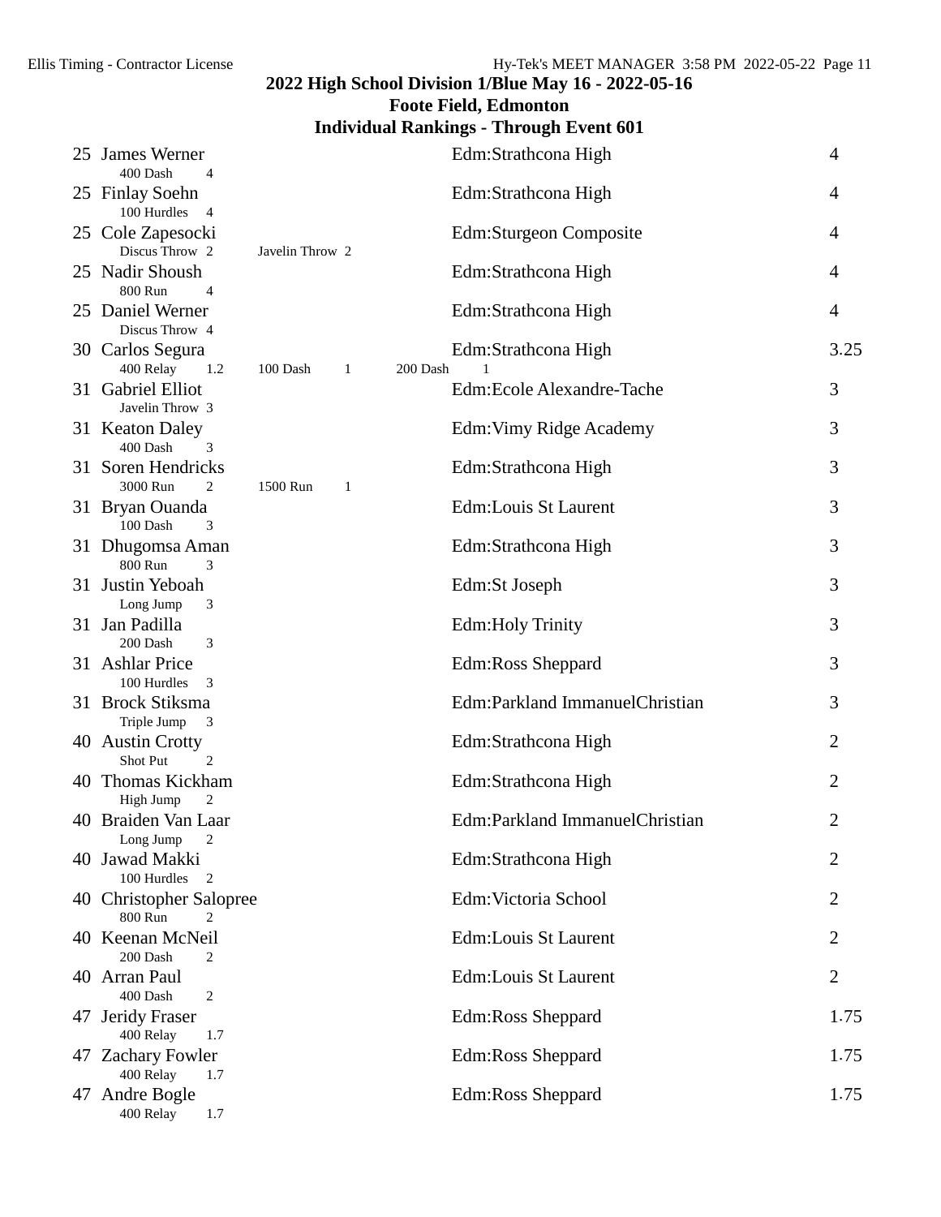# 2022 High School Division 1/Blue May 16 - 2022-05-16

## Foote Field, Edmonton

## Individual Rankings - Through Event 601

| Rank | Name | Events | School | Points |
|---|---|---|---|---|
| 25 | James Werner | 400 Dash 4 | Edm:Strathcona High | 4 |
| 25 | Finlay Soehn | 100 Hurdles 4 | Edm:Strathcona High | 4 |
| 25 | Cole Zapesocki | Discus Throw 2; Javelin Throw 2 | Edm:Sturgeon Composite | 4 |
| 25 | Nadir Shoush | 800 Run 4 | Edm:Strathcona High | 4 |
| 25 | Daniel Werner | Discus Throw 4 | Edm:Strathcona High | 4 |
| 30 | Carlos Segura | 400 Relay 1.2; 100 Dash 1; 200 Dash 1 | Edm:Strathcona High | 3.25 |
| 31 | Gabriel Elliot | Javelin Throw 3 | Edm:Ecole Alexandre-Tache | 3 |
| 31 | Keaton Daley | 400 Dash 3 | Edm:Vimy Ridge Academy | 3 |
| 31 | Soren Hendricks | 3000 Run 2; 1500 Run 1 | Edm:Strathcona High | 3 |
| 31 | Bryan Ouanda | 100 Dash 3 | Edm:Louis St Laurent | 3 |
| 31 | Dhugomsa Aman | 800 Run 3 | Edm:Strathcona High | 3 |
| 31 | Justin Yeboah | Long Jump 3 | Edm:St Joseph | 3 |
| 31 | Jan Padilla | 200 Dash 3 | Edm:Holy Trinity | 3 |
| 31 | Ashlar Price | 100 Hurdles 3 | Edm:Ross Sheppard | 3 |
| 31 | Brock Stiksma | Triple Jump 3 | Edm:Parkland ImmanuelChristian | 3 |
| 40 | Austin Crotty | Shot Put 2 | Edm:Strathcona High | 2 |
| 40 | Thomas Kickham | High Jump 2 | Edm:Strathcona High | 2 |
| 40 | Braiden Van Laar | Long Jump 2 | Edm:Parkland ImmanuelChristian | 2 |
| 40 | Jawad Makki | 100 Hurdles 2 | Edm:Strathcona High | 2 |
| 40 | Christopher Salopree | 800 Run 2 | Edm:Victoria School | 2 |
| 40 | Keenan McNeil | 200 Dash 2 | Edm:Louis St Laurent | 2 |
| 40 | Arran Paul | 400 Dash 2 | Edm:Louis St Laurent | 2 |
| 47 | Jeridy Fraser | 400 Relay 1.7 | Edm:Ross Sheppard | 1.75 |
| 47 | Zachary Fowler | 400 Relay 1.7 | Edm:Ross Sheppard | 1.75 |
| 47 | Andre Bogle | 400 Relay 1.7 | Edm:Ross Sheppard | 1.75 |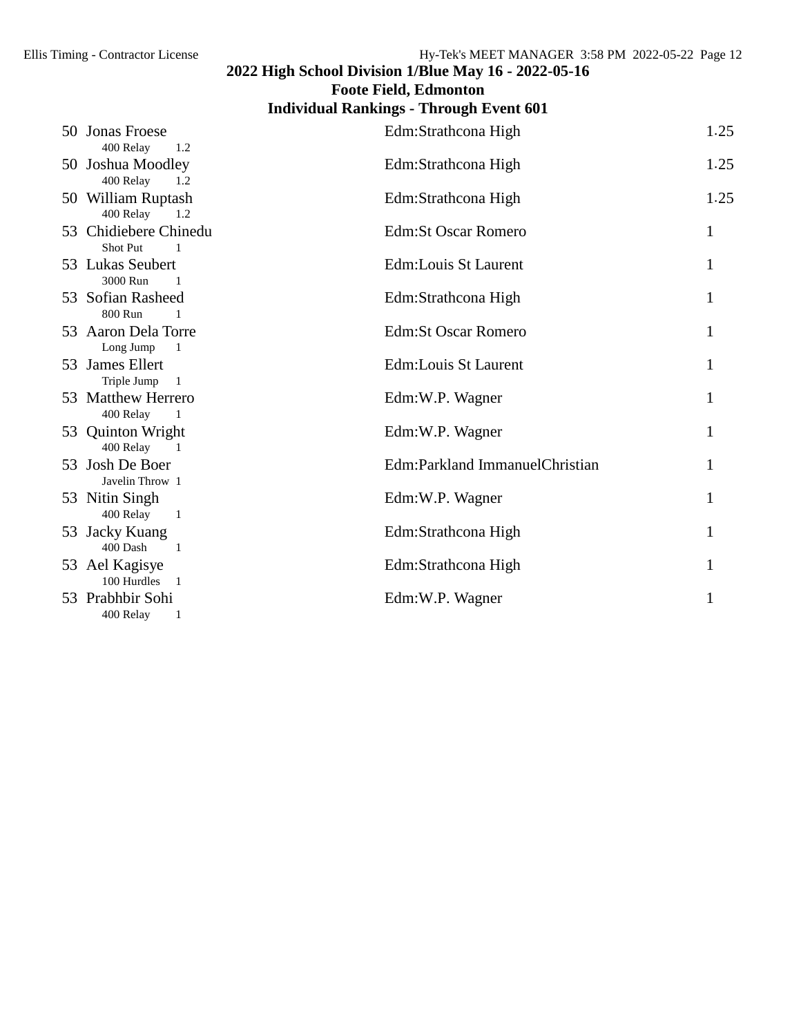## 2022 High School Division 1/Blue May 16 - 2022-05-16
## Foote Field, Edmonton
## Individual Rankings - Through Event 601

| Rank | Name | School | Points |
|---|---|---|---|
| 50 | Jonas Froese<br>400 Relay 1.2 | Edm:Strathcona High | 1.25 |
| 50 | Joshua Moodley<br>400 Relay 1.2 | Edm:Strathcona High | 1.25 |
| 50 | William Ruptash<br>400 Relay 1.2 | Edm:Strathcona High | 1.25 |
| 53 | Chidiebere Chinedu<br>Shot Put 1 | Edm:St Oscar Romero | 1 |
| 53 | Lukas Seubert<br>3000 Run 1 | Edm:Louis St Laurent | 1 |
| 53 | Sofian Rasheed<br>800 Run 1 | Edm:Strathcona High | 1 |
| 53 | Aaron Dela Torre<br>Long Jump 1 | Edm:St Oscar Romero | 1 |
| 53 | James Ellert<br>Triple Jump 1 | Edm:Louis St Laurent | 1 |
| 53 | Matthew Herrero<br>400 Relay 1 | Edm:W.P. Wagner | 1 |
| 53 | Quinton Wright<br>400 Relay 1 | Edm:W.P. Wagner | 1 |
| 53 | Josh De Boer<br>Javelin Throw 1 | Edm:Parkland ImmanuelChristian | 1 |
| 53 | Nitin Singh<br>400 Relay 1 | Edm:W.P. Wagner | 1 |
| 53 | Jacky Kuang<br>400 Dash 1 | Edm:Strathcona High | 1 |
| 53 | Ael Kagisye<br>100 Hurdles 1 | Edm:Strathcona High | 1 |
| 53 | Prabhbir Sohi<br>400 Relay 1 | Edm:W.P. Wagner | 1 |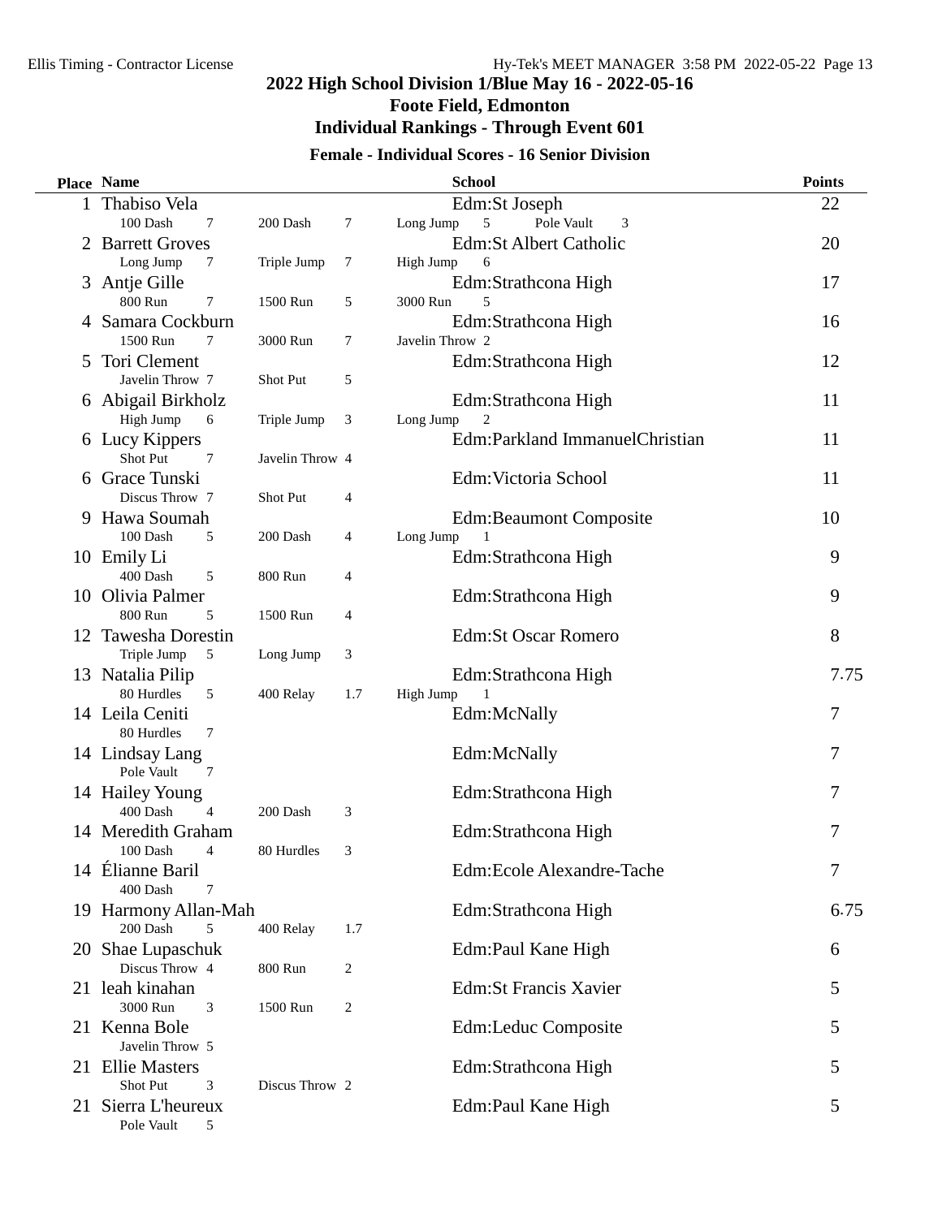## 2022 High School Division 1/Blue May 16 - 2022-05-16

## Foote Field, Edmonton

## Individual Rankings - Through Event 601

### Female - Individual Scores - 16 Senior Division

| Place | Name | School | Points |
|---|---|---|---|
| 1 | Thabiso Vela | Edm:St Joseph | 22 |
| | 100 Dash 7 &nbsp; 200 Dash 7 &nbsp; Long Jump 5 &nbsp; Pole Vault 3 | | |
| 2 | Barrett Groves | Edm:St Albert Catholic | 20 |
| | Long Jump 7 &nbsp; Triple Jump 7 &nbsp; High Jump 6 | | |
| 3 | Antje Gille | Edm:Strathcona High | 17 |
| | 800 Run 7 &nbsp; 1500 Run 5 &nbsp; 3000 Run 5 | | |
| 4 | Samara Cockburn | Edm:Strathcona High | 16 |
| | 1500 Run 7 &nbsp; 3000 Run 7 &nbsp; Javelin Throw 2 | | |
| 5 | Tori Clement | Edm:Strathcona High | 12 |
| | Javelin Throw 7 &nbsp; Shot Put 5 | | |
| 6 | Abigail Birkholz | Edm:Strathcona High | 11 |
| | High Jump 6 &nbsp; Triple Jump 3 &nbsp; Long Jump 2 | | |
| 6 | Lucy Kippers | Edm:Parkland ImmanuelChristian | 11 |
| | Shot Put 7 &nbsp; Javelin Throw 4 | | |
| 6 | Grace Tunski | Edm:Victoria School | 11 |
| | Discus Throw 7 &nbsp; Shot Put 4 | | |
| 9 | Hawa Soumah | Edm:Beaumont Composite | 10 |
| | 100 Dash 5 &nbsp; 200 Dash 4 &nbsp; Long Jump 1 | | |
| 10 | Emily Li | Edm:Strathcona High | 9 |
| | 400 Dash 5 &nbsp; 800 Run 4 | | |
| 10 | Olivia Palmer | Edm:Strathcona High | 9 |
| | 800 Run 5 &nbsp; 1500 Run 4 | | |
| 12 | Tawesha Dorestin | Edm:St Oscar Romero | 8 |
| | Triple Jump 5 &nbsp; Long Jump 3 | | |
| 13 | Natalia Pilip | Edm:Strathcona High | 7.75 |
| | 80 Hurdles 5 &nbsp; 400 Relay 1.7 &nbsp; High Jump 1 | | |
| 14 | Leila Ceniti | Edm:McNally | 7 |
| | 80 Hurdles 7 | | |
| 14 | Lindsay Lang | Edm:McNally | 7 |
| | Pole Vault 7 | | |
| 14 | Hailey Young | Edm:Strathcona High | 7 |
| | 400 Dash 4 &nbsp; 200 Dash 3 | | |
| 14 | Meredith Graham | Edm:Strathcona High | 7 |
| | 100 Dash 4 &nbsp; 80 Hurdles 3 | | |
| 14 | Élianne Baril | Edm:Ecole Alexandre-Tache | 7 |
| | 400 Dash 7 | | |
| 19 | Harmony Allan-Mah | Edm:Strathcona High | 6.75 |
| | 200 Dash 5 &nbsp; 400 Relay 1.7 | | |
| 20 | Shae Lupaschuk | Edm:Paul Kane High | 6 |
| | Discus Throw 4 &nbsp; 800 Run 2 | | |
| 21 | leah kinahan | Edm:St Francis Xavier | 5 |
| | 3000 Run 3 &nbsp; 1500 Run 2 | | |
| 21 | Kenna Bole | Edm:Leduc Composite | 5 |
| | Javelin Throw 5 | | |
| 21 | Ellie Masters | Edm:Strathcona High | 5 |
| | Shot Put 3 &nbsp; Discus Throw 2 | | |
| 21 | Sierra L'heureux | Edm:Paul Kane High | 5 |
| | Pole Vault 5 | | |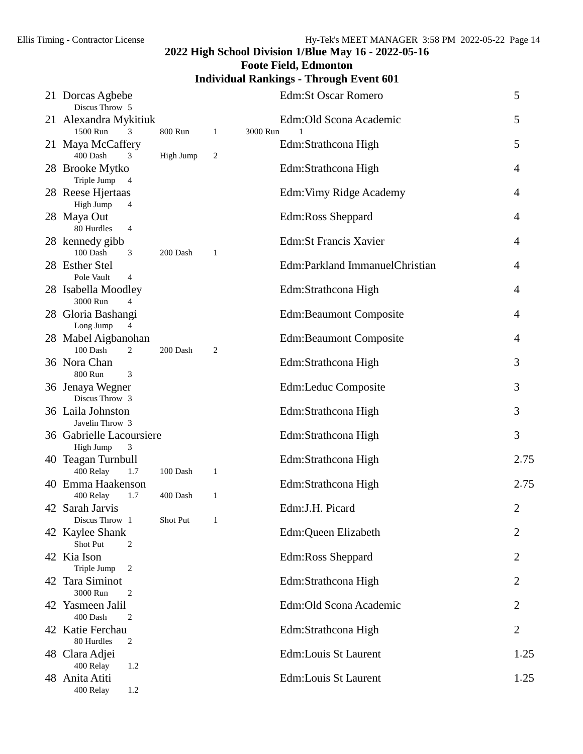## 2022 High School Division 1/Blue May 16 - 2022-05-16

### Foote Field, Edmonton

### Individual Rankings - Through Event 601

| Rank | Name / Events | School | Points |
|---|---|---|---|
| 21 | Dorcas Agbebe<br>Discus Throw 5 | Edm:St Oscar Romero | 5 |
| 21 | Alexandra Mykitiuk<br>1500 Run 3, 800 Run 1, 3000 Run 1 | Edm:Old Scona Academic | 5 |
| 21 | Maya McCaffery<br>400 Dash 3, High Jump 2 | Edm:Strathcona High | 5 |
| 28 | Brooke Mytko<br>Triple Jump 4 | Edm:Strathcona High | 4 |
| 28 | Reese Hjertaas<br>High Jump 4 | Edm:Vimy Ridge Academy | 4 |
| 28 | Maya Out<br>80 Hurdles 4 | Edm:Ross Sheppard | 4 |
| 28 | kennedy gibb<br>100 Dash 3, 200 Dash 1 | Edm:St Francis Xavier | 4 |
| 28 | Esther Stel<br>Pole Vault 4 | Edm:Parkland ImmanuelChristian | 4 |
| 28 | Isabella Moodley<br>3000 Run 4 | Edm:Strathcona High | 4 |
| 28 | Gloria Bashangi<br>Long Jump 4 | Edm:Beaumont Composite | 4 |
| 28 | Mabel Aigbanohan<br>100 Dash 2, 200 Dash 2 | Edm:Beaumont Composite | 4 |
| 36 | Nora Chan<br>800 Run 3 | Edm:Strathcona High | 3 |
| 36 | Jenaya Wegner<br>Discus Throw 3 | Edm:Leduc Composite | 3 |
| 36 | Laila Johnston<br>Javelin Throw 3 | Edm:Strathcona High | 3 |
| 36 | Gabrielle Lacoursiere<br>High Jump 3 | Edm:Strathcona High | 3 |
| 40 | Teagan Turnbull<br>400 Relay 1.7, 100 Dash 1 | Edm:Strathcona High | 2.75 |
| 40 | Emma Haakenson<br>400 Relay 1.7, 400 Dash 1 | Edm:Strathcona High | 2.75 |
| 42 | Sarah Jarvis<br>Discus Throw 1, Shot Put 1 | Edm:J.H. Picard | 2 |
| 42 | Kaylee Shank<br>Shot Put 2 | Edm:Queen Elizabeth | 2 |
| 42 | Kia Ison<br>Triple Jump 2 | Edm:Ross Sheppard | 2 |
| 42 | Tara Siminot<br>3000 Run 2 | Edm:Strathcona High | 2 |
| 42 | Yasmeen Jalil<br>400 Dash 2 | Edm:Old Scona Academic | 2 |
| 42 | Katie Ferchau<br>80 Hurdles 2 | Edm:Strathcona High | 2 |
| 48 | Clara Adjei<br>400 Relay 1.2 | Edm:Louis St Laurent | 1.25 |
| 48 | Anita Atiti<br>400 Relay 1.2 | Edm:Louis St Laurent | 1.25 |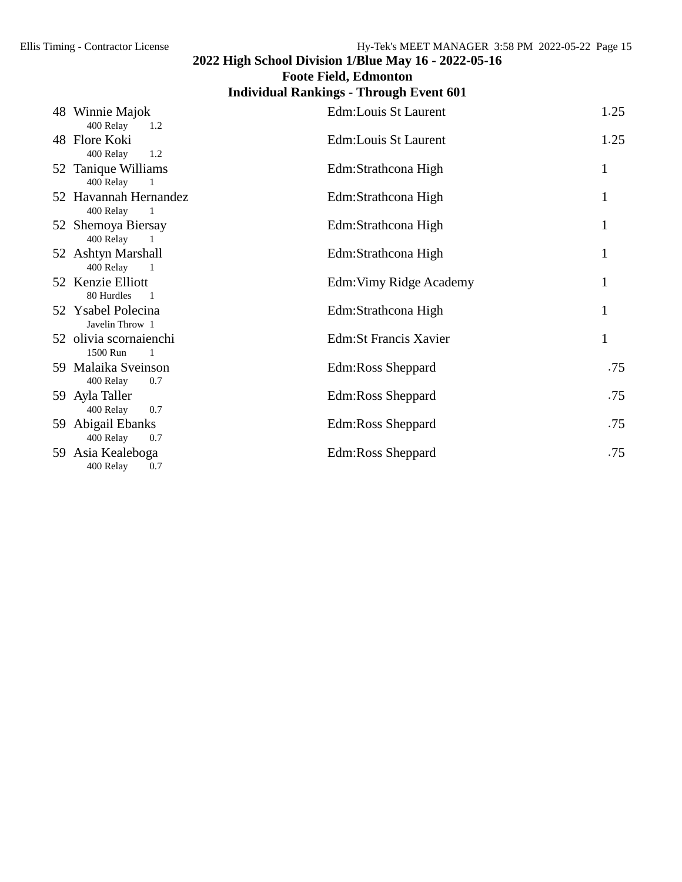## 2022 High School Division 1/Blue May 16 - 2022-05-16

### Foote Field, Edmonton

### Individual Rankings - Through Event 601

| Rank | Name / Event | School | Points |
|---|---|---|---|
| 48 | Winnie Majok<br>400 Relay 1.2 | Edm:Louis St Laurent | 1.25 |
| 48 | Flore Koki<br>400 Relay 1.2 | Edm:Louis St Laurent | 1.25 |
| 52 | Tanique Williams<br>400 Relay 1 | Edm:Strathcona High | 1 |
| 52 | Havannah Hernandez<br>400 Relay 1 | Edm:Strathcona High | 1 |
| 52 | Shemoya Biersay<br>400 Relay 1 | Edm:Strathcona High | 1 |
| 52 | Ashtyn Marshall<br>400 Relay 1 | Edm:Strathcona High | 1 |
| 52 | Kenzie Elliott<br>80 Hurdles 1 | Edm:Vimy Ridge Academy | 1 |
| 52 | Ysabel Polecina<br>Javelin Throw 1 | Edm:Strathcona High | 1 |
| 52 | olivia scornaienchi<br>1500 Run 1 | Edm:St Francis Xavier | 1 |
| 59 | Malaika Sveinson<br>400 Relay 0.7 | Edm:Ross Sheppard | .75 |
| 59 | Ayla Taller<br>400 Relay 0.7 | Edm:Ross Sheppard | .75 |
| 59 | Abigail Ebanks<br>400 Relay 0.7 | Edm:Ross Sheppard | .75 |
| 59 | Asia Kealeboga<br>400 Relay 0.7 | Edm:Ross Sheppard | .75 |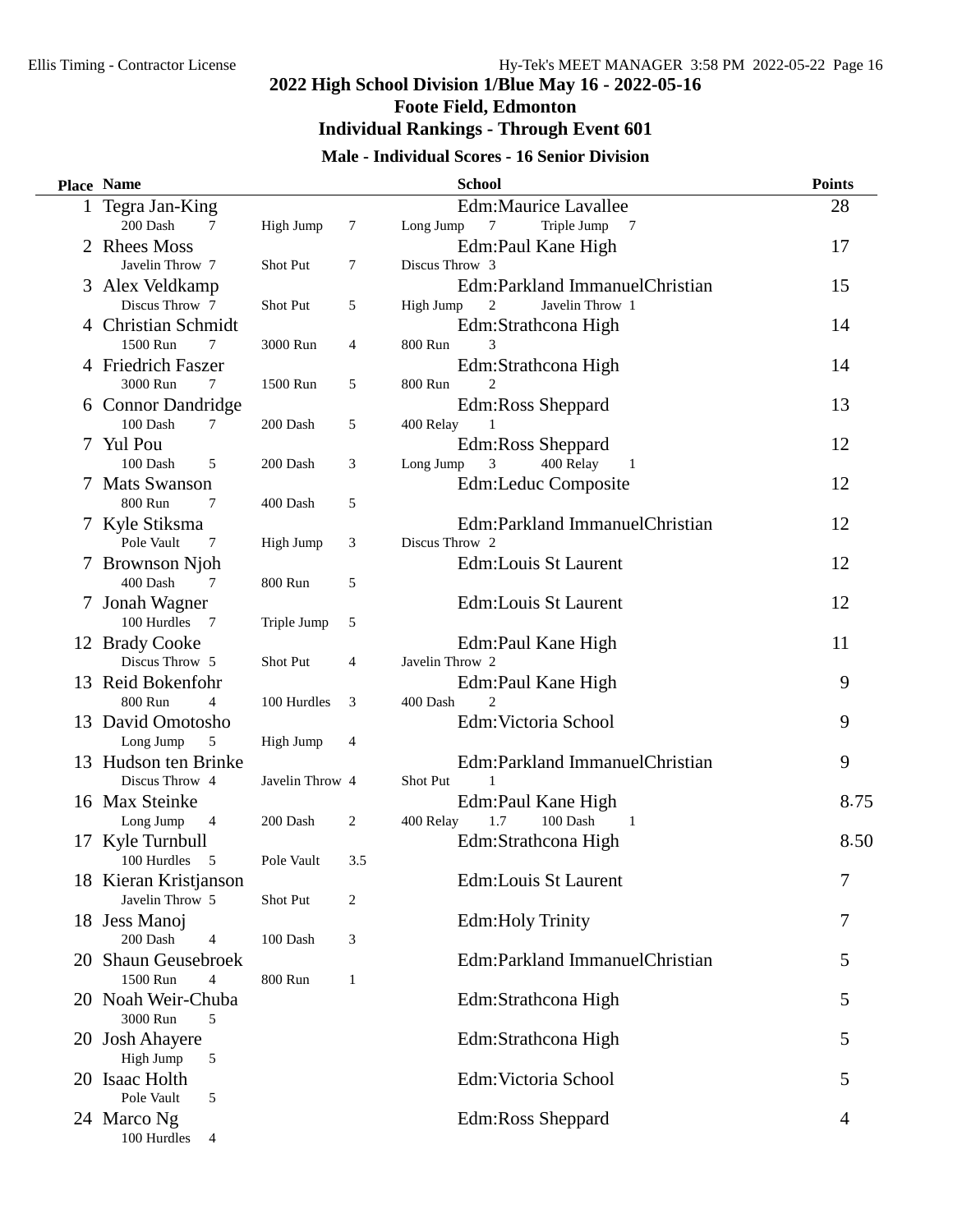# 2022 High School Division 1/Blue May 16 - 2022-05-16

## Foote Field, Edmonton

## Individual Rankings - Through Event 601

### Male - Individual Scores - 16 Senior Division

| Place | Name | School | Points |
|---|---|---|---|
| 1 | Tegra Jan-King | Edm:Maurice Lavallee | 28 |
| | 200 Dash 7, High Jump 7, Long Jump 7, Triple Jump 7 | | |
| 2 | Rhees Moss | Edm:Paul Kane High | 17 |
| | Javelin Throw 7, Shot Put 7, Discus Throw 3 | | |
| 3 | Alex Veldkamp | Edm:Parkland ImmanuelChristian | 15 |
| | Discus Throw 7, Shot Put 5, High Jump 2, Javelin Throw 1 | | |
| 4 | Christian Schmidt | Edm:Strathcona High | 14 |
| | 1500 Run 7, 3000 Run 4, 800 Run 3 | | |
| 4 | Friedrich Faszer | Edm:Strathcona High | 14 |
| | 3000 Run 7, 1500 Run 5, 800 Run 2 | | |
| 6 | Connor Dandridge | Edm:Ross Sheppard | 13 |
| | 100 Dash 7, 200 Dash 5, 400 Relay 1 | | |
| 7 | Yul Pou | Edm:Ross Sheppard | 12 |
| | 100 Dash 5, 200 Dash 3, Long Jump 3, 400 Relay 1 | | |
| 7 | Mats Swanson | Edm:Leduc Composite | 12 |
| | 800 Run 7, 400 Dash 5 | | |
| 7 | Kyle Stiksma | Edm:Parkland ImmanuelChristian | 12 |
| | Pole Vault 7, High Jump 3, Discus Throw 2 | | |
| 7 | Brownson Njoh | Edm:Louis St Laurent | 12 |
| | 400 Dash 7, 800 Run 5 | | |
| 7 | Jonah Wagner | Edm:Louis St Laurent | 12 |
| | 100 Hurdles 7, Triple Jump 5 | | |
| 12 | Brady Cooke | Edm:Paul Kane High | 11 |
| | Discus Throw 5, Shot Put 4, Javelin Throw 2 | | |
| 13 | Reid Bokenfohr | Edm:Paul Kane High | 9 |
| | 800 Run 4, 100 Hurdles 3, 400 Dash 2 | | |
| 13 | David Omotosho | Edm:Victoria School | 9 |
| | Long Jump 5, High Jump 4 | | |
| 13 | Hudson ten Brinke | Edm:Parkland ImmanuelChristian | 9 |
| | Discus Throw 4, Javelin Throw 4, Shot Put 1 | | |
| 16 | Max Steinke | Edm:Paul Kane High | 8.75 |
| | Long Jump 4, 200 Dash 2, 400 Relay 1.7, 100 Dash 1 | | |
| 17 | Kyle Turnbull | Edm:Strathcona High | 8.50 |
| | 100 Hurdles 5, Pole Vault 3.5 | | |
| 18 | Kieran Kristjanson | Edm:Louis St Laurent | 7 |
| | Javelin Throw 5, Shot Put 2 | | |
| 18 | Jess Manoj | Edm:Holy Trinity | 7 |
| | 200 Dash 4, 100 Dash 3 | | |
| 20 | Shaun Geusebroek | Edm:Parkland ImmanuelChristian | 5 |
| | 1500 Run 4, 800 Run 1 | | |
| 20 | Noah Weir-Chuba | Edm:Strathcona High | 5 |
| | 3000 Run 5 | | |
| 20 | Josh Ahayere | Edm:Strathcona High | 5 |
| | High Jump 5 | | |
| 20 | Isaac Holth | Edm:Victoria School | 5 |
| | Pole Vault 5 | | |
| 24 | Marco Ng | Edm:Ross Sheppard | 4 |
| | 100 Hurdles 4 | | |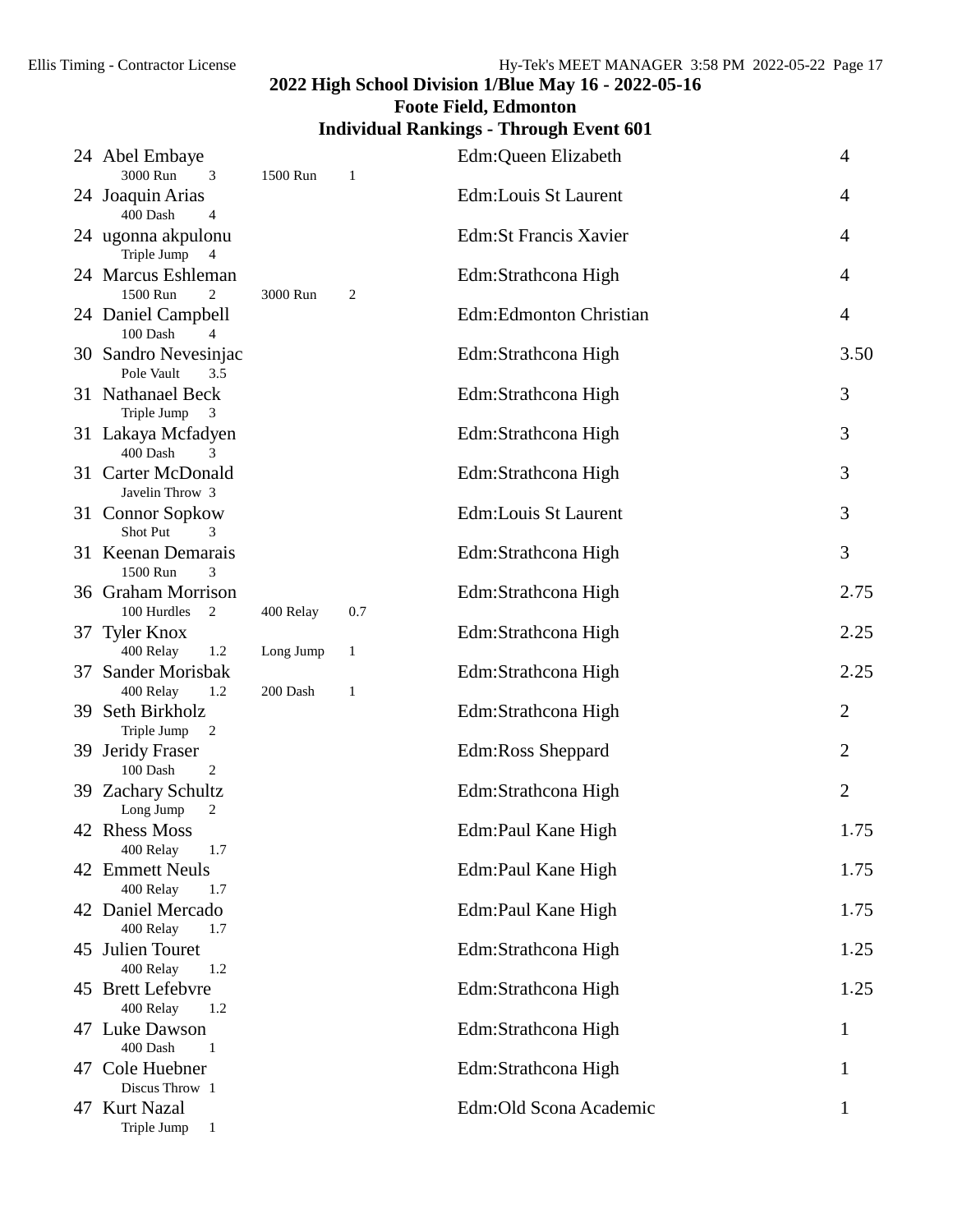## 2022 High School Division 1/Blue May 16 - 2022-05-16
## Foote Field, Edmonton
## Individual Rankings - Through Event 601

| Rank | Name | Events | School | Points |
|---|---|---|---|---|
| 24 | Abel Embaye | 3000 Run 3; 1500 Run 1 | Edm:Queen Elizabeth | 4 |
| 24 | Joaquin Arias | 400 Dash 4 | Edm:Louis St Laurent | 4 |
| 24 | ugonna akpulonu | Triple Jump 4 | Edm:St Francis Xavier | 4 |
| 24 | Marcus Eshleman | 1500 Run 2; 3000 Run 2 | Edm:Strathcona High | 4 |
| 24 | Daniel Campbell | 100 Dash 4 | Edm:Edmonton Christian | 4 |
| 30 | Sandro Nevesinjac | Pole Vault 3.5 | Edm:Strathcona High | 3.50 |
| 31 | Nathanael Beck | Triple Jump 3 | Edm:Strathcona High | 3 |
| 31 | Lakaya Mcfadyen | 400 Dash 3 | Edm:Strathcona High | 3 |
| 31 | Carter McDonald | Javelin Throw 3 | Edm:Strathcona High | 3 |
| 31 | Connor Sopkow | Shot Put 3 | Edm:Louis St Laurent | 3 |
| 31 | Keenan Demarais | 1500 Run 3 | Edm:Strathcona High | 3 |
| 36 | Graham Morrison | 100 Hurdles 2; 400 Relay 0.7 | Edm:Strathcona High | 2.75 |
| 37 | Tyler Knox | 400 Relay 1.2; Long Jump 1 | Edm:Strathcona High | 2.25 |
| 37 | Sander Morisbak | 400 Relay 1.2; 200 Dash 1 | Edm:Strathcona High | 2.25 |
| 39 | Seth Birkholz | Triple Jump 2 | Edm:Strathcona High | 2 |
| 39 | Jeridy Fraser | 100 Dash 2 | Edm:Ross Sheppard | 2 |
| 39 | Zachary Schultz | Long Jump 2 | Edm:Strathcona High | 2 |
| 42 | Rhess Moss | 400 Relay 1.7 | Edm:Paul Kane High | 1.75 |
| 42 | Emmett Neuls | 400 Relay 1.7 | Edm:Paul Kane High | 1.75 |
| 42 | Daniel Mercado | 400 Relay 1.7 | Edm:Paul Kane High | 1.75 |
| 45 | Julien Touret | 400 Relay 1.2 | Edm:Strathcona High | 1.25 |
| 45 | Brett Lefebvre | 400 Relay 1.2 | Edm:Strathcona High | 1.25 |
| 47 | Luke Dawson | 400 Dash 1 | Edm:Strathcona High | 1 |
| 47 | Cole Huebner | Discus Throw 1 | Edm:Strathcona High | 1 |
| 47 | Kurt Nazal | Triple Jump 1 | Edm:Old Scona Academic | 1 |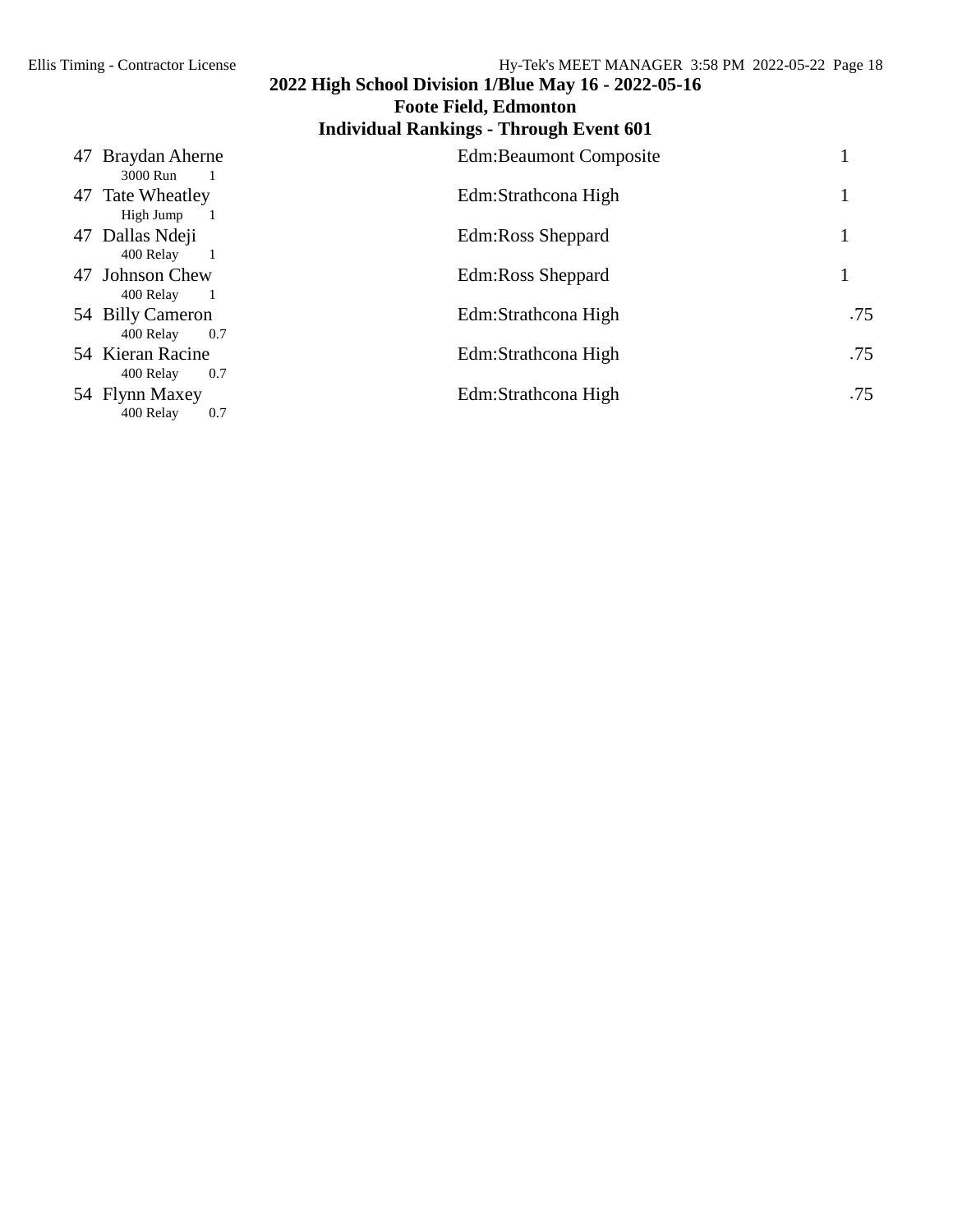## 2022 High School Division 1/Blue May 16 - 2022-05-16
## Foote Field, Edmonton
## Individual Rankings - Through Event 601

| Rank | Name | School | Points |
|---|---|---|---|
| 47 | Braydan Aherne<br>3000 Run 1 | Edm:Beaumont Composite | 1 |
| 47 | Tate Wheatley<br>High Jump 1 | Edm:Strathcona High | 1 |
| 47 | Dallas Ndeji<br>400 Relay 1 | Edm:Ross Sheppard | 1 |
| 47 | Johnson Chew<br>400 Relay 1 | Edm:Ross Sheppard | 1 |
| 54 | Billy Cameron<br>400 Relay 0.7 | Edm:Strathcona High | .75 |
| 54 | Kieran Racine<br>400 Relay 0.7 | Edm:Strathcona High | .75 |
| 54 | Flynn Maxey<br>400 Relay 0.7 | Edm:Strathcona High | .75 |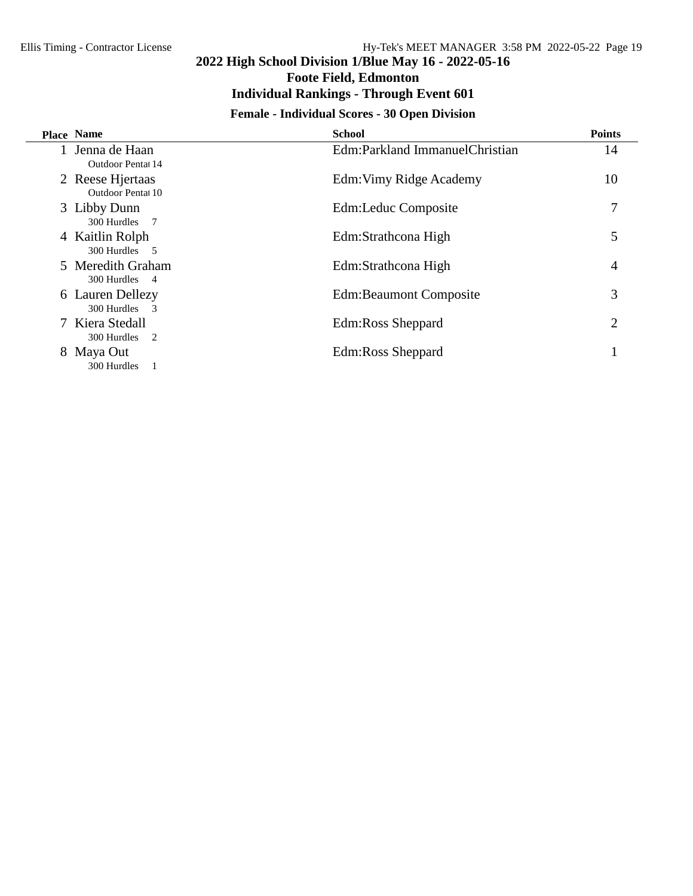# 2022 High School Division 1/Blue May 16 - 2022-05-16

## Foote Field, Edmonton

## Individual Rankings - Through Event 601

### Female - Individual Scores - 30 Open Division

| Place | Name | School | Points |
|---|---|---|---|
| 1 | Jenna de Haan<br>Outdoor Pentat 14 | Edm:Parkland ImmanuelChristian | 14 |
| 2 | Reese Hjertaas<br>Outdoor Pentat 10 | Edm:Vimy Ridge Academy | 10 |
| 3 | Libby Dunn<br>300 Hurdles 7 | Edm:Leduc Composite | 7 |
| 4 | Kaitlin Rolph<br>300 Hurdles 5 | Edm:Strathcona High | 5 |
| 5 | Meredith Graham<br>300 Hurdles 4 | Edm:Strathcona High | 4 |
| 6 | Lauren Dellezy<br>300 Hurdles 3 | Edm:Beaumont Composite | 3 |
| 7 | Kiera Stedall<br>300 Hurdles 2 | Edm:Ross Sheppard | 2 |
| 8 | Maya Out<br>300 Hurdles 1 | Edm:Ross Sheppard | 1 |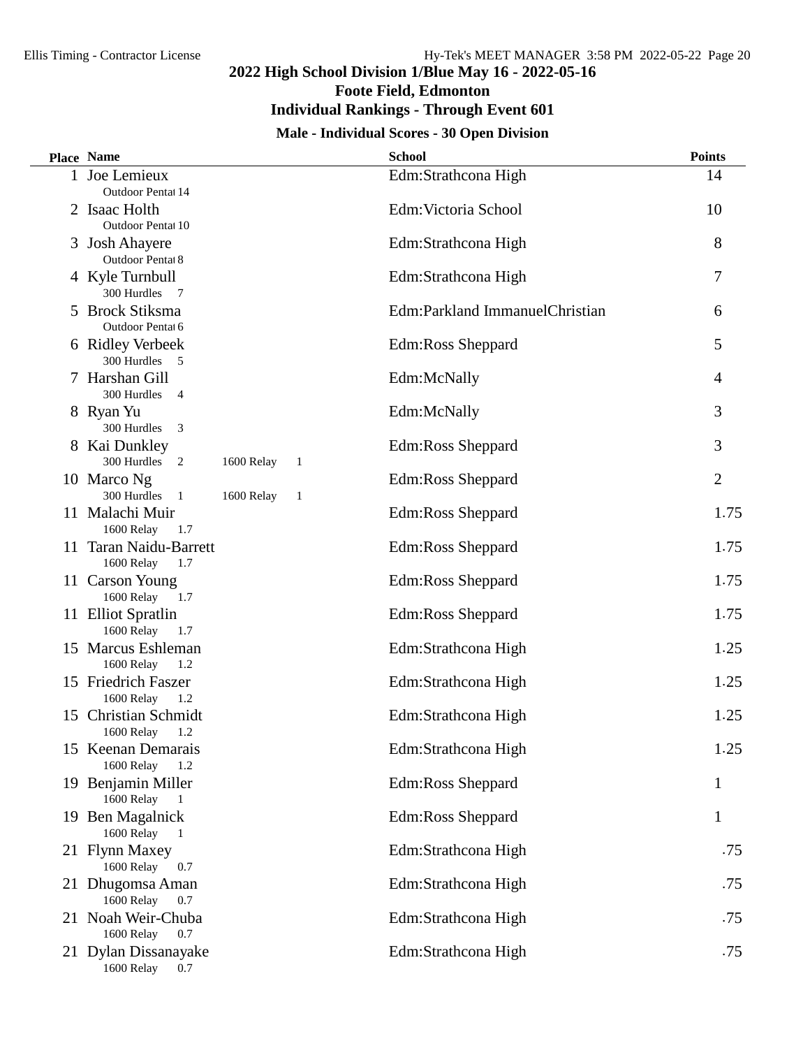# 2022 High School Division 1/Blue May 16 - 2022-05-16

## Foote Field, Edmonton

## Individual Rankings - Through Event 601

### Male - Individual Scores - 30 Open Division

| Place | Name | School | Points |
|---|---|---|---|
| 1 | Joe Lemieux<br>Outdoor Pentat 14 | Edm:Strathcona High | 14 |
| 2 | Isaac Holth<br>Outdoor Pentat 10 | Edm:Victoria School | 10 |
| 3 | Josh Ahayere<br>Outdoor Pentat 8 | Edm:Strathcona High | 8 |
| 4 | Kyle Turnbull<br>300 Hurdles 7 | Edm:Strathcona High | 7 |
| 5 | Brock Stiksma<br>Outdoor Pentat 6 | Edm:Parkland ImmanuelChristian | 6 |
| 6 | Ridley Verbeek<br>300 Hurdles 5 | Edm:Ross Sheppard | 5 |
| 7 | Harshan Gill<br>300 Hurdles 4 | Edm:McNally | 4 |
| 8 | Ryan Yu<br>300 Hurdles 3 | Edm:McNally | 3 |
| 8 | Kai Dunkley<br>300 Hurdles 2 1600 Relay 1 | Edm:Ross Sheppard | 3 |
| 10 | Marco Ng<br>300 Hurdles 1 1600 Relay 1 | Edm:Ross Sheppard | 2 |
| 11 | Malachi Muir<br>1600 Relay 1.7 | Edm:Ross Sheppard | 1.75 |
| 11 | Taran Naidu-Barrett<br>1600 Relay 1.7 | Edm:Ross Sheppard | 1.75 |
| 11 | Carson Young<br>1600 Relay 1.7 | Edm:Ross Sheppard | 1.75 |
| 11 | Elliot Spratlin<br>1600 Relay 1.7 | Edm:Ross Sheppard | 1.75 |
| 15 | Marcus Eshleman<br>1600 Relay 1.2 | Edm:Strathcona High | 1.25 |
| 15 | Friedrich Faszer<br>1600 Relay 1.2 | Edm:Strathcona High | 1.25 |
| 15 | Christian Schmidt<br>1600 Relay 1.2 | Edm:Strathcona High | 1.25 |
| 15 | Keenan Demarais<br>1600 Relay 1.2 | Edm:Strathcona High | 1.25 |
| 19 | Benjamin Miller<br>1600 Relay 1 | Edm:Ross Sheppard | 1 |
| 19 | Ben Magalnick<br>1600 Relay 1 | Edm:Ross Sheppard | 1 |
| 21 | Flynn Maxey<br>1600 Relay 0.7 | Edm:Strathcona High | .75 |
| 21 | Dhugomsa Aman<br>1600 Relay 0.7 | Edm:Strathcona High | .75 |
| 21 | Noah Weir-Chuba<br>1600 Relay 0.7 | Edm:Strathcona High | .75 |
| 21 | Dylan Dissanayake<br>1600 Relay 0.7 | Edm:Strathcona High | .75 |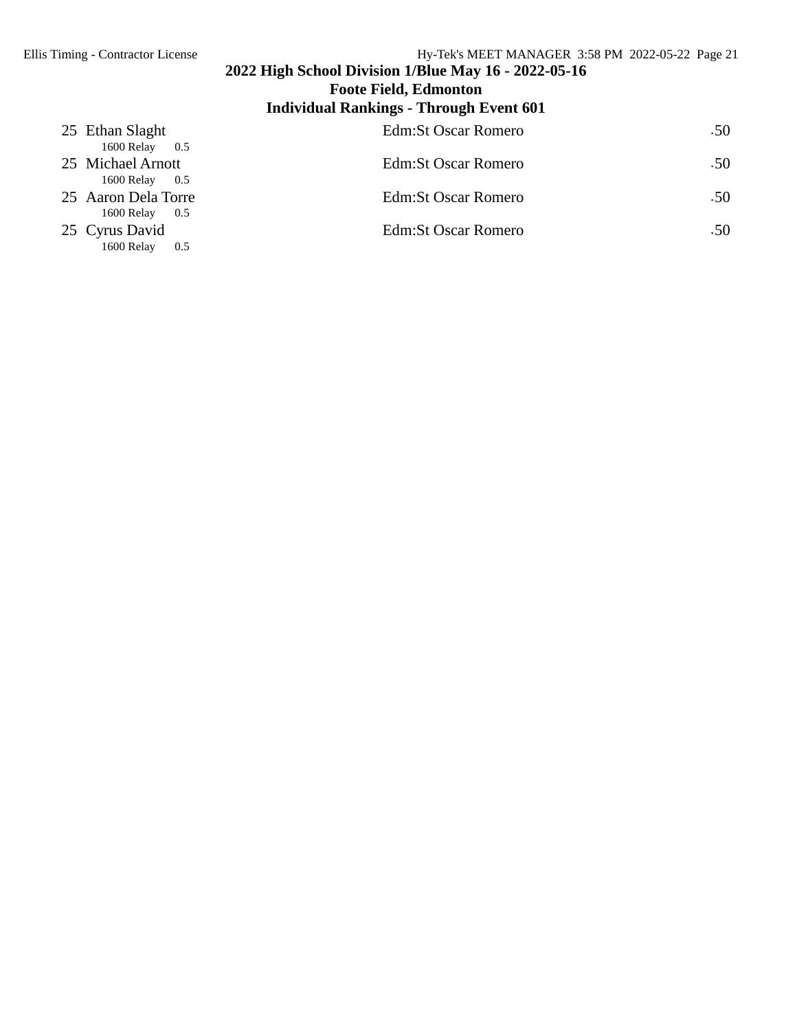## 2022 High School Division 1/Blue May 16 - 2022-05-16
## Foote Field, Edmonton
## Individual Rankings - Through Event 601

25 Ethan Slaght — Edm:St Oscar Romero — .50
1600 Relay 0.5

25 Michael Arnott — Edm:St Oscar Romero — .50
1600 Relay 0.5

25 Aaron Dela Torre — Edm:St Oscar Romero — .50
1600 Relay 0.5

25 Cyrus David — Edm:St Oscar Romero — .50
1600 Relay 0.5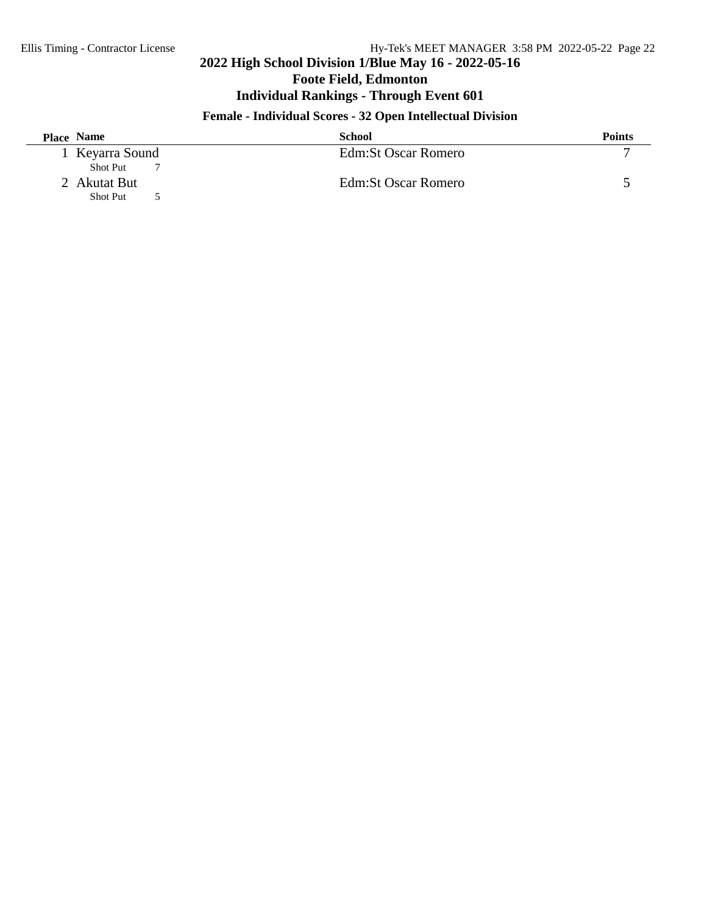# 2022 High School Division 1/Blue May 16 - 2022-05-16

## Foote Field, Edmonton

## Individual Rankings - Through Event 601

### Female - Individual Scores - 32 Open Intellectual Division

| Place | Name | School | Points |
|---|---|---|---|
| 1 | Keyarra Sound<br>Shot Put 7 | Edm:St Oscar Romero | 7 |
| 2 | Akutat But<br>Shot Put 5 | Edm:St Oscar Romero | 5 |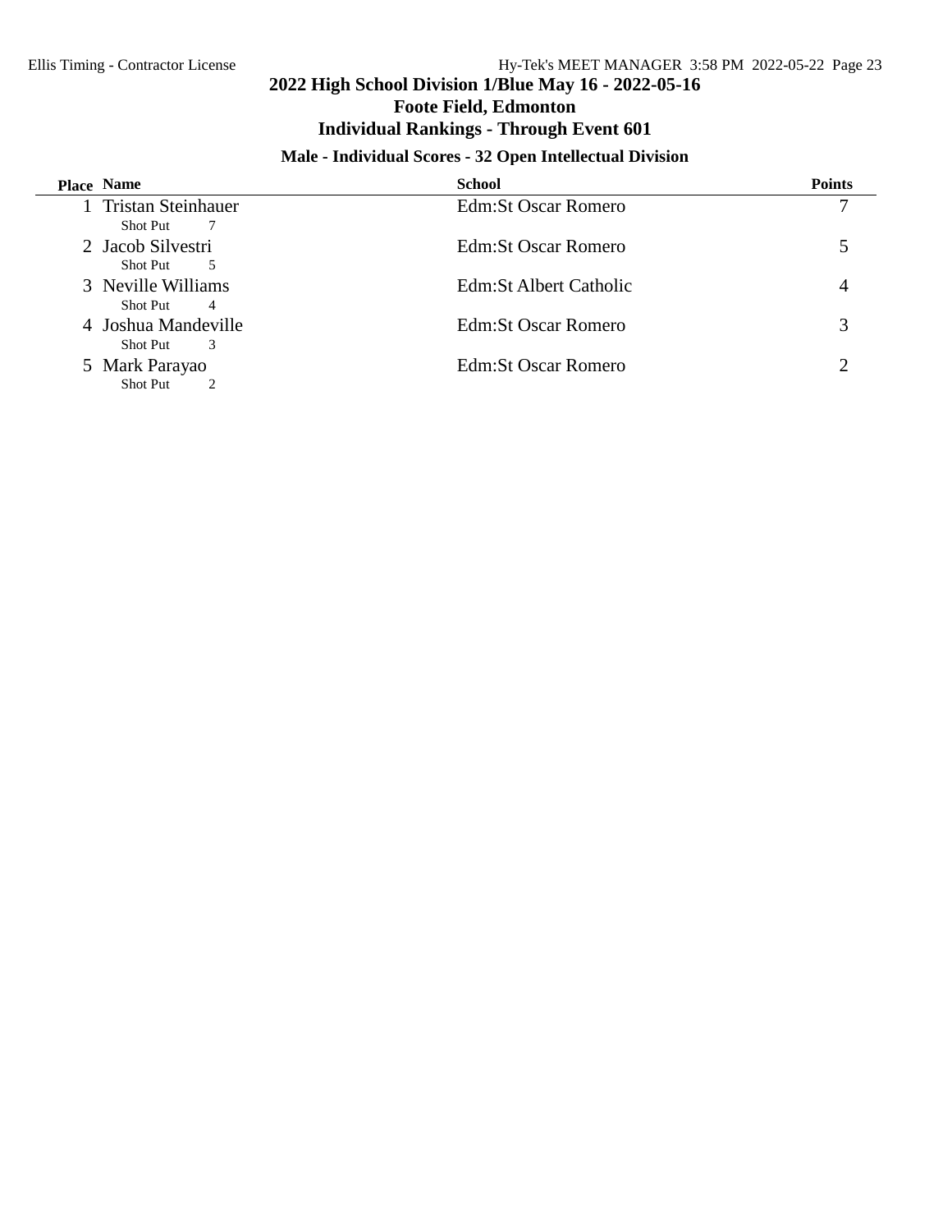## 2022 High School Division 1/Blue May 16 - 2022-05-16

### Foote Field, Edmonton

### Individual Rankings - Through Event 601

#### Male - Individual Scores - 32 Open Intellectual Division

| Place | Name | School | Points |
|---|---|---|---|
| 1 | Tristan Steinhauer<br>Shot Put 7 | Edm:St Oscar Romero | 7 |
| 2 | Jacob Silvestri<br>Shot Put 5 | Edm:St Oscar Romero | 5 |
| 3 | Neville Williams<br>Shot Put 4 | Edm:St Albert Catholic | 4 |
| 4 | Joshua Mandeville<br>Shot Put 3 | Edm:St Oscar Romero | 3 |
| 5 | Mark Parayao<br>Shot Put 2 | Edm:St Oscar Romero | 2 |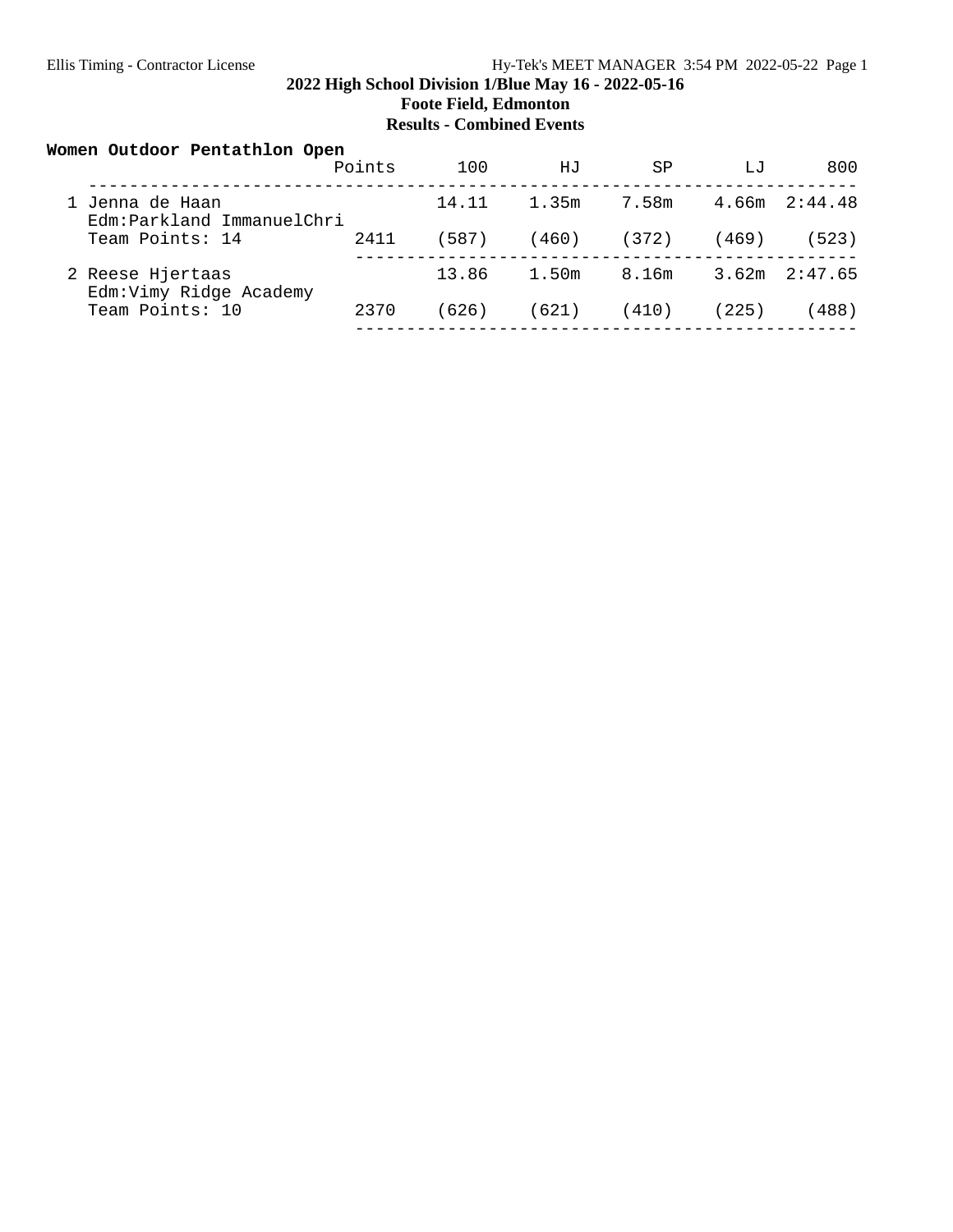# 2022 High School Division 1/Blue May 16 - 2022-05-16

## Foote Field, Edmonton

### Results - Combined Events

**Women Outdoor Pentathlon Open**

| Place | Name / School | Points | 100 | HJ | SP | LJ | 800 |
|---|---|---|---|---|---|---|---|
| 1 | Jenna de Haan<br>Edm:Parkland ImmanuelChri<br>Team Points: 14 | 2411 | 14.11<br>(587) | 1.35m<br>(460) | 7.58m<br>(372) | 4.66m<br>(469) | 2:44.48<br>(523) |
| 2 | Reese Hjertaas<br>Edm:Vimy Ridge Academy<br>Team Points: 10 | 2370 | 13.86<br>(626) | 1.50m<br>(621) | 8.16m<br>(410) | 3.62m<br>(225) | 2:47.65<br>(488) |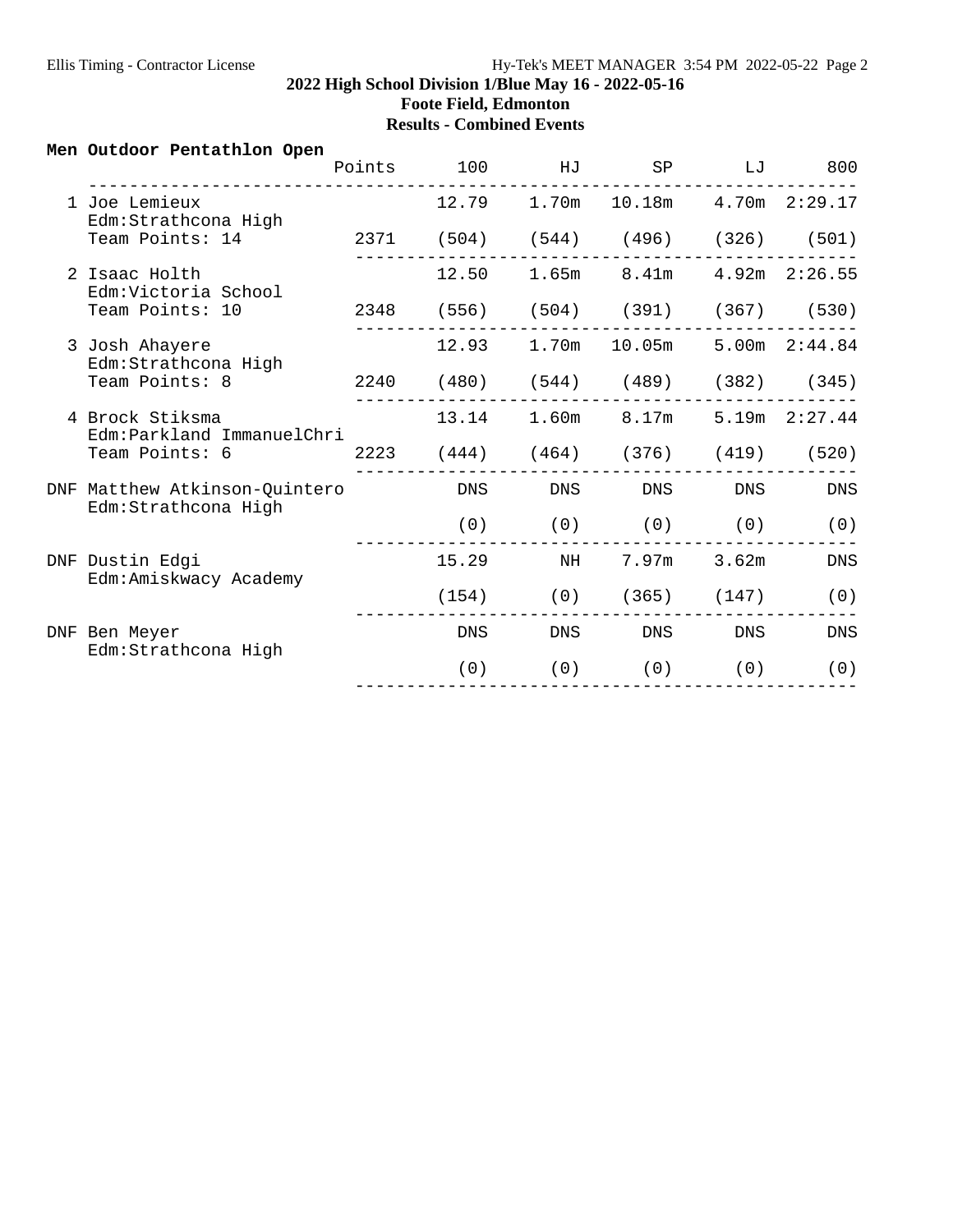**2022 High School Division 1/Blue May 16 - 2022-05-16**

**Foote Field, Edmonton**

**Results - Combined Events**

### Men Outdoor Pentathlon Open

| Place | Name / School | Points | 100 | HJ | SP | LJ | 800 |
|---|---|---|---|---|---|---|---|
| 1 | Joe Lemieux<br>Edm:Strathcona High<br>Team Points: 14 | 2371 | 12.79<br>(504) | 1.70m<br>(544) | 10.18m<br>(496) | 4.70m<br>(326) | 2:29.17<br>(501) |
| 2 | Isaac Holth<br>Edm:Victoria School<br>Team Points: 10 | 2348 | 12.50<br>(556) | 1.65m<br>(504) | 8.41m<br>(391) | 4.92m<br>(367) | 2:26.55<br>(530) |
| 3 | Josh Ahayere<br>Edm:Strathcona High<br>Team Points: 8 | 2240 | 12.93<br>(480) | 1.70m<br>(544) | 10.05m<br>(489) | 5.00m<br>(382) | 2:44.84<br>(345) |
| 4 | Brock Stiksma<br>Edm:Parkland ImmanuelChri<br>Team Points: 6 | 2223 | 13.14<br>(444) | 1.60m<br>(464) | 8.17m<br>(376) | 5.19m<br>(419) | 2:27.44<br>(520) |
| DNF | Matthew Atkinson-Quintero<br>Edm:Strathcona High | | DNS<br>(0) | DNS<br>(0) | DNS<br>(0) | DNS<br>(0) | DNS<br>(0) |
| DNF | Dustin Edgi<br>Edm:Amiskwacy Academy | | 15.29<br>(154) | NH<br>(0) | 7.97m<br>(365) | 3.62m<br>(147) | DNS<br>(0) |
| DNF | Ben Meyer<br>Edm:Strathcona High | | DNS<br>(0) | DNS<br>(0) | DNS<br>(0) | DNS<br>(0) | DNS<br>(0) |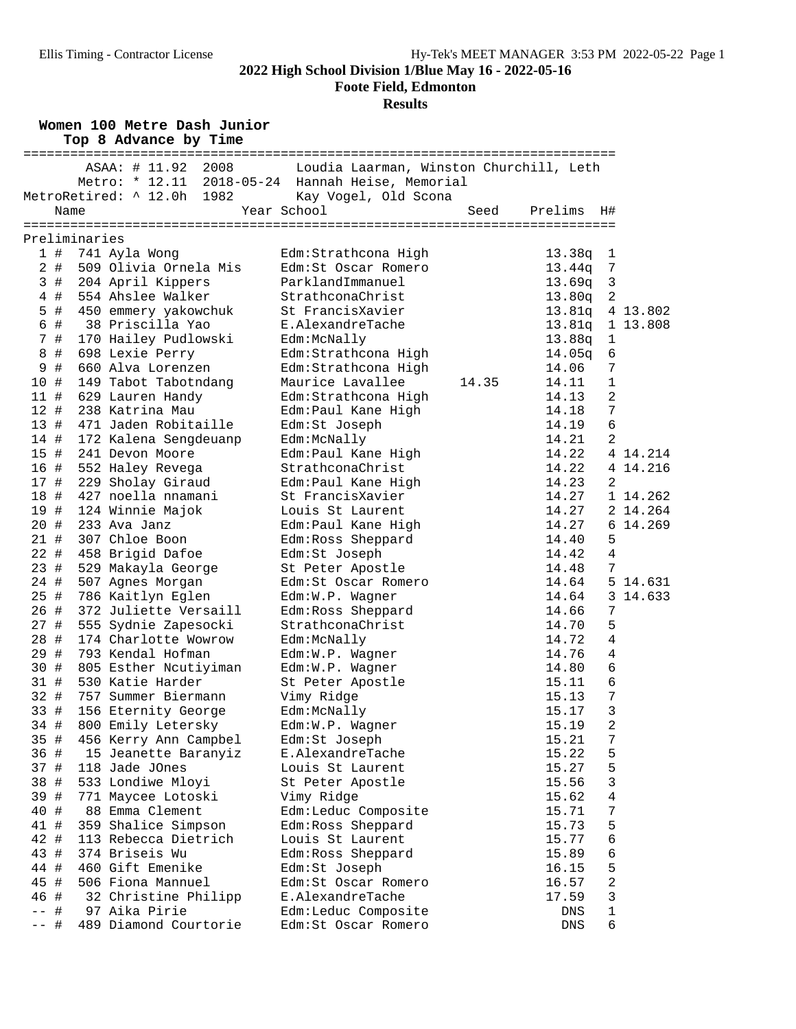**2022 High School Division 1/Blue May 16 - 2022-05-16**

**Foote Field, Edmonton**

**Results**

### Women 100 Metre Dash Junior

Top 8 Advance by Time

ASAA: # 11.92 2008 Loudia Laarman, Winston Churchill, Leth
Metro: * 12.11 2018-05-24 Hannah Heise, Memorial
MetroRetired: ^ 12.0h 1982 Kay Vogel, Old Scona

**Preliminaries**

| Place | | Name | Year | School | Seed | Prelims | H# | |
|---|---|---|---|---|---|---|---|---|
| 1 | # | 741 Ayla Wong | | Edm:Strathcona High | | 13.38q | 1 | |
| 2 | # | 509 Olivia Ornela Mis | | Edm:St Oscar Romero | | 13.44q | 7 | |
| 3 | # | 204 April Kippers | | ParklandImmanuel | | 13.69q | 3 | |
| 4 | # | 554 Ahslee Walker | | StrathconaChrist | | 13.80q | 2 | |
| 5 | # | 450 emmery yakowchuk | | St FrancisXavier | | 13.81q | 4 | 13.802 |
| 6 | # | 38 Priscilla Yao | | E.AlexandreTache | | 13.81q | 1 | 13.808 |
| 7 | # | 170 Hailey Pudlowski | | Edm:McNally | | 13.88q | 1 | |
| 8 | # | 698 Lexie Perry | | Edm:Strathcona High | | 14.05q | 6 | |
| 9 | # | 660 Alva Lorenzen | | Edm:Strathcona High | | 14.06 | 7 | |
| 10 | # | 149 Tabot Tabotndang | | Maurice Lavallee | 14.35 | 14.11 | 1 | |
| 11 | # | 629 Lauren Handy | | Edm:Strathcona High | | 14.13 | 2 | |
| 12 | # | 238 Katrina Mau | | Edm:Paul Kane High | | 14.18 | 7 | |
| 13 | # | 471 Jaden Robitaille | | Edm:St Joseph | | 14.19 | 6 | |
| 14 | # | 172 Kalena Sengdeuanp | | Edm:McNally | | 14.21 | 2 | |
| 15 | # | 241 Devon Moore | | Edm:Paul Kane High | | 14.22 | 4 | 14.214 |
| 16 | # | 552 Haley Revega | | StrathconaChrist | | 14.22 | 4 | 14.216 |
| 17 | # | 229 Sholay Giraud | | Edm:Paul Kane High | | 14.23 | 2 | |
| 18 | # | 427 noella nnamani | | St FrancisXavier | | 14.27 | 1 | 14.262 |
| 19 | # | 124 Winnie Majok | | Louis St Laurent | | 14.27 | 2 | 14.264 |
| 20 | # | 233 Ava Janz | | Edm:Paul Kane High | | 14.27 | 6 | 14.269 |
| 21 | # | 307 Chloe Boon | | Edm:Ross Sheppard | | 14.40 | 5 | |
| 22 | # | 458 Brigid Dafoe | | Edm:St Joseph | | 14.42 | 4 | |
| 23 | # | 529 Makayla George | | St Peter Apostle | | 14.48 | 7 | |
| 24 | # | 507 Agnes Morgan | | Edm:St Oscar Romero | | 14.64 | 5 | 14.631 |
| 25 | # | 786 Kaitlyn Eglen | | Edm:W.P. Wagner | | 14.64 | 3 | 14.633 |
| 26 | # | 372 Juliette Versaill | | Edm:Ross Sheppard | | 14.66 | 7 | |
| 27 | # | 555 Sydnie Zapesocki | | StrathconaChrist | | 14.70 | 5 | |
| 28 | # | 174 Charlotte Wowrow | | Edm:McNally | | 14.72 | 4 | |
| 29 | # | 793 Kendal Hofman | | Edm:W.P. Wagner | | 14.76 | 4 | |
| 30 | # | 805 Esther Ncutiyiman | | Edm:W.P. Wagner | | 14.80 | 6 | |
| 31 | # | 530 Katie Harder | | St Peter Apostle | | 15.11 | 6 | |
| 32 | # | 757 Summer Biermann | | Vimy Ridge | | 15.13 | 7 | |
| 33 | # | 156 Eternity George | | Edm:McNally | | 15.17 | 3 | |
| 34 | # | 800 Emily Letersky | | Edm:W.P. Wagner | | 15.19 | 2 | |
| 35 | # | 456 Kerry Ann Campbel | | Edm:St Joseph | | 15.21 | 7 | |
| 36 | # | 15 Jeanette Baranyiz | | E.AlexandreTache | | 15.22 | 5 | |
| 37 | # | 118 Jade JOnes | | Louis St Laurent | | 15.27 | 5 | |
| 38 | # | 533 Londiwe Mloyi | | St Peter Apostle | | 15.56 | 3 | |
| 39 | # | 771 Maycee Lotoski | | Vimy Ridge | | 15.62 | 4 | |
| 40 | # | 88 Emma Clement | | Edm:Leduc Composite | | 15.71 | 7 | |
| 41 | # | 359 Shalice Simpson | | Edm:Ross Sheppard | | 15.73 | 5 | |
| 42 | # | 113 Rebecca Dietrich | | Louis St Laurent | | 15.77 | 6 | |
| 43 | # | 374 Briseis Wu | | Edm:Ross Sheppard | | 15.89 | 6 | |
| 44 | # | 460 Gift Emenike | | Edm:St Joseph | | 16.15 | 5 | |
| 45 | # | 506 Fiona Mannuel | | Edm:St Oscar Romero | | 16.57 | 2 | |
| 46 | # | 32 Christine Philipp | | E.AlexandreTache | | 17.59 | 3 | |
| -- | # | 97 Aika Pirie | | Edm:Leduc Composite | | DNS | 1 | |
| -- | # | 489 Diamond Courtorie | | Edm:St Oscar Romero | | DNS | 6 | |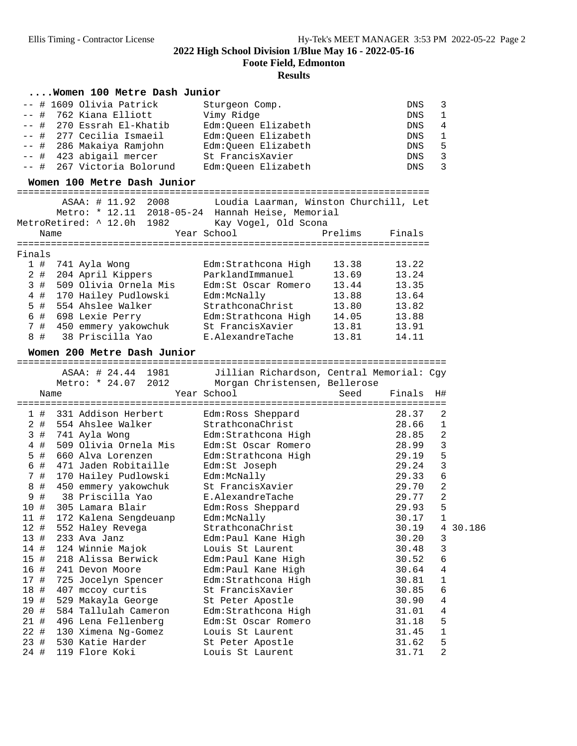**2022 High School Division 1/Blue May 16 - 2022-05-16**

**Foote Field, Edmonton**

**Results**

### ....Women 100 Metre Dash Junior

| Place | Name | School | Finals | H# |
|---|---|---|---|---|
| -- # | 1609 Olivia Patrick | Sturgeon Comp. | DNS | 3 |
| -- # | 762 Kiana Elliott | Vimy Ridge | DNS | 1 |
| -- # | 270 Essrah El-Khatib | Edm:Queen Elizabeth | DNS | 4 |
| -- # | 277 Cecilia Ismaeil | Edm:Queen Elizabeth | DNS | 1 |
| -- # | 286 Makaiya Ramjohn | Edm:Queen Elizabeth | DNS | 5 |
| -- # | 423 abigail mercer | St FrancisXavier | DNS | 3 |
| -- # | 267 Victoria Bolorund | Edm:Queen Elizabeth | DNS | 3 |

### Women 100 Metre Dash Junior

ASAA: # 11.92 2008 Loudia Laarman, Winston Churchill, Let
Metro: * 12.11 2018-05-24 Hannah Heise, Memorial
MetroRetired: ^ 12.0h 1982 Kay Vogel, Old Scona

Finals

| Place | Name | Year | School | Prelims | Finals |
|---|---|---|---|---|---|
| 1 # | 741 Ayla Wong | | Edm:Strathcona High | 13.38 | 13.22 |
| 2 # | 204 April Kippers | | ParklandImmanuel | 13.69 | 13.24 |
| 3 # | 509 Olivia Ornela Mis | | Edm:St Oscar Romero | 13.44 | 13.35 |
| 4 # | 170 Hailey Pudlowski | | Edm:McNally | 13.88 | 13.64 |
| 5 # | 554 Ahslee Walker | | StrathconaChrist | 13.80 | 13.82 |
| 6 # | 698 Lexie Perry | | Edm:Strathcona High | 14.05 | 13.88 |
| 7 # | 450 emmery yakowchuk | | St FrancisXavier | 13.81 | 13.91 |
| 8 # | 38 Priscilla Yao | | E.AlexandreTache | 13.81 | 14.11 |

### Women 200 Metre Dash Junior

ASAA: # 24.44 1981 Jillian Richardson, Central Memorial: Cgy
Metro: * 24.07 2012 Morgan Christensen, Bellerose

| Place | Name | Year | School | Seed | Finals | H# | |
|---|---|---|---|---|---|---|---|
| 1 # | 331 Addison Herbert | | Edm:Ross Sheppard | | 28.37 | 2 | |
| 2 # | 554 Ahslee Walker | | StrathconaChrist | | 28.66 | 1 | |
| 3 # | 741 Ayla Wong | | Edm:Strathcona High | | 28.85 | 2 | |
| 4 # | 509 Olivia Ornela Mis | | Edm:St Oscar Romero | | 28.99 | 3 | |
| 5 # | 660 Alva Lorenzen | | Edm:Strathcona High | | 29.19 | 5 | |
| 6 # | 471 Jaden Robitaille | | Edm:St Joseph | | 29.24 | 3 | |
| 7 # | 170 Hailey Pudlowski | | Edm:McNally | | 29.33 | 6 | |
| 8 # | 450 emmery yakowchuk | | St FrancisXavier | | 29.70 | 2 | |
| 9 # | 38 Priscilla Yao | | E.AlexandreTache | | 29.77 | 2 | |
| 10 # | 305 Lamara Blair | | Edm:Ross Sheppard | | 29.93 | 5 | |
| 11 # | 172 Kalena Sengdeuanp | | Edm:McNally | | 30.17 | 1 | |
| 12 # | 552 Haley Revega | | StrathconaChrist | | 30.19 | 4 | 30.186 |
| 13 # | 233 Ava Janz | | Edm:Paul Kane High | | 30.20 | 3 | |
| 14 # | 124 Winnie Majok | | Louis St Laurent | | 30.48 | 3 | |
| 15 # | 218 Alissa Berwick | | Edm:Paul Kane High | | 30.52 | 6 | |
| 16 # | 241 Devon Moore | | Edm:Paul Kane High | | 30.64 | 4 | |
| 17 # | 725 Jocelyn Spencer | | Edm:Strathcona High | | 30.81 | 1 | |
| 18 # | 407 mccoy curtis | | St FrancisXavier | | 30.85 | 6 | |
| 19 # | 529 Makayla George | | St Peter Apostle | | 30.90 | 4 | |
| 20 # | 584 Tallulah Cameron | | Edm:Strathcona High | | 31.01 | 4 | |
| 21 # | 496 Lena Fellenberg | | Edm:St Oscar Romero | | 31.18 | 5 | |
| 22 # | 130 Ximena Ng-Gomez | | Louis St Laurent | | 31.45 | 1 | |
| 23 # | 530 Katie Harder | | St Peter Apostle | | 31.62 | 5 | |
| 24 # | 119 Flore Koki | | Louis St Laurent | | 31.71 | 2 | |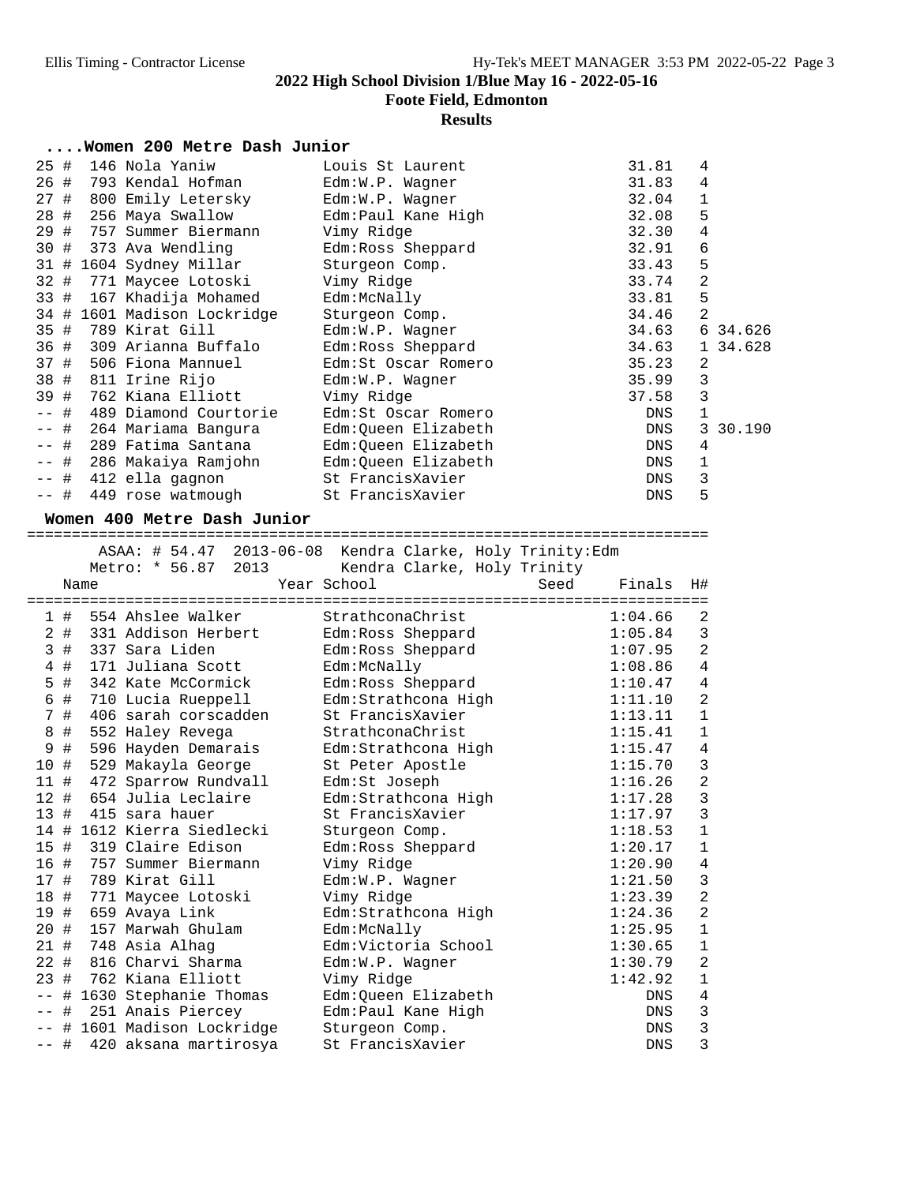**2022 High School Division 1/Blue May 16 - 2022-05-16**

**Foote Field, Edmonton**

**Results**

### ....Women 200 Metre Dash Junior

| Place | Name | School | Finals | H# | |
|---|---|---|---|---|---|
| 25 # | 146 Nola Yaniw | Louis St Laurent | 31.81 | 4 | |
| 26 # | 793 Kendal Hofman | Edm:W.P. Wagner | 31.83 | 4 | |
| 27 # | 800 Emily Letersky | Edm:W.P. Wagner | 32.04 | 1 | |
| 28 # | 256 Maya Swallow | Edm:Paul Kane High | 32.08 | 5 | |
| 29 # | 757 Summer Biermann | Vimy Ridge | 32.30 | 4 | |
| 30 # | 373 Ava Wendling | Edm:Ross Sheppard | 32.91 | 6 | |
| 31 # | 1604 Sydney Millar | Sturgeon Comp. | 33.43 | 5 | |
| 32 # | 771 Maycee Lotoski | Vimy Ridge | 33.74 | 2 | |
| 33 # | 167 Khadija Mohamed | Edm:McNally | 33.81 | 5 | |
| 34 # | 1601 Madison Lockridge | Sturgeon Comp. | 34.46 | 2 | |
| 35 # | 789 Kirat Gill | Edm:W.P. Wagner | 34.63 | 6 | 34.626 |
| 36 # | 309 Arianna Buffalo | Edm:Ross Sheppard | 34.63 | 1 | 34.628 |
| 37 # | 506 Fiona Mannuel | Edm:St Oscar Romero | 35.23 | 2 | |
| 38 # | 811 Irine Rijo | Edm:W.P. Wagner | 35.99 | 3 | |
| 39 # | 762 Kiana Elliott | Vimy Ridge | 37.58 | 3 | |
| -- # | 489 Diamond Courtorie | Edm:St Oscar Romero | DNS | 1 | |
| -- # | 264 Mariama Bangura | Edm:Queen Elizabeth | DNS | 3 | 30.190 |
| -- # | 289 Fatima Santana | Edm:Queen Elizabeth | DNS | 4 | |
| -- # | 286 Makaiya Ramjohn | Edm:Queen Elizabeth | DNS | 1 | |
| -- # | 412 ella gagnon | St FrancisXavier | DNS | 3 | |
| -- # | 449 rose watmough | St FrancisXavier | DNS | 5 | |

### Women 400 Metre Dash Junior

ASAA: # 54.47 2013-06-08 Kendra Clarke, Holy Trinity:Edm
Metro: * 56.87 2013 Kendra Clarke, Holy Trinity

| Place | Name | Year | School | Seed | Finals | H# |
|---|---|---|---|---|---|---|
| 1 # | 554 Ahslee Walker | | StrathconaChrist | | 1:04.66 | 2 |
| 2 # | 331 Addison Herbert | | Edm:Ross Sheppard | | 1:05.84 | 3 |
| 3 # | 337 Sara Liden | | Edm:Ross Sheppard | | 1:07.95 | 2 |
| 4 # | 171 Juliana Scott | | Edm:McNally | | 1:08.86 | 4 |
| 5 # | 342 Kate McCormick | | Edm:Ross Sheppard | | 1:10.47 | 4 |
| 6 # | 710 Lucia Rueppell | | Edm:Strathcona High | | 1:11.10 | 2 |
| 7 # | 406 sarah corscadden | | St FrancisXavier | | 1:13.11 | 1 |
| 8 # | 552 Haley Revega | | StrathconaChrist | | 1:15.41 | 1 |
| 9 # | 596 Hayden Demarais | | Edm:Strathcona High | | 1:15.47 | 4 |
| 10 # | 529 Makayla George | | St Peter Apostle | | 1:15.70 | 3 |
| 11 # | 472 Sparrow Rundvall | | Edm:St Joseph | | 1:16.26 | 2 |
| 12 # | 654 Julia Leclaire | | Edm:Strathcona High | | 1:17.28 | 3 |
| 13 # | 415 sara hauer | | St FrancisXavier | | 1:17.97 | 3 |
| 14 # | 1612 Kierra Siedlecki | | Sturgeon Comp. | | 1:18.53 | 1 |
| 15 # | 319 Claire Edison | | Edm:Ross Sheppard | | 1:20.17 | 1 |
| 16 # | 757 Summer Biermann | | Vimy Ridge | | 1:20.90 | 4 |
| 17 # | 789 Kirat Gill | | Edm:W.P. Wagner | | 1:21.50 | 3 |
| 18 # | 771 Maycee Lotoski | | Vimy Ridge | | 1:23.39 | 2 |
| 19 # | 659 Avaya Link | | Edm:Strathcona High | | 1:24.36 | 2 |
| 20 # | 157 Marwah Ghulam | | Edm:McNally | | 1:25.95 | 1 |
| 21 # | 748 Asia Alhag | | Edm:Victoria School | | 1:30.65 | 1 |
| 22 # | 816 Charvi Sharma | | Edm:W.P. Wagner | | 1:30.79 | 2 |
| 23 # | 762 Kiana Elliott | | Vimy Ridge | | 1:42.92 | 1 |
| -- # | 1630 Stephanie Thomas | | Edm:Queen Elizabeth | | DNS | 4 |
| -- # | 251 Anais Piercey | | Edm:Paul Kane High | | DNS | 3 |
| -- # | 1601 Madison Lockridge | | Sturgeon Comp. | | DNS | 3 |
| -- # | 420 aksana martirosya | | St FrancisXavier | | DNS | 3 |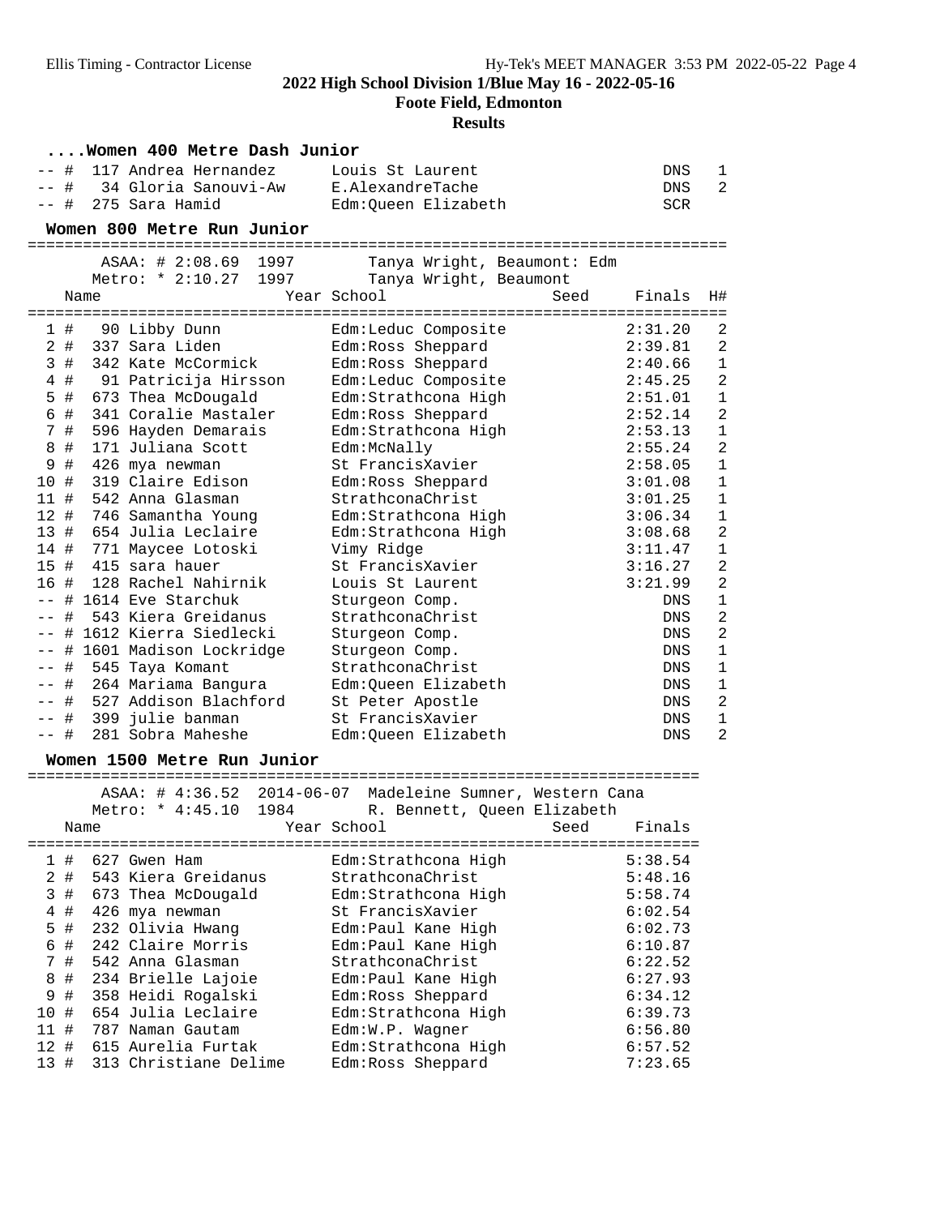## 2022 High School Division 1/Blue May 16 - 2022-05-16

**Foote Field, Edmonton**

**Results**

### ....Women 400 Metre Dash Junior

| Place | Name | Year | School | Seed | Finals | H# |
|---|---|---|---|---|---|---|
| -- # | 117 Andrea Hernandez | | Louis St Laurent | | DNS | 1 |
| -- # | 34 Gloria Sanouvi-Aw | | E.AlexandreTache | | DNS | 2 |
| -- # | 275 Sara Hamid | | Edm:Queen Elizabeth | | SCR | |

### Women 800 Metre Run Junior

ASAA: # 2:08.69 1997 Tanya Wright, Beaumont: Edm
Metro: * 2:10.27 1997 Tanya Wright, Beaumont

| Place | Name | Year | School | Seed | Finals | H# |
|---|---|---|---|---|---|---|
| 1 # | 90 Libby Dunn | | Edm:Leduc Composite | | 2:31.20 | 2 |
| 2 # | 337 Sara Liden | | Edm:Ross Sheppard | | 2:39.81 | 2 |
| 3 # | 342 Kate McCormick | | Edm:Ross Sheppard | | 2:40.66 | 1 |
| 4 # | 91 Patricija Hirsson | | Edm:Leduc Composite | | 2:45.25 | 2 |
| 5 # | 673 Thea McDougald | | Edm:Strathcona High | | 2:51.01 | 1 |
| 6 # | 341 Coralie Mastaler | | Edm:Ross Sheppard | | 2:52.14 | 2 |
| 7 # | 596 Hayden Demarais | | Edm:Strathcona High | | 2:53.13 | 1 |
| 8 # | 171 Juliana Scott | | Edm:McNally | | 2:55.24 | 2 |
| 9 # | 426 mya newman | | St FrancisXavier | | 2:58.05 | 1 |
| 10 # | 319 Claire Edison | | Edm:Ross Sheppard | | 3:01.08 | 1 |
| 11 # | 542 Anna Glasman | | StrathconaChrist | | 3:01.25 | 1 |
| 12 # | 746 Samantha Young | | Edm:Strathcona High | | 3:06.34 | 1 |
| 13 # | 654 Julia Leclaire | | Edm:Strathcona High | | 3:08.68 | 2 |
| 14 # | 771 Maycee Lotoski | | Vimy Ridge | | 3:11.47 | 1 |
| 15 # | 415 sara hauer | | St FrancisXavier | | 3:16.27 | 2 |
| 16 # | 128 Rachel Nahirnik | | Louis St Laurent | | 3:21.99 | 2 |
| -- # | 1614 Eve Starchuk | | Sturgeon Comp. | | DNS | 1 |
| -- # | 543 Kiera Greidanus | | StrathconaChrist | | DNS | 2 |
| -- # | 1612 Kierra Siedlecki | | Sturgeon Comp. | | DNS | 2 |
| -- # | 1601 Madison Lockridge | | Sturgeon Comp. | | DNS | 1 |
| -- # | 545 Taya Komant | | StrathconaChrist | | DNS | 1 |
| -- # | 264 Mariama Bangura | | Edm:Queen Elizabeth | | DNS | 1 |
| -- # | 527 Addison Blachford | | St Peter Apostle | | DNS | 2 |
| -- # | 399 julie banman | | St FrancisXavier | | DNS | 1 |
| -- # | 281 Sobra Maheshe | | Edm:Queen Elizabeth | | DNS | 2 |

### Women 1500 Metre Run Junior

ASAA: # 4:36.52 2014-06-07 Madeleine Sumner, Western Cana
Metro: * 4:45.10 1984 R. Bennett, Queen Elizabeth

| Place | Name | Year | School | Seed | Finals |
|---|---|---|---|---|---|
| 1 # | 627 Gwen Ham | | Edm:Strathcona High | | 5:38.54 |
| 2 # | 543 Kiera Greidanus | | StrathconaChrist | | 5:48.16 |
| 3 # | 673 Thea McDougald | | Edm:Strathcona High | | 5:58.74 |
| 4 # | 426 mya newman | | St FrancisXavier | | 6:02.54 |
| 5 # | 232 Olivia Hwang | | Edm:Paul Kane High | | 6:02.73 |
| 6 # | 242 Claire Morris | | Edm:Paul Kane High | | 6:10.87 |
| 7 # | 542 Anna Glasman | | StrathconaChrist | | 6:22.52 |
| 8 # | 234 Brielle Lajoie | | Edm:Paul Kane High | | 6:27.93 |
| 9 # | 358 Heidi Rogalski | | Edm:Ross Sheppard | | 6:34.12 |
| 10 # | 654 Julia Leclaire | | Edm:Strathcona High | | 6:39.73 |
| 11 # | 787 Naman Gautam | | Edm:W.P. Wagner | | 6:56.80 |
| 12 # | 615 Aurelia Furtak | | Edm:Strathcona High | | 6:57.52 |
| 13 # | 313 Christiane Delime | | Edm:Ross Sheppard | | 7:23.65 |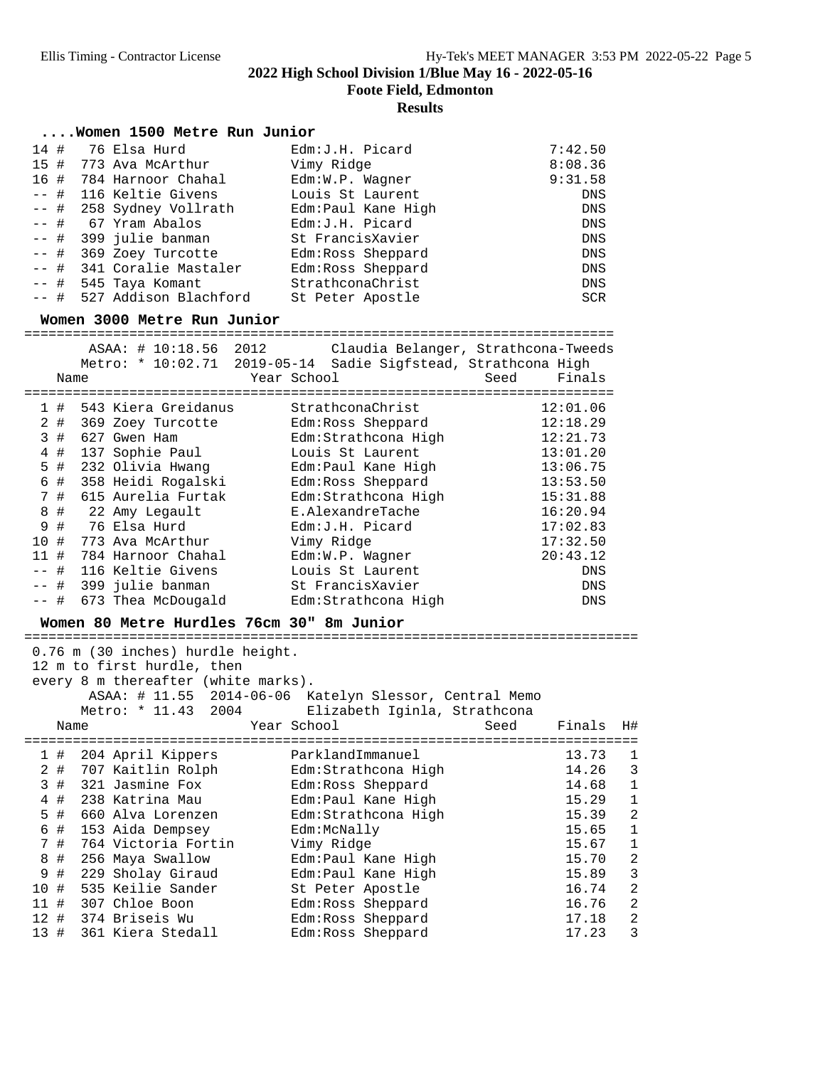## 2022 High School Division 1/Blue May 16 - 2022-05-16

**Foote Field, Edmonton**

**Results**

### ....Women 1500 Metre Run Junior

| Place | Name | School | Finals |
|---|---|---|---|
| 14 # | 76 Elsa Hurd | Edm:J.H. Picard | 7:42.50 |
| 15 # | 773 Ava McArthur | Vimy Ridge | 8:08.36 |
| 16 # | 784 Harnoor Chahal | Edm:W.P. Wagner | 9:31.58 |
| -- # | 116 Keltie Givens | Louis St Laurent | DNS |
| -- # | 258 Sydney Vollrath | Edm:Paul Kane High | DNS |
| -- # | 67 Yram Abalos | Edm:J.H. Picard | DNS |
| -- # | 399 julie banman | St FrancisXavier | DNS |
| -- # | 369 Zoey Turcotte | Edm:Ross Sheppard | DNS |
| -- # | 341 Coralie Mastaler | Edm:Ross Sheppard | DNS |
| -- # | 545 Taya Komant | StrathconaChrist | DNS |
| -- # | 527 Addison Blachford | St Peter Apostle | SCR |

### Women 3000 Metre Run Junior

ASAA: # 10:18.56 2012 Claudia Belanger, Strathcona-Tweeds
Metro: * 10:02.71 2019-05-14 Sadie Sigfstead, Strathcona High

| Place | Name | Year | School | Seed | Finals |
|---|---|---|---|---|---|
| 1 # | 543 Kiera Greidanus | | StrathconaChrist | | 12:01.06 |
| 2 # | 369 Zoey Turcotte | | Edm:Ross Sheppard | | 12:18.29 |
| 3 # | 627 Gwen Ham | | Edm:Strathcona High | | 12:21.73 |
| 4 # | 137 Sophie Paul | | Louis St Laurent | | 13:01.20 |
| 5 # | 232 Olivia Hwang | | Edm:Paul Kane High | | 13:06.75 |
| 6 # | 358 Heidi Rogalski | | Edm:Ross Sheppard | | 13:53.50 |
| 7 # | 615 Aurelia Furtak | | Edm:Strathcona High | | 15:31.88 |
| 8 # | 22 Amy Legault | | E.AlexandreTache | | 16:20.94 |
| 9 # | 76 Elsa Hurd | | Edm:J.H. Picard | | 17:02.83 |
| 10 # | 773 Ava McArthur | | Vimy Ridge | | 17:32.50 |
| 11 # | 784 Harnoor Chahal | | Edm:W.P. Wagner | | 20:43.12 |
| -- # | 116 Keltie Givens | | Louis St Laurent | | DNS |
| -- # | 399 julie banman | | St FrancisXavier | | DNS |
| -- # | 673 Thea McDougald | | Edm:Strathcona High | | DNS |

### Women 80 Metre Hurdles 76cm 30" 8m Junior

0.76 m (30 inches) hurdle height.
12 m to first hurdle, then
every 8 m thereafter (white marks).

ASAA: # 11.55 2014-06-06 Katelyn Slessor, Central Memo
Metro: * 11.43 2004 Elizabeth Iginla, Strathcona

| Place | Name | Year | School | Seed | Finals | H# |
|---|---|---|---|---|---|---|
| 1 # | 204 April Kippers | | ParklandImmanuel | | 13.73 | 1 |
| 2 # | 707 Kaitlin Rolph | | Edm:Strathcona High | | 14.26 | 3 |
| 3 # | 321 Jasmine Fox | | Edm:Ross Sheppard | | 14.68 | 1 |
| 4 # | 238 Katrina Mau | | Edm:Paul Kane High | | 15.29 | 1 |
| 5 # | 660 Alva Lorenzen | | Edm:Strathcona High | | 15.39 | 2 |
| 6 # | 153 Aida Dempsey | | Edm:McNally | | 15.65 | 1 |
| 7 # | 764 Victoria Fortin | | Vimy Ridge | | 15.67 | 1 |
| 8 # | 256 Maya Swallow | | Edm:Paul Kane High | | 15.70 | 2 |
| 9 # | 229 Sholay Giraud | | Edm:Paul Kane High | | 15.89 | 3 |
| 10 # | 535 Keilie Sander | | St Peter Apostle | | 16.74 | 2 |
| 11 # | 307 Chloe Boon | | Edm:Ross Sheppard | | 16.76 | 2 |
| 12 # | 374 Briseis Wu | | Edm:Ross Sheppard | | 17.18 | 2 |
| 13 # | 361 Kiera Stedall | | Edm:Ross Sheppard | | 17.23 | 3 |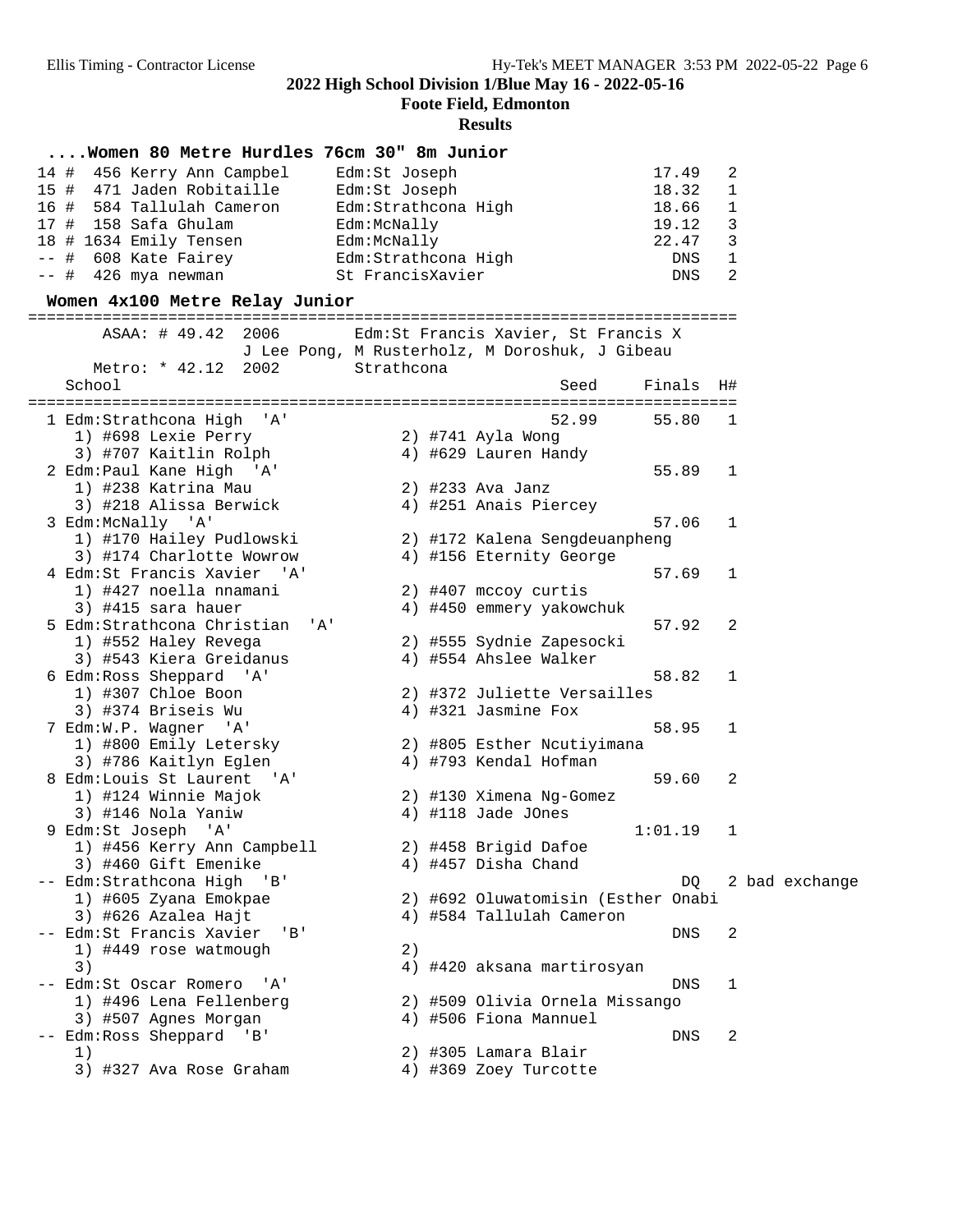**2022 High School Division 1/Blue May 16 - 2022-05-16**

**Foote Field, Edmonton**

**Results**

### ....Women 80 Metre Hurdles 76cm 30" 8m Junior

```
 14 #  456 Kerry Ann Campbel     Edm:St Joseph                     17.49   2
 15 #  471 Jaden Robitaille      Edm:St Joseph                     18.32   1
 16 #  584 Tallulah Cameron      Edm:Strathcona High               18.66   1
 17 #  158 Safa Ghulam           Edm:McNally                       19.12   3
 18 # 1634 Emily Tensen          Edm:McNally                       22.47   3
 -- #  608 Kate Fairey           Edm:Strathcona High                 DNS   1
 -- #  426 mya newman            St FrancisXavier                    DNS   2
```

### Women 4x100 Metre Relay Junior

```
==========================================================================
       ASAA: # 49.42  2006       Edm:St Francis Xavier, St Francis X
                     J Lee Pong, M Rusterholz, M Doroshuk, J Gibeau
     Metro: * 42.12  2002       Strathcona
   School                                         Seed     Finals  H#
==========================================================================
  1 Edm:Strathcona High  'A'                      52.99      55.80   1
     1) #698 Lexie Perry               2) #741 Ayla Wong
     3) #707 Kaitlin Rolph             4) #629 Lauren Handy
  2 Edm:Paul Kane High  'A'                                  55.89   1
     1) #238 Katrina Mau               2) #233 Ava Janz
     3) #218 Alissa Berwick            4) #251 Anais Piercey
  3 Edm:McNally  'A'                                         57.06   1
     1) #170 Hailey Pudlowski          2) #172 Kalena Sengdeuanpheng
     3) #174 Charlotte Wowrow          4) #156 Eternity George
  4 Edm:St Francis Xavier  'A'                               57.69   1
     1) #427 noella nnamani            2) #407 mccoy curtis
     3) #415 sara hauer                4) #450 emmery yakowchuk
  5 Edm:Strathcona Christian  'A'                            57.92   2
     1) #552 Haley Revega              2) #555 Sydnie Zapesocki
     3) #543 Kiera Greidanus           4) #554 Ahslee Walker
  6 Edm:Ross Sheppard  'A'                                   58.82   1
     1) #307 Chloe Boon                2) #372 Juliette Versailles
     3) #374 Briseis Wu                4) #321 Jasmine Fox
  7 Edm:W.P. Wagner  'A'                                     58.95   1
     1) #800 Emily Letersky            2) #805 Esther Ncutiyimana
     3) #786 Kaitlyn Eglen             4) #793 Kendal Hofman
  8 Edm:Louis St Laurent  'A'                                59.60   2
     1) #124 Winnie Majok              2) #130 Ximena Ng-Gomez
     3) #146 Nola Yaniw                4) #118 Jade JOnes
  9 Edm:St Joseph  'A'                                     1:01.19   1
     1) #456 Kerry Ann Campbell        2) #458 Brigid Dafoe
     3) #460 Gift Emenike              4) #457 Disha Chand
 -- Edm:Strathcona High  'B'                                    DQ   2 bad exchange
     1) #605 Zyana Emokpae             2) #692 Oluwatomisin (Esther Onabi
     3) #626 Azalea Hajt               4) #584 Tallulah Cameron
 -- Edm:St Francis Xavier  'B'                                 DNS   2
     1) #449 rose watmough             2)
     3)                                4) #420 aksana martirosyan
 -- Edm:St Oscar Romero  'A'                                   DNS   1
     1) #496 Lena Fellenberg           2) #509 Olivia Ornela Missango
     3) #507 Agnes Morgan              4) #506 Fiona Mannuel
 -- Edm:Ross Sheppard  'B'                                     DNS   2
     1)                                2) #305 Lamara Blair
     3) #327 Ava Rose Graham           4) #369 Zoey Turcotte
```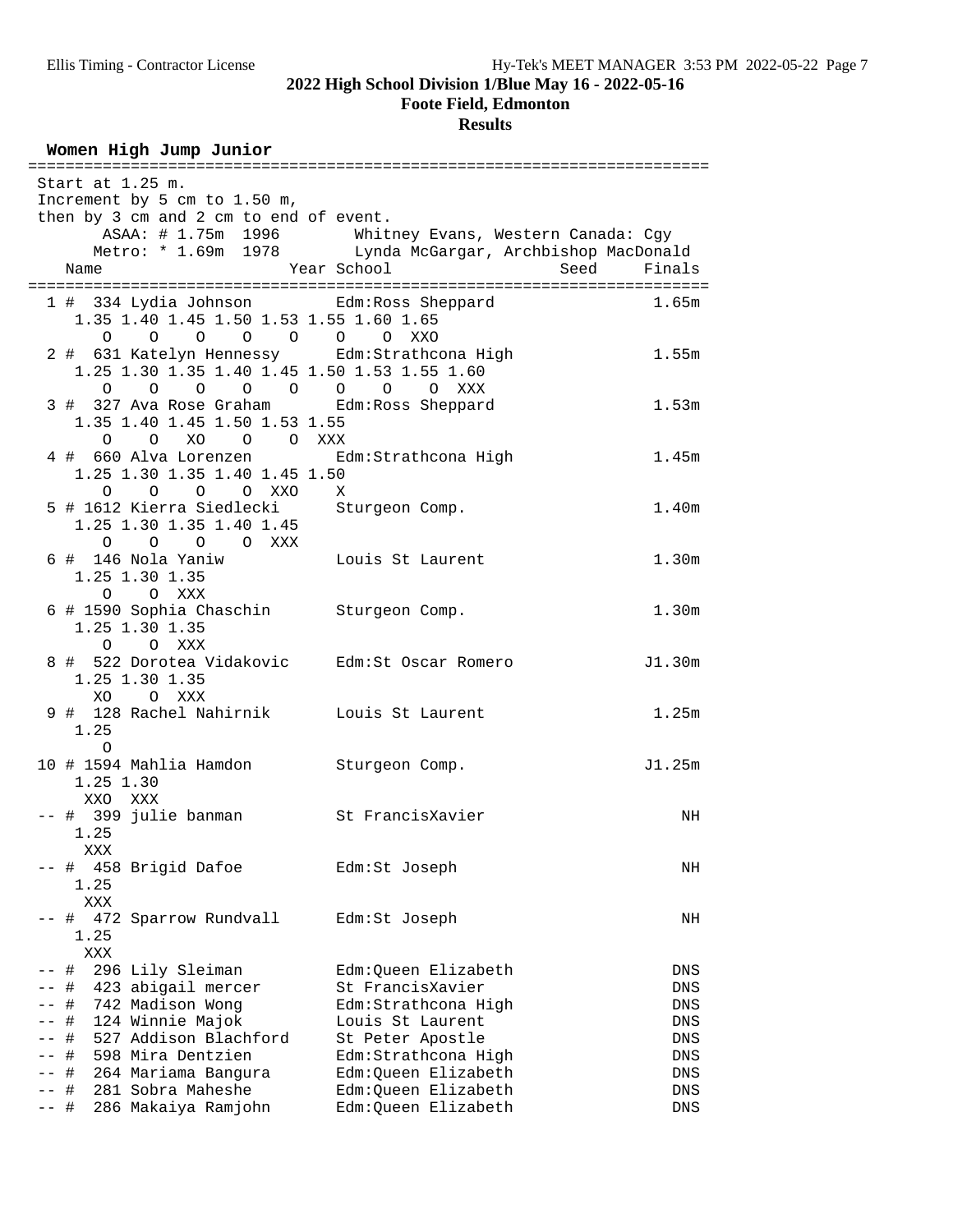## 2022 High School Division 1/Blue May 16 - 2022-05-16

**Foote Field, Edmonton**

**Results**

### Women High Jump Junior

```
=========================================================================
 Start at 1.25 m.
 Increment by 5 cm to 1.50 m,
 then by 3 cm and 2 cm to end of event.
       ASAA: # 1.75m  1996        Whitney Evans, Western Canada: Cgy
      Metro: * 1.69m  1978        Lynda McGargar, Archbishop MacDonald
    Name                    Year School                  Seed     Finals
=========================================================================
  1 #  334 Lydia Johnson         Edm:Ross Sheppard                 1.65m
     1.35 1.40 1.45 1.50 1.53 1.55 1.60 1.65
        O    O    O    O    O    O    O  XXO
  2 #  631 Katelyn Hennessy      Edm:Strathcona High               1.55m
     1.25 1.30 1.35 1.40 1.45 1.50 1.53 1.55 1.60
        O    O    O    O    O    O    O    O  XXX
  3 #  327 Ava Rose Graham       Edm:Ross Sheppard                 1.53m
     1.35 1.40 1.45 1.50 1.53 1.55
        O    O   XO    O    O  XXX
  4 #  660 Alva Lorenzen         Edm:Strathcona High               1.45m
     1.25 1.30 1.35 1.40 1.45 1.50
        O    O    O    O  XXO    X
  5 # 1612 Kierra Siedlecki      Sturgeon Comp.                    1.40m
     1.25 1.30 1.35 1.40 1.45
        O    O    O    O  XXX
  6 #  146 Nola Yaniw            Louis St Laurent                  1.30m
     1.25 1.30 1.35
        O    O  XXX
  6 # 1590 Sophia Chaschin       Sturgeon Comp.                    1.30m
     1.25 1.30 1.35
        O    O  XXX
  8 #  522 Dorotea Vidakovic     Edm:St Oscar Romero              J1.30m
     1.25 1.30 1.35
       XO    O  XXX
  9 #  128 Rachel Nahirnik       Louis St Laurent                  1.25m
     1.25
        O
 10 # 1594 Mahlia Hamdon         Sturgeon Comp.                   J1.25m
     1.25 1.30
      XXO  XXX
 -- #  399 julie banman          St FrancisXavier                     NH
     1.25
      XXX
 -- #  458 Brigid Dafoe          Edm:St Joseph                        NH
     1.25
      XXX
 -- #  472 Sparrow Rundvall      Edm:St Joseph                        NH
     1.25
      XXX
 -- #  296 Lily Sleiman          Edm:Queen Elizabeth                 DNS
 -- #  423 abigail mercer        St FrancisXavier                    DNS
 -- #  742 Madison Wong          Edm:Strathcona High                 DNS
 -- #  124 Winnie Majok          Louis St Laurent                    DNS
 -- #  527 Addison Blachford     St Peter Apostle                    DNS
 -- #  598 Mira Dentzien         Edm:Strathcona High                 DNS
 -- #  264 Mariama Bangura       Edm:Queen Elizabeth                 DNS
 -- #  281 Sobra Maheshe         Edm:Queen Elizabeth                 DNS
 -- #  286 Makaiya Ramjohn       Edm:Queen Elizabeth                 DNS
```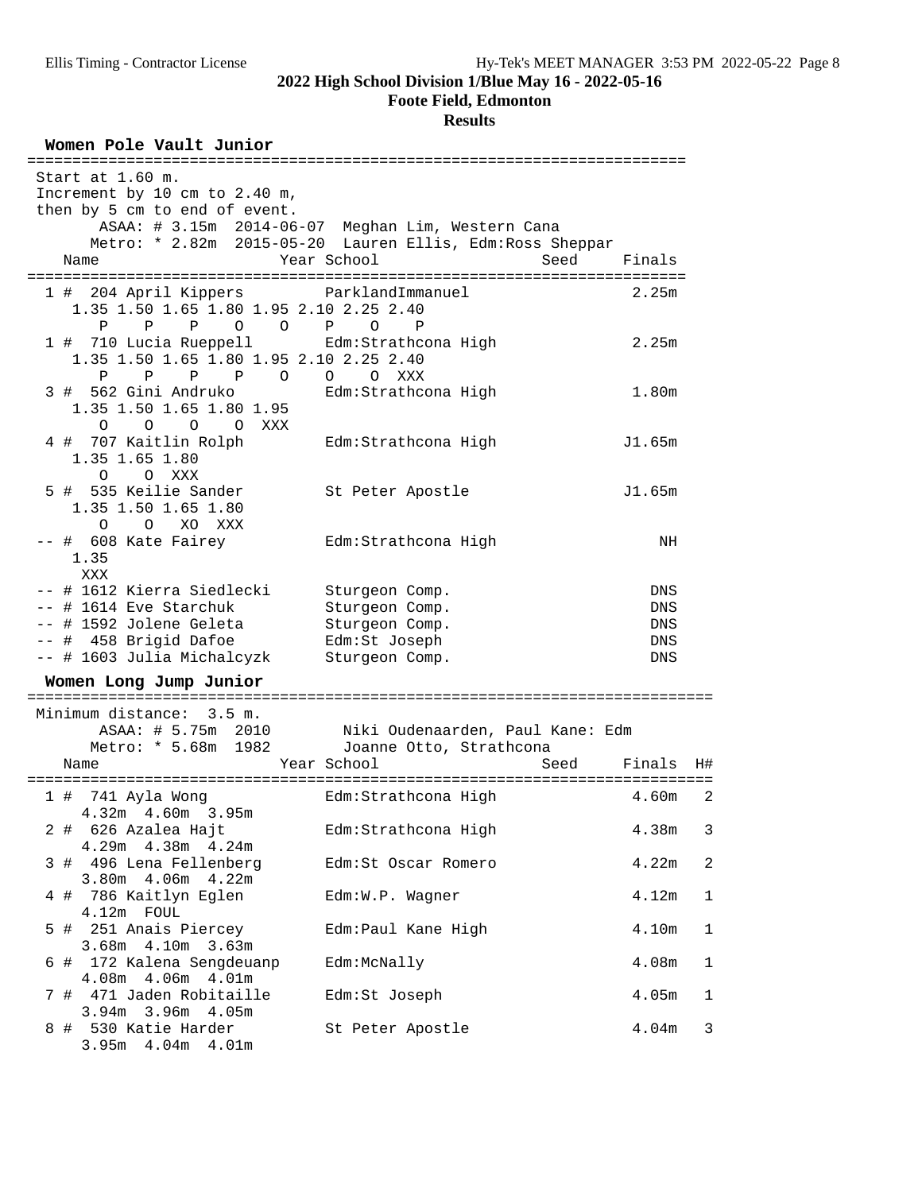# 2022 High School Division 1/Blue May 16 - 2022-05-16

## Foote Field, Edmonton

### Results

## Women Pole Vault Junior

Start at 1.60 m.
Increment by 10 cm to 2.40 m,
then by 5 cm to end of event.

ASAA: # 3.15m 2014-06-07 Meghan Lim, Western Cana
Metro: * 2.82m 2015-05-20 Lauren Ellis, Edm:Ross Sheppar

| Place | Name | Year | School | Seed | Finals |
|---|---|---|---|---|---|
| 1 | # 204 April Kippers | | ParklandImmanuel | | 2.25m |
| | 1.35 1.50 1.65 1.80 1.95 2.10 2.25 2.40 | | | | |
| | P P P O O P O P | | | | |
| 1 | # 710 Lucia Rueppell | | Edm:Strathcona High | | 2.25m |
| | 1.35 1.50 1.65 1.80 1.95 2.10 2.25 2.40 | | | | |
| | P P P P O O O XXX | | | | |
| 3 | # 562 Gini Andruko | | Edm:Strathcona High | | 1.80m |
| | 1.35 1.50 1.65 1.80 1.95 | | | | |
| | O O O O XXX | | | | |
| 4 | # 707 Kaitlin Rolph | | Edm:Strathcona High | | J1.65m |
| | 1.35 1.65 1.80 | | | | |
| | O O XXX | | | | |
| 5 | # 535 Keilie Sander | | St Peter Apostle | | J1.65m |
| | 1.35 1.50 1.65 1.80 | | | | |
| | O O XO XXX | | | | |
| -- | # 608 Kate Fairey | | Edm:Strathcona High | | NH |
| | 1.35 | | | | |
| | XXX | | | | |
| -- | # 1612 Kierra Siedlecki | | Sturgeon Comp. | | DNS |
| -- | # 1614 Eve Starchuk | | Sturgeon Comp. | | DNS |
| -- | # 1592 Jolene Geleta | | Sturgeon Comp. | | DNS |
| -- | # 458 Brigid Dafoe | | Edm:St Joseph | | DNS |
| -- | # 1603 Julia Michalcyzk | | Sturgeon Comp. | | DNS |

## Women Long Jump Junior

Minimum distance: 3.5 m.

ASAA: # 5.75m 2010 Niki Oudenaarden, Paul Kane: Edm
Metro: * 5.68m 1982 Joanne Otto, Strathcona

| Place | Name | Year | School | Seed | Finals | H# |
|---|---|---|---|---|---|---|
| 1 | # 741 Ayla Wong | | Edm:Strathcona High | | 4.60m | 2 |
| | 4.32m 4.60m 3.95m | | | | | |
| 2 | # 626 Azalea Hajt | | Edm:Strathcona High | | 4.38m | 3 |
| | 4.29m 4.38m 4.24m | | | | | |
| 3 | # 496 Lena Fellenberg | | Edm:St Oscar Romero | | 4.22m | 2 |
| | 3.80m 4.06m 4.22m | | | | | |
| 4 | # 786 Kaitlyn Eglen | | Edm:W.P. Wagner | | 4.12m | 1 |
| | 4.12m FOUL | | | | | |
| 5 | # 251 Anais Piercey | | Edm:Paul Kane High | | 4.10m | 1 |
| | 3.68m 4.10m 3.63m | | | | | |
| 6 | # 172 Kalena Sengdeuanp | | Edm:McNally | | 4.08m | 1 |
| | 4.08m 4.06m 4.01m | | | | | |
| 7 | # 471 Jaden Robitaille | | Edm:St Joseph | | 4.05m | 1 |
| | 3.94m 3.96m 4.05m | | | | | |
| 8 | # 530 Katie Harder | | St Peter Apostle | | 4.04m | 3 |
| | 3.95m 4.04m 4.01m | | | | | |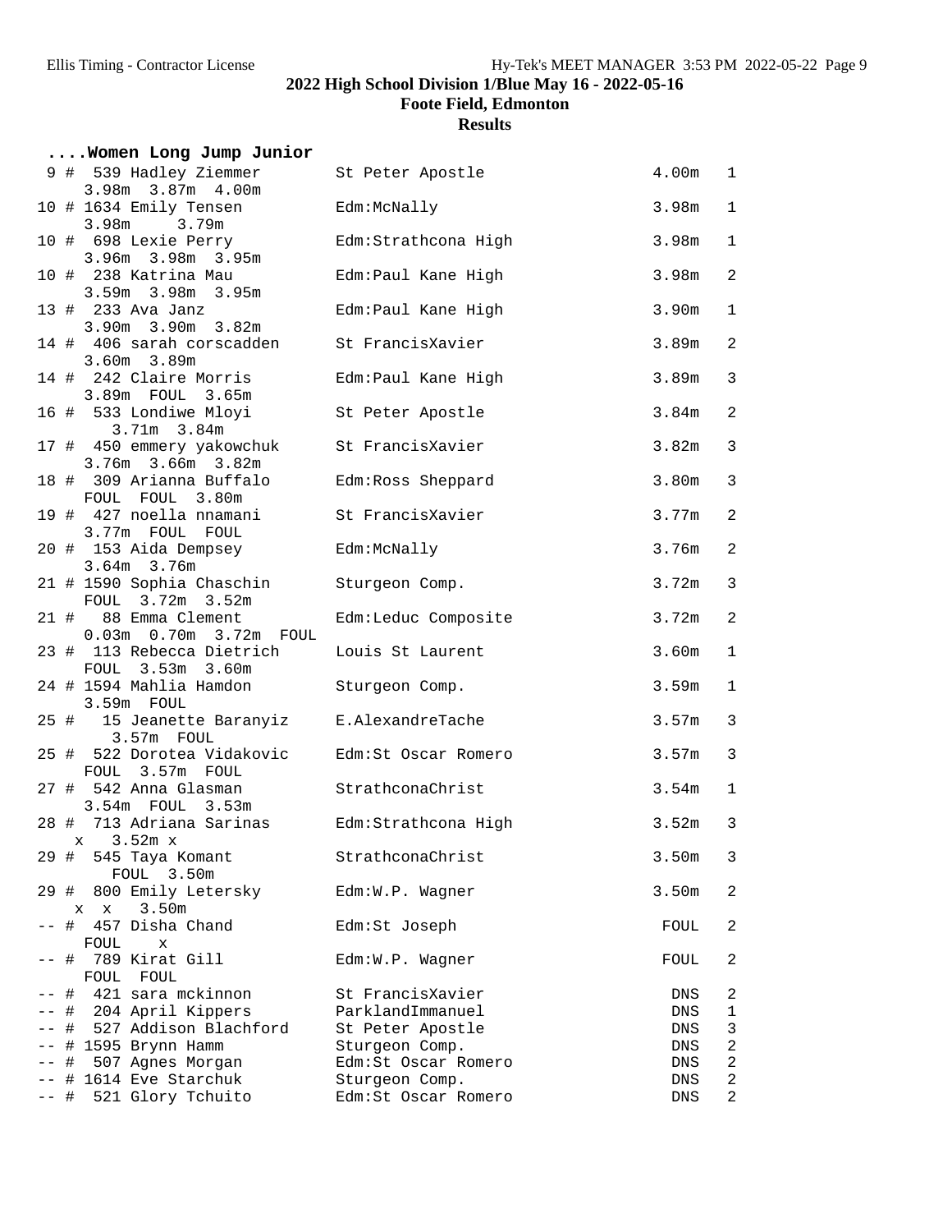## 2022 High School Division 1/Blue May 16 - 2022-05-16

### Foote Field, Edmonton

### Results

**....Women Long Jump Junior**

| Place | Name | School | Mark | Flight |
|---|---|---|---|---|
| 9 # | 539 Hadley Ziemmer | St Peter Apostle | 4.00m | 1 |
| | 3.98m 3.87m 4.00m | | | |
| 10 # | 1634 Emily Tensen | Edm:McNally | 3.98m | 1 |
| | 3.98m 3.79m | | | |
| 10 # | 698 Lexie Perry | Edm:Strathcona High | 3.98m | 1 |
| | 3.96m 3.98m 3.95m | | | |
| 10 # | 238 Katrina Mau | Edm:Paul Kane High | 3.98m | 2 |
| | 3.59m 3.98m 3.95m | | | |
| 13 # | 233 Ava Janz | Edm:Paul Kane High | 3.90m | 1 |
| | 3.90m 3.90m 3.82m | | | |
| 14 # | 406 sarah corscadden | St FrancisXavier | 3.89m | 2 |
| | 3.60m 3.89m | | | |
| 14 # | 242 Claire Morris | Edm:Paul Kane High | 3.89m | 3 |
| | 3.89m FOUL 3.65m | | | |
| 16 # | 533 Londiwe Mloyi | St Peter Apostle | 3.84m | 2 |
| | 3.71m 3.84m | | | |
| 17 # | 450 emmery yakowchuk | St FrancisXavier | 3.82m | 3 |
| | 3.76m 3.66m 3.82m | | | |
| 18 # | 309 Arianna Buffalo | Edm:Ross Sheppard | 3.80m | 3 |
| | FOUL FOUL 3.80m | | | |
| 19 # | 427 noella nnamani | St FrancisXavier | 3.77m | 2 |
| | 3.77m FOUL FOUL | | | |
| 20 # | 153 Aida Dempsey | Edm:McNally | 3.76m | 2 |
| | 3.64m 3.76m | | | |
| 21 # | 1590 Sophia Chaschin | Sturgeon Comp. | 3.72m | 3 |
| | FOUL 3.72m 3.52m | | | |
| 21 # | 88 Emma Clement | Edm:Leduc Composite | 3.72m | 2 |
| | 0.03m 0.70m 3.72m FOUL | | | |
| 23 # | 113 Rebecca Dietrich | Louis St Laurent | 3.60m | 1 |
| | FOUL 3.53m 3.60m | | | |
| 24 # | 1594 Mahlia Hamdon | Sturgeon Comp. | 3.59m | 1 |
| | 3.59m FOUL | | | |
| 25 # | 15 Jeanette Baranyiz | E.AlexandreTache | 3.57m | 3 |
| | 3.57m FOUL | | | |
| 25 # | 522 Dorotea Vidakovic | Edm:St Oscar Romero | 3.57m | 3 |
| | FOUL 3.57m FOUL | | | |
| 27 # | 542 Anna Glasman | StrathconaChrist | 3.54m | 1 |
| | 3.54m FOUL 3.53m | | | |
| 28 # | 713 Adriana Sarinas | Edm:Strathcona High | 3.52m | 3 |
| | x 3.52m x | | | |
| 29 # | 545 Taya Komant | StrathconaChrist | 3.50m | 3 |
| | FOUL 3.50m | | | |
| 29 # | 800 Emily Letersky | Edm:W.P. Wagner | 3.50m | 2 |
| | x x 3.50m | | | |
| -- # | 457 Disha Chand | Edm:St Joseph | FOUL | 2 |
| | FOUL x | | | |
| -- # | 789 Kirat Gill | Edm:W.P. Wagner | FOUL | 2 |
| | FOUL FOUL | | | |
| -- # | 421 sara mckinnon | St FrancisXavier | DNS | 2 |
| -- # | 204 April Kippers | ParklandImmanuel | DNS | 1 |
| -- # | 527 Addison Blachford | St Peter Apostle | DNS | 3 |
| -- # | 1595 Brynn Hamm | Sturgeon Comp. | DNS | 2 |
| -- # | 507 Agnes Morgan | Edm:St Oscar Romero | DNS | 2 |
| -- # | 1614 Eve Starchuk | Sturgeon Comp. | DNS | 2 |
| -- # | 521 Glory Tchuito | Edm:St Oscar Romero | DNS | 2 |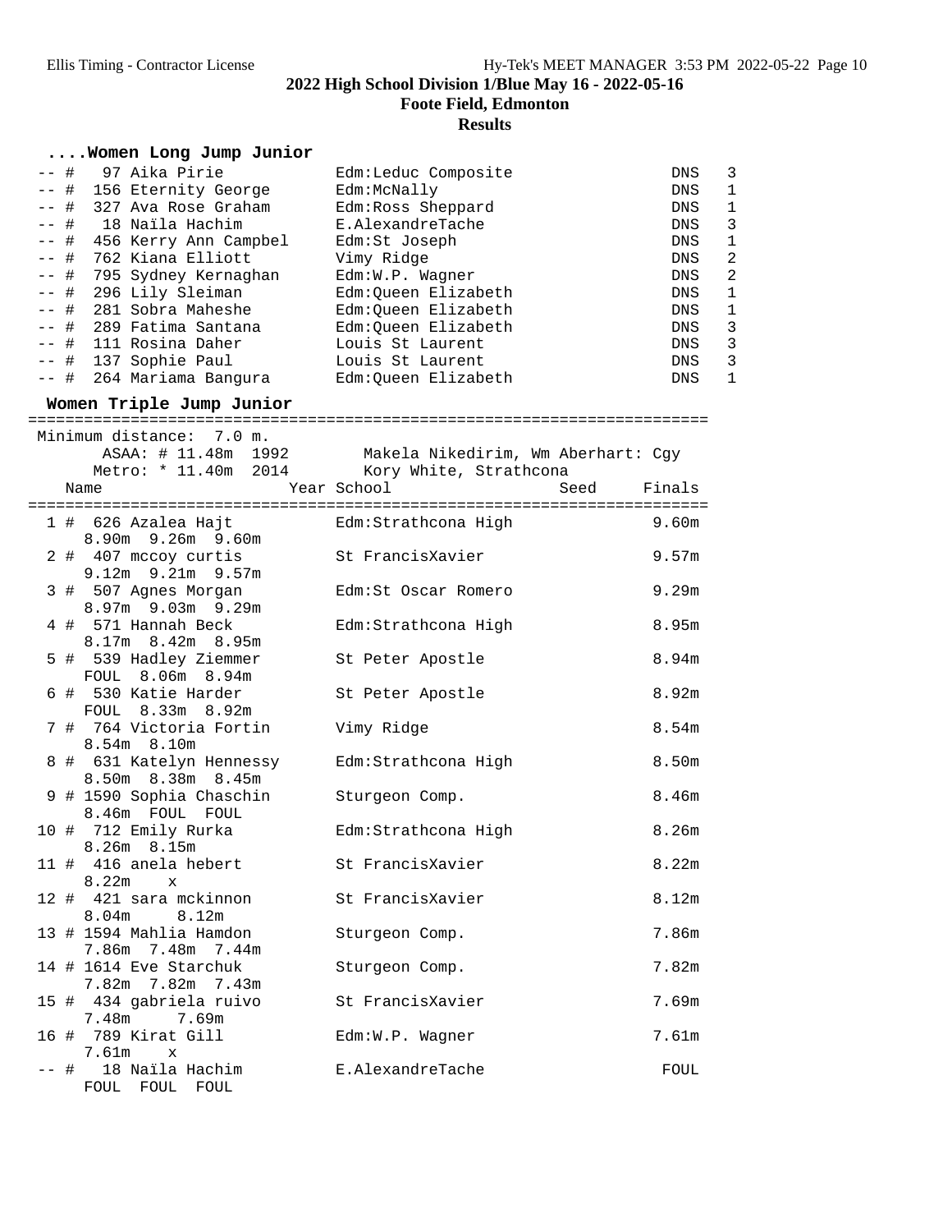## 2022 High School Division 1/Blue May 16 - 2022-05-16

**Foote Field, Edmonton**

**Results**

### ....Women Long Jump Junior

| Place | Name | School | Finals | Flight |
|---|---|---|---|---|
| -- # | 97 Aika Pirie | Edm:Leduc Composite | DNS | 3 |
| -- # | 156 Eternity George | Edm:McNally | DNS | 1 |
| -- # | 327 Ava Rose Graham | Edm:Ross Sheppard | DNS | 1 |
| -- # | 18 Naïla Hachim | E.AlexandreTache | DNS | 3 |
| -- # | 456 Kerry Ann Campbel | Edm:St Joseph | DNS | 1 |
| -- # | 762 Kiana Elliott | Vimy Ridge | DNS | 2 |
| -- # | 795 Sydney Kernaghan | Edm:W.P. Wagner | DNS | 2 |
| -- # | 296 Lily Sleiman | Edm:Queen Elizabeth | DNS | 1 |
| -- # | 281 Sobra Maheshe | Edm:Queen Elizabeth | DNS | 1 |
| -- # | 289 Fatima Santana | Edm:Queen Elizabeth | DNS | 3 |
| -- # | 111 Rosina Daher | Louis St Laurent | DNS | 3 |
| -- # | 137 Sophie Paul | Louis St Laurent | DNS | 3 |
| -- # | 264 Mariama Bangura | Edm:Queen Elizabeth | DNS | 1 |

### Women Triple Jump Junior

Minimum distance: 7.0 m.
ASAA: # 11.48m 1992 — Makela Nikedirim, Wm Aberhart: Cgy
Metro: * 11.40m 2014 — Kory White, Strathcona

| Place | Name | Year | School | Seed | Finals | Attempts |
|---|---|---|---|---|---|---|
| 1 # | 626 Azalea Hajt | | Edm:Strathcona High | | 9.60m | 8.90m 9.26m 9.60m |
| 2 # | 407 mccoy curtis | | St FrancisXavier | | 9.57m | 9.12m 9.21m 9.57m |
| 3 # | 507 Agnes Morgan | | Edm:St Oscar Romero | | 9.29m | 8.97m 9.03m 9.29m |
| 4 # | 571 Hannah Beck | | Edm:Strathcona High | | 8.95m | 8.17m 8.42m 8.95m |
| 5 # | 539 Hadley Ziemmer | | St Peter Apostle | | 8.94m | FOUL 8.06m 8.94m |
| 6 # | 530 Katie Harder | | St Peter Apostle | | 8.92m | FOUL 8.33m 8.92m |
| 7 # | 764 Victoria Fortin | | Vimy Ridge | | 8.54m | 8.54m 8.10m |
| 8 # | 631 Katelyn Hennessy | | Edm:Strathcona High | | 8.50m | 8.50m 8.38m 8.45m |
| 9 # | 1590 Sophia Chaschin | | Sturgeon Comp. | | 8.46m | 8.46m FOUL FOUL |
| 10 # | 712 Emily Rurka | | Edm:Strathcona High | | 8.26m | 8.26m 8.15m |
| 11 # | 416 anela hebert | | St FrancisXavier | | 8.22m | 8.22m x |
| 12 # | 421 sara mckinnon | | St FrancisXavier | | 8.12m | 8.04m 8.12m |
| 13 # | 1594 Mahlia Hamdon | | Sturgeon Comp. | | 7.86m | 7.86m 7.48m 7.44m |
| 14 # | 1614 Eve Starchuk | | Sturgeon Comp. | | 7.82m | 7.82m 7.82m 7.43m |
| 15 # | 434 gabriela ruivo | | St FrancisXavier | | 7.69m | 7.48m 7.69m |
| 16 # | 789 Kirat Gill | | Edm:W.P. Wagner | | 7.61m | 7.61m x |
| -- # | 18 Naïla Hachim | | E.AlexandreTache | | FOUL | FOUL FOUL FOUL |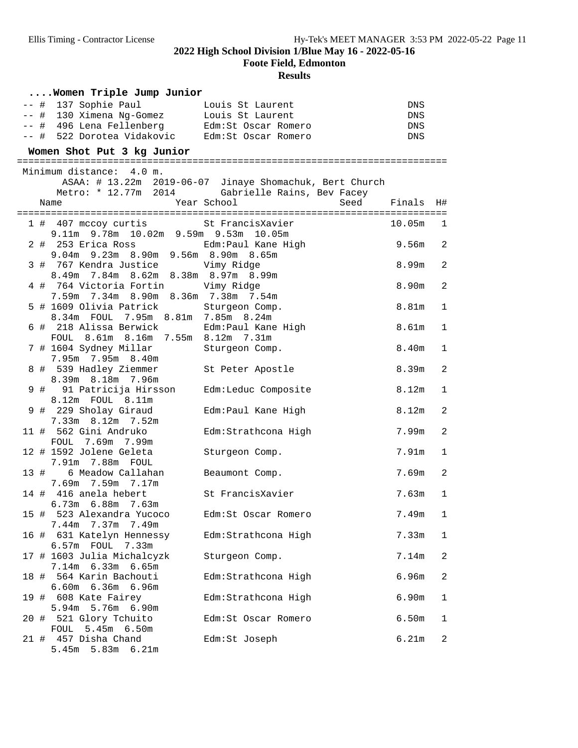## 2022 High School Division 1/Blue May 16 - 2022-05-16

**Foote Field, Edmonton**

**Results**

### ....Women Triple Jump Junior

| Place | Name | School | Finals |
|---|---|---|---|
| -- # | 137 Sophie Paul | Louis St Laurent | DNS |
| -- # | 130 Ximena Ng-Gomez | Louis St Laurent | DNS |
| -- # | 496 Lena Fellenberg | Edm:St Oscar Romero | DNS |
| -- # | 522 Dorotea Vidakovic | Edm:St Oscar Romero | DNS |

### Women Shot Put 3 kg Junior

Minimum distance: 4.0 m.

ASAA: # 13.22m 2019-06-07 Jinaye Shomachuk, Bert Church

Metro: * 12.77m 2014 Gabrielle Rains, Bev Facey

| Place | Name | Year | School | Seed | Finals | H# |
|---|---|---|---|---|---|---|
| 1 # | 407 mccoy curtis | | St FrancisXavier | | 10.05m | 1 |
| | 9.11m 9.78m 10.02m 9.59m 9.53m 10.05m | | | | | |
| 2 # | 253 Erica Ross | | Edm:Paul Kane High | | 9.56m | 2 |
| | 9.04m 9.23m 8.90m 9.56m 8.90m 8.65m | | | | | |
| 3 # | 767 Kendra Justice | | Vimy Ridge | | 8.99m | 2 |
| | 8.49m 7.84m 8.62m 8.38m 8.97m 8.99m | | | | | |
| 4 # | 764 Victoria Fortin | | Vimy Ridge | | 8.90m | 2 |
| | 7.59m 7.34m 8.90m 8.36m 7.38m 7.54m | | | | | |
| 5 # | 1609 Olivia Patrick | | Sturgeon Comp. | | 8.81m | 1 |
| | 8.34m FOUL 7.95m 8.81m 7.85m 8.24m | | | | | |
| 6 # | 218 Alissa Berwick | | Edm:Paul Kane High | | 8.61m | 1 |
| | FOUL 8.61m 8.16m 7.55m 8.12m 7.31m | | | | | |
| 7 # | 1604 Sydney Millar | | Sturgeon Comp. | | 8.40m | 1 |
| | 7.95m 7.95m 8.40m | | | | | |
| 8 # | 539 Hadley Ziemmer | | St Peter Apostle | | 8.39m | 2 |
| | 8.39m 8.18m 7.96m | | | | | |
| 9 # | 91 Patricija Hirsson | | Edm:Leduc Composite | | 8.12m | 1 |
| | 8.12m FOUL 8.11m | | | | | |
| 9 # | 229 Sholay Giraud | | Edm:Paul Kane High | | 8.12m | 2 |
| | 7.33m 8.12m 7.52m | | | | | |
| 11 # | 562 Gini Andruko | | Edm:Strathcona High | | 7.99m | 2 |
| | FOUL 7.69m 7.99m | | | | | |
| 12 # | 1592 Jolene Geleta | | Sturgeon Comp. | | 7.91m | 1 |
| | 7.91m 7.88m FOUL | | | | | |
| 13 # | 6 Meadow Callahan | | Beaumont Comp. | | 7.69m | 2 |
| | 7.69m 7.59m 7.17m | | | | | |
| 14 # | 416 anela hebert | | St FrancisXavier | | 7.63m | 1 |
| | 6.73m 6.88m 7.63m | | | | | |
| 15 # | 523 Alexandra Yucoco | | Edm:St Oscar Romero | | 7.49m | 1 |
| | 7.44m 7.37m 7.49m | | | | | |
| 16 # | 631 Katelyn Hennessy | | Edm:Strathcona High | | 7.33m | 1 |
| | 6.57m FOUL 7.33m | | | | | |
| 17 # | 1603 Julia Michalcyzk | | Sturgeon Comp. | | 7.14m | 2 |
| | 7.14m 6.33m 6.65m | | | | | |
| 18 # | 564 Karin Bachouti | | Edm:Strathcona High | | 6.96m | 2 |
| | 6.60m 6.36m 6.96m | | | | | |
| 19 # | 608 Kate Fairey | | Edm:Strathcona High | | 6.90m | 1 |
| | 5.94m 5.76m 6.90m | | | | | |
| 20 # | 521 Glory Tchuito | | Edm:St Oscar Romero | | 6.50m | 1 |
| | FOUL 5.45m 6.50m | | | | | |
| 21 # | 457 Disha Chand | | Edm:St Joseph | | 6.21m | 2 |
| | 5.45m 5.83m 6.21m | | | | | |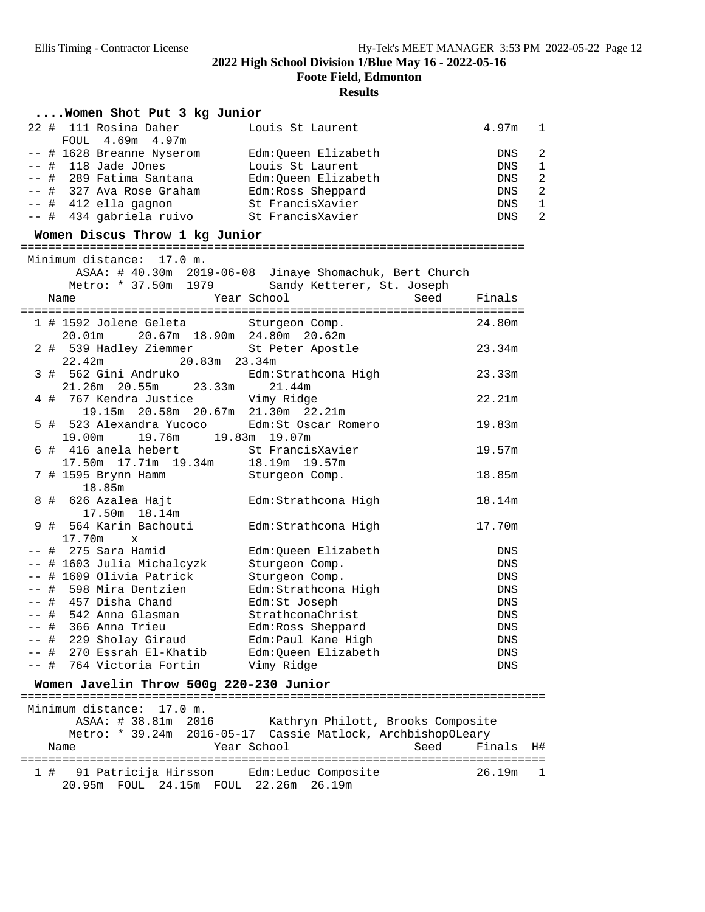## 2022 High School Division 1/Blue May 16 - 2022-05-16

**Foote Field, Edmonton**

**Results**

### ....Women Shot Put 3 kg Junior

```
 22 #  111 Rosina Daher         Louis St Laurent               4.97m   1
     FOUL  4.69m  4.97m
 -- # 1628 Breanne Nyserom      Edm:Queen Elizabeth              DNS   2
 -- #  118 Jade JOnes           Louis St Laurent                 DNS   1
 -- #  289 Fatima Santana       Edm:Queen Elizabeth              DNS   2
 -- #  327 Ava Rose Graham      Edm:Ross Sheppard                DNS   2
 -- #  412 ella gagnon          St FrancisXavier                 DNS   1
 -- #  434 gabriela ruivo       St FrancisXavier                 DNS   2
```

### Women Discus Throw 1 kg Junior

```
=========================================================================
Minimum distance:  17.0 m.
       ASAA: # 40.30m  2019-06-08  Jinaye Shomachuk, Bert Church
      Metro: * 37.50m  1979        Sandy Ketterer, St. Joseph
   Name                    Year School                 Seed    Finals
=========================================================================
  1 # 1592 Jolene Geleta        Sturgeon Comp.                 24.80m
    20.01m     20.67m  18.90m  24.80m  20.62m
  2 #  539 Hadley Ziemmer       St Peter Apostle               23.34m
    22.42m          20.83m  23.34m
  3 #  562 Gini Andruko         Edm:Strathcona High            23.33m
    21.26m  20.55m     23.33m     21.44m
  4 #  767 Kendra Justice       Vimy Ridge                     22.21m
      19.15m  20.58m  20.67m  21.30m  22.21m
  5 #  523 Alexandra Yucoco     Edm:St Oscar Romero            19.83m
    19.00m     19.76m     19.83m  19.07m
  6 #  416 anela hebert         St FrancisXavier               19.57m
    17.50m  17.71m  19.34m     18.19m  19.57m
  7 # 1595 Brynn Hamm           Sturgeon Comp.                 18.85m
      18.85m
  8 #  626 Azalea Hajt          Edm:Strathcona High            18.14m
      17.50m  18.14m
  9 #  564 Karin Bachouti       Edm:Strathcona High            17.70m
    17.70m    x
 -- #  275 Sara Hamid           Edm:Queen Elizabeth               DNS
 -- # 1603 Julia Michalcyzk     Sturgeon Comp.                    DNS
 -- # 1609 Olivia Patrick       Sturgeon Comp.                    DNS
 -- #  598 Mira Dentzien        Edm:Strathcona High               DNS
 -- #  457 Disha Chand          Edm:St Joseph                     DNS
 -- #  542 Anna Glasman         StrathconaChrist                  DNS
 -- #  366 Anna Trieu           Edm:Ross Sheppard                 DNS
 -- #  229 Sholay Giraud        Edm:Paul Kane High                DNS
 -- #  270 Essrah El-Khatib     Edm:Queen Elizabeth               DNS
 -- #  764 Victoria Fortin      Vimy Ridge                        DNS
```

### Women Javelin Throw 500g 220-230 Junior

```
============================================================================
Minimum distance:  17.0 m.
       ASAA: # 38.81m  2016        Kathryn Philott, Brooks Composite
      Metro: * 39.24m  2016-05-17  Cassie Matlock, ArchbishopOLeary
   Name                    Year School                 Seed    Finals  H#
============================================================================
  1 #   91 Patricija Hirsson    Edm:Leduc Composite            26.19m   1
     20.95m  FOUL  24.15m  FOUL  22.26m  26.19m
```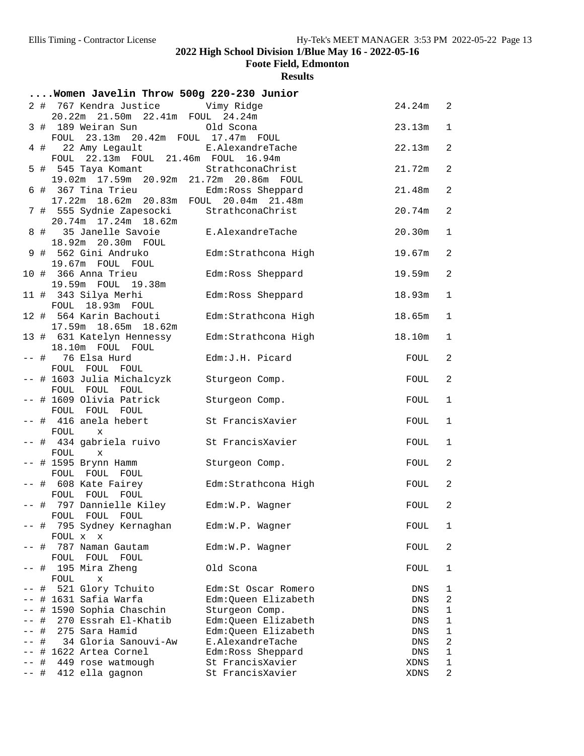## 2022 High School Division 1/Blue May 16 - 2022-05-16

**Foote Field, Edmonton**

**Results**

....Women Javelin Throw 500g 220-230 Junior

| Place | # | Name | School | Mark | Flight |
|---|---|---|---|---|---|
| 2 | 767 | Kendra Justice | Vimy Ridge | 24.24m | 2 |
| | | 20.22m 21.50m 22.41m FOUL 24.24m | | | |
| 3 | 189 | Weiran Sun | Old Scona | 23.13m | 1 |
| | | FOUL 23.13m 20.42m FOUL 17.47m FOUL | | | |
| 4 | 22 | Amy Legault | E.AlexandreTache | 22.13m | 2 |
| | | FOUL 22.13m FOUL 21.46m FOUL 16.94m | | | |
| 5 | 545 | Taya Komant | StrathconaChrist | 21.72m | 2 |
| | | 19.02m 17.59m 20.92m 21.72m 20.86m FOUL | | | |
| 6 | 367 | Tina Trieu | Edm:Ross Sheppard | 21.48m | 2 |
| | | 17.22m 18.62m 20.83m FOUL 20.04m 21.48m | | | |
| 7 | 555 | Sydnie Zapesocki | StrathconaChrist | 20.74m | 2 |
| | | 20.74m 17.24m 18.62m | | | |
| 8 | 35 | Janelle Savoie | E.AlexandreTache | 20.30m | 1 |
| | | 18.92m 20.30m FOUL | | | |
| 9 | 562 | Gini Andruko | Edm:Strathcona High | 19.67m | 2 |
| | | 19.67m FOUL FOUL | | | |
| 10 | 366 | Anna Trieu | Edm:Ross Sheppard | 19.59m | 2 |
| | | 19.59m FOUL 19.38m | | | |
| 11 | 343 | Silya Merhi | Edm:Ross Sheppard | 18.93m | 1 |
| | | FOUL 18.93m FOUL | | | |
| 12 | 564 | Karin Bachouti | Edm:Strathcona High | 18.65m | 1 |
| | | 17.59m 18.65m 18.62m | | | |
| 13 | 631 | Katelyn Hennessy | Edm:Strathcona High | 18.10m | 1 |
| | | 18.10m FOUL FOUL | | | |
| -- | 76 | Elsa Hurd | Edm:J.H. Picard | FOUL | 2 |
| | | FOUL FOUL FOUL | | | |
| -- | 1603 | Julia Michalcyzk | Sturgeon Comp. | FOUL | 2 |
| | | FOUL FOUL FOUL | | | |
| -- | 1609 | Olivia Patrick | Sturgeon Comp. | FOUL | 1 |
| | | FOUL FOUL FOUL | | | |
| -- | 416 | anela hebert | St FrancisXavier | FOUL | 1 |
| | | FOUL x | | | |
| -- | 434 | gabriela ruivo | St FrancisXavier | FOUL | 1 |
| | | FOUL x | | | |
| -- | 1595 | Brynn Hamm | Sturgeon Comp. | FOUL | 2 |
| | | FOUL FOUL FOUL | | | |
| -- | 608 | Kate Fairey | Edm:Strathcona High | FOUL | 2 |
| | | FOUL FOUL FOUL | | | |
| -- | 797 | Dannielle Kiley | Edm:W.P. Wagner | FOUL | 2 |
| | | FOUL FOUL FOUL | | | |
| -- | 795 | Sydney Kernaghan | Edm:W.P. Wagner | FOUL | 1 |
| | | FOUL x x | | | |
| -- | 787 | Naman Gautam | Edm:W.P. Wagner | FOUL | 2 |
| | | FOUL FOUL FOUL | | | |
| -- | 195 | Mira Zheng | Old Scona | FOUL | 1 |
| | | FOUL x | | | |
| -- | 521 | Glory Tchuito | Edm:St Oscar Romero | DNS | 1 |
| -- | 1631 | Safia Warfa | Edm:Queen Elizabeth | DNS | 2 |
| -- | 1590 | Sophia Chaschin | Sturgeon Comp. | DNS | 1 |
| -- | 270 | Essrah El-Khatib | Edm:Queen Elizabeth | DNS | 1 |
| -- | 275 | Sara Hamid | Edm:Queen Elizabeth | DNS | 1 |
| -- | 34 | Gloria Sanouvi-Aw | E.AlexandreTache | DNS | 2 |
| -- | 1622 | Artea Cornel | Edm:Ross Sheppard | DNS | 1 |
| -- | 449 | rose watmough | St FrancisXavier | XDNS | 1 |
| -- | 412 | ella gagnon | St FrancisXavier | XDNS | 2 |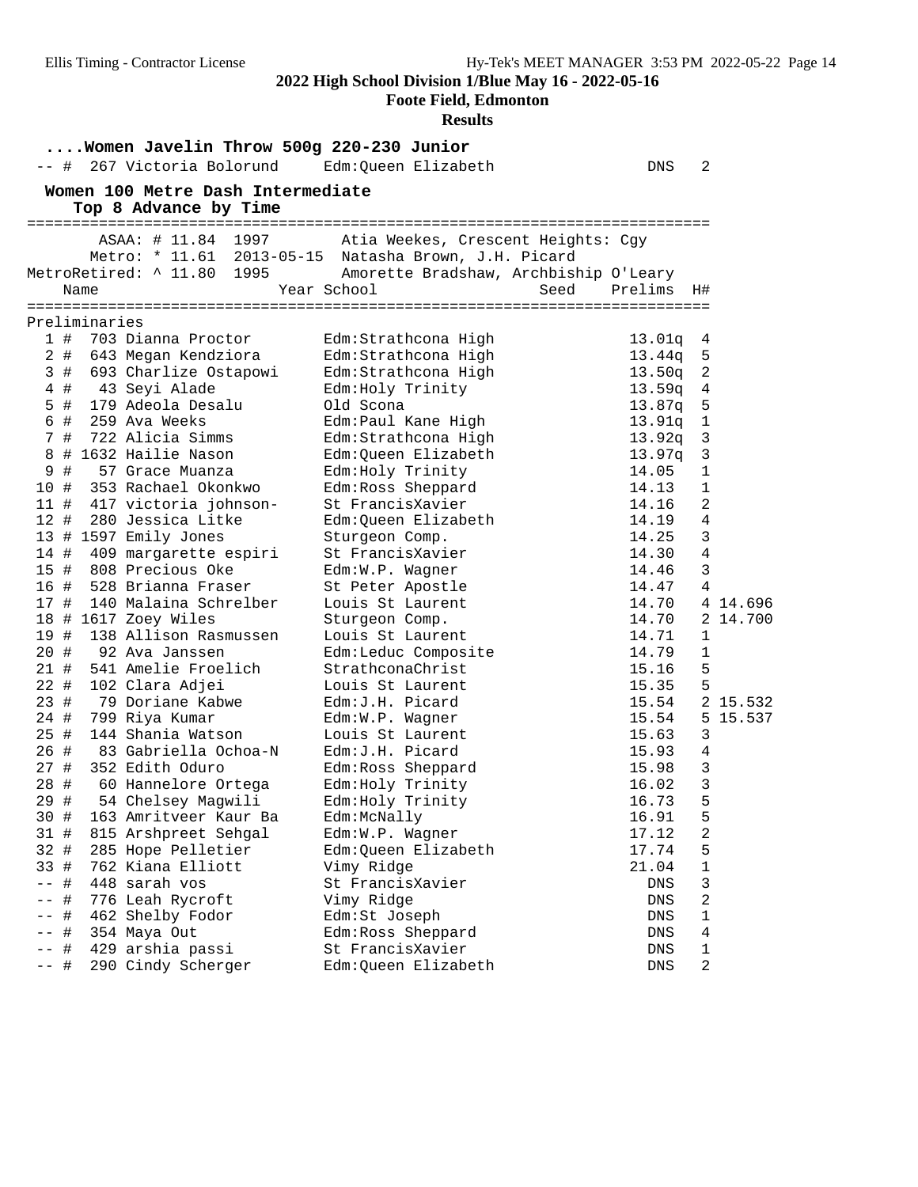**2022 High School Division 1/Blue May 16 - 2022-05-16**

**Foote Field, Edmonton**

**Results**

### ....Women Javelin Throw 500g 220-230 Junior

| Place | | Comp# | Name | School | Finals | H# |
|---|---|---|---|---|---|---|
| -- | # | 267 | Victoria Bolorund | Edm:Queen Elizabeth | DNS | 2 |

### Women 100 Metre Dash Intermediate

Top 8 Advance by Time

ASAA: # 11.84 1997 Atia Weekes, Crescent Heights: Cgy
Metro: * 11.61 2013-05-15 Natasha Brown, J.H. Picard
MetroRetired: ^ 11.80 1995 Amorette Bradshaw, Archbiship O'Leary

**Preliminaries**

| Place | | Comp# | Name | Year | School | Seed | Prelims | H# | |
|---|---|---|---|---|---|---|---|---|---|
| 1 | # | 703 | Dianna Proctor | | Edm:Strathcona High | | 13.01q | 4 | |
| 2 | # | 643 | Megan Kendziora | | Edm:Strathcona High | | 13.44q | 5 | |
| 3 | # | 693 | Charlize Ostapowi | | Edm:Strathcona High | | 13.50q | 2 | |
| 4 | # | 43 | Seyi Alade | | Edm:Holy Trinity | | 13.59q | 4 | |
| 5 | # | 179 | Adeola Desalu | | Old Scona | | 13.87q | 5 | |
| 6 | # | 259 | Ava Weeks | | Edm:Paul Kane High | | 13.91q | 1 | |
| 7 | # | 722 | Alicia Simms | | Edm:Strathcona High | | 13.92q | 3 | |
| 8 | # | 1632 | Hailie Nason | | Edm:Queen Elizabeth | | 13.97q | 3 | |
| 9 | # | 57 | Grace Muanza | | Edm:Holy Trinity | | 14.05 | 1 | |
| 10 | # | 353 | Rachael Okonkwo | | Edm:Ross Sheppard | | 14.13 | 1 | |
| 11 | # | 417 | victoria johnson- | | St FrancisXavier | | 14.16 | 2 | |
| 12 | # | 280 | Jessica Litke | | Edm:Queen Elizabeth | | 14.19 | 4 | |
| 13 | # | 1597 | Emily Jones | | Sturgeon Comp. | | 14.25 | 3 | |
| 14 | # | 409 | margarette espiri | | St FrancisXavier | | 14.30 | 4 | |
| 15 | # | 808 | Precious Oke | | Edm:W.P. Wagner | | 14.46 | 3 | |
| 16 | # | 528 | Brianna Fraser | | St Peter Apostle | | 14.47 | 4 | |
| 17 | # | 140 | Malaina Schrelber | | Louis St Laurent | | 14.70 | 4 | 14.696 |
| 18 | # | 1617 | Zoey Wiles | | Sturgeon Comp. | | 14.70 | 2 | 14.700 |
| 19 | # | 138 | Allison Rasmussen | | Louis St Laurent | | 14.71 | 1 | |
| 20 | # | 92 | Ava Janssen | | Edm:Leduc Composite | | 14.79 | 1 | |
| 21 | # | 541 | Amelie Froelich | | StrathconaChrist | | 15.16 | 5 | |
| 22 | # | 102 | Clara Adjei | | Louis St Laurent | | 15.35 | 5 | |
| 23 | # | 79 | Doriane Kabwe | | Edm:J.H. Picard | | 15.54 | 2 | 15.532 |
| 24 | # | 799 | Riya Kumar | | Edm:W.P. Wagner | | 15.54 | 5 | 15.537 |
| 25 | # | 144 | Shania Watson | | Louis St Laurent | | 15.63 | 3 | |
| 26 | # | 83 | Gabriella Ochoa-N | | Edm:J.H. Picard | | 15.93 | 4 | |
| 27 | # | 352 | Edith Oduro | | Edm:Ross Sheppard | | 15.98 | 3 | |
| 28 | # | 60 | Hannelore Ortega | | Edm:Holy Trinity | | 16.02 | 3 | |
| 29 | # | 54 | Chelsey Magwili | | Edm:Holy Trinity | | 16.73 | 5 | |
| 30 | # | 163 | Amritveer Kaur Ba | | Edm:McNally | | 16.91 | 5 | |
| 31 | # | 815 | Arshpreet Sehgal | | Edm:W.P. Wagner | | 17.12 | 2 | |
| 32 | # | 285 | Hope Pelletier | | Edm:Queen Elizabeth | | 17.74 | 5 | |
| 33 | # | 762 | Kiana Elliott | | Vimy Ridge | | 21.04 | 1 | |
| -- | # | 448 | sarah vos | | St FrancisXavier | | DNS | 3 | |
| -- | # | 776 | Leah Rycroft | | Vimy Ridge | | DNS | 2 | |
| -- | # | 462 | Shelby Fodor | | Edm:St Joseph | | DNS | 1 | |
| -- | # | 354 | Maya Out | | Edm:Ross Sheppard | | DNS | 4 | |
| -- | # | 429 | arshia passi | | St FrancisXavier | | DNS | 1 | |
| -- | # | 290 | Cindy Scherger | | Edm:Queen Elizabeth | | DNS | 2 | |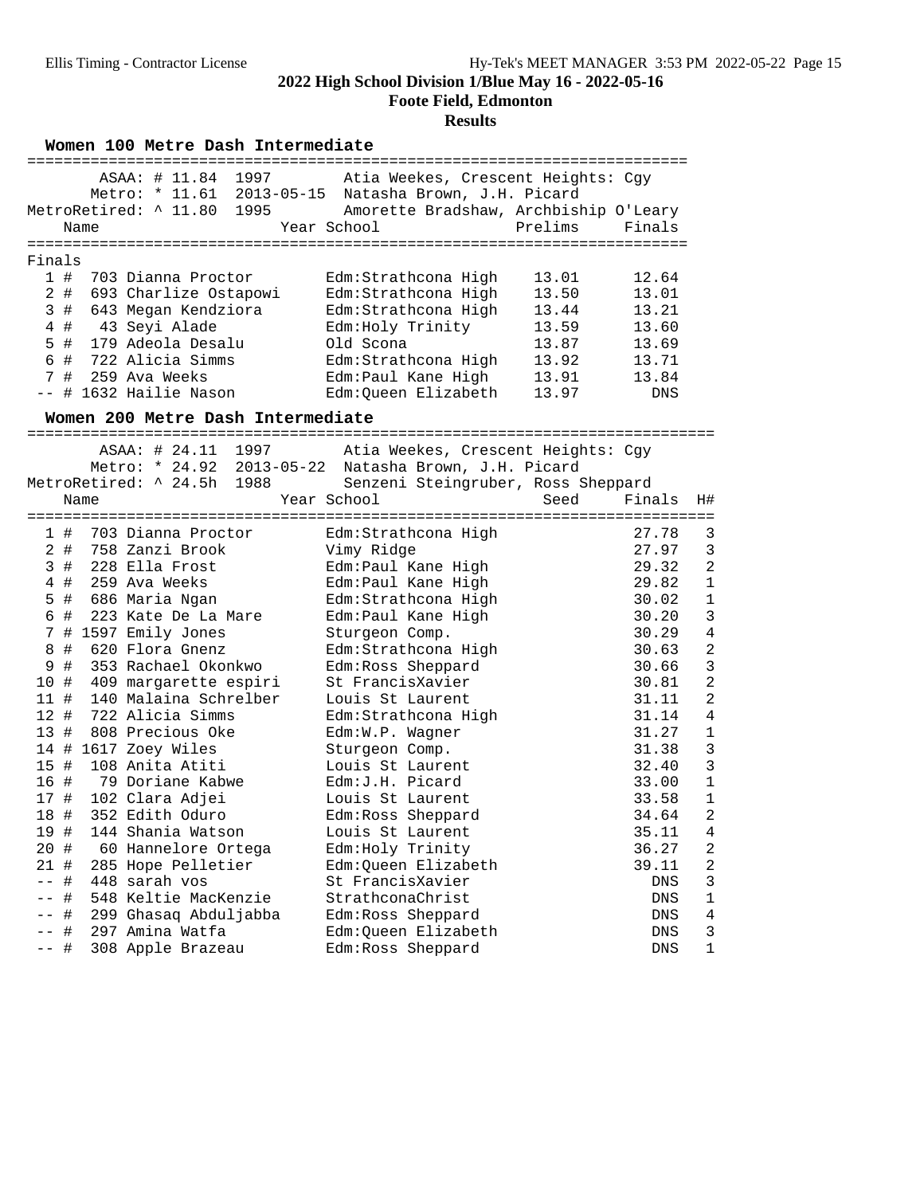# 2022 High School Division 1/Blue May 16 - 2022-05-16

**Foote Field, Edmonton**

**Results**

## Women 100 Metre Dash Intermediate

ASAA: # 11.84 1997 Atia Weekes, Crescent Heights: Cgy
Metro: * 11.61 2013-05-15 Natasha Brown, J.H. Picard
MetroRetired: ^ 11.80 1995 Amorette Bradshaw, Archbiship O'Leary

**Finals**

| Place | | Name | Year | School | Prelims | Finals |
|---|---|---|---|---|---|---|
| 1 | # | 703 Dianna Proctor | | Edm:Strathcona High | 13.01 | 12.64 |
| 2 | # | 693 Charlize Ostapowi | | Edm:Strathcona High | 13.50 | 13.01 |
| 3 | # | 643 Megan Kendziora | | Edm:Strathcona High | 13.44 | 13.21 |
| 4 | # | 43 Seyi Alade | | Edm:Holy Trinity | 13.59 | 13.60 |
| 5 | # | 179 Adeola Desalu | | Old Scona | 13.87 | 13.69 |
| 6 | # | 722 Alicia Simms | | Edm:Strathcona High | 13.92 | 13.71 |
| 7 | # | 259 Ava Weeks | | Edm:Paul Kane High | 13.91 | 13.84 |
| -- | # | 1632 Hailie Nason | | Edm:Queen Elizabeth | 13.97 | DNS |

## Women 200 Metre Dash Intermediate

ASAA: # 24.11 1997 Atia Weekes, Crescent Heights: Cgy
Metro: * 24.92 2013-05-22 Natasha Brown, J.H. Picard
MetroRetired: ^ 24.5h 1988 Senzeni Steingruber, Ross Sheppard

| Place | | Name | Year | School | Seed | Finals | H# |
|---|---|---|---|---|---|---|---|
| 1 | # | 703 Dianna Proctor | | Edm:Strathcona High | | 27.78 | 3 |
| 2 | # | 758 Zanzi Brook | | Vimy Ridge | | 27.97 | 3 |
| 3 | # | 228 Ella Frost | | Edm:Paul Kane High | | 29.32 | 2 |
| 4 | # | 259 Ava Weeks | | Edm:Paul Kane High | | 29.82 | 1 |
| 5 | # | 686 Maria Ngan | | Edm:Strathcona High | | 30.02 | 1 |
| 6 | # | 223 Kate De La Mare | | Edm:Paul Kane High | | 30.20 | 3 |
| 7 | # | 1597 Emily Jones | | Sturgeon Comp. | | 30.29 | 4 |
| 8 | # | 620 Flora Gnenz | | Edm:Strathcona High | | 30.63 | 2 |
| 9 | # | 353 Rachael Okonkwo | | Edm:Ross Sheppard | | 30.66 | 3 |
| 10 | # | 409 margarette espiri | | St FrancisXavier | | 30.81 | 2 |
| 11 | # | 140 Malaina Schrelber | | Louis St Laurent | | 31.11 | 2 |
| 12 | # | 722 Alicia Simms | | Edm:Strathcona High | | 31.14 | 4 |
| 13 | # | 808 Precious Oke | | Edm:W.P. Wagner | | 31.27 | 1 |
| 14 | # | 1617 Zoey Wiles | | Sturgeon Comp. | | 31.38 | 3 |
| 15 | # | 108 Anita Atiti | | Louis St Laurent | | 32.40 | 3 |
| 16 | # | 79 Doriane Kabwe | | Edm:J.H. Picard | | 33.00 | 1 |
| 17 | # | 102 Clara Adjei | | Louis St Laurent | | 33.58 | 1 |
| 18 | # | 352 Edith Oduro | | Edm:Ross Sheppard | | 34.64 | 2 |
| 19 | # | 144 Shania Watson | | Louis St Laurent | | 35.11 | 4 |
| 20 | # | 60 Hannelore Ortega | | Edm:Holy Trinity | | 36.27 | 2 |
| 21 | # | 285 Hope Pelletier | | Edm:Queen Elizabeth | | 39.11 | 2 |
| -- | # | 448 sarah vos | | St FrancisXavier | | DNS | 3 |
| -- | # | 548 Keltie MacKenzie | | StrathconaChrist | | DNS | 1 |
| -- | # | 299 Ghasaq Abduljabba | | Edm:Ross Sheppard | | DNS | 4 |
| -- | # | 297 Amina Watfa | | Edm:Queen Elizabeth | | DNS | 3 |
| -- | # | 308 Apple Brazeau | | Edm:Ross Sheppard | | DNS | 1 |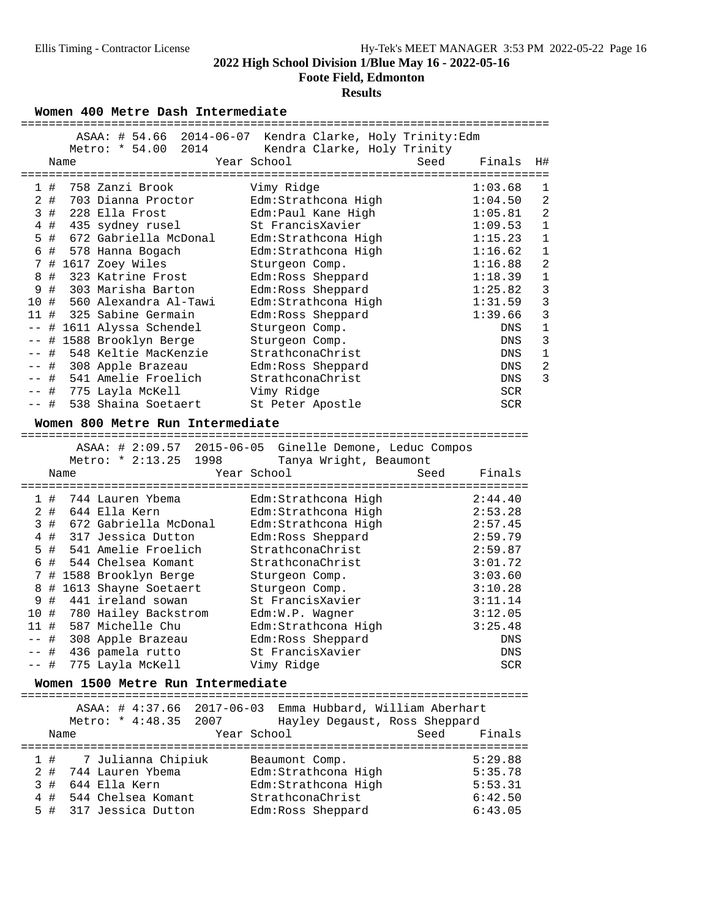# 2022 High School Division 1/Blue May 16 - 2022-05-16

## Foote Field, Edmonton

### Results

#### Women 400 Metre Dash Intermediate

ASAA: # 54.66 2014-06-07 Kendra Clarke, Holy Trinity:Edm
Metro: * 54.00 2014 Kendra Clarke, Holy Trinity

| Place | Name | Year | School | Seed | Finals | H# |
|---|---|---|---|---|---|---|
| 1 # | 758 Zanzi Brook | | Vimy Ridge | | 1:03.68 | 1 |
| 2 # | 703 Dianna Proctor | | Edm:Strathcona High | | 1:04.50 | 2 |
| 3 # | 228 Ella Frost | | Edm:Paul Kane High | | 1:05.81 | 2 |
| 4 # | 435 sydney rusel | | St FrancisXavier | | 1:09.53 | 1 |
| 5 # | 672 Gabriella McDonal | | Edm:Strathcona High | | 1:15.23 | 1 |
| 6 # | 578 Hanna Bogach | | Edm:Strathcona High | | 1:16.62 | 1 |
| 7 # | 1617 Zoey Wiles | | Sturgeon Comp. | | 1:16.88 | 2 |
| 8 # | 323 Katrine Frost | | Edm:Ross Sheppard | | 1:18.39 | 1 |
| 9 # | 303 Marisha Barton | | Edm:Ross Sheppard | | 1:25.82 | 3 |
| 10 # | 560 Alexandra Al-Tawi | | Edm:Strathcona High | | 1:31.59 | 3 |
| 11 # | 325 Sabine Germain | | Edm:Ross Sheppard | | 1:39.66 | 3 |
| -- # | 1611 Alyssa Schendel | | Sturgeon Comp. | | DNS | 1 |
| -- # | 1588 Brooklyn Berge | | Sturgeon Comp. | | DNS | 3 |
| -- # | 548 Keltie MacKenzie | | StrathconaChrist | | DNS | 1 |
| -- # | 308 Apple Brazeau | | Edm:Ross Sheppard | | DNS | 2 |
| -- # | 541 Amelie Froelich | | StrathconaChrist | | DNS | 3 |
| -- # | 775 Layla McKell | | Vimy Ridge | | SCR | |
| -- # | 538 Shaina Soetaert | | St Peter Apostle | | SCR | |

#### Women 800 Metre Run Intermediate

ASAA: # 2:09.57 2015-06-05 Ginelle Demone, Leduc Compos
Metro: * 2:13.25 1998 Tanya Wright, Beaumont

| Place | Name | Year | School | Seed | Finals |
|---|---|---|---|---|---|
| 1 # | 744 Lauren Ybema | | Edm:Strathcona High | | 2:44.40 |
| 2 # | 644 Ella Kern | | Edm:Strathcona High | | 2:53.28 |
| 3 # | 672 Gabriella McDonal | | Edm:Strathcona High | | 2:57.45 |
| 4 # | 317 Jessica Dutton | | Edm:Ross Sheppard | | 2:59.79 |
| 5 # | 541 Amelie Froelich | | StrathconaChrist | | 2:59.87 |
| 6 # | 544 Chelsea Komant | | StrathconaChrist | | 3:01.72 |
| 7 # | 1588 Brooklyn Berge | | Sturgeon Comp. | | 3:03.60 |
| 8 # | 1613 Shayne Soetaert | | Sturgeon Comp. | | 3:10.28 |
| 9 # | 441 ireland sowan | | St FrancisXavier | | 3:11.14 |
| 10 # | 780 Hailey Backstrom | | Edm:W.P. Wagner | | 3:12.05 |
| 11 # | 587 Michelle Chu | | Edm:Strathcona High | | 3:25.48 |
| -- # | 308 Apple Brazeau | | Edm:Ross Sheppard | | DNS |
| -- # | 436 pamela rutto | | St FrancisXavier | | DNS |
| -- # | 775 Layla McKell | | Vimy Ridge | | SCR |

#### Women 1500 Metre Run Intermediate

ASAA: # 4:37.66 2017-06-03 Emma Hubbard, William Aberhart
Metro: * 4:48.35 2007 Hayley Degaust, Ross Sheppard

| Place | Name | Year | School | Seed | Finals |
|---|---|---|---|---|---|
| 1 # | 7 Julianna Chipiuk | | Beaumont Comp. | | 5:29.88 |
| 2 # | 744 Lauren Ybema | | Edm:Strathcona High | | 5:35.78 |
| 3 # | 644 Ella Kern | | Edm:Strathcona High | | 5:53.31 |
| 4 # | 544 Chelsea Komant | | StrathconaChrist | | 6:42.50 |
| 5 # | 317 Jessica Dutton | | Edm:Ross Sheppard | | 6:43.05 |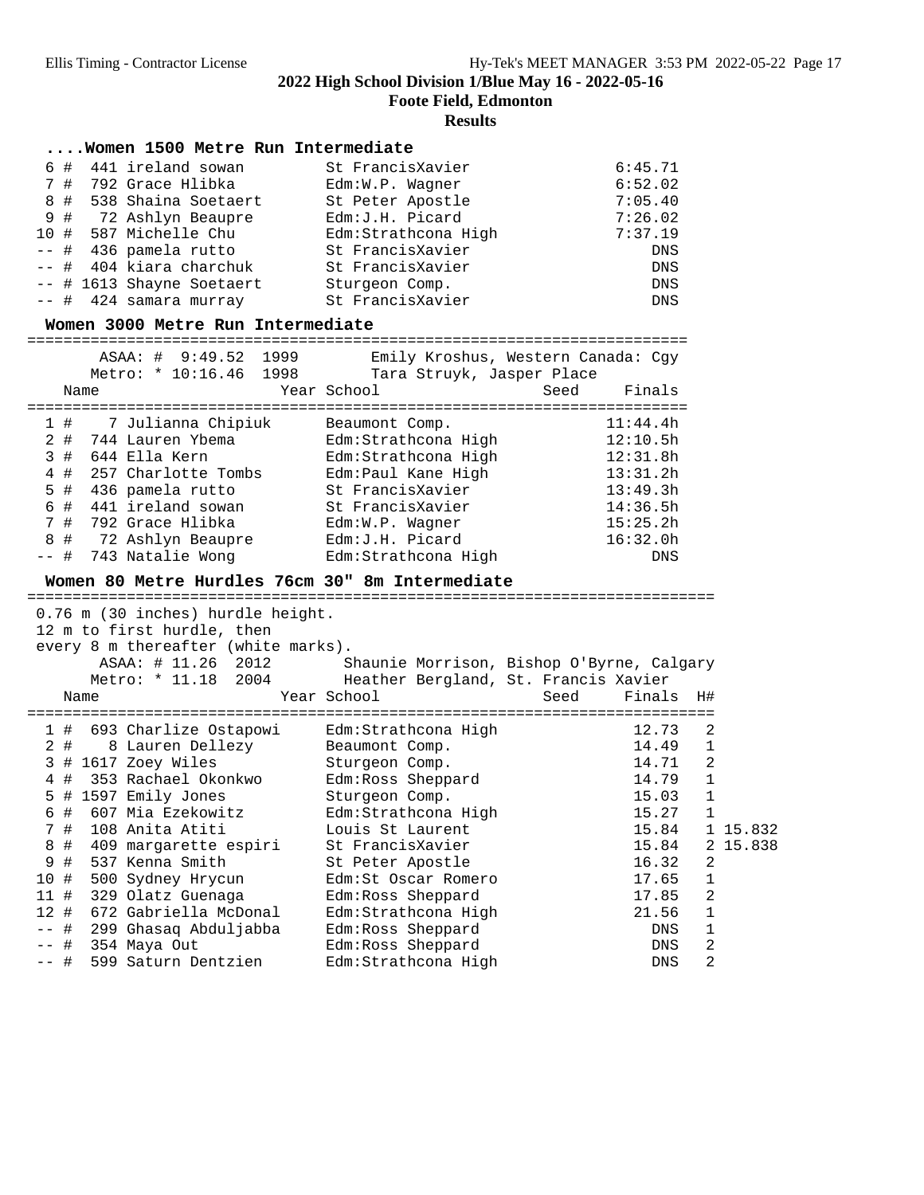# 2022 High School Division 1/Blue May 16 - 2022-05-16

**Foote Field, Edmonton**

**Results**

### ....Women 1500 Metre Run Intermediate

| Place | # | Name | School | Finals |
|---|---|---|---|---|
| 6 # | 441 | ireland sowan | St FrancisXavier | 6:45.71 |
| 7 # | 792 | Grace Hlibka | Edm:W.P. Wagner | 6:52.02 |
| 8 # | 538 | Shaina Soetaert | St Peter Apostle | 7:05.40 |
| 9 # | 72 | Ashlyn Beaupre | Edm:J.H. Picard | 7:26.02 |
| 10 # | 587 | Michelle Chu | Edm:Strathcona High | 7:37.19 |
| -- # | 436 | pamela rutto | St FrancisXavier | DNS |
| -- # | 404 | kiara charchuk | St FrancisXavier | DNS |
| -- # | 1613 | Shayne Soetaert | Sturgeon Comp. | DNS |
| -- # | 424 | samara murray | St FrancisXavier | DNS |

### Women 3000 Metre Run Intermediate

ASAA: # 9:49.52 1999 Emily Kroshus, Western Canada: Cgy
Metro: * 10:16.46 1998 Tara Struyk, Jasper Place

| Place | # | Name | Year | School | Seed | Finals |
|---|---|---|---|---|---|---|
| 1 # | 7 | Julianna Chipiuk | | Beaumont Comp. | | 11:44.4h |
| 2 # | 744 | Lauren Ybema | | Edm:Strathcona High | | 12:10.5h |
| 3 # | 644 | Ella Kern | | Edm:Strathcona High | | 12:31.8h |
| 4 # | 257 | Charlotte Tombs | | Edm:Paul Kane High | | 13:31.2h |
| 5 # | 436 | pamela rutto | | St FrancisXavier | | 13:49.3h |
| 6 # | 441 | ireland sowan | | St FrancisXavier | | 14:36.5h |
| 7 # | 792 | Grace Hlibka | | Edm:W.P. Wagner | | 15:25.2h |
| 8 # | 72 | Ashlyn Beaupre | | Edm:J.H. Picard | | 16:32.0h |
| -- # | 743 | Natalie Wong | | Edm:Strathcona High | | DNS |

### Women 80 Metre Hurdles 76cm 30" 8m Intermediate

0.76 m (30 inches) hurdle height.
12 m to first hurdle, then
every 8 m thereafter (white marks).

ASAA: # 11.26 2012 Shaunie Morrison, Bishop O'Byrne, Calgary
Metro: * 11.18 2004 Heather Bergland, St. Francis Xavier

| Place | # | Name | Year | School | Seed | Finals | H# | |
|---|---|---|---|---|---|---|---|---|
| 1 # | 693 | Charlize Ostapowi | | Edm:Strathcona High | | 12.73 | 2 | |
| 2 # | 8 | Lauren Dellezy | | Beaumont Comp. | | 14.49 | 1 | |
| 3 # | 1617 | Zoey Wiles | | Sturgeon Comp. | | 14.71 | 2 | |
| 4 # | 353 | Rachael Okonkwo | | Edm:Ross Sheppard | | 14.79 | 1 | |
| 5 # | 1597 | Emily Jones | | Sturgeon Comp. | | 15.03 | 1 | |
| 6 # | 607 | Mia Ezekowitz | | Edm:Strathcona High | | 15.27 | 1 | |
| 7 # | 108 | Anita Atiti | | Louis St Laurent | | 15.84 | 1 | 15.832 |
| 8 # | 409 | margarette espiri | | St FrancisXavier | | 15.84 | 2 | 15.838 |
| 9 # | 537 | Kenna Smith | | St Peter Apostle | | 16.32 | 2 | |
| 10 # | 500 | Sydney Hrycun | | Edm:St Oscar Romero | | 17.65 | 1 | |
| 11 # | 329 | Olatz Guenaga | | Edm:Ross Sheppard | | 17.85 | 2 | |
| 12 # | 672 | Gabriella McDonal | | Edm:Strathcona High | | 21.56 | 1 | |
| -- # | 299 | Ghasaq Abduljabba | | Edm:Ross Sheppard | | DNS | 1 | |
| -- # | 354 | Maya Out | | Edm:Ross Sheppard | | DNS | 2 | |
| -- # | 599 | Saturn Dentzien | | Edm:Strathcona High | | DNS | 2 | |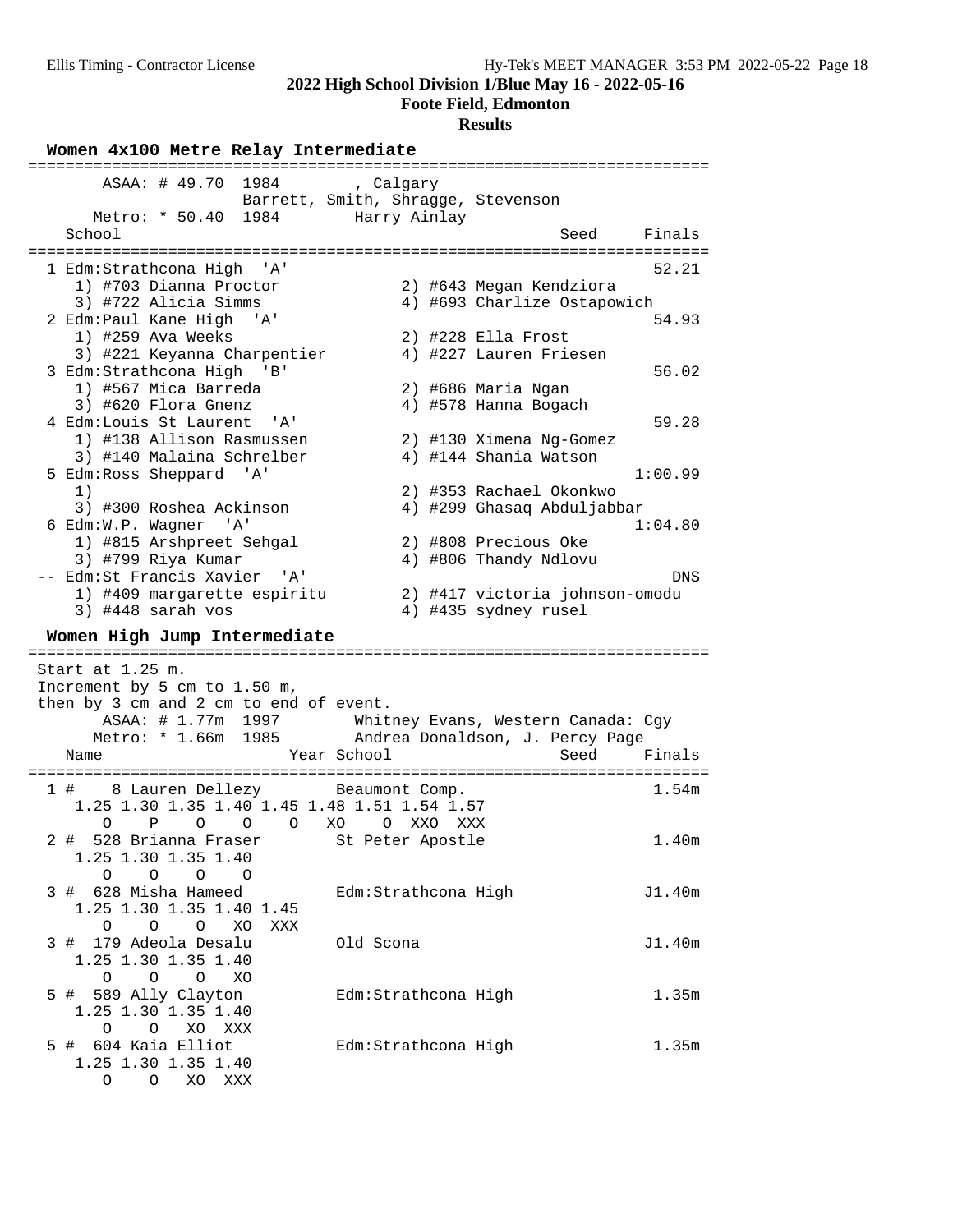**2022 High School Division 1/Blue May 16 - 2022-05-16**

**Foote Field, Edmonton**

**Results**

### Women 4x100 Metre Relay Intermediate

```
=========================================================================
       ASAA: # 49.70  1984        , Calgary
                   Barrett, Smith, Shragge, Stevenson
      Metro: * 50.40  1984        Harry Ainlay
    School                                               Seed    Finals
=========================================================================
  1 Edm:Strathcona High  'A'                                      52.21
     1) #703 Dianna Proctor           2) #643 Megan Kendziora
     3) #722 Alicia Simms             4) #693 Charlize Ostapowich
  2 Edm:Paul Kane High  'A'                                       54.93
     1) #259 Ava Weeks                2) #228 Ella Frost
     3) #221 Keyanna Charpentier      4) #227 Lauren Friesen
  3 Edm:Strathcona High  'B'                                      56.02
     1) #567 Mica Barreda             2) #686 Maria Ngan
     3) #620 Flora Gnenz              4) #578 Hanna Bogach
  4 Edm:Louis St Laurent  'A'                                     59.28
     1) #138 Allison Rasmussen        2) #130 Ximena Ng-Gomez
     3) #140 Malaina Schrelber        4) #144 Shania Watson
  5 Edm:Ross Sheppard  'A'                                      1:00.99
     1)                               2) #353 Rachael Okonkwo
     3) #300 Roshea Ackinson          4) #299 Ghasaq Abduljabbar
  6 Edm:W.P. Wagner  'A'                                        1:04.80
     1) #815 Arshpreet Sehgal         2) #808 Precious Oke
     3) #799 Riya Kumar               4) #806 Thandy Ndlovu
 -- Edm:St Francis Xavier  'A'                                       DNS
     1) #409 margarette espiritu      2) #417 victoria johnson-omodu
     3) #448 sarah vos                4) #435 sydney rusel
```

### Women High Jump Intermediate

```
=========================================================================
 Start at 1.25 m.
 Increment by 5 cm to 1.50 m,
 then by 3 cm and 2 cm to end of event.
       ASAA: # 1.77m  1997        Whitney Evans, Western Canada: Cgy
      Metro: * 1.66m  1985        Andrea Donaldson, J. Percy Page
    Name                    Year School                 Seed     Finals
=========================================================================
  1 #    8 Lauren Dellezy       Beaumont Comp.                    1.54m
     1.25 1.30 1.35 1.40 1.45 1.48 1.51 1.54 1.57
        O    P    O    O    O   XO    O  XXO  XXX
  2 #  528 Brianna Fraser       St Peter Apostle                  1.40m
     1.25 1.30 1.35 1.40
        O    O    O    O
  3 #  628 Misha Hameed         Edm:Strathcona High              J1.40m
     1.25 1.30 1.35 1.40 1.45
        O    O    O   XO  XXX
  3 #  179 Adeola Desalu        Old Scona                        J1.40m
     1.25 1.30 1.35 1.40
        O    O    O   XO
  5 #  589 Ally Clayton         Edm:Strathcona High               1.35m
     1.25 1.30 1.35 1.40
        O    O   XO  XXX
  5 #  604 Kaia Elliot          Edm:Strathcona High               1.35m
     1.25 1.30 1.35 1.40
        O    O   XO  XXX
```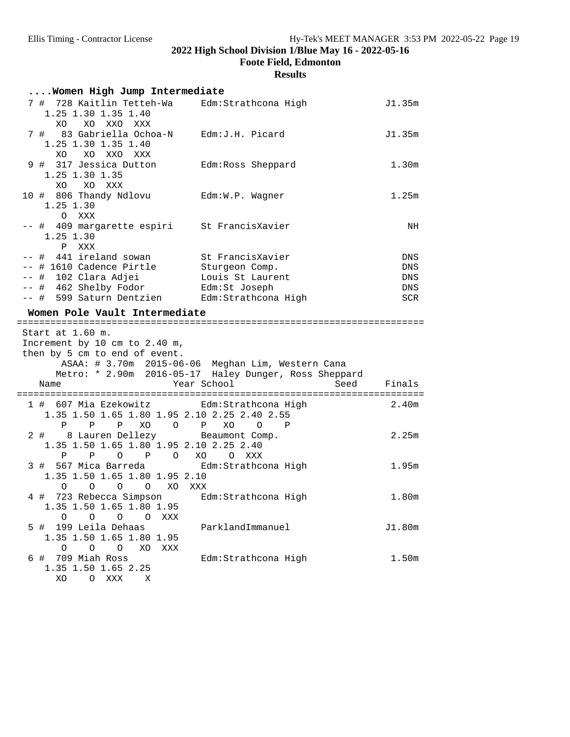## 2022 High School Division 1/Blue May 16 - 2022-05-16

**Foote Field, Edmonton**

**Results**

```
....Women High Jump Intermediate
  7 #  728 Kaitlin Tetteh-Wa     Edm:Strathcona High             J1.35m
     1.25 1.30 1.35 1.40
       XO   XO  XXO  XXX
  7 #   83 Gabriella Ochoa-N     Edm:J.H. Picard                 J1.35m
     1.25 1.30 1.35 1.40
       XO   XO  XXO  XXX
  9 #  317 Jessica Dutton        Edm:Ross Sheppard                1.30m
     1.25 1.30 1.35
       XO   XO  XXX
 10 #  806 Thandy Ndlovu         Edm:W.P. Wagner                  1.25m
     1.25 1.30
        O  XXX
 -- #  409 margarette espiri     St FrancisXavier                    NH
     1.25 1.30
        P  XXX
 -- #  441 ireland sowan         St FrancisXavier                   DNS
 -- # 1610 Cadence Pirtle        Sturgeon Comp.                     DNS
 -- #  102 Clara Adjei           Louis St Laurent                   DNS
 -- #  462 Shelby Fodor          Edm:St Joseph                      DNS
 -- #  599 Saturn Dentzien       Edm:Strathcona High                SCR
```

```
 Women Pole Vault Intermediate
=========================================================================
 Start at 1.60 m.
 Increment by 10 cm to 2.40 m,
 then by 5 cm to end of event.
        ASAA: # 3.70m  2015-06-06  Meghan Lim, Western Cana
       Metro: * 2.90m  2016-05-17  Haley Dunger, Ross Sheppard
    Name                    Year School                 Seed     Finals
=========================================================================
  1 #  607 Mia Ezekowitz         Edm:Strathcona High              2.40m
     1.35 1.50 1.65 1.80 1.95 2.10 2.25 2.40 2.55
        P    P    P   XO    O    P   XO    O    P
  2 #    8 Lauren Dellezy        Beaumont Comp.                   2.25m
     1.35 1.50 1.65 1.80 1.95 2.10 2.25 2.40
        P    P    O    P    O   XO    O  XXX
  3 #  567 Mica Barreda          Edm:Strathcona High              1.95m
     1.35 1.50 1.65 1.80 1.95 2.10
        O    O    O    O   XO  XXX
  4 #  723 Rebecca Simpson       Edm:Strathcona High              1.80m
     1.35 1.50 1.65 1.80 1.95
        O    O    O    O  XXX
  5 #  199 Leila Dehaas          ParklandImmanuel                J1.80m
     1.35 1.50 1.65 1.80 1.95
        O    O    O   XO  XXX
  6 #  709 Miah Ross             Edm:Strathcona High              1.50m
     1.35 1.50 1.65 2.25
       XO    O  XXX    X
```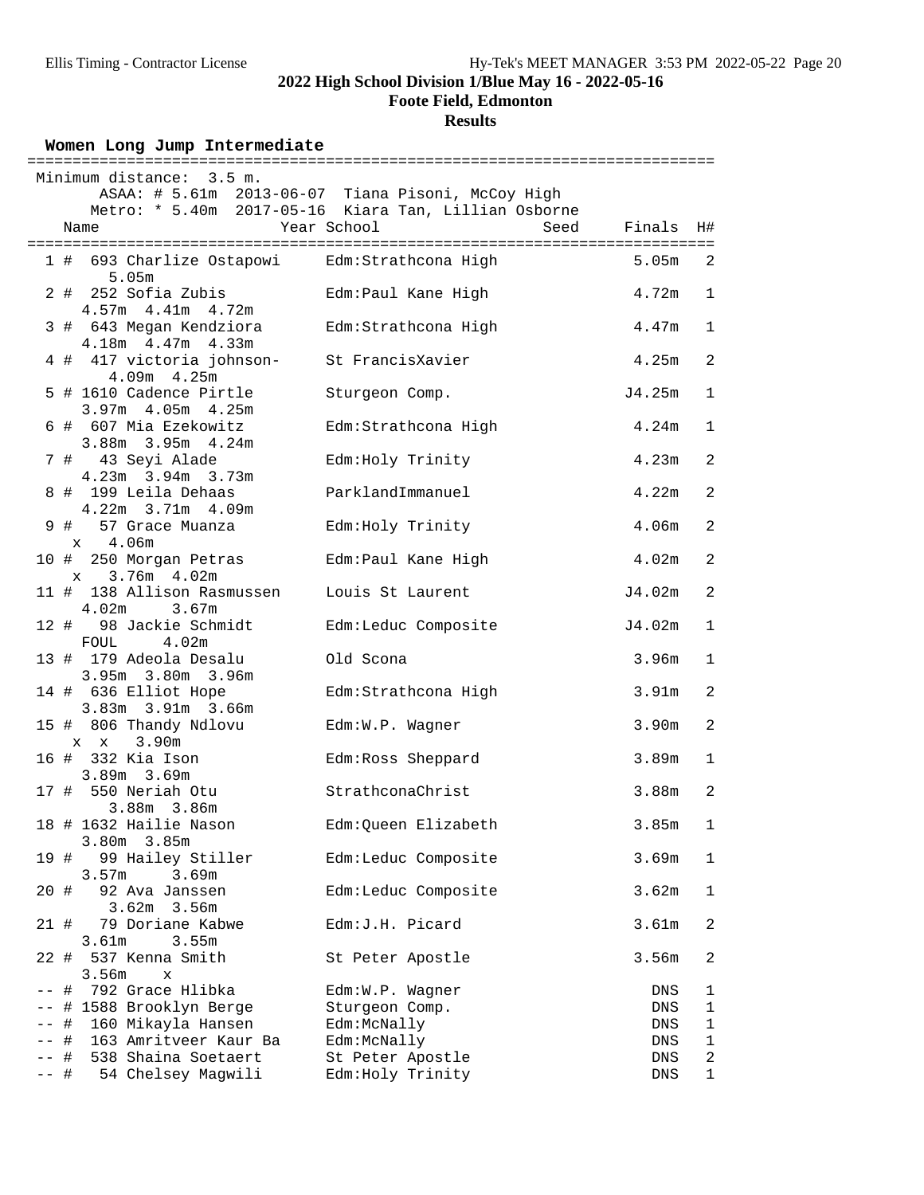## 2022 High School Division 1/Blue May 16 - 2022-05-16

### Foote Field, Edmonton

### Results

#### Women Long Jump Intermediate

Minimum distance: 3.5 m.

ASAA: # 5.61m 2013-06-07 Tiana Pisoni, McCoy High

Metro: * 5.40m 2017-05-16 Kiara Tan, Lillian Osborne

| Place | Name | Year | School | Seed | Finals | H# |
|---|---|---|---|---|---|---|
| 1 # | 693 Charlize Ostapowi | | Edm:Strathcona High | | 5.05m | 2 |
| | 5.05m | | | | | |
| 2 # | 252 Sofia Zubis | | Edm:Paul Kane High | | 4.72m | 1 |
| | 4.57m 4.41m 4.72m | | | | | |
| 3 # | 643 Megan Kendziora | | Edm:Strathcona High | | 4.47m | 1 |
| | 4.18m 4.47m 4.33m | | | | | |
| 4 # | 417 victoria johnson- | | St FrancisXavier | | 4.25m | 2 |
| | 4.09m 4.25m | | | | | |
| 5 # | 1610 Cadence Pirtle | | Sturgeon Comp. | | J4.25m | 1 |
| | 3.97m 4.05m 4.25m | | | | | |
| 6 # | 607 Mia Ezekowitz | | Edm:Strathcona High | | 4.24m | 1 |
| | 3.88m 3.95m 4.24m | | | | | |
| 7 # | 43 Seyi Alade | | Edm:Holy Trinity | | 4.23m | 2 |
| | 4.23m 3.94m 3.73m | | | | | |
| 8 # | 199 Leila Dehaas | | ParklandImmanuel | | 4.22m | 2 |
| | 4.22m 3.71m 4.09m | | | | | |
| 9 # | 57 Grace Muanza | | Edm:Holy Trinity | | 4.06m | 2 |
| | x 4.06m | | | | | |
| 10 # | 250 Morgan Petras | | Edm:Paul Kane High | | 4.02m | 2 |
| | x 3.76m 4.02m | | | | | |
| 11 # | 138 Allison Rasmussen | | Louis St Laurent | | J4.02m | 2 |
| | 4.02m 3.67m | | | | | |
| 12 # | 98 Jackie Schmidt | | Edm:Leduc Composite | | J4.02m | 1 |
| | FOUL 4.02m | | | | | |
| 13 # | 179 Adeola Desalu | | Old Scona | | 3.96m | 1 |
| | 3.95m 3.80m 3.96m | | | | | |
| 14 # | 636 Elliot Hope | | Edm:Strathcona High | | 3.91m | 2 |
| | 3.83m 3.91m 3.66m | | | | | |
| 15 # | 806 Thandy Ndlovu | | Edm:W.P. Wagner | | 3.90m | 2 |
| | x x 3.90m | | | | | |
| 16 # | 332 Kia Ison | | Edm:Ross Sheppard | | 3.89m | 1 |
| | 3.89m 3.69m | | | | | |
| 17 # | 550 Neriah Otu | | StrathconaChrist | | 3.88m | 2 |
| | 3.88m 3.86m | | | | | |
| 18 # | 1632 Hailie Nason | | Edm:Queen Elizabeth | | 3.85m | 1 |
| | 3.80m 3.85m | | | | | |
| 19 # | 99 Hailey Stiller | | Edm:Leduc Composite | | 3.69m | 1 |
| | 3.57m 3.69m | | | | | |
| 20 # | 92 Ava Janssen | | Edm:Leduc Composite | | 3.62m | 1 |
| | 3.62m 3.56m | | | | | |
| 21 # | 79 Doriane Kabwe | | Edm:J.H. Picard | | 3.61m | 2 |
| | 3.61m 3.55m | | | | | |
| 22 # | 537 Kenna Smith | | St Peter Apostle | | 3.56m | 2 |
| | 3.56m x | | | | | |
| -- # | 792 Grace Hlibka | | Edm:W.P. Wagner | | DNS | 1 |
| -- # | 1588 Brooklyn Berge | | Sturgeon Comp. | | DNS | 1 |
| -- # | 160 Mikayla Hansen | | Edm:McNally | | DNS | 1 |
| -- # | 163 Amritveer Kaur Ba | | Edm:McNally | | DNS | 1 |
| -- # | 538 Shaina Soetaert | | St Peter Apostle | | DNS | 2 |
| -- # | 54 Chelsey Magwili | | Edm:Holy Trinity | | DNS | 1 |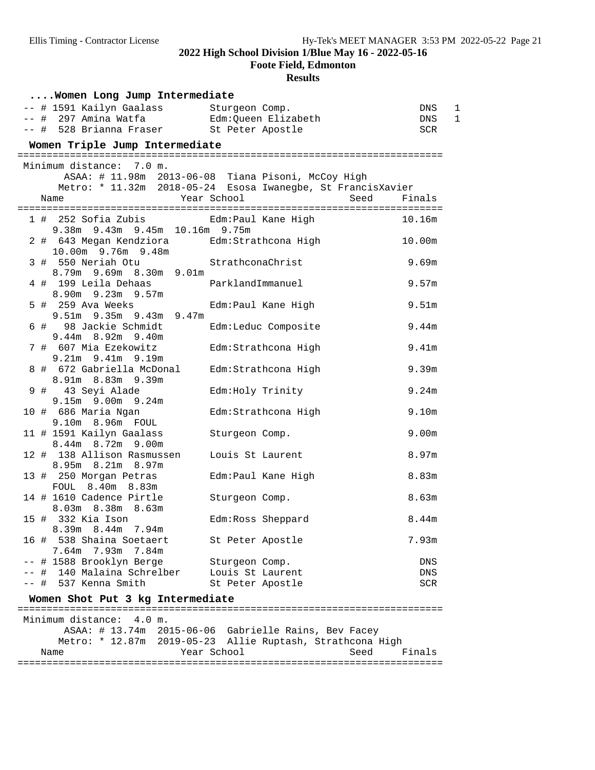## ....Women Long Jump Intermediate

| Place | Name | Year | School | Seed | Finals | H# |
|---|---|---|---|---|---|---|
| -- | # 1591 Kailyn Gaalass | | Sturgeon Comp. | | DNS | 1 |
| -- | # 297 Amina Watfa | | Edm:Queen Elizabeth | | DNS | 1 |
| -- | # 528 Brianna Fraser | | St Peter Apostle | | SCR | |

## Women Triple Jump Intermediate

Minimum distance: 7.0 m.

ASAA: # 11.98m 2013-06-08 Tiana Pisoni, McCoy High

Metro: * 11.32m 2018-05-24 Esosa Iwanegbe, St FrancisXavier

| Place | Name | Year | School | Seed | Finals |
|---|---|---|---|---|---|
| 1 | # 252 Sofia Zubis | | Edm:Paul Kane High | | 10.16m |
| | 9.38m 9.43m 9.45m 10.16m 9.75m | | | | |
| 2 | # 643 Megan Kendziora | | Edm:Strathcona High | | 10.00m |
| | 10.00m 9.76m 9.48m | | | | |
| 3 | # 550 Neriah Otu | | StrathconaChrist | | 9.69m |
| | 8.79m 9.69m 8.30m 9.01m | | | | |
| 4 | # 199 Leila Dehaas | | ParklandImmanuel | | 9.57m |
| | 8.90m 9.23m 9.57m | | | | |
| 5 | # 259 Ava Weeks | | Edm:Paul Kane High | | 9.51m |
| | 9.51m 9.35m 9.43m 9.47m | | | | |
| 6 | # 98 Jackie Schmidt | | Edm:Leduc Composite | | 9.44m |
| | 9.44m 8.92m 9.40m | | | | |
| 7 | # 607 Mia Ezekowitz | | Edm:Strathcona High | | 9.41m |
| | 9.21m 9.41m 9.19m | | | | |
| 8 | # 672 Gabriella McDonal | | Edm:Strathcona High | | 9.39m |
| | 8.91m 8.83m 9.39m | | | | |
| 9 | # 43 Seyi Alade | | Edm:Holy Trinity | | 9.24m |
| | 9.15m 9.00m 9.24m | | | | |
| 10 | # 686 Maria Ngan | | Edm:Strathcona High | | 9.10m |
| | 9.10m 8.96m FOUL | | | | |
| 11 | # 1591 Kailyn Gaalass | | Sturgeon Comp. | | 9.00m |
| | 8.44m 8.72m 9.00m | | | | |
| 12 | # 138 Allison Rasmussen | | Louis St Laurent | | 8.97m |
| | 8.95m 8.21m 8.97m | | | | |
| 13 | # 250 Morgan Petras | | Edm:Paul Kane High | | 8.83m |
| | FOUL 8.40m 8.83m | | | | |
| 14 | # 1610 Cadence Pirtle | | Sturgeon Comp. | | 8.63m |
| | 8.03m 8.38m 8.63m | | | | |
| 15 | # 332 Kia Ison | | Edm:Ross Sheppard | | 8.44m |
| | 8.39m 8.44m 7.94m | | | | |
| 16 | # 538 Shaina Soetaert | | St Peter Apostle | | 7.93m |
| | 7.64m 7.93m 7.84m | | | | |
| -- | # 1588 Brooklyn Berge | | Sturgeon Comp. | | DNS |
| -- | # 140 Malaina Schrelber | | Louis St Laurent | | DNS |
| -- | # 537 Kenna Smith | | St Peter Apostle | | SCR |

## Women Shot Put 3 kg Intermediate

Minimum distance: 4.0 m.

ASAA: # 13.74m 2015-06-06 Gabrielle Rains, Bev Facey

Metro: * 12.87m 2019-05-23 Allie Ruptash, Strathcona High

| Name | Year | School | Seed | Finals |
|---|---|---|---|---|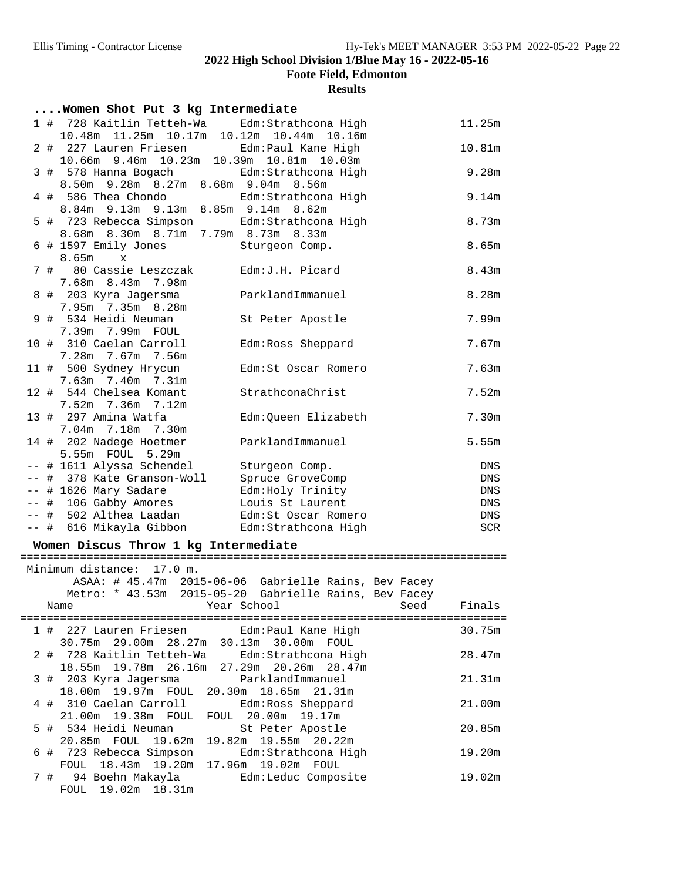## 2022 High School Division 1/Blue May 16 - 2022-05-16

**Foote Field, Edmonton**

**Results**

### ....Women Shot Put 3 kg Intermediate

```
  1 #  728 Kaitlin Tetteh-Wa     Edm:Strathcona High              11.25m
      10.48m  11.25m  10.17m  10.12m  10.44m  10.16m
  2 #  227 Lauren Friesen        Edm:Paul Kane High               10.81m
      10.66m  9.46m  10.23m  10.39m  10.81m  10.03m
  3 #  578 Hanna Bogach          Edm:Strathcona High               9.28m
      8.50m  9.28m  8.27m  8.68m  9.04m  8.56m
  4 #  586 Thea Chondo           Edm:Strathcona High               9.14m
      8.84m  9.13m  9.13m  8.85m  9.14m  8.62m
  5 #  723 Rebecca Simpson       Edm:Strathcona High               8.73m
      8.68m  8.30m  8.71m  7.79m  8.73m  8.33m
  6 # 1597 Emily Jones           Sturgeon Comp.                    8.65m
      8.65m     x
  7 #   80 Cassie Leszczak       Edm:J.H. Picard                   8.43m
      7.68m  8.43m  7.98m
  8 #  203 Kyra Jagersma         ParklandImmanuel                  8.28m
      7.95m  7.35m  8.28m
  9 #  534 Heidi Neuman          St Peter Apostle                  7.99m
      7.39m  7.99m  FOUL
 10 #  310 Caelan Carroll        Edm:Ross Sheppard                 7.67m
      7.28m  7.67m  7.56m
 11 #  500 Sydney Hrycun         Edm:St Oscar Romero               7.63m
      7.63m  7.40m  7.31m
 12 #  544 Chelsea Komant        StrathconaChrist                  7.52m
      7.52m  7.36m  7.12m
 13 #  297 Amina Watfa           Edm:Queen Elizabeth               7.30m
      7.04m  7.18m  7.30m
 14 #  202 Nadege Hoetmer        ParklandImmanuel                  5.55m
      5.55m  FOUL  5.29m
 -- # 1611 Alyssa Schendel       Sturgeon Comp.                      DNS
 -- #  378 Kate Granson-Woll     Spruce GroveComp                    DNS
 -- # 1626 Mary Sadare           Edm:Holy Trinity                    DNS
 -- #  106 Gabby Amores          Louis St Laurent                    DNS
 -- #  502 Althea Laadan         Edm:St Oscar Romero                 DNS
 -- #  616 Mikayla Gibbon        Edm:Strathcona High                 SCR
```

### Women Discus Throw 1 kg Intermediate

```
=========================================================================
 Minimum distance:  17.0 m.
       ASAA: # 45.47m  2015-06-06  Gabrielle Rains, Bev Facey
      Metro: * 43.53m  2015-05-20  Gabrielle Rains, Bev Facey
    Name                    Year School                  Seed     Finals
=========================================================================
  1 #  227 Lauren Friesen        Edm:Paul Kane High               30.75m
      30.75m  29.00m  28.27m  30.13m  30.00m  FOUL
  2 #  728 Kaitlin Tetteh-Wa     Edm:Strathcona High              28.47m
      18.55m  19.78m  26.16m  27.29m  20.26m  28.47m
  3 #  203 Kyra Jagersma         ParklandImmanuel                 21.31m
      18.00m  19.97m  FOUL  20.30m  18.65m  21.31m
  4 #  310 Caelan Carroll        Edm:Ross Sheppard                21.00m
      21.00m  19.38m  FOUL  FOUL  20.00m  19.17m
  5 #  534 Heidi Neuman          St Peter Apostle                 20.85m
      20.85m  FOUL  19.62m  19.82m  19.55m  20.22m
  6 #  723 Rebecca Simpson       Edm:Strathcona High              19.20m
      FOUL  18.43m  19.20m  17.96m  19.02m  FOUL
  7 #   94 Boehn Makayla         Edm:Leduc Composite              19.02m
      FOUL  19.02m  18.31m
```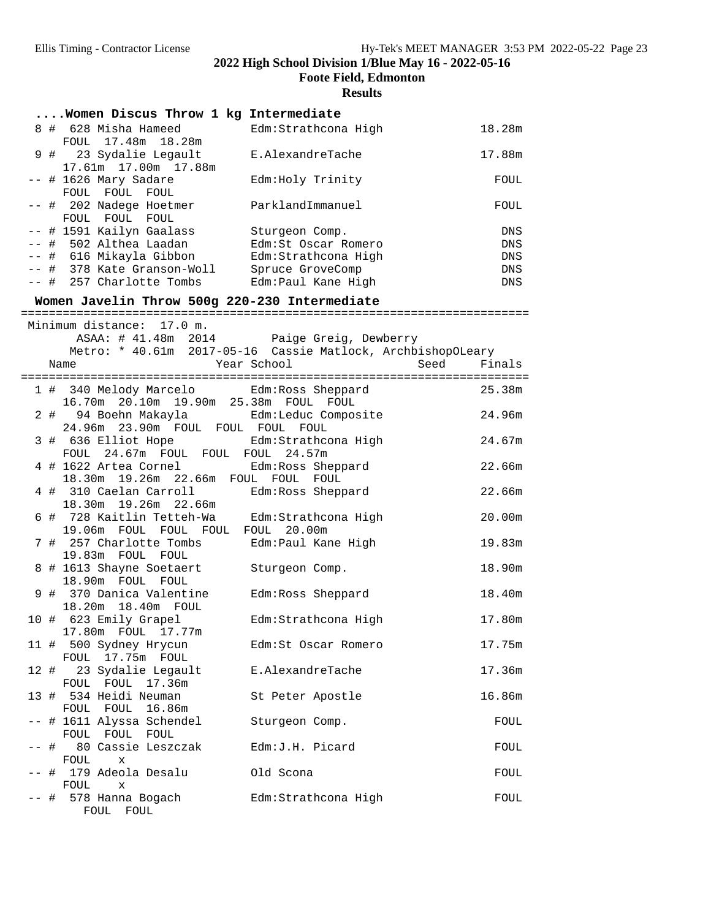**2022 High School Division 1/Blue May 16 - 2022-05-16**

**Foote Field, Edmonton**

**Results**

### ....Women Discus Throw 1 kg Intermediate

```
  8 #  628 Misha Hameed         Edm:Strathcona High            18.28m
      FOUL  17.48m  18.28m
  9 #   23 Sydalie Legault      E.AlexandreTache               17.88m
      17.61m  17.00m  17.88m
 -- # 1626 Mary Sadare          Edm:Holy Trinity                 FOUL
      FOUL  FOUL  FOUL
 -- #  202 Nadege Hoetmer       ParklandImmanuel                 FOUL
      FOUL  FOUL  FOUL
 -- # 1591 Kailyn Gaalass       Sturgeon Comp.                    DNS
 -- #  502 Althea Laadan        Edm:St Oscar Romero               DNS
 -- #  616 Mikayla Gibbon       Edm:Strathcona High               DNS
 -- #  378 Kate Granson-Woll    Spruce GroveComp                  DNS
 -- #  257 Charlotte Tombs      Edm:Paul Kane High                DNS
```

### Women Javelin Throw 500g 220-230 Intermediate

```
=========================================================================
 Minimum distance:  17.0 m.
        ASAA: # 41.48m  2014        Paige Greig, Dewberry
       Metro: * 40.61m  2017-05-16  Cassie Matlock, ArchbishopOLeary
    Name                    Year School                  Seed     Finals
=========================================================================
  1 #  340 Melody Marcelo        Edm:Ross Sheppard              25.38m
      16.70m  20.10m  19.90m  25.38m  FOUL  FOUL
  2 #   94 Boehn Makayla         Edm:Leduc Composite            24.96m
      24.96m  23.90m  FOUL  FOUL  FOUL  FOUL
  3 #  636 Elliot Hope           Edm:Strathcona High            24.67m
      FOUL  24.67m  FOUL  FOUL  FOUL  24.57m
  4 # 1622 Artea Cornel          Edm:Ross Sheppard              22.66m
      18.30m  19.26m  22.66m  FOUL  FOUL  FOUL
  4 #  310 Caelan Carroll        Edm:Ross Sheppard              22.66m
      18.30m  19.26m  22.66m
  6 #  728 Kaitlin Tetteh-Wa     Edm:Strathcona High            20.00m
      19.06m  FOUL  FOUL  FOUL  FOUL  20.00m
  7 #  257 Charlotte Tombs       Edm:Paul Kane High             19.83m
      19.83m  FOUL  FOUL
  8 # 1613 Shayne Soetaert       Sturgeon Comp.                 18.90m
      18.90m  FOUL  FOUL
  9 #  370 Danica Valentine      Edm:Ross Sheppard              18.40m
      18.20m  18.40m  FOUL
 10 #  623 Emily Grapel          Edm:Strathcona High            17.80m
      17.80m  FOUL  17.77m
 11 #  500 Sydney Hrycun         Edm:St Oscar Romero            17.75m
      FOUL  17.75m  FOUL
 12 #   23 Sydalie Legault       E.AlexandreTache               17.36m
      FOUL  FOUL  17.36m
 13 #  534 Heidi Neuman          St Peter Apostle               16.86m
      FOUL  FOUL  16.86m
 -- # 1611 Alyssa Schendel       Sturgeon Comp.                   FOUL
      FOUL  FOUL  FOUL
 -- #   80 Cassie Leszczak       Edm:J.H. Picard                  FOUL
      FOUL    x
 -- #  179 Adeola Desalu         Old Scona                        FOUL
      FOUL    x
 -- #  578 Hanna Bogach          Edm:Strathcona High              FOUL
        FOUL  FOUL
```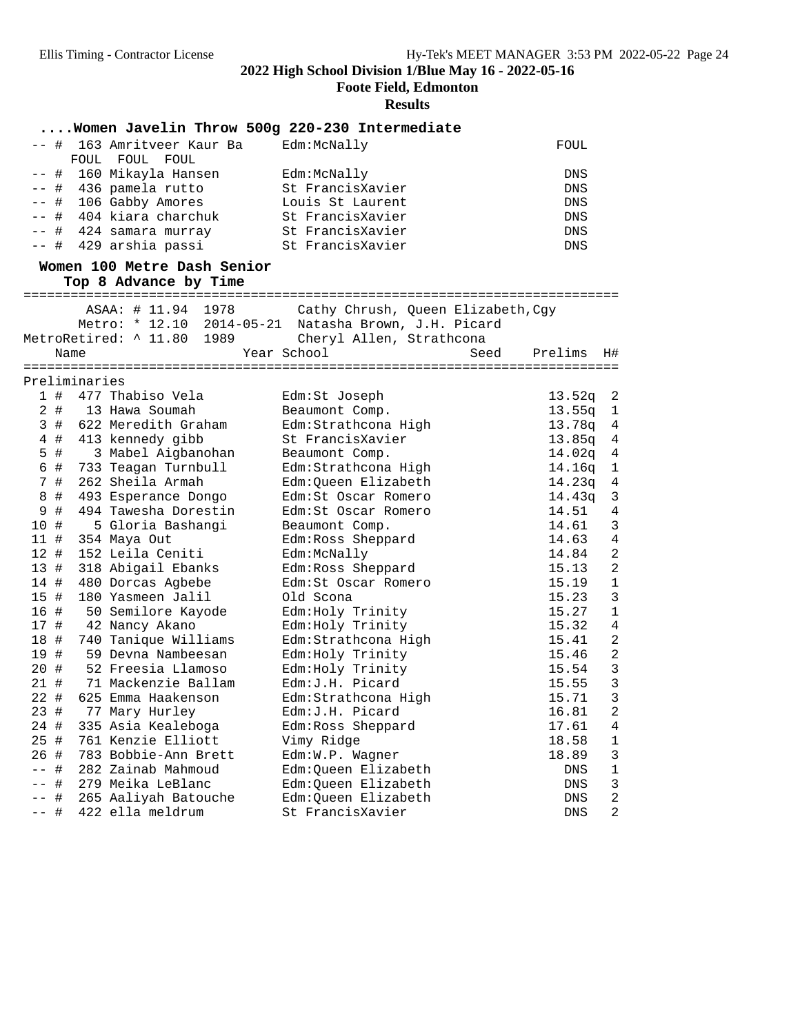**2022 High School Division 1/Blue May 16 - 2022-05-16**

**Foote Field, Edmonton**

**Results**

### ....Women Javelin Throw 500g 220-230 Intermediate

| Place | Name | School | Mark |
|---|---|---|---|
| -- # | 163 Amritveer Kaur Ba | Edm:McNally | FOUL |
| | FOUL FOUL FOUL | | |
| -- # | 160 Mikayla Hansen | Edm:McNally | DNS |
| -- # | 436 pamela rutto | St FrancisXavier | DNS |
| -- # | 106 Gabby Amores | Louis St Laurent | DNS |
| -- # | 404 kiara charchuk | St FrancisXavier | DNS |
| -- # | 424 samara murray | St FrancisXavier | DNS |
| -- # | 429 arshia passi | St FrancisXavier | DNS |

### Women 100 Metre Dash Senior

**Top 8 Advance by Time**

ASAA: # 11.94 1978 Cathy Chrush, Queen Elizabeth,Cgy
Metro: * 12.10 2014-05-21 Natasha Brown, J.H. Picard
MetroRetired: ^ 11.80 1989 Cheryl Allen, Strathcona

**Preliminaries**

| Place | Name | Year | School | Seed | Prelims | H# |
|---|---|---|---|---|---|---|
| 1 # | 477 Thabiso Vela | | Edm:St Joseph | | 13.52q | 2 |
| 2 # | 13 Hawa Soumah | | Beaumont Comp. | | 13.55q | 1 |
| 3 # | 622 Meredith Graham | | Edm:Strathcona High | | 13.78q | 4 |
| 4 # | 413 kennedy gibb | | St FrancisXavier | | 13.85q | 4 |
| 5 # | 3 Mabel Aigbanohan | | Beaumont Comp. | | 14.02q | 4 |
| 6 # | 733 Teagan Turnbull | | Edm:Strathcona High | | 14.16q | 1 |
| 7 # | 262 Sheila Armah | | Edm:Queen Elizabeth | | 14.23q | 4 |
| 8 # | 493 Esperance Dongo | | Edm:St Oscar Romero | | 14.43q | 3 |
| 9 # | 494 Tawesha Dorestin | | Edm:St Oscar Romero | | 14.51 | 4 |
| 10 # | 5 Gloria Bashangi | | Beaumont Comp. | | 14.61 | 3 |
| 11 # | 354 Maya Out | | Edm:Ross Sheppard | | 14.63 | 4 |
| 12 # | 152 Leila Ceniti | | Edm:McNally | | 14.84 | 2 |
| 13 # | 318 Abigail Ebanks | | Edm:Ross Sheppard | | 15.13 | 2 |
| 14 # | 480 Dorcas Agbebe | | Edm:St Oscar Romero | | 15.19 | 1 |
| 15 # | 180 Yasmeen Jalil | | Old Scona | | 15.23 | 3 |
| 16 # | 50 Semilore Kayode | | Edm:Holy Trinity | | 15.27 | 1 |
| 17 # | 42 Nancy Akano | | Edm:Holy Trinity | | 15.32 | 4 |
| 18 # | 740 Tanique Williams | | Edm:Strathcona High | | 15.41 | 2 |
| 19 # | 59 Devna Nambeesan | | Edm:Holy Trinity | | 15.46 | 2 |
| 20 # | 52 Freesia Llamoso | | Edm:Holy Trinity | | 15.54 | 3 |
| 21 # | 71 Mackenzie Ballam | | Edm:J.H. Picard | | 15.55 | 3 |
| 22 # | 625 Emma Haakenson | | Edm:Strathcona High | | 15.71 | 3 |
| 23 # | 77 Mary Hurley | | Edm:J.H. Picard | | 16.81 | 2 |
| 24 # | 335 Asia Kealeboga | | Edm:Ross Sheppard | | 17.61 | 4 |
| 25 # | 761 Kenzie Elliott | | Vimy Ridge | | 18.58 | 1 |
| 26 # | 783 Bobbie-Ann Brett | | Edm:W.P. Wagner | | 18.89 | 3 |
| -- # | 282 Zainab Mahmoud | | Edm:Queen Elizabeth | | DNS | 1 |
| -- # | 279 Meika LeBlanc | | Edm:Queen Elizabeth | | DNS | 3 |
| -- # | 265 Aaliyah Batouche | | Edm:Queen Elizabeth | | DNS | 2 |
| -- # | 422 ella meldrum | | St FrancisXavier | | DNS | 2 |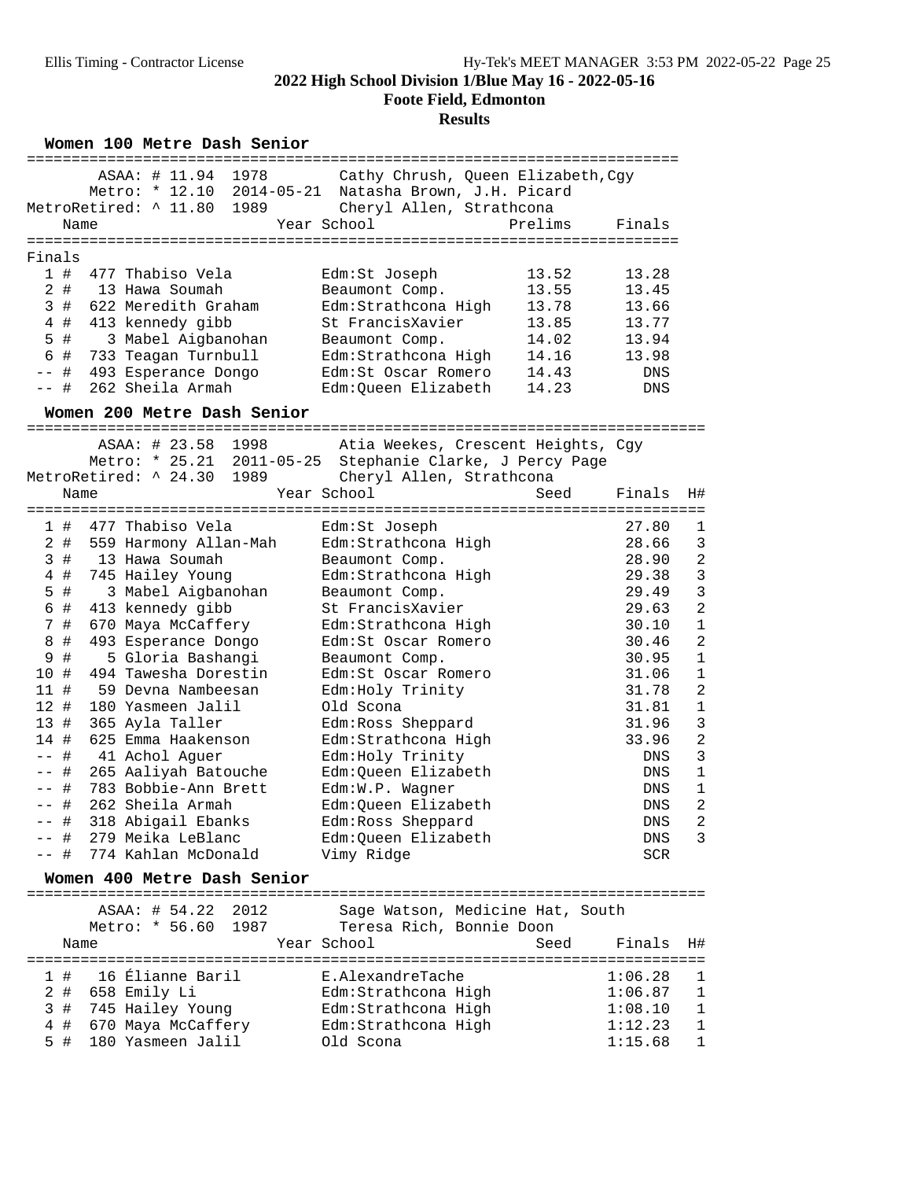## 2022 High School Division 1/Blue May 16 - 2022-05-16

**Foote Field, Edmonton**

**Results**

### Women 100 Metre Dash Senior

ASAA: # 11.94 1978 Cathy Chrush, Queen Elizabeth,Cgy
Metro: * 12.10 2014-05-21 Natasha Brown, J.H. Picard
MetroRetired: ^ 11.80 1989 Cheryl Allen, Strathcona

**Finals**

| Place | Name | Year | School | Prelims | Finals |
|---|---|---|---|---|---|
| 1 # | 477 Thabiso Vela | | Edm:St Joseph | 13.52 | 13.28 |
| 2 # | 13 Hawa Soumah | | Beaumont Comp. | 13.55 | 13.45 |
| 3 # | 622 Meredith Graham | | Edm:Strathcona High | 13.78 | 13.66 |
| 4 # | 413 kennedy gibb | | St FrancisXavier | 13.85 | 13.77 |
| 5 # | 3 Mabel Aigbanohan | | Beaumont Comp. | 14.02 | 13.94 |
| 6 # | 733 Teagan Turnbull | | Edm:Strathcona High | 14.16 | 13.98 |
| -- # | 493 Esperance Dongo | | Edm:St Oscar Romero | 14.43 | DNS |
| -- # | 262 Sheila Armah | | Edm:Queen Elizabeth | 14.23 | DNS |

### Women 200 Metre Dash Senior

ASAA: # 23.58 1998 Atia Weekes, Crescent Heights, Cgy
Metro: * 25.21 2011-05-25 Stephanie Clarke, J Percy Page
MetroRetired: ^ 24.30 1989 Cheryl Allen, Strathcona

| Place | Name | Year | School | Seed | Finals | H# |
|---|---|---|---|---|---|---|
| 1 # | 477 Thabiso Vela | | Edm:St Joseph | | 27.80 | 1 |
| 2 # | 559 Harmony Allan-Mah | | Edm:Strathcona High | | 28.66 | 3 |
| 3 # | 13 Hawa Soumah | | Beaumont Comp. | | 28.90 | 2 |
| 4 # | 745 Hailey Young | | Edm:Strathcona High | | 29.38 | 3 |
| 5 # | 3 Mabel Aigbanohan | | Beaumont Comp. | | 29.49 | 3 |
| 6 # | 413 kennedy gibb | | St FrancisXavier | | 29.63 | 2 |
| 7 # | 670 Maya McCaffery | | Edm:Strathcona High | | 30.10 | 1 |
| 8 # | 493 Esperance Dongo | | Edm:St Oscar Romero | | 30.46 | 2 |
| 9 # | 5 Gloria Bashangi | | Beaumont Comp. | | 30.95 | 1 |
| 10 # | 494 Tawesha Dorestin | | Edm:St Oscar Romero | | 31.06 | 1 |
| 11 # | 59 Devna Nambeesan | | Edm:Holy Trinity | | 31.78 | 2 |
| 12 # | 180 Yasmeen Jalil | | Old Scona | | 31.81 | 1 |
| 13 # | 365 Ayla Taller | | Edm:Ross Sheppard | | 31.96 | 3 |
| 14 # | 625 Emma Haakenson | | Edm:Strathcona High | | 33.96 | 2 |
| -- # | 41 Achol Aguer | | Edm:Holy Trinity | | DNS | 3 |
| -- # | 265 Aaliyah Batouche | | Edm:Queen Elizabeth | | DNS | 1 |
| -- # | 783 Bobbie-Ann Brett | | Edm:W.P. Wagner | | DNS | 1 |
| -- # | 262 Sheila Armah | | Edm:Queen Elizabeth | | DNS | 2 |
| -- # | 318 Abigail Ebanks | | Edm:Ross Sheppard | | DNS | 2 |
| -- # | 279 Meika LeBlanc | | Edm:Queen Elizabeth | | DNS | 3 |
| -- # | 774 Kahlan McDonald | | Vimy Ridge | | SCR | |

### Women 400 Metre Dash Senior

ASAA: # 54.22 2012 Sage Watson, Medicine Hat, South
Metro: * 56.60 1987 Teresa Rich, Bonnie Doon

| Place | Name | Year | School | Seed | Finals | H# |
|---|---|---|---|---|---|---|
| 1 # | 16 Élianne Baril | | E.AlexandreTache | | 1:06.28 | 1 |
| 2 # | 658 Emily Li | | Edm:Strathcona High | | 1:06.87 | 1 |
| 3 # | 745 Hailey Young | | Edm:Strathcona High | | 1:08.10 | 1 |
| 4 # | 670 Maya McCaffery | | Edm:Strathcona High | | 1:12.23 | 1 |
| 5 # | 180 Yasmeen Jalil | | Old Scona | | 1:15.68 | 1 |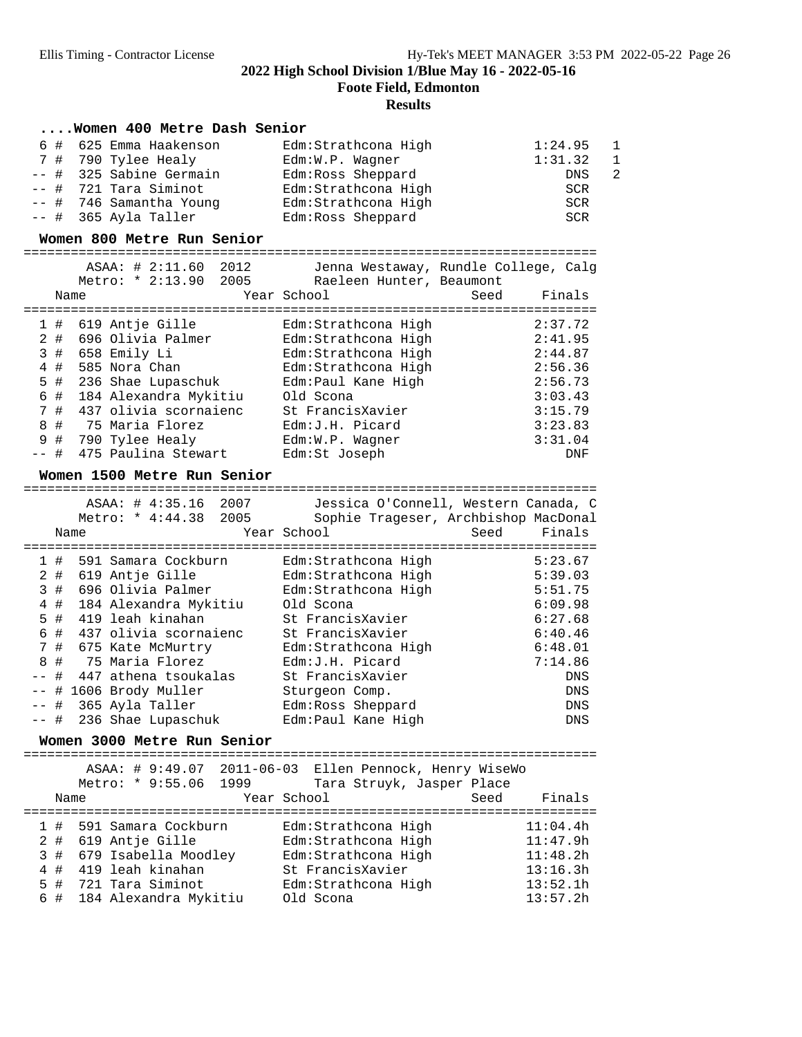## 2022 High School Division 1/Blue May 16 - 2022-05-16

**Foote Field, Edmonton**

**Results**

### ....Women 400 Metre Dash Senior

| Place | Name | School | Finals | Heat |
|---|---|---|---|---|
| 6 # | 625 Emma Haakenson | Edm:Strathcona High | 1:24.95 | 1 |
| 7 # | 790 Tylee Healy | Edm:W.P. Wagner | 1:31.32 | 1 |
| -- # | 325 Sabine Germain | Edm:Ross Sheppard | DNS | 2 |
| -- # | 721 Tara Siminot | Edm:Strathcona High | SCR | |
| -- # | 746 Samantha Young | Edm:Strathcona High | SCR | |
| -- # | 365 Ayla Taller | Edm:Ross Sheppard | SCR | |

### Women 800 Metre Run Senior

ASAA: # 2:11.60 2012 Jenna Westaway, Rundle College, Calg
Metro: * 2:13.90 2005 Raeleen Hunter, Beaumont

| Place | Name | Year | School | Seed | Finals |
|---|---|---|---|---|---|
| 1 # | 619 Antje Gille | | Edm:Strathcona High | | 2:37.72 |
| 2 # | 696 Olivia Palmer | | Edm:Strathcona High | | 2:41.95 |
| 3 # | 658 Emily Li | | Edm:Strathcona High | | 2:44.87 |
| 4 # | 585 Nora Chan | | Edm:Strathcona High | | 2:56.36 |
| 5 # | 236 Shae Lupaschuk | | Edm:Paul Kane High | | 2:56.73 |
| 6 # | 184 Alexandra Mykitiu | | Old Scona | | 3:03.43 |
| 7 # | 437 olivia scornaienc | | St FrancisXavier | | 3:15.79 |
| 8 # | 75 Maria Florez | | Edm:J.H. Picard | | 3:23.83 |
| 9 # | 790 Tylee Healy | | Edm:W.P. Wagner | | 3:31.04 |
| -- # | 475 Paulina Stewart | | Edm:St Joseph | | DNF |

### Women 1500 Metre Run Senior

ASAA: # 4:35.16 2007 Jessica O'Connell, Western Canada, C
Metro: * 4:44.38 2005 Sophie Trageser, Archbishop MacDonal

| Place | Name | Year | School | Seed | Finals |
|---|---|---|---|---|---|
| 1 # | 591 Samara Cockburn | | Edm:Strathcona High | | 5:23.67 |
| 2 # | 619 Antje Gille | | Edm:Strathcona High | | 5:39.03 |
| 3 # | 696 Olivia Palmer | | Edm:Strathcona High | | 5:51.75 |
| 4 # | 184 Alexandra Mykitiu | | Old Scona | | 6:09.98 |
| 5 # | 419 leah kinahan | | St FrancisXavier | | 6:27.68 |
| 6 # | 437 olivia scornaienc | | St FrancisXavier | | 6:40.46 |
| 7 # | 675 Kate McMurtry | | Edm:Strathcona High | | 6:48.01 |
| 8 # | 75 Maria Florez | | Edm:J.H. Picard | | 7:14.86 |
| -- # | 447 athena tsoukalas | | St FrancisXavier | | DNS |
| -- # | 1606 Brody Muller | | Sturgeon Comp. | | DNS |
| -- # | 365 Ayla Taller | | Edm:Ross Sheppard | | DNS |
| -- # | 236 Shae Lupaschuk | | Edm:Paul Kane High | | DNS |

### Women 3000 Metre Run Senior

ASAA: # 9:49.07 2011-06-03 Ellen Pennock, Henry WiseWo
Metro: * 9:55.06 1999 Tara Struyk, Jasper Place

| Place | Name | Year | School | Seed | Finals |
|---|---|---|---|---|---|
| 1 # | 591 Samara Cockburn | | Edm:Strathcona High | | 11:04.4h |
| 2 # | 619 Antje Gille | | Edm:Strathcona High | | 11:47.9h |
| 3 # | 679 Isabella Moodley | | Edm:Strathcona High | | 11:48.2h |
| 4 # | 419 leah kinahan | | St FrancisXavier | | 13:16.3h |
| 5 # | 721 Tara Siminot | | Edm:Strathcona High | | 13:52.1h |
| 6 # | 184 Alexandra Mykitiu | | Old Scona | | 13:57.2h |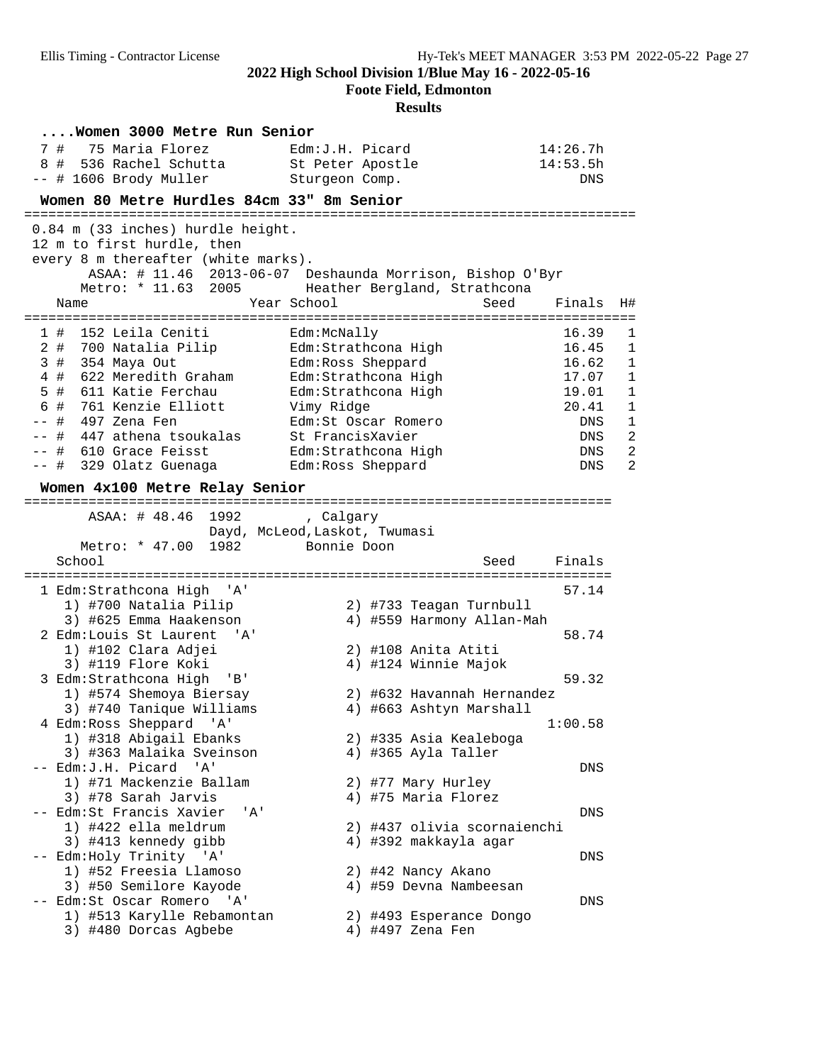## 2022 High School Division 1/Blue May 16 - 2022-05-16

**Foote Field, Edmonton**

**Results**

### ....Women 3000 Metre Run Senior

| Place | Name | School | Finals |
|---|---|---|---|
| 7 # | 75 Maria Florez | Edm:J.H. Picard | 14:26.7h |
| 8 # | 536 Rachel Schutta | St Peter Apostle | 14:53.5h |
| -- # | 1606 Brody Muller | Sturgeon Comp. | DNS |

### Women 80 Metre Hurdles 84cm 33" 8m Senior

0.84 m (33 inches) hurdle height.
12 m to first hurdle, then
every 8 m thereafter (white marks).

ASAA: # 11.46 2013-06-07 Deshaunda Morrison, Bishop O'Byr
Metro: * 11.63 2005 Heather Bergland, Strathcona

| Place | Name | Year | School | Seed | Finals | H# |
|---|---|---|---|---|---|---|
| 1 # | 152 Leila Ceniti | | Edm:McNally | | 16.39 | 1 |
| 2 # | 700 Natalia Pilip | | Edm:Strathcona High | | 16.45 | 1 |
| 3 # | 354 Maya Out | | Edm:Ross Sheppard | | 16.62 | 1 |
| 4 # | 622 Meredith Graham | | Edm:Strathcona High | | 17.07 | 1 |
| 5 # | 611 Katie Ferchau | | Edm:Strathcona High | | 19.01 | 1 |
| 6 # | 761 Kenzie Elliott | | Vimy Ridge | | 20.41 | 1 |
| -- # | 497 Zena Fen | | Edm:St Oscar Romero | | DNS | 1 |
| -- # | 447 athena tsoukalas | | St FrancisXavier | | DNS | 2 |
| -- # | 610 Grace Feisst | | Edm:Strathcona High | | DNS | 2 |
| -- # | 329 Olatz Guenaga | | Edm:Ross Sheppard | | DNS | 2 |

### Women 4x100 Metre Relay Senior

ASAA: # 48.46 1992 , Calgary
Dayd, McLeod, Laskot, Twumasi
Metro: * 47.00 1982 Bonnie Doon

| Place | School | Seed | Finals |
|---|---|---|---|
| 1 | Edm:Strathcona High 'A' | | 57.14 |
| | 1) #700 Natalia Pilip, 2) #733 Teagan Turnbull, 3) #625 Emma Haakenson, 4) #559 Harmony Allan-Mah | | |
| 2 | Edm:Louis St Laurent 'A' | | 58.74 |
| | 1) #102 Clara Adjei, 2) #108 Anita Atiti, 3) #119 Flore Koki, 4) #124 Winnie Majok | | |
| 3 | Edm:Strathcona High 'B' | | 59.32 |
| | 1) #574 Shemoya Biersay, 2) #632 Havannah Hernandez, 3) #740 Tanique Williams, 4) #663 Ashtyn Marshall | | |
| 4 | Edm:Ross Sheppard 'A' | | 1:00.58 |
| | 1) #318 Abigail Ebanks, 2) #335 Asia Kealeboga, 3) #363 Malaika Sveinson, 4) #365 Ayla Taller | | |
| -- | Edm:J.H. Picard 'A' | | DNS |
| | 1) #71 Mackenzie Ballam, 2) #77 Mary Hurley, 3) #78 Sarah Jarvis, 4) #75 Maria Florez | | |
| -- | Edm:St Francis Xavier 'A' | | DNS |
| | 1) #422 ella meldrum, 2) #437 olivia scornaienchi, 3) #413 kennedy gibb, 4) #392 makkayla agar | | |
| -- | Edm:Holy Trinity 'A' | | DNS |
| | 1) #52 Freesia Llamoso, 2) #42 Nancy Akano, 3) #50 Semilore Kayode, 4) #59 Devna Nambeesan | | |
| -- | Edm:St Oscar Romero 'A' | | DNS |
| | 1) #513 Karylle Rebamontan, 2) #493 Esperance Dongo, 3) #480 Dorcas Agbebe, 4) #497 Zena Fen | | |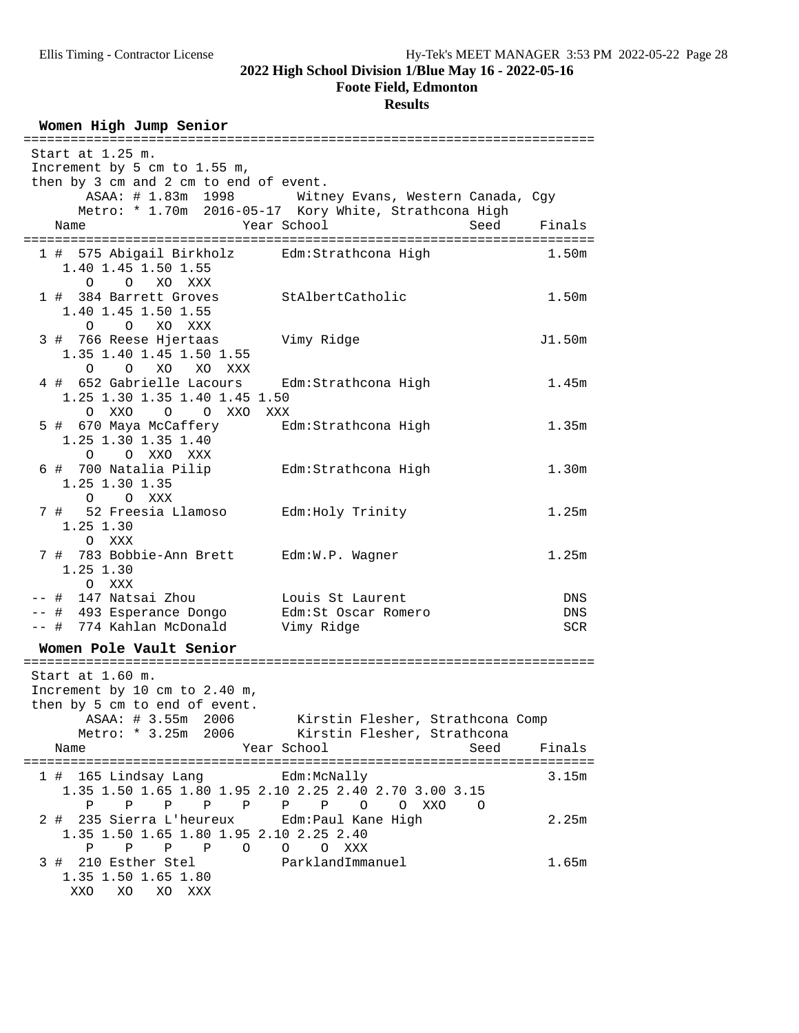# 2022 High School Division 1/Blue May 16 - 2022-05-16

**Foote Field, Edmonton**

**Results**

## Women High Jump Senior

```
=========================================================================
 Start at 1.25 m.
 Increment by 5 cm to 1.55 m,
 then by 3 cm and 2 cm to end of event.
       ASAA: # 1.83m  1998        Witney Evans, Western Canada, Cgy
      Metro: * 1.70m  2016-05-17  Kory White, Strathcona High
    Name                    Year School                  Seed     Finals
=========================================================================
  1 #  575 Abigail Birkholz      Edm:Strathcona High              1.50m
     1.40 1.45 1.50 1.55
        O    O   XO  XXX
  1 #  384 Barrett Groves        StAlbertCatholic                 1.50m
     1.40 1.45 1.50 1.55
        O    O   XO  XXX
  3 #  766 Reese Hjertaas        Vimy Ridge                      J1.50m
     1.35 1.40 1.45 1.50 1.55
        O    O   XO   XO  XXX
  4 #  652 Gabrielle Lacours     Edm:Strathcona High              1.45m
     1.25 1.30 1.35 1.40 1.45 1.50
        O  XXO    O    O  XXO  XXX
  5 #  670 Maya McCaffery        Edm:Strathcona High              1.35m
     1.25 1.30 1.35 1.40
        O    O  XXO  XXX
  6 #  700 Natalia Pilip         Edm:Strathcona High              1.30m
     1.25 1.30 1.35
        O    O  XXX
  7 #   52 Freesia Llamoso       Edm:Holy Trinity                 1.25m
     1.25 1.30
        O  XXX
  7 #  783 Bobbie-Ann Brett      Edm:W.P. Wagner                  1.25m
     1.25 1.30
        O  XXX
 -- #  147 Natsai Zhou           Louis St Laurent                   DNS
 -- #  493 Esperance Dongo       Edm:St Oscar Romero                DNS
 -- #  774 Kahlan McDonald       Vimy Ridge                         SCR
```

## Women Pole Vault Senior

```
=========================================================================
 Start at 1.60 m.
 Increment by 10 cm to 2.40 m,
 then by 5 cm to end of event.
       ASAA: # 3.55m  2006        Kirstin Flesher, Strathcona Comp
      Metro: * 3.25m  2006        Kirstin Flesher, Strathcona
    Name                    Year School                  Seed     Finals
=========================================================================
  1 #  165 Lindsay Lang          Edm:McNally                      3.15m
     1.35 1.50 1.65 1.80 1.95 2.10 2.25 2.40 2.70 3.00 3.15
        P    P    P    P    P    P    P    O    O  XXO    O
  2 #  235 Sierra L'heureux      Edm:Paul Kane High               2.25m
     1.35 1.50 1.65 1.80 1.95 2.10 2.25 2.40
        P    P    P    P    O    O    O  XXX
  3 #  210 Esther Stel           ParklandImmanuel                 1.65m
     1.35 1.50 1.65 1.80
      XXO   XO   XO  XXX
```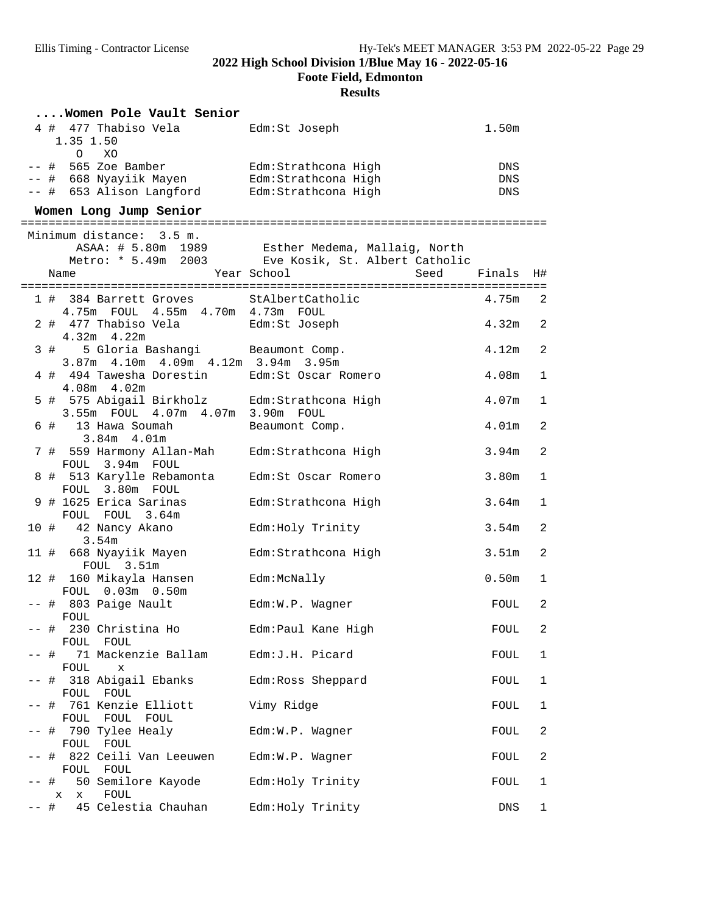**2022 High School Division 1/Blue May 16 - 2022-05-16**

**Foote Field, Edmonton**

**Results**

### ....Women Pole Vault Senior

```
  4 #  477 Thabiso Vela         Edm:St Joseph                      1.50m
     1.35 1.50
       O   XO
 -- #  565 Zoe Bamber           Edm:Strathcona High                  DNS
 -- #  668 Nyayiik Mayen        Edm:Strathcona High                  DNS
 -- #  653 Alison Langford      Edm:Strathcona High                  DNS
```

### Women Long Jump Senior

```
==========================================================================
 Minimum distance:  3.5 m.
        ASAA: # 5.80m  1989        Esther Medema, Mallaig, North
       Metro: * 5.49m  2003       Eve Kosik, St. Albert Catholic
    Name                    Year School                  Seed     Finals  H#
==========================================================================
  1 #  384 Barrett Groves       StAlbertCatholic                   4.75m   2
     4.75m  FOUL  4.55m  4.70m  4.73m  FOUL
  2 #  477 Thabiso Vela         Edm:St Joseph                      4.32m   2
     4.32m  4.22m
  3 #    5 Gloria Bashangi      Beaumont Comp.                     4.12m   2
     3.87m  4.10m  4.09m  4.12m  3.94m  3.95m
  4 #  494 Tawesha Dorestin     Edm:St Oscar Romero                4.08m   1
     4.08m  4.02m
  5 #  575 Abigail Birkholz     Edm:Strathcona High                4.07m   1
     3.55m  FOUL  4.07m  4.07m  3.90m  FOUL
  6 #   13 Hawa Soumah          Beaumont Comp.                     4.01m   2
       3.84m  4.01m
  7 #  559 Harmony Allan-Mah    Edm:Strathcona High                3.94m   2
     FOUL  3.94m  FOUL
  8 #  513 Karylle Rebamonta    Edm:St Oscar Romero                3.80m   1
     FOUL  3.80m  FOUL
  9 # 1625 Erica Sarinas        Edm:Strathcona High                3.64m   1
     FOUL  FOUL  3.64m
 10 #   42 Nancy Akano          Edm:Holy Trinity                   3.54m   2
       3.54m
 11 #  668 Nyayiik Mayen        Edm:Strathcona High                3.51m   2
       FOUL  3.51m
 12 #  160 Mikayla Hansen       Edm:McNally                        0.50m   1
     FOUL  0.03m  0.50m
 -- #  803 Paige Nault          Edm:W.P. Wagner                     FOUL   2
     FOUL
 -- #  230 Christina Ho         Edm:Paul Kane High                  FOUL   2
     FOUL  FOUL
 -- #   71 Mackenzie Ballam     Edm:J.H. Picard                     FOUL   1
     FOUL    x
 -- #  318 Abigail Ebanks       Edm:Ross Sheppard                   FOUL   1
     FOUL  FOUL
 -- #  761 Kenzie Elliott       Vimy Ridge                          FOUL   1
     FOUL  FOUL  FOUL
 -- #  790 Tylee Healy          Edm:W.P. Wagner                     FOUL   2
     FOUL  FOUL
 -- #  822 Ceili Van Leeuwen    Edm:W.P. Wagner                     FOUL   2
     FOUL  FOUL
 -- #   50 Semilore Kayode      Edm:Holy Trinity                    FOUL   1
      x   x   FOUL
 -- #   45 Celestia Chauhan     Edm:Holy Trinity                     DNS   1
```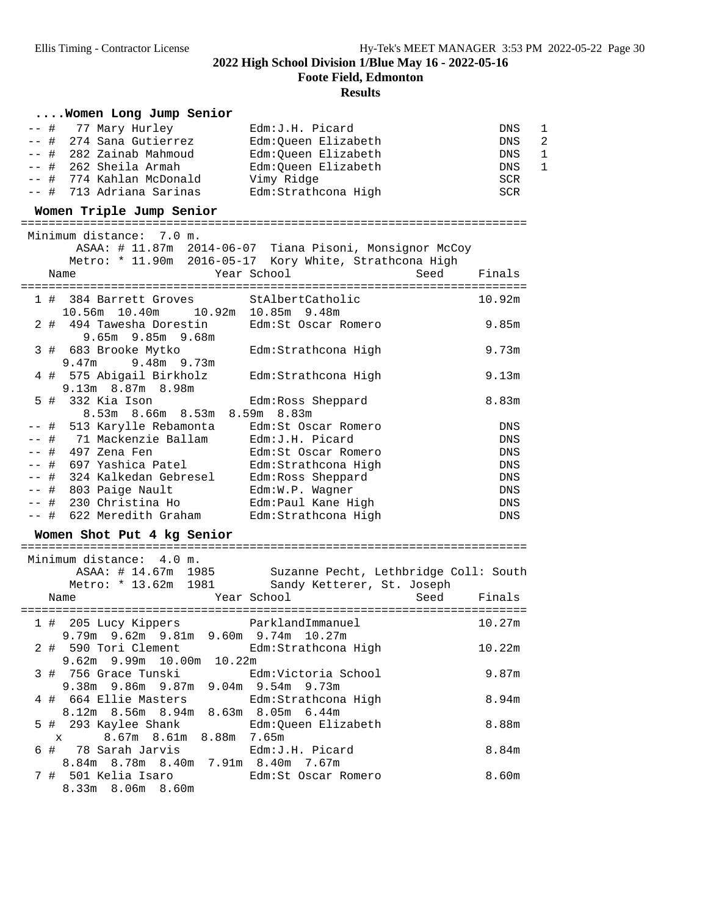**2022 High School Division 1/Blue May 16 - 2022-05-16**

**Foote Field, Edmonton**

**Results**

### ....Women Long Jump Senior

```
 -- #   77 Mary Hurley           Edm:J.H. Picard                    DNS   1
 -- #  274 Sana Gutierrez        Edm:Queen Elizabeth                DNS   2
 -- #  282 Zainab Mahmoud        Edm:Queen Elizabeth                DNS   1
 -- #  262 Sheila Armah         Edm:Queen Elizabeth                DNS   1
 -- #  774 Kahlan McDonald      Vimy Ridge                         SCR
 -- #  713 Adriana Sarinas      Edm:Strathcona High                SCR
```

### Women Triple Jump Senior

```
=========================================================================
 Minimum distance:  7.0 m.
       ASAA: # 11.87m  2014-06-07  Tiana Pisoni, Monsignor McCoy
      Metro: * 11.90m  2016-05-17  Kory White, Strathcona High
    Name                    Year School                  Seed     Finals
=========================================================================
  1 #  384 Barrett Groves        StAlbertCatholic                 10.92m
     10.56m  10.40m     10.92m  10.85m  9.48m
  2 #  494 Tawesha Dorestin      Edm:St Oscar Romero               9.85m
        9.65m  9.85m  9.68m
  3 #  683 Brooke Mytko          Edm:Strathcona High               9.73m
     9.47m     9.48m  9.73m
  4 #  575 Abigail Birkholz      Edm:Strathcona High               9.13m
     9.13m  8.87m  8.98m
  5 #  332 Kia Ison              Edm:Ross Sheppard                 8.83m
       8.53m  8.66m  8.53m  8.59m  8.83m
 -- #  513 Karylle Rebamonta     Edm:St Oscar Romero                 DNS
 -- #   71 Mackenzie Ballam      Edm:J.H. Picard                     DNS
 -- #  497 Zena Fen              Edm:St Oscar Romero                 DNS
 -- #  697 Yashica Patel         Edm:Strathcona High                 DNS
 -- #  324 Kalkedan Gebresel     Edm:Ross Sheppard                   DNS
 -- #  803 Paige Nault           Edm:W.P. Wagner                     DNS
 -- #  230 Christina Ho          Edm:Paul Kane High                  DNS
 -- #  622 Meredith Graham       Edm:Strathcona High                 DNS
```

### Women Shot Put 4 kg Senior

```
=========================================================================
 Minimum distance:  4.0 m.
       ASAA: # 14.67m  1985        Suzanne Pecht, Lethbridge Coll: South
      Metro: * 13.62m  1981        Sandy Ketterer, St. Joseph
    Name                    Year School                  Seed     Finals
=========================================================================
  1 #  205 Lucy Kippers          ParklandImmanuel                 10.27m
     9.79m  9.62m  9.81m  9.60m  9.74m  10.27m
  2 #  590 Tori Clement          Edm:Strathcona High              10.22m
     9.62m  9.99m  10.00m  10.22m
  3 #  756 Grace Tunski          Edm:Victoria School               9.87m
     9.38m  9.86m  9.87m  9.04m  9.54m  9.73m
  4 #  664 Ellie Masters         Edm:Strathcona High               8.94m
     8.12m  8.56m  8.94m  8.63m  8.05m  6.44m
  5 #  293 Kaylee Shank          Edm:Queen Elizabeth               8.88m
      x      8.67m  8.61m  8.88m  7.65m
  6 #   78 Sarah Jarvis          Edm:J.H. Picard                   8.84m
     8.84m  8.78m  8.40m  7.91m  8.40m  7.67m
  7 #  501 Kelia Isaro           Edm:St Oscar Romero               8.60m
     8.33m  8.06m  8.60m
```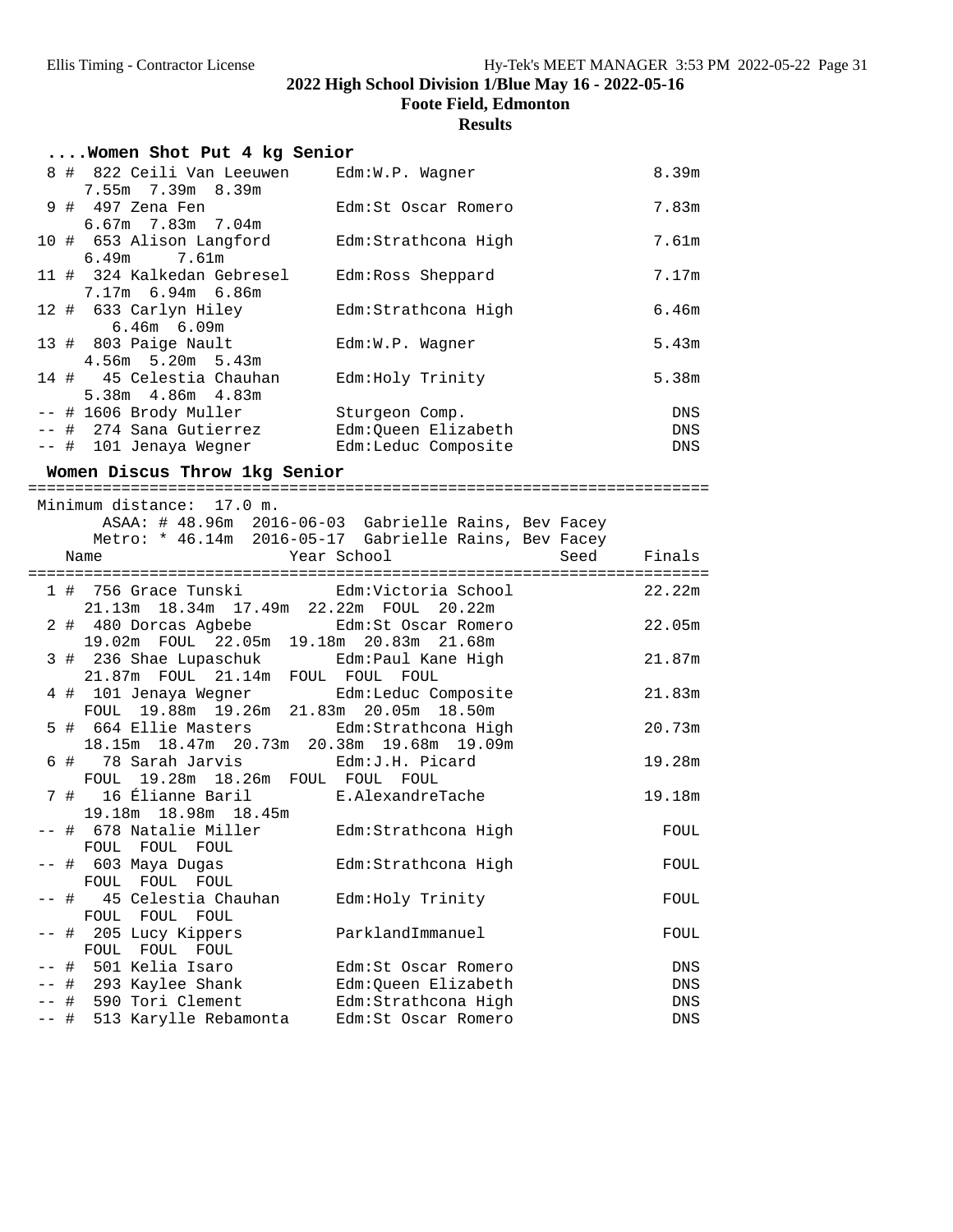## 2022 High School Division 1/Blue May 16 - 2022-05-16

**Foote Field, Edmonton**

**Results**

### ....Women Shot Put 4 kg Senior

| Place | Name | School | Finals |
|---|---|---|---|
| 8 # | 822 Ceili Van Leeuwen | Edm:W.P. Wagner | 8.39m |
| | 7.55m 7.39m 8.39m | | |
| 9 # | 497 Zena Fen | Edm:St Oscar Romero | 7.83m |
| | 6.67m 7.83m 7.04m | | |
| 10 # | 653 Alison Langford | Edm:Strathcona High | 7.61m |
| | 6.49m 7.61m | | |
| 11 # | 324 Kalkedan Gebresel | Edm:Ross Sheppard | 7.17m |
| | 7.17m 6.94m 6.86m | | |
| 12 # | 633 Carlyn Hiley | Edm:Strathcona High | 6.46m |
| | 6.46m 6.09m | | |
| 13 # | 803 Paige Nault | Edm:W.P. Wagner | 5.43m |
| | 4.56m 5.20m 5.43m | | |
| 14 # | 45 Celestia Chauhan | Edm:Holy Trinity | 5.38m |
| | 5.38m 4.86m 4.83m | | |
| -- # | 1606 Brody Muller | Sturgeon Comp. | DNS |
| -- # | 274 Sana Gutierrez | Edm:Queen Elizabeth | DNS |
| -- # | 101 Jenaya Wegner | Edm:Leduc Composite | DNS |

### Women Discus Throw 1kg Senior

Minimum distance: 17.0 m.
ASAA: # 48.96m 2016-06-03 Gabrielle Rains, Bev Facey
Metro: * 46.14m 2016-05-17 Gabrielle Rains, Bev Facey

| Place | Name | Year | School | Seed | Finals |
|---|---|---|---|---|---|
| 1 # | 756 Grace Tunski | | Edm:Victoria School | | 22.22m |
| | 21.13m 18.34m 17.49m 22.22m FOUL 20.22m | | | | |
| 2 # | 480 Dorcas Agbebe | | Edm:St Oscar Romero | | 22.05m |
| | 19.02m FOUL 22.05m 19.18m 20.83m 21.68m | | | | |
| 3 # | 236 Shae Lupaschuk | | Edm:Paul Kane High | | 21.87m |
| | 21.87m FOUL 21.14m FOUL FOUL FOUL | | | | |
| 4 # | 101 Jenaya Wegner | | Edm:Leduc Composite | | 21.83m |
| | FOUL 19.88m 19.26m 21.83m 20.05m 18.50m | | | | |
| 5 # | 664 Ellie Masters | | Edm:Strathcona High | | 20.73m |
| | 18.15m 18.47m 20.73m 20.38m 19.68m 19.09m | | | | |
| 6 # | 78 Sarah Jarvis | | Edm:J.H. Picard | | 19.28m |
| | FOUL 19.28m 18.26m FOUL FOUL FOUL | | | | |
| 7 # | 16 Élianne Baril | | E.AlexandreTache | | 19.18m |
| | 19.18m 18.98m 18.45m | | | | |
| -- # | 678 Natalie Miller | | Edm:Strathcona High | | FOUL |
| | FOUL FOUL FOUL | | | | |
| -- # | 603 Maya Dugas | | Edm:Strathcona High | | FOUL |
| | FOUL FOUL FOUL | | | | |
| -- # | 45 Celestia Chauhan | | Edm:Holy Trinity | | FOUL |
| | FOUL FOUL FOUL | | | | |
| -- # | 205 Lucy Kippers | | ParklandImmanuel | | FOUL |
| | FOUL FOUL FOUL | | | | |
| -- # | 501 Kelia Isaro | | Edm:St Oscar Romero | | DNS |
| -- # | 293 Kaylee Shank | | Edm:Queen Elizabeth | | DNS |
| -- # | 590 Tori Clement | | Edm:Strathcona High | | DNS |
| -- # | 513 Karylle Rebamonta | | Edm:St Oscar Romero | | DNS |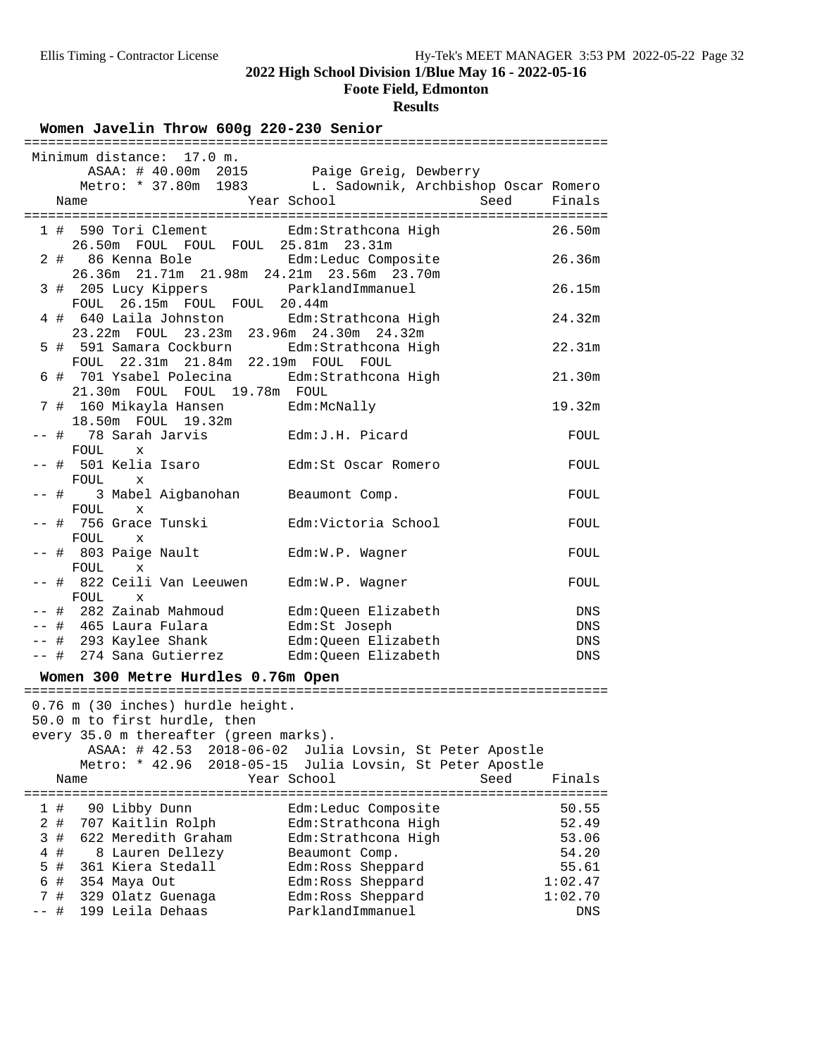# 2022 High School Division 1/Blue May 16 - 2022-05-16

**Foote Field, Edmonton**

**Results**

### Women Javelin Throw 600g 220-230 Senior

Minimum distance: 17.0 m.
ASAA: # 40.00m 2015 Paige Greig, Dewberry
Metro: * 37.80m 1983 L. Sadownik, Archbishop Oscar Romero

| Place | Name | Year | School | Seed | Finals |
|---|---|---|---|---|---|
| 1 # | 590 Tori Clement | | Edm:Strathcona High | | 26.50m |
| | 26.50m FOUL FOUL FOUL 25.81m 23.31m | | | | |
| 2 # | 86 Kenna Bole | | Edm:Leduc Composite | | 26.36m |
| | 26.36m 21.71m 21.98m 24.21m 23.56m 23.70m | | | | |
| 3 # | 205 Lucy Kippers | | ParklandImmanuel | | 26.15m |
| | FOUL 26.15m FOUL FOUL 20.44m | | | | |
| 4 # | 640 Laila Johnston | | Edm:Strathcona High | | 24.32m |
| | 23.22m FOUL 23.23m 23.96m 24.30m 24.32m | | | | |
| 5 # | 591 Samara Cockburn | | Edm:Strathcona High | | 22.31m |
| | FOUL 22.31m 21.84m 22.19m FOUL FOUL | | | | |
| 6 # | 701 Ysabel Polecina | | Edm:Strathcona High | | 21.30m |
| | 21.30m FOUL FOUL 19.78m FOUL | | | | |
| 7 # | 160 Mikayla Hansen | | Edm:McNally | | 19.32m |
| | 18.50m FOUL 19.32m | | | | |
| -- # | 78 Sarah Jarvis | | Edm:J.H. Picard | | FOUL |
| | FOUL x | | | | |
| -- # | 501 Kelia Isaro | | Edm:St Oscar Romero | | FOUL |
| | FOUL x | | | | |
| -- # | 3 Mabel Aigbanohan | | Beaumont Comp. | | FOUL |
| | FOUL x | | | | |
| -- # | 756 Grace Tunski | | Edm:Victoria School | | FOUL |
| | FOUL x | | | | |
| -- # | 803 Paige Nault | | Edm:W.P. Wagner | | FOUL |
| | FOUL x | | | | |
| -- # | 822 Ceili Van Leeuwen | | Edm:W.P. Wagner | | FOUL |
| | FOUL x | | | | |
| -- # | 282 Zainab Mahmoud | | Edm:Queen Elizabeth | | DNS |
| -- # | 465 Laura Fulara | | Edm:St Joseph | | DNS |
| -- # | 293 Kaylee Shank | | Edm:Queen Elizabeth | | DNS |
| -- # | 274 Sana Gutierrez | | Edm:Queen Elizabeth | | DNS |

### Women 300 Metre Hurdles 0.76m Open

0.76 m (30 inches) hurdle height.
50.0 m to first hurdle, then
every 35.0 m thereafter (green marks).
ASAA: # 42.53 2018-06-02 Julia Lovsin, St Peter Apostle
Metro: * 42.96 2018-05-15 Julia Lovsin, St Peter Apostle

| Place | Name | Year | School | Seed | Finals |
|---|---|---|---|---|---|
| 1 # | 90 Libby Dunn | | Edm:Leduc Composite | | 50.55 |
| 2 # | 707 Kaitlin Rolph | | Edm:Strathcona High | | 52.49 |
| 3 # | 622 Meredith Graham | | Edm:Strathcona High | | 53.06 |
| 4 # | 8 Lauren Dellezy | | Beaumont Comp. | | 54.20 |
| 5 # | 361 Kiera Stedall | | Edm:Ross Sheppard | | 55.61 |
| 6 # | 354 Maya Out | | Edm:Ross Sheppard | | 1:02.47 |
| 7 # | 329 Olatz Guenaga | | Edm:Ross Sheppard | | 1:02.70 |
| -- # | 199 Leila Dehaas | | ParklandImmanuel | | DNS |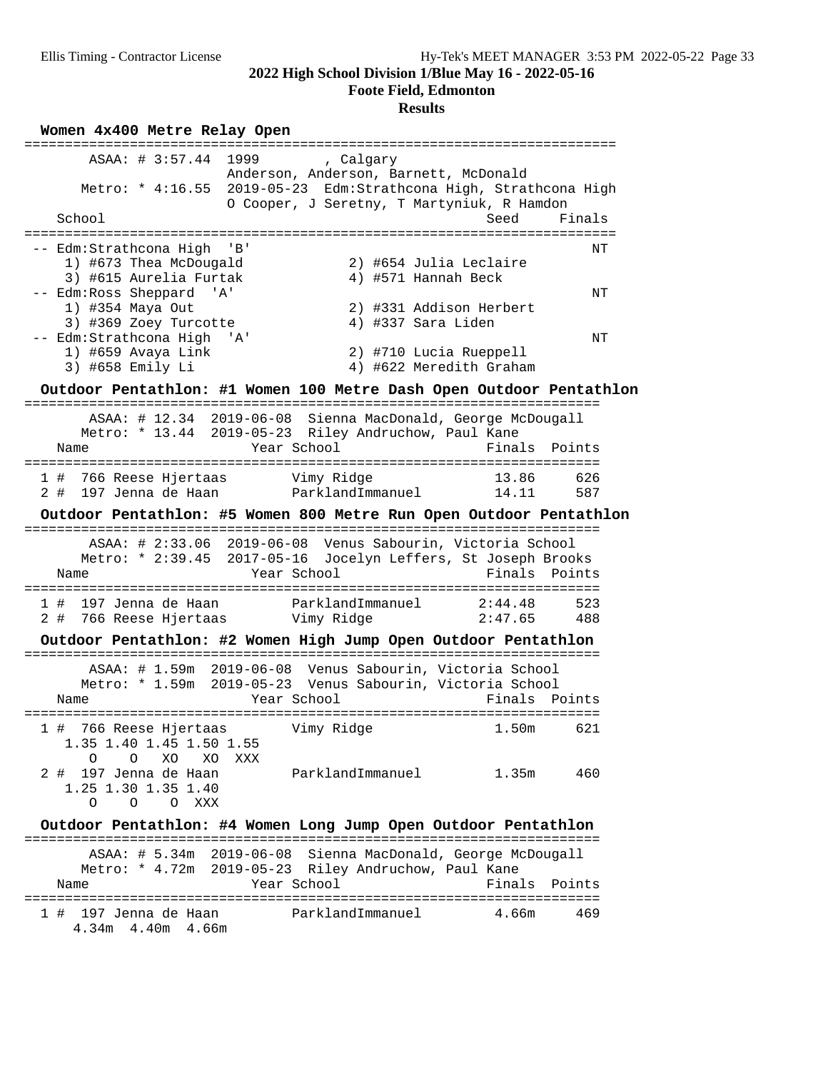# 2022 High School Division 1/Blue May 16 - 2022-05-16

## Foote Field, Edmonton

### Results

#### Women 4x400 Metre Relay Open

ASAA: # 3:57.44 1999 , Calgary
Anderson, Anderson, Barnett, McDonald

Metro: * 4:16.55 2019-05-23 Edm:Strathcona High, Strathcona High
O Cooper, J Seretny, T Martyniuk, R Hamdon

| | School | Seed | Finals |
|---|---|---|---|
| -- | Edm:Strathcona High 'B' | | NT |
| | 1) #673 Thea McDougald; 2) #654 Julia Leclaire; 3) #615 Aurelia Furtak; 4) #571 Hannah Beck | | |
| -- | Edm:Ross Sheppard 'A' | | NT |
| | 1) #354 Maya Out; 2) #331 Addison Herbert; 3) #369 Zoey Turcotte; 4) #337 Sara Liden | | |
| -- | Edm:Strathcona High 'A' | | NT |
| | 1) #659 Avaya Link; 2) #710 Lucia Rueppell; 3) #658 Emily Li; 4) #622 Meredith Graham | | |

#### Outdoor Pentathlon: #1 Women 100 Metre Dash Open Outdoor Pentathlon

ASAA: # 12.34 2019-06-08 Sienna MacDonald, George McDougall

Metro: * 13.44 2019-05-23 Riley Andruchow, Paul Kane

| | Name | Year | School | Finals | Points |
|---|---|---|---|---|---|
| 1 # | 766 Reese Hjertaas | | Vimy Ridge | 13.86 | 626 |
| 2 # | 197 Jenna de Haan | | ParklandImmanuel | 14.11 | 587 |

#### Outdoor Pentathlon: #5 Women 800 Metre Run Open Outdoor Pentathlon

ASAA: # 2:33.06 2019-06-08 Venus Sabourin, Victoria School

Metro: * 2:39.45 2017-05-16 Jocelyn Leffers, St Joseph Brooks

| | Name | Year | School | Finals | Points |
|---|---|---|---|---|---|
| 1 # | 197 Jenna de Haan | | ParklandImmanuel | 2:44.48 | 523 |
| 2 # | 766 Reese Hjertaas | | Vimy Ridge | 2:47.65 | 488 |

#### Outdoor Pentathlon: #2 Women High Jump Open Outdoor Pentathlon

ASAA: # 1.59m 2019-06-08 Venus Sabourin, Victoria School

Metro: * 1.59m 2019-05-23 Venus Sabourin, Victoria School

| | Name | Year | School | Finals | Points |
|---|---|---|---|---|---|
| 1 # | 766 Reese Hjertaas | | Vimy Ridge | 1.50m | 621 |
| | 1.35 1.40 1.45 1.50 1.55 / O O XO XO XXX | | | | |
| 2 # | 197 Jenna de Haan | | ParklandImmanuel | 1.35m | 460 |
| | 1.25 1.30 1.35 1.40 / O O O XXX | | | | |

#### Outdoor Pentathlon: #4 Women Long Jump Open Outdoor Pentathlon

ASAA: # 5.34m 2019-06-08 Sienna MacDonald, George McDougall

Metro: * 4.72m 2019-05-23 Riley Andruchow, Paul Kane

| | Name | Year | School | Finals | Points |
|---|---|---|---|---|---|
| 1 # | 197 Jenna de Haan | | ParklandImmanuel | 4.66m | 469 |
| | 4.34m 4.40m 4.66m | | | | |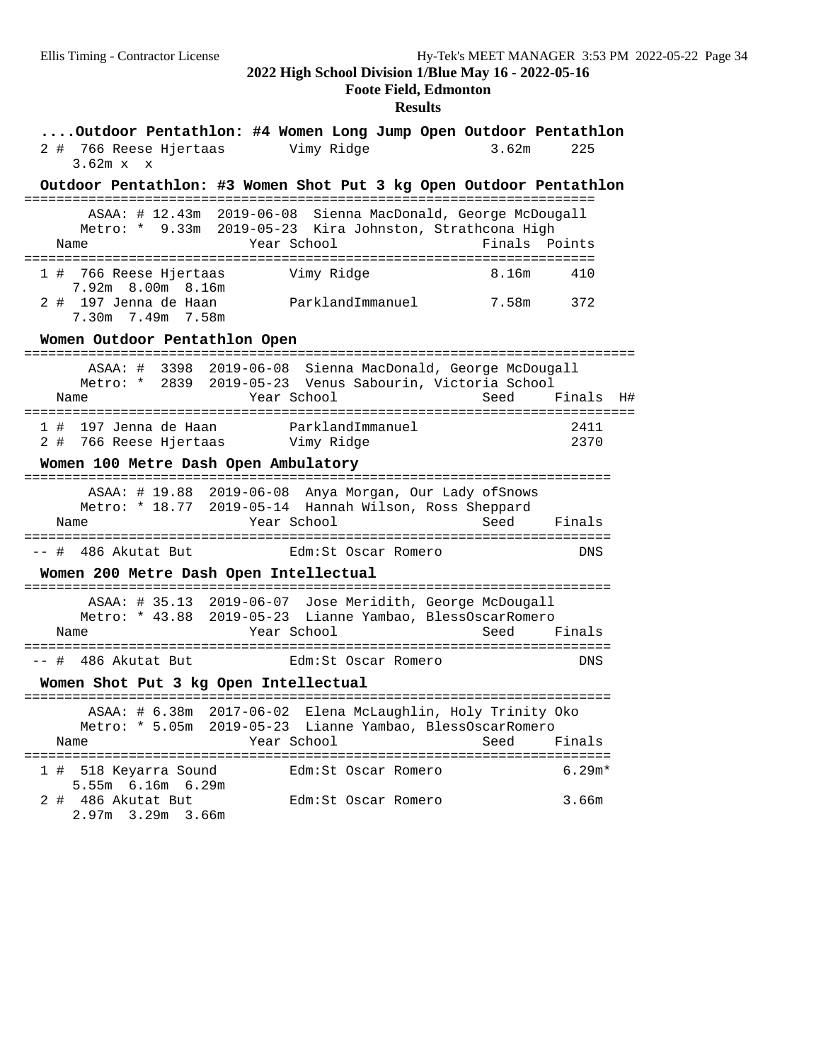**2022 High School Division 1/Blue May 16 - 2022-05-16**

**Foote Field, Edmonton**

**Results**

### ....Outdoor Pentathlon: #4 Women Long Jump Open Outdoor Pentathlon

```
  2 #  766 Reese Hjertaas       Vimy Ridge                3.62m     225
     3.62m  x  x
```

### Outdoor Pentathlon: #3 Women Shot Put 3 kg Open Outdoor Pentathlon

```
=======================================================================
       ASAA: # 12.43m  2019-06-08  Sienna MacDonald, George McDougall
      Metro: *  9.33m  2019-05-23  Kira Johnston, Strathcona High
    Name                    Year School                 Finals  Points
=======================================================================
  1 #  766 Reese Hjertaas       Vimy Ridge                8.16m     410
     7.92m  8.00m  8.16m
  2 #  197 Jenna de Haan        ParklandImmanuel          7.58m     372
     7.30m  7.49m  7.58m
```

### Women Outdoor Pentathlon Open

```
==========================================================================
       ASAA: #  3398  2019-06-08  Sienna MacDonald, George McDougall
      Metro: *  2839  2019-05-23  Venus Sabourin, Victoria School
    Name                    Year School                 Seed    Finals  H#
==========================================================================
  1 #  197 Jenna de Haan        ParklandImmanuel                  2411
  2 #  766 Reese Hjertaas       Vimy Ridge                        2370
```

### Women 100 Metre Dash Open Ambulatory

```
=======================================================================
       ASAA: # 19.88  2019-06-08  Anya Morgan, Our Lady ofSnows
      Metro: * 18.77  2019-05-14  Hannah Wilson, Ross Sheppard
    Name                    Year School                 Seed    Finals
=======================================================================
 -- #  486 Akutat But           Edm:St Oscar Romero                DNS
```

### Women 200 Metre Dash Open Intellectual

```
=======================================================================
       ASAA: # 35.13  2019-06-07  Jose Meridith, George McDougall
      Metro: * 43.88  2019-05-23  Lianne Yambao, BlessOscarRomero
    Name                    Year School                 Seed    Finals
=======================================================================
 -- #  486 Akutat But           Edm:St Oscar Romero                DNS
```

### Women Shot Put 3 kg Open Intellectual

```
=======================================================================
       ASAA: # 6.38m  2017-06-02  Elena McLaughlin, Holy Trinity Oko
      Metro: * 5.05m  2019-05-23  Lianne Yambao, BlessOscarRomero
    Name                    Year School                 Seed    Finals
=======================================================================
  1 #  518 Keyarra Sound        Edm:St Oscar Romero              6.29m*
     5.55m  6.16m  6.29m
  2 #  486 Akutat But           Edm:St Oscar Romero               3.66m
     2.97m  3.29m  3.66m
```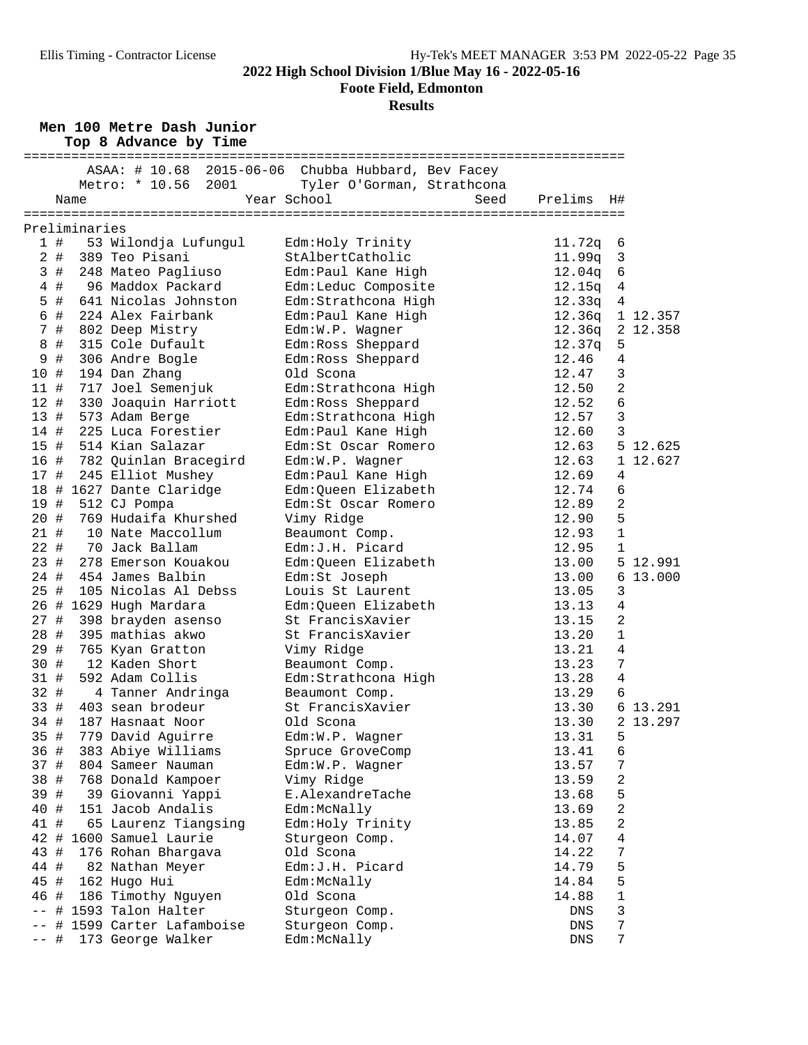## 2022 High School Division 1/Blue May 16 - 2022-05-16

**Foote Field, Edmonton**

**Results**

### Men 100 Metre Dash Junior

**Top 8 Advance by Time**

ASAA: # 10.68 2015-06-06 Chubba Hubbard, Bev Facey
Metro: * 10.56 2001 Tyler O'Gorman, Strathcona

| | | Name | Year | School | Seed | Prelims | H# | |
|---|---|---|---|---|---|---|---|---|
| **Preliminaries** | | | | | | | | |
| 1 | # | 53 Wilondja Lufungul | | Edm:Holy Trinity | | 11.72q | 6 | |
| 2 | # | 389 Teo Pisani | | StAlbertCatholic | | 11.99q | 3 | |
| 3 | # | 248 Mateo Pagliuso | | Edm:Paul Kane High | | 12.04q | 6 | |
| 4 | # | 96 Maddox Packard | | Edm:Leduc Composite | | 12.15q | 4 | |
| 5 | # | 641 Nicolas Johnston | | Edm:Strathcona High | | 12.33q | 4 | |
| 6 | # | 224 Alex Fairbank | | Edm:Paul Kane High | | 12.36q | 1 | 12.357 |
| 7 | # | 802 Deep Mistry | | Edm:W.P. Wagner | | 12.36q | 2 | 12.358 |
| 8 | # | 315 Cole Dufault | | Edm:Ross Sheppard | | 12.37q | 5 | |
| 9 | # | 306 Andre Bogle | | Edm:Ross Sheppard | | 12.46 | 4 | |
| 10 | # | 194 Dan Zhang | | Old Scona | | 12.47 | 3 | |
| 11 | # | 717 Joel Semenjuk | | Edm:Strathcona High | | 12.50 | 2 | |
| 12 | # | 330 Joaquin Harriott | | Edm:Ross Sheppard | | 12.52 | 6 | |
| 13 | # | 573 Adam Berge | | Edm:Strathcona High | | 12.57 | 3 | |
| 14 | # | 225 Luca Forestier | | Edm:Paul Kane High | | 12.60 | 3 | |
| 15 | # | 514 Kian Salazar | | Edm:St Oscar Romero | | 12.63 | 5 | 12.625 |
| 16 | # | 782 Quinlan Bracegird | | Edm:W.P. Wagner | | 12.63 | 1 | 12.627 |
| 17 | # | 245 Elliot Mushey | | Edm:Paul Kane High | | 12.69 | 4 | |
| 18 | # | 1627 Dante Claridge | | Edm:Queen Elizabeth | | 12.74 | 6 | |
| 19 | # | 512 CJ Pompa | | Edm:St Oscar Romero | | 12.89 | 2 | |
| 20 | # | 769 Hudaifa Khurshed | | Vimy Ridge | | 12.90 | 5 | |
| 21 | # | 10 Nate Maccollum | | Beaumont Comp. | | 12.93 | 1 | |
| 22 | # | 70 Jack Ballam | | Edm:J.H. Picard | | 12.95 | 1 | |
| 23 | # | 278 Emerson Kouakou | | Edm:Queen Elizabeth | | 13.00 | 5 | 12.991 |
| 24 | # | 454 James Balbin | | Edm:St Joseph | | 13.00 | 6 | 13.000 |
| 25 | # | 105 Nicolas Al Debss | | Louis St Laurent | | 13.05 | 3 | |
| 26 | # | 1629 Hugh Mardara | | Edm:Queen Elizabeth | | 13.13 | 4 | |
| 27 | # | 398 brayden asenso | | St FrancisXavier | | 13.15 | 2 | |
| 28 | # | 395 mathias akwo | | St FrancisXavier | | 13.20 | 1 | |
| 29 | # | 765 Kyan Gratton | | Vimy Ridge | | 13.21 | 4 | |
| 30 | # | 12 Kaden Short | | Beaumont Comp. | | 13.23 | 7 | |
| 31 | # | 592 Adam Collis | | Edm:Strathcona High | | 13.28 | 4 | |
| 32 | # | 4 Tanner Andringa | | Beaumont Comp. | | 13.29 | 6 | |
| 33 | # | 403 sean brodeur | | St FrancisXavier | | 13.30 | 6 | 13.291 |
| 34 | # | 187 Hasnaat Noor | | Old Scona | | 13.30 | 2 | 13.297 |
| 35 | # | 779 David Aguirre | | Edm:W.P. Wagner | | 13.31 | 5 | |
| 36 | # | 383 Abiye Williams | | Spruce GroveComp | | 13.41 | 6 | |
| 37 | # | 804 Sameer Nauman | | Edm:W.P. Wagner | | 13.57 | 7 | |
| 38 | # | 768 Donald Kampoer | | Vimy Ridge | | 13.59 | 2 | |
| 39 | # | 39 Giovanni Yappi | | E.AlexandreTache | | 13.68 | 5 | |
| 40 | # | 151 Jacob Andalis | | Edm:McNally | | 13.69 | 2 | |
| 41 | # | 65 Laurenz Tiangsing | | Edm:Holy Trinity | | 13.85 | 2 | |
| 42 | # | 1600 Samuel Laurie | | Sturgeon Comp. | | 14.07 | 4 | |
| 43 | # | 176 Rohan Bhargava | | Old Scona | | 14.22 | 7 | |
| 44 | # | 82 Nathan Meyer | | Edm:J.H. Picard | | 14.79 | 5 | |
| 45 | # | 162 Hugo Hui | | Edm:McNally | | 14.84 | 5 | |
| 46 | # | 186 Timothy Nguyen | | Old Scona | | 14.88 | 1 | |
| -- | # | 1593 Talon Halter | | Sturgeon Comp. | | DNS | 3 | |
| -- | # | 1599 Carter Lafamboise | | Sturgeon Comp. | | DNS | 7 | |
| -- | # | 173 George Walker | | Edm:McNally | | DNS | 7 | |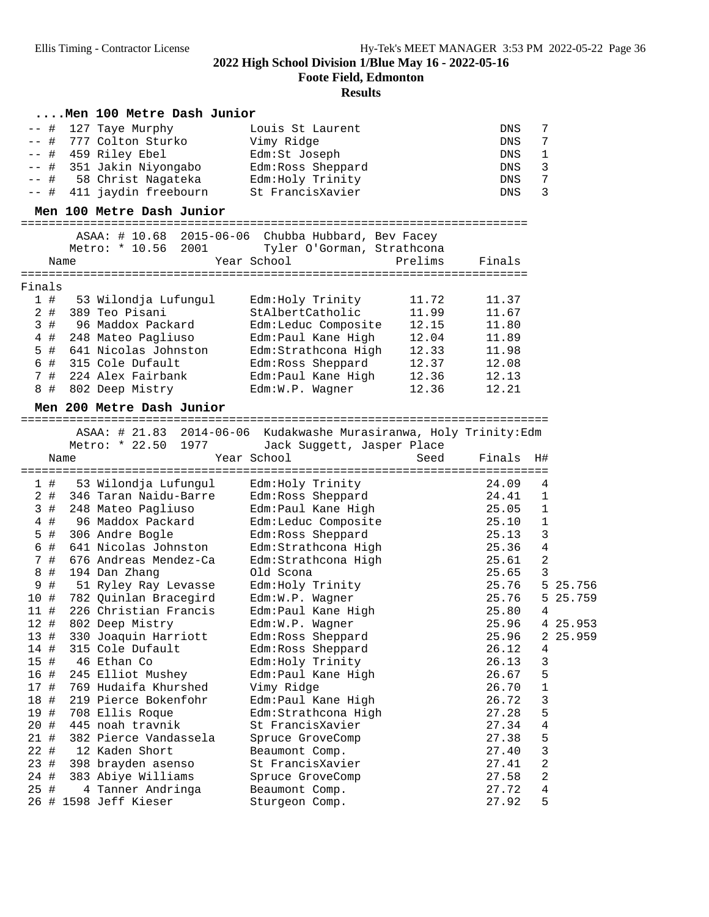## 2022 High School Division 1/Blue May 16 - 2022-05-16

**Foote Field, Edmonton**

**Results**

### ....Men 100 Metre Dash Junior

| Place | Name | Year School | Finals | H# |
|---|---|---|---|---|
| -- # | 127 Taye Murphy | Louis St Laurent | DNS | 7 |
| -- # | 777 Colton Sturko | Vimy Ridge | DNS | 7 |
| -- # | 459 Riley Ebel | Edm:St Joseph | DNS | 1 |
| -- # | 351 Jakin Niyongabo | Edm:Ross Sheppard | DNS | 3 |
| -- # | 58 Christ Nagateka | Edm:Holy Trinity | DNS | 7 |
| -- # | 411 jaydin freebourn | St FrancisXavier | DNS | 3 |

### Men 100 Metre Dash Junior

ASAA: # 10.68 2015-06-06 Chubba Hubbard, Bev Facey
Metro: * 10.56 2001 Tyler O'Gorman, Strathcona

**Finals**

| Place | Name | Year School | Prelims | Finals |
|---|---|---|---|---|
| 1 # | 53 Wilondja Lufungul | Edm:Holy Trinity | 11.72 | 11.37 |
| 2 # | 389 Teo Pisani | StAlbertCatholic | 11.99 | 11.67 |
| 3 # | 96 Maddox Packard | Edm:Leduc Composite | 12.15 | 11.80 |
| 4 # | 248 Mateo Pagliuso | Edm:Paul Kane High | 12.04 | 11.89 |
| 5 # | 641 Nicolas Johnston | Edm:Strathcona High | 12.33 | 11.98 |
| 6 # | 315 Cole Dufault | Edm:Ross Sheppard | 12.37 | 12.08 |
| 7 # | 224 Alex Fairbank | Edm:Paul Kane High | 12.36 | 12.13 |
| 8 # | 802 Deep Mistry | Edm:W.P. Wagner | 12.36 | 12.21 |

### Men 200 Metre Dash Junior

ASAA: # 21.83 2014-06-06 Kudakwashe Murasiranwa, Holy Trinity:Edm
Metro: * 22.50 1977 Jack Suggett, Jasper Place

| Place | Name | Year School | Seed | Finals | H# | |
|---|---|---|---|---|---|---|
| 1 # | 53 Wilondja Lufungul | Edm:Holy Trinity | | 24.09 | 4 | |
| 2 # | 346 Taran Naidu-Barre | Edm:Ross Sheppard | | 24.41 | 1 | |
| 3 # | 248 Mateo Pagliuso | Edm:Paul Kane High | | 25.05 | 1 | |
| 4 # | 96 Maddox Packard | Edm:Leduc Composite | | 25.10 | 1 | |
| 5 # | 306 Andre Bogle | Edm:Ross Sheppard | | 25.13 | 3 | |
| 6 # | 641 Nicolas Johnston | Edm:Strathcona High | | 25.36 | 4 | |
| 7 # | 676 Andreas Mendez-Ca | Edm:Strathcona High | | 25.61 | 2 | |
| 8 # | 194 Dan Zhang | Old Scona | | 25.65 | 3 | |
| 9 # | 51 Ryley Ray Levasse | Edm:Holy Trinity | | 25.76 | 5 | 25.756 |
| 10 # | 782 Quinlan Bracegird | Edm:W.P. Wagner | | 25.76 | 5 | 25.759 |
| 11 # | 226 Christian Francis | Edm:Paul Kane High | | 25.80 | 4 | |
| 12 # | 802 Deep Mistry | Edm:W.P. Wagner | | 25.96 | 4 | 25.953 |
| 13 # | 330 Joaquin Harriott | Edm:Ross Sheppard | | 25.96 | 2 | 25.959 |
| 14 # | 315 Cole Dufault | Edm:Ross Sheppard | | 26.12 | 4 | |
| 15 # | 46 Ethan Co | Edm:Holy Trinity | | 26.13 | 3 | |
| 16 # | 245 Elliot Mushey | Edm:Paul Kane High | | 26.67 | 5 | |
| 17 # | 769 Hudaifa Khurshed | Vimy Ridge | | 26.70 | 1 | |
| 18 # | 219 Pierce Bokenfohr | Edm:Paul Kane High | | 26.72 | 3 | |
| 19 # | 708 Ellis Roque | Edm:Strathcona High | | 27.28 | 5 | |
| 20 # | 445 noah travnik | St FrancisXavier | | 27.34 | 4 | |
| 21 # | 382 Pierce Vandassela | Spruce GroveComp | | 27.38 | 5 | |
| 22 # | 12 Kaden Short | Beaumont Comp. | | 27.40 | 3 | |
| 23 # | 398 brayden asenso | St FrancisXavier | | 27.41 | 2 | |
| 24 # | 383 Abiye Williams | Spruce GroveComp | | 27.58 | 2 | |
| 25 # | 4 Tanner Andringa | Beaumont Comp. | | 27.72 | 4 | |
| 26 # | 1598 Jeff Kieser | Sturgeon Comp. | | 27.92 | 5 | |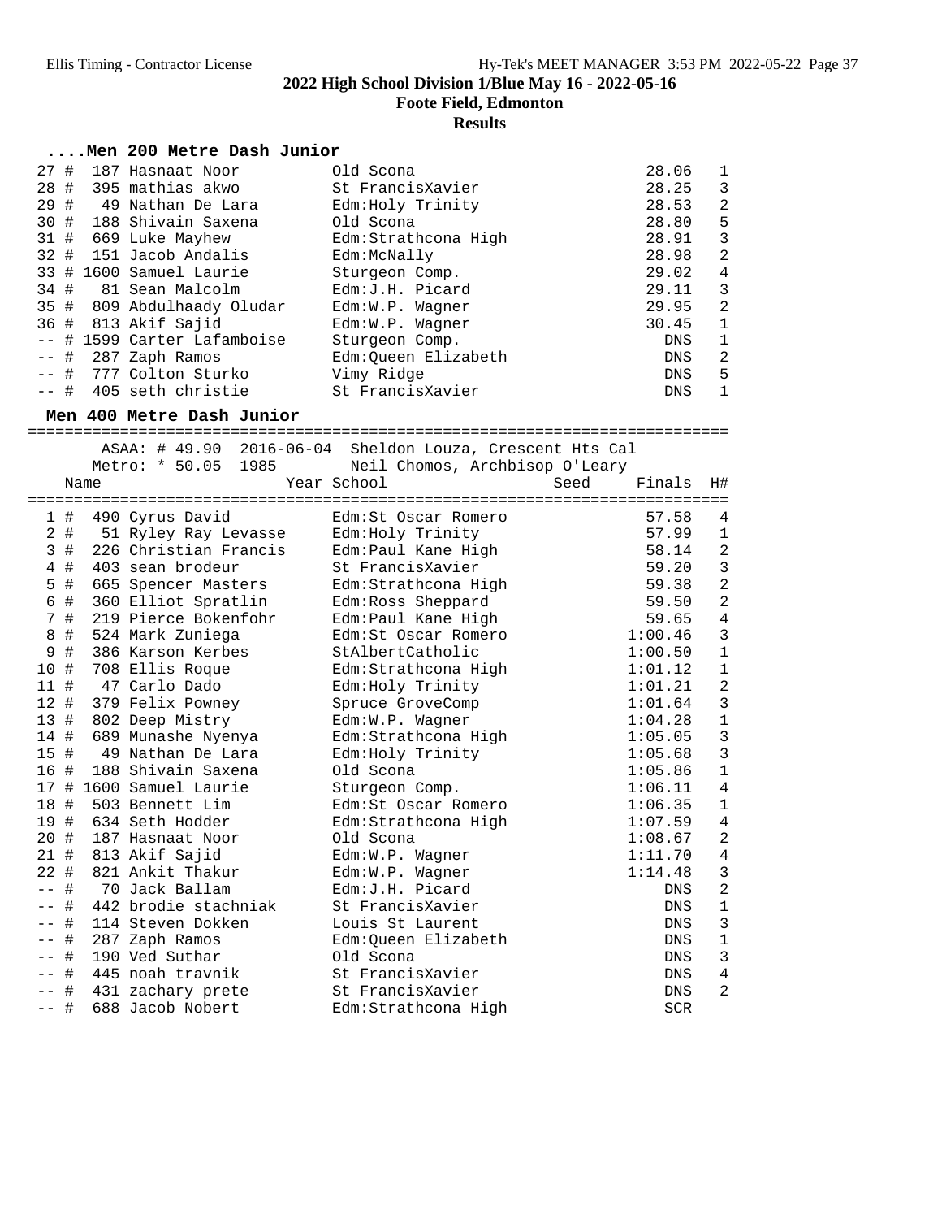# 2022 High School Division 1/Blue May 16 - 2022-05-16

## Foote Field, Edmonton

### Results

#### ....Men 200 Metre Dash Junior

| Place | Name | School | Finals | H# |
|---|---|---|---|---|
| 27 # | 187 Hasnaat Noor | Old Scona | 28.06 | 1 |
| 28 # | 395 mathias akwo | St FrancisXavier | 28.25 | 3 |
| 29 # | 49 Nathan De Lara | Edm:Holy Trinity | 28.53 | 2 |
| 30 # | 188 Shivain Saxena | Old Scona | 28.80 | 5 |
| 31 # | 669 Luke Mayhew | Edm:Strathcona High | 28.91 | 3 |
| 32 # | 151 Jacob Andalis | Edm:McNally | 28.98 | 2 |
| 33 # | 1600 Samuel Laurie | Sturgeon Comp. | 29.02 | 4 |
| 34 # | 81 Sean Malcolm | Edm:J.H. Picard | 29.11 | 3 |
| 35 # | 809 Abdulhaady Oludar | Edm:W.P. Wagner | 29.95 | 2 |
| 36 # | 813 Akif Sajid | Edm:W.P. Wagner | 30.45 | 1 |
| -- # | 1599 Carter Lafamboise | Sturgeon Comp. | DNS | 1 |
| -- # | 287 Zaph Ramos | Edm:Queen Elizabeth | DNS | 2 |
| -- # | 777 Colton Sturko | Vimy Ridge | DNS | 5 |
| -- # | 405 seth christie | St FrancisXavier | DNS | 1 |

#### Men 400 Metre Dash Junior

ASAA: # 49.90 2016-06-04 Sheldon Louza, Crescent Hts Cal
Metro: * 50.05 1985 Neil Chomos, Archbisop O'Leary

| Place | Name | Year | School | Seed | Finals | H# |
|---|---|---|---|---|---|---|
| 1 # | 490 Cyrus David | | Edm:St Oscar Romero | | 57.58 | 4 |
| 2 # | 51 Ryley Ray Levasse | | Edm:Holy Trinity | | 57.99 | 1 |
| 3 # | 226 Christian Francis | | Edm:Paul Kane High | | 58.14 | 2 |
| 4 # | 403 sean brodeur | | St FrancisXavier | | 59.20 | 3 |
| 5 # | 665 Spencer Masters | | Edm:Strathcona High | | 59.38 | 2 |
| 6 # | 360 Elliot Spratlin | | Edm:Ross Sheppard | | 59.50 | 2 |
| 7 # | 219 Pierce Bokenfohr | | Edm:Paul Kane High | | 59.65 | 4 |
| 8 # | 524 Mark Zuniega | | Edm:St Oscar Romero | | 1:00.46 | 3 |
| 9 # | 386 Karson Kerbes | | StAlbertCatholic | | 1:00.50 | 1 |
| 10 # | 708 Ellis Roque | | Edm:Strathcona High | | 1:01.12 | 1 |
| 11 # | 47 Carlo Dado | | Edm:Holy Trinity | | 1:01.21 | 2 |
| 12 # | 379 Felix Powney | | Spruce GroveComp | | 1:01.64 | 3 |
| 13 # | 802 Deep Mistry | | Edm:W.P. Wagner | | 1:04.28 | 1 |
| 14 # | 689 Munashe Nyenya | | Edm:Strathcona High | | 1:05.05 | 3 |
| 15 # | 49 Nathan De Lara | | Edm:Holy Trinity | | 1:05.68 | 3 |
| 16 # | 188 Shivain Saxena | | Old Scona | | 1:05.86 | 1 |
| 17 # | 1600 Samuel Laurie | | Sturgeon Comp. | | 1:06.11 | 4 |
| 18 # | 503 Bennett Lim | | Edm:St Oscar Romero | | 1:06.35 | 1 |
| 19 # | 634 Seth Hodder | | Edm:Strathcona High | | 1:07.59 | 4 |
| 20 # | 187 Hasnaat Noor | | Old Scona | | 1:08.67 | 2 |
| 21 # | 813 Akif Sajid | | Edm:W.P. Wagner | | 1:11.70 | 4 |
| 22 # | 821 Ankit Thakur | | Edm:W.P. Wagner | | 1:14.48 | 3 |
| -- # | 70 Jack Ballam | | Edm:J.H. Picard | | DNS | 2 |
| -- # | 442 brodie stachniak | | St FrancisXavier | | DNS | 1 |
| -- # | 114 Steven Dokken | | Louis St Laurent | | DNS | 3 |
| -- # | 287 Zaph Ramos | | Edm:Queen Elizabeth | | DNS | 1 |
| -- # | 190 Ved Suthar | | Old Scona | | DNS | 3 |
| -- # | 445 noah travnik | | St FrancisXavier | | DNS | 4 |
| -- # | 431 zachary prete | | St FrancisXavier | | DNS | 2 |
| -- # | 688 Jacob Nobert | | Edm:Strathcona High | | SCR | |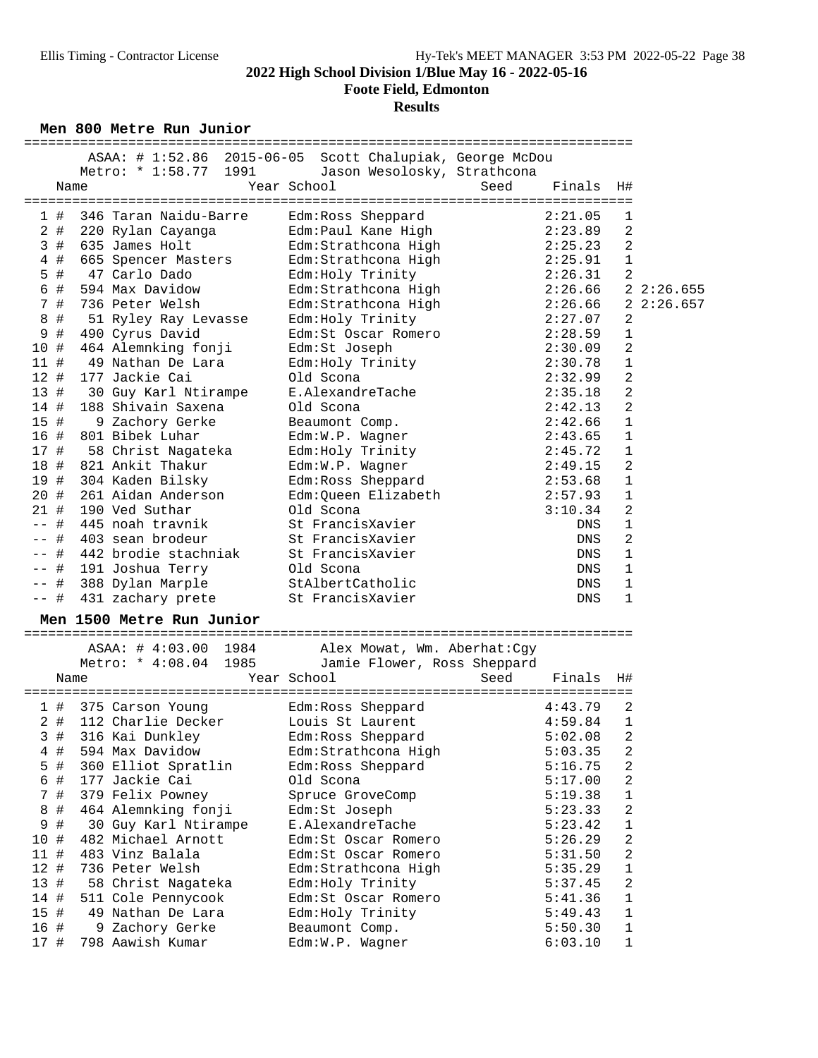## 2022 High School Division 1/Blue May 16 - 2022-05-16

### Foote Field, Edmonton

### Results

#### Men 800 Metre Run Junior

ASAA: # 1:52.86 2015-06-05 Scott Chalupiak, George McDou
Metro: * 1:58.77 1991 Jason Wesolosky, Strathcona

| Place | Name | Year | School | Seed | Finals | H# | |
|---|---|---|---|---|---|---|---|
| 1 # | 346 Taran Naidu-Barre | | Edm:Ross Sheppard | | 2:21.05 | 1 | |
| 2 # | 220 Rylan Cayanga | | Edm:Paul Kane High | | 2:23.89 | 2 | |
| 3 # | 635 James Holt | | Edm:Strathcona High | | 2:25.23 | 2 | |
| 4 # | 665 Spencer Masters | | Edm:Strathcona High | | 2:25.91 | 1 | |
| 5 # | 47 Carlo Dado | | Edm:Holy Trinity | | 2:26.31 | 2 | |
| 6 # | 594 Max Davidow | | Edm:Strathcona High | | 2:26.66 | 2 | 2:26.655 |
| 7 # | 736 Peter Welsh | | Edm:Strathcona High | | 2:26.66 | 2 | 2:26.657 |
| 8 # | 51 Ryley Ray Levasse | | Edm:Holy Trinity | | 2:27.07 | 2 | |
| 9 # | 490 Cyrus David | | Edm:St Oscar Romero | | 2:28.59 | 1 | |
| 10 # | 464 Alemnking fonji | | Edm:St Joseph | | 2:30.09 | 2 | |
| 11 # | 49 Nathan De Lara | | Edm:Holy Trinity | | 2:30.78 | 1 | |
| 12 # | 177 Jackie Cai | | Old Scona | | 2:32.99 | 2 | |
| 13 # | 30 Guy Karl Ntirampe | | E.AlexandreTache | | 2:35.18 | 2 | |
| 14 # | 188 Shivain Saxena | | Old Scona | | 2:42.13 | 2 | |
| 15 # | 9 Zachory Gerke | | Beaumont Comp. | | 2:42.66 | 1 | |
| 16 # | 801 Bibek Luhar | | Edm:W.P. Wagner | | 2:43.65 | 1 | |
| 17 # | 58 Christ Nagateka | | Edm:Holy Trinity | | 2:45.72 | 1 | |
| 18 # | 821 Ankit Thakur | | Edm:W.P. Wagner | | 2:49.15 | 2 | |
| 19 # | 304 Kaden Bilsky | | Edm:Ross Sheppard | | 2:53.68 | 1 | |
| 20 # | 261 Aidan Anderson | | Edm:Queen Elizabeth | | 2:57.93 | 1 | |
| 21 # | 190 Ved Suthar | | Old Scona | | 3:10.34 | 2 | |
| -- # | 445 noah travnik | | St FrancisXavier | | DNS | 1 | |
| -- # | 403 sean brodeur | | St FrancisXavier | | DNS | 2 | |
| -- # | 442 brodie stachniak | | St FrancisXavier | | DNS | 1 | |
| -- # | 191 Joshua Terry | | Old Scona | | DNS | 1 | |
| -- # | 388 Dylan Marple | | StAlbertCatholic | | DNS | 1 | |
| -- # | 431 zachary prete | | St FrancisXavier | | DNS | 1 | |

#### Men 1500 Metre Run Junior

ASAA: # 4:03.00 1984 Alex Mowat, Wm. Aberhat:Cgy
Metro: * 4:08.04 1985 Jamie Flower, Ross Sheppard

| Place | Name | Year | School | Seed | Finals | H# |
|---|---|---|---|---|---|---|
| 1 # | 375 Carson Young | | Edm:Ross Sheppard | | 4:43.79 | 2 |
| 2 # | 112 Charlie Decker | | Louis St Laurent | | 4:59.84 | 1 |
| 3 # | 316 Kai Dunkley | | Edm:Ross Sheppard | | 5:02.08 | 2 |
| 4 # | 594 Max Davidow | | Edm:Strathcona High | | 5:03.35 | 2 |
| 5 # | 360 Elliot Spratlin | | Edm:Ross Sheppard | | 5:16.75 | 2 |
| 6 # | 177 Jackie Cai | | Old Scona | | 5:17.00 | 2 |
| 7 # | 379 Felix Powney | | Spruce GroveComp | | 5:19.38 | 1 |
| 8 # | 464 Alemnking fonji | | Edm:St Joseph | | 5:23.33 | 2 |
| 9 # | 30 Guy Karl Ntirampe | | E.AlexandreTache | | 5:23.42 | 1 |
| 10 # | 482 Michael Arnott | | Edm:St Oscar Romero | | 5:26.29 | 2 |
| 11 # | 483 Vinz Balala | | Edm:St Oscar Romero | | 5:31.50 | 2 |
| 12 # | 736 Peter Welsh | | Edm:Strathcona High | | 5:35.29 | 1 |
| 13 # | 58 Christ Nagateka | | Edm:Holy Trinity | | 5:37.45 | 2 |
| 14 # | 511 Cole Pennycook | | Edm:St Oscar Romero | | 5:41.36 | 1 |
| 15 # | 49 Nathan De Lara | | Edm:Holy Trinity | | 5:49.43 | 1 |
| 16 # | 9 Zachory Gerke | | Beaumont Comp. | | 5:50.30 | 1 |
| 17 # | 798 Aawish Kumar | | Edm:W.P. Wagner | | 6:03.10 | 1 |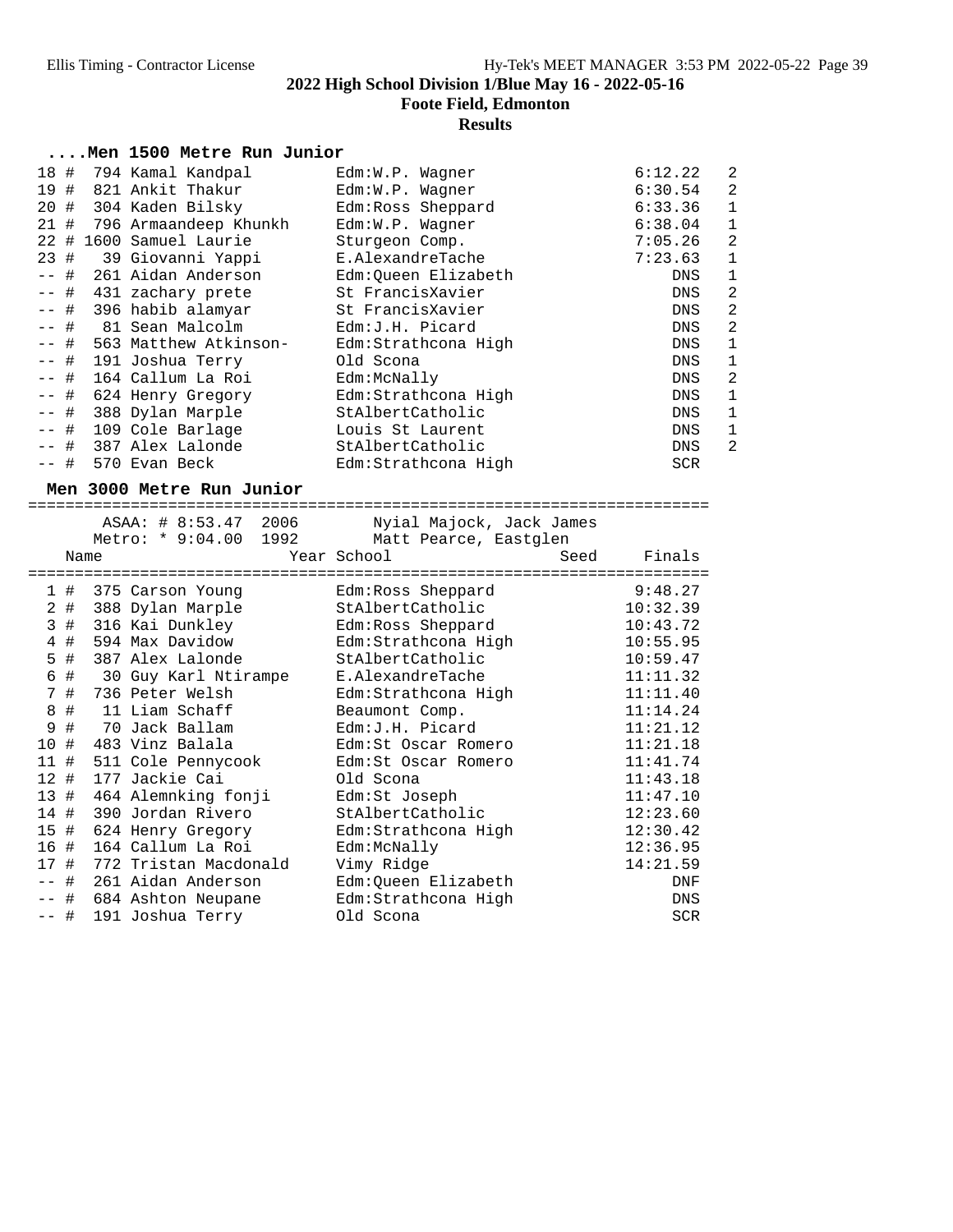## 2022 High School Division 1/Blue May 16 - 2022-05-16

**Foote Field, Edmonton**

**Results**

### ....Men 1500 Metre Run Junior

| Place | Name | School | Finals | Heat |
|---|---|---|---|---|
| 18 # | 794 Kamal Kandpal | Edm:W.P. Wagner | 6:12.22 | 2 |
| 19 # | 821 Ankit Thakur | Edm:W.P. Wagner | 6:30.54 | 2 |
| 20 # | 304 Kaden Bilsky | Edm:Ross Sheppard | 6:33.36 | 1 |
| 21 # | 796 Armaandeep Khunkh | Edm:W.P. Wagner | 6:38.04 | 1 |
| 22 # | 1600 Samuel Laurie | Sturgeon Comp. | 7:05.26 | 2 |
| 23 # | 39 Giovanni Yappi | E.AlexandreTache | 7:23.63 | 1 |
| -- # | 261 Aidan Anderson | Edm:Queen Elizabeth | DNS | 1 |
| -- # | 431 zachary prete | St FrancisXavier | DNS | 2 |
| -- # | 396 habib alamyar | St FrancisXavier | DNS | 2 |
| -- # | 81 Sean Malcolm | Edm:J.H. Picard | DNS | 2 |
| -- # | 563 Matthew Atkinson- | Edm:Strathcona High | DNS | 1 |
| -- # | 191 Joshua Terry | Old Scona | DNS | 1 |
| -- # | 164 Callum La Roi | Edm:McNally | DNS | 2 |
| -- # | 624 Henry Gregory | Edm:Strathcona High | DNS | 1 |
| -- # | 388 Dylan Marple | StAlbertCatholic | DNS | 1 |
| -- # | 109 Cole Barlage | Louis St Laurent | DNS | 1 |
| -- # | 387 Alex Lalonde | StAlbertCatholic | DNS | 2 |
| -- # | 570 Evan Beck | Edm:Strathcona High | SCR | |

### Men 3000 Metre Run Junior

ASAA: # 8:53.47 2006 Nyial Majock, Jack James
Metro: * 9:04.00 1992 Matt Pearce, Eastglen

| Place | Name | Year School | Seed | Finals |
|---|---|---|---|---|
| 1 # | 375 Carson Young | Edm:Ross Sheppard | | 9:48.27 |
| 2 # | 388 Dylan Marple | StAlbertCatholic | | 10:32.39 |
| 3 # | 316 Kai Dunkley | Edm:Ross Sheppard | | 10:43.72 |
| 4 # | 594 Max Davidow | Edm:Strathcona High | | 10:55.95 |
| 5 # | 387 Alex Lalonde | StAlbertCatholic | | 10:59.47 |
| 6 # | 30 Guy Karl Ntirampe | E.AlexandreTache | | 11:11.32 |
| 7 # | 736 Peter Welsh | Edm:Strathcona High | | 11:11.40 |
| 8 # | 11 Liam Schaff | Beaumont Comp. | | 11:14.24 |
| 9 # | 70 Jack Ballam | Edm:J.H. Picard | | 11:21.12 |
| 10 # | 483 Vinz Balala | Edm:St Oscar Romero | | 11:21.18 |
| 11 # | 511 Cole Pennycook | Edm:St Oscar Romero | | 11:41.74 |
| 12 # | 177 Jackie Cai | Old Scona | | 11:43.18 |
| 13 # | 464 Alemnking fonji | Edm:St Joseph | | 11:47.10 |
| 14 # | 390 Jordan Rivero | StAlbertCatholic | | 12:23.60 |
| 15 # | 624 Henry Gregory | Edm:Strathcona High | | 12:30.42 |
| 16 # | 164 Callum La Roi | Edm:McNally | | 12:36.95 |
| 17 # | 772 Tristan Macdonald | Vimy Ridge | | 14:21.59 |
| -- # | 261 Aidan Anderson | Edm:Queen Elizabeth | | DNF |
| -- # | 684 Ashton Neupane | Edm:Strathcona High | | DNS |
| -- # | 191 Joshua Terry | Old Scona | | SCR |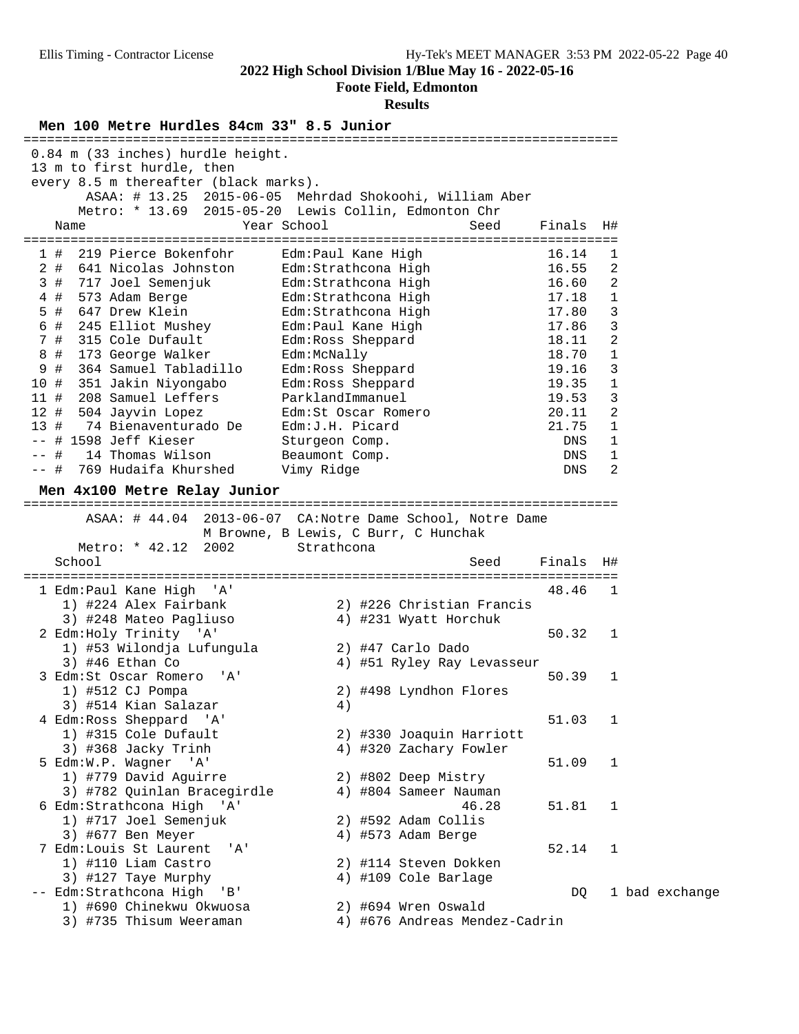## 2022 High School Division 1/Blue May 16 - 2022-05-16

**Foote Field, Edmonton**

**Results**

### Men 100 Metre Hurdles 84cm 33" 8.5 Junior

0.84 m (33 inches) hurdle height.
13 m to first hurdle, then
every 8.5 m thereafter (black marks).

ASAA: # 13.25 2015-06-05 Mehrdad Shokoohi, William Aber
Metro: * 13.69 2015-05-20 Lewis Collin, Edmonton Chr

| Place | Name | Year | School | Seed | Finals | H# |
|---|---|---|---|---|---|---|
| 1 # | 219 Pierce Bokenfohr | | Edm:Paul Kane High | | 16.14 | 1 |
| 2 # | 641 Nicolas Johnston | | Edm:Strathcona High | | 16.55 | 2 |
| 3 # | 717 Joel Semenjuk | | Edm:Strathcona High | | 16.60 | 2 |
| 4 # | 573 Adam Berge | | Edm:Strathcona High | | 17.18 | 1 |
| 5 # | 647 Drew Klein | | Edm:Strathcona High | | 17.80 | 3 |
| 6 # | 245 Elliot Mushey | | Edm:Paul Kane High | | 17.86 | 3 |
| 7 # | 315 Cole Dufault | | Edm:Ross Sheppard | | 18.11 | 2 |
| 8 # | 173 George Walker | | Edm:McNally | | 18.70 | 1 |
| 9 # | 364 Samuel Tabladillo | | Edm:Ross Sheppard | | 19.16 | 3 |
| 10 # | 351 Jakin Niyongabo | | Edm:Ross Sheppard | | 19.35 | 1 |
| 11 # | 208 Samuel Leffers | | ParklandImmanuel | | 19.53 | 3 |
| 12 # | 504 Jayvin Lopez | | Edm:St Oscar Romero | | 20.11 | 2 |
| 13 # | 74 Bienaventurado De | | Edm:J.H. Picard | | 21.75 | 1 |
| -- # | 1598 Jeff Kieser | | Sturgeon Comp. | | DNS | 1 |
| -- # | 14 Thomas Wilson | | Beaumont Comp. | | DNS | 1 |
| -- # | 769 Hudaifa Khurshed | | Vimy Ridge | | DNS | 2 |

### Men 4x100 Metre Relay Junior

ASAA: # 44.04 2013-06-07 CA:Notre Dame School, Notre Dame
M Browne, B Lewis, C Burr, C Hunchak
Metro: * 42.12 2002 Strathcona

| Place | School | Seed | Finals | H# |
|---|---|---|---|---|
| 1 | Edm:Paul Kane High 'A' | | 48.46 | 1 |
| | 1) #224 Alex Fairbank, 2) #226 Christian Francis, 3) #248 Mateo Pagliuso, 4) #231 Wyatt Horchuk | | | |
| 2 | Edm:Holy Trinity 'A' | | 50.32 | 1 |
| | 1) #53 Wilondja Lufungula, 2) #47 Carlo Dado, 3) #46 Ethan Co, 4) #51 Ryley Ray Levasseur | | | |
| 3 | Edm:St Oscar Romero 'A' | | 50.39 | 1 |
| | 1) #512 CJ Pompa, 2) #498 Lyndhon Flores, 3) #514 Kian Salazar, 4) | | | |
| 4 | Edm:Ross Sheppard 'A' | | 51.03 | 1 |
| | 1) #315 Cole Dufault, 2) #330 Joaquin Harriott, 3) #368 Jacky Trinh, 4) #320 Zachary Fowler | | | |
| 5 | Edm:W.P. Wagner 'A' | | 51.09 | 1 |
| | 1) #779 David Aguirre, 2) #802 Deep Mistry, 3) #782 Quinlan Bracegirdle, 4) #804 Sameer Nauman | | | |
| 6 | Edm:Strathcona High 'A' | 46.28 | 51.81 | 1 |
| | 1) #717 Joel Semenjuk, 2) #592 Adam Collis, 3) #677 Ben Meyer, 4) #573 Adam Berge | | | |
| 7 | Edm:Louis St Laurent 'A' | | 52.14 | 1 |
| | 1) #110 Liam Castro, 2) #114 Steven Dokken, 3) #127 Taye Murphy, 4) #109 Cole Barlage | | | |
| -- | Edm:Strathcona High 'B' | | DQ | 1 bad exchange |
| | 1) #690 Chinekwu Okwuosa, 2) #694 Wren Oswald, 3) #735 Thisum Weeraman, 4) #676 Andreas Mendez-Cadrin | | | |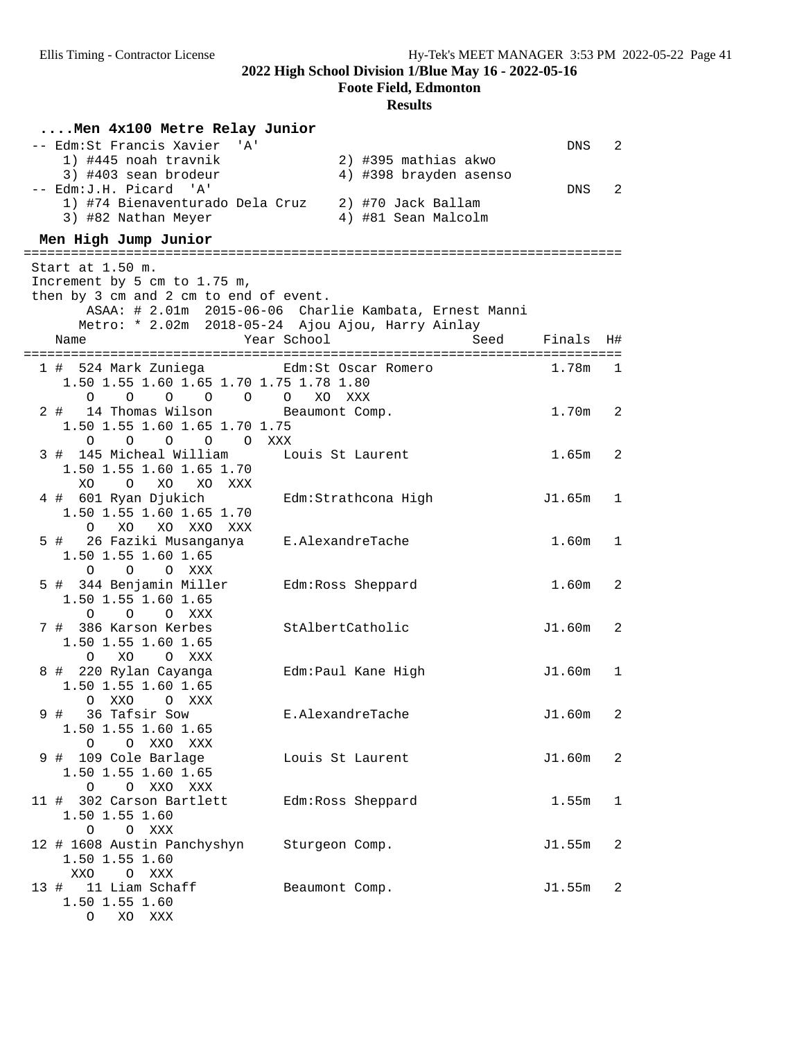**2022 High School Division 1/Blue May 16 - 2022-05-16**

**Foote Field, Edmonton**

**Results**

### ....Men 4x100 Metre Relay Junior

```
 -- Edm:St Francis Xavier  'A'                                   DNS   2
     1) #445 noah travnik            2) #395 mathias akwo
     3) #403 sean brodeur            4) #398 brayden asenso
 -- Edm:J.H. Picard  'A'                                         DNS   2
     1) #74 Bienaventurado Dela Cruz   2) #70 Jack Ballam
     3) #82 Nathan Meyer             4) #81 Sean Malcolm
```

### Men High Jump Junior

```
=========================================================================
 Start at 1.50 m.
 Increment by 5 cm to 1.75 m,
 then by 3 cm and 2 cm to end of event.
        ASAA: # 2.01m  2015-06-06  Charlie Kambata, Ernest Manni
       Metro: * 2.02m  2018-05-24  Ajou Ajou, Harry Ainlay
    Name                    Year School                Seed    Finals  H#
=========================================================================
  1 #  524 Mark Zuniega          Edm:St Oscar Romero             1.78m   1
     1.50 1.55 1.60 1.65 1.70 1.75 1.78 1.80
        O    O    O    O    O    O   XO  XXX
  2 #   14 Thomas Wilson         Beaumont Comp.                  1.70m   2
     1.50 1.55 1.60 1.65 1.70 1.75
        O    O    O    O    O  XXX
  3 #  145 Micheal William       Louis St Laurent                1.65m   2
     1.50 1.55 1.60 1.65 1.70
       XO    O   XO   XO  XXX
  4 #  601 Ryan Djukich          Edm:Strathcona High            J1.65m   1
     1.50 1.55 1.60 1.65 1.70
        O   XO   XO  XXO  XXX
  5 #   26 Faziki Musanganya     E.AlexandreTache                1.60m   1
     1.50 1.55 1.60 1.65
        O    O    O  XXX
  5 #  344 Benjamin Miller       Edm:Ross Sheppard               1.60m   2
     1.50 1.55 1.60 1.65
        O    O    O  XXX
  7 #  386 Karson Kerbes         StAlbertCatholic               J1.60m   2
     1.50 1.55 1.60 1.65
        O   XO    O  XXX
  8 #  220 Rylan Cayanga         Edm:Paul Kane High             J1.60m   1
     1.50 1.55 1.60 1.65
        O  XXO    O  XXX
  9 #   36 Tafsir Sow            E.AlexandreTache               J1.60m   2
     1.50 1.55 1.60 1.65
        O    O  XXO  XXX
  9 #  109 Cole Barlage          Louis St Laurent               J1.60m   2
     1.50 1.55 1.60 1.65
        O    O  XXO  XXX
 11 #  302 Carson Bartlett       Edm:Ross Sheppard               1.55m   1
     1.50 1.55 1.60
        O    O  XXX
 12 # 1608 Austin Panchyshyn     Sturgeon Comp.                 J1.55m   2
     1.50 1.55 1.60
      XXO    O  XXX
 13 #   11 Liam Schaff           Beaumont Comp.                 J1.55m   2
     1.50 1.55 1.60
        O   XO  XXX
```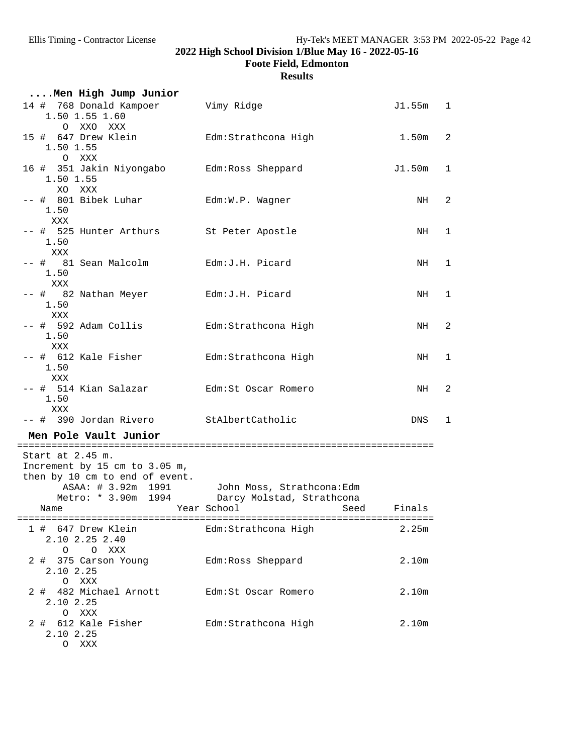## 2022 High School Division 1/Blue May 16 - 2022-05-16

**Foote Field, Edmonton**

**Results**

### ....Men High Jump Junior

```
 14 #  768 Donald Kampoer        Vimy Ridge                        J1.55m   1
     1.50 1.55 1.60
        O  XXO  XXX
 15 #  647 Drew Klein            Edm:Strathcona High                1.50m   2
     1.50 1.55
        O  XXX
 16 #  351 Jakin Niyongabo       Edm:Ross Sheppard                 J1.50m   1
     1.50 1.55
       XO  XXX
 -- #  801 Bibek Luhar           Edm:W.P. Wagner                       NH   2
     1.50
      XXX
 -- #  525 Hunter Arthurs        St Peter Apostle                      NH   1
     1.50
      XXX
 -- #   81 Sean Malcolm          Edm:J.H. Picard                       NH   1
     1.50
      XXX
 -- #   82 Nathan Meyer          Edm:J.H. Picard                       NH   1
     1.50
      XXX
 -- #  592 Adam Collis           Edm:Strathcona High                   NH   2
     1.50
      XXX
 -- #  612 Kale Fisher           Edm:Strathcona High                   NH   1
     1.50
      XXX
 -- #  514 Kian Salazar          Edm:St Oscar Romero                   NH   2
     1.50
      XXX
 -- #  390 Jordan Rivero         StAlbertCatholic                     DNS   1
```

### Men Pole Vault Junior

```
=========================================================================
 Start at 2.45 m.
 Increment by 15 cm to 3.05 m,
 then by 10 cm to end of event.
       ASAA: # 3.92m  1991        John Moss, Strathcona:Edm
      Metro: * 3.90m  1994        Darcy Molstad, Strathcona
    Name                    Year School                    Seed     Finals
=========================================================================
  1 #  647 Drew Klein            Edm:Strathcona High                2.25m
     2.10 2.25 2.40
        O    O  XXX
  2 #  375 Carson Young          Edm:Ross Sheppard                  2.10m
     2.10 2.25
        O  XXX
  2 #  482 Michael Arnott        Edm:St Oscar Romero                2.10m
     2.10 2.25
        O  XXX
  2 #  612 Kale Fisher           Edm:Strathcona High                2.10m
     2.10 2.25
        O  XXX
```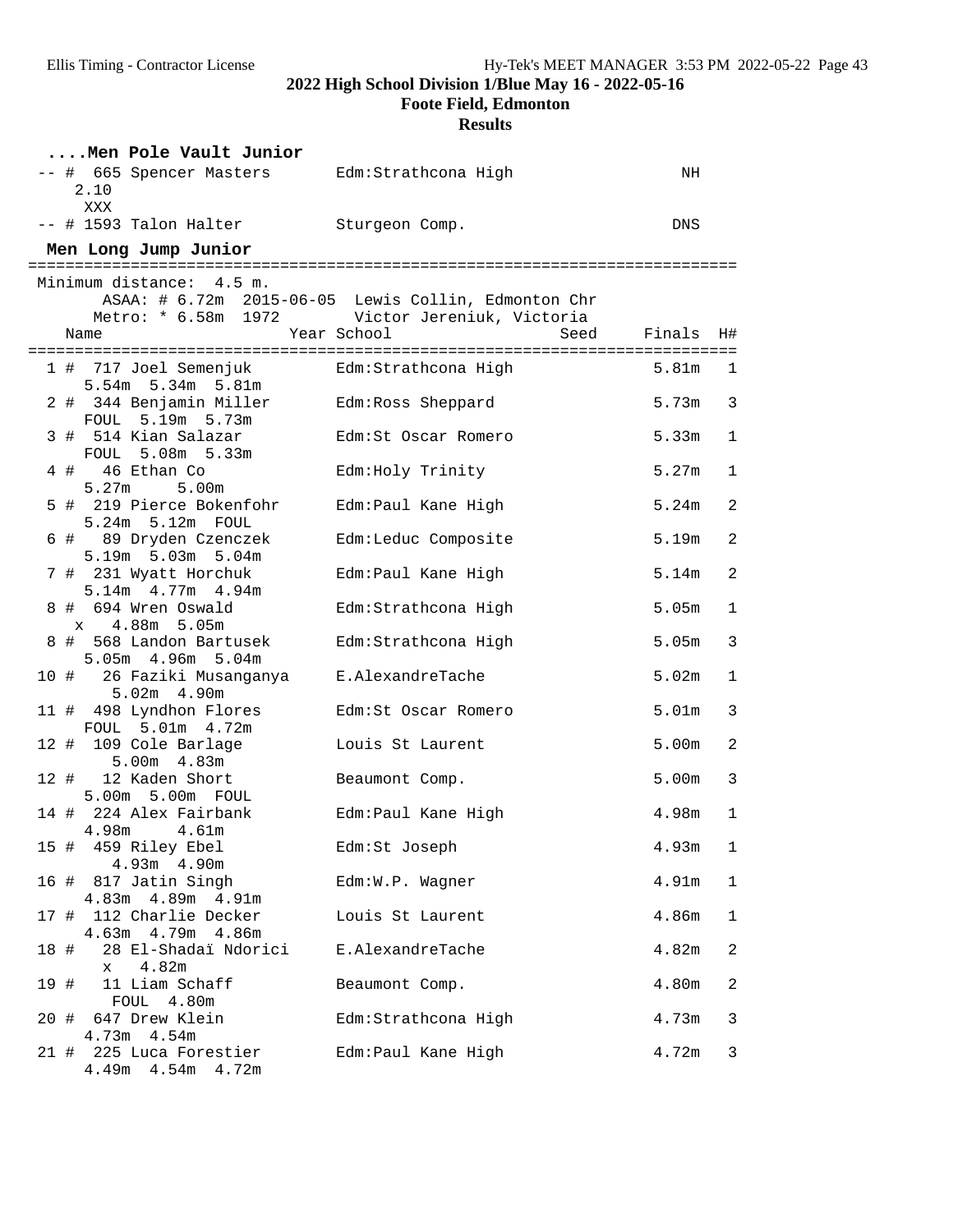## ....Men Pole Vault Junior

| Place | Name | Year School | Finals |
|---|---|---|---|
| -- # | 665 Spencer Masters | Edm:Strathcona High | NH |
| | 2.10 | | |
| | XXX | | |
| -- # | 1593 Talon Halter | Sturgeon Comp. | DNS |

## Men Long Jump Junior

Minimum distance: 4.5 m.

ASAA: # 6.72m 2015-06-05 Lewis Collin, Edmonton Chr

Metro: * 6.58m 1972 Victor Jereniuk, Victoria

| Place | Name | Year School | Seed | Finals | H# |
|---|---|---|---|---|---|
| 1 # | 717 Joel Semenjuk | Edm:Strathcona High | | 5.81m | 1 |
| | 5.54m 5.34m 5.81m | | | | |
| 2 # | 344 Benjamin Miller | Edm:Ross Sheppard | | 5.73m | 3 |
| | FOUL 5.19m 5.73m | | | | |
| 3 # | 514 Kian Salazar | Edm:St Oscar Romero | | 5.33m | 1 |
| | FOUL 5.08m 5.33m | | | | |
| 4 # | 46 Ethan Co | Edm:Holy Trinity | | 5.27m | 1 |
| | 5.27m 5.00m | | | | |
| 5 # | 219 Pierce Bokenfohr | Edm:Paul Kane High | | 5.24m | 2 |
| | 5.24m 5.12m FOUL | | | | |
| 6 # | 89 Dryden Czenczek | Edm:Leduc Composite | | 5.19m | 2 |
| | 5.19m 5.03m 5.04m | | | | |
| 7 # | 231 Wyatt Horchuk | Edm:Paul Kane High | | 5.14m | 2 |
| | 5.14m 4.77m 4.94m | | | | |
| 8 # | 694 Wren Oswald | Edm:Strathcona High | | 5.05m | 1 |
| | x 4.88m 5.05m | | | | |
| 8 # | 568 Landon Bartusek | Edm:Strathcona High | | 5.05m | 3 |
| | 5.05m 4.96m 5.04m | | | | |
| 10 # | 26 Faziki Musanganya | E.AlexandreTache | | 5.02m | 1 |
| | 5.02m 4.90m | | | | |
| 11 # | 498 Lyndhon Flores | Edm:St Oscar Romero | | 5.01m | 3 |
| | FOUL 5.01m 4.72m | | | | |
| 12 # | 109 Cole Barlage | Louis St Laurent | | 5.00m | 2 |
| | 5.00m 4.83m | | | | |
| 12 # | 12 Kaden Short | Beaumont Comp. | | 5.00m | 3 |
| | 5.00m 5.00m FOUL | | | | |
| 14 # | 224 Alex Fairbank | Edm:Paul Kane High | | 4.98m | 1 |
| | 4.98m 4.61m | | | | |
| 15 # | 459 Riley Ebel | Edm:St Joseph | | 4.93m | 1 |
| | 4.93m 4.90m | | | | |
| 16 # | 817 Jatin Singh | Edm:W.P. Wagner | | 4.91m | 1 |
| | 4.83m 4.89m 4.91m | | | | |
| 17 # | 112 Charlie Decker | Louis St Laurent | | 4.86m | 1 |
| | 4.63m 4.79m 4.86m | | | | |
| 18 # | 28 El-Shadaï Ndorici | E.AlexandreTache | | 4.82m | 2 |
| | x 4.82m | | | | |
| 19 # | 11 Liam Schaff | Beaumont Comp. | | 4.80m | 2 |
| | FOUL 4.80m | | | | |
| 20 # | 647 Drew Klein | Edm:Strathcona High | | 4.73m | 3 |
| | 4.73m 4.54m | | | | |
| 21 # | 225 Luca Forestier | Edm:Paul Kane High | | 4.72m | 3 |
| | 4.49m 4.54m 4.72m | | | | |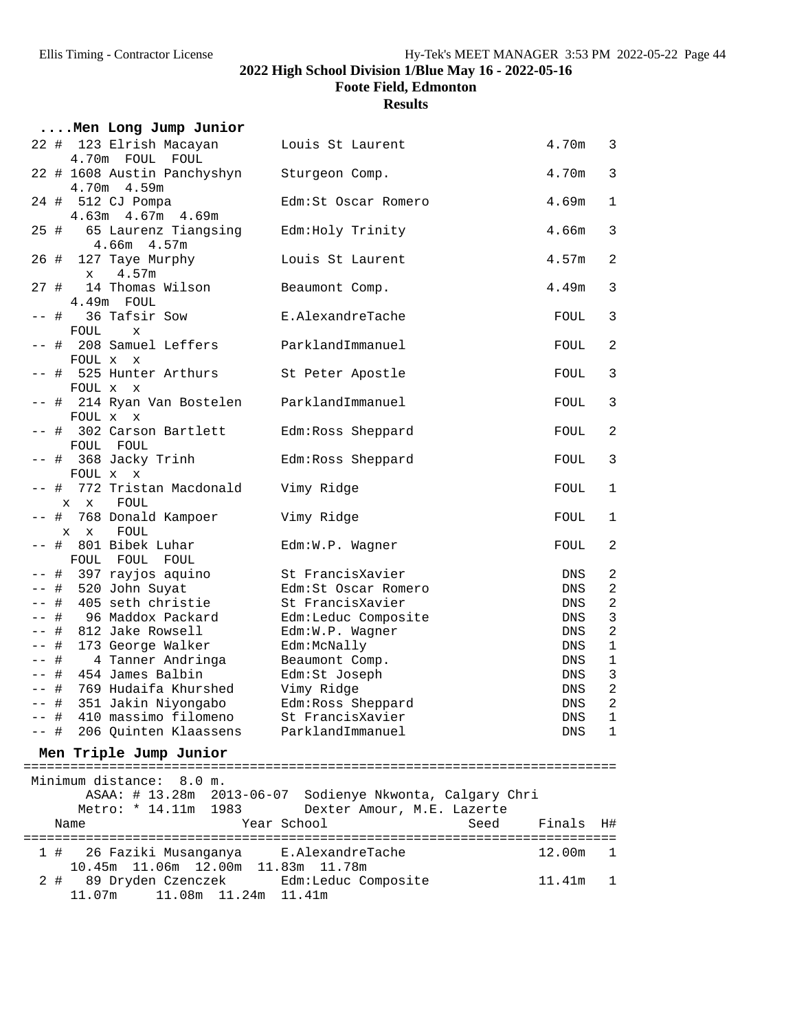## 2022 High School Division 1/Blue May 16 - 2022-05-16

### Foote Field, Edmonton

### Results

#### ....Men Long Jump Junior

```
 22 #  123 Elrish Macayan       Louis St Laurent                 4.70m   3 
     4.70m  FOUL  FOUL  
 22 # 1608 Austin Panchyshyn    Sturgeon Comp.                   4.70m   3 
     4.70m  4.59m  
 24 #  512 CJ Pompa             Edm:St Oscar Romero              4.69m   1 
     4.63m  4.67m  4.69m  
 25 #   65 Laurenz Tiangsing    Edm:Holy Trinity                 4.66m   3 
       4.66m  4.57m  
 26 #  127 Taye Murphy          Louis St Laurent                 4.57m   2 
       x   4.57m  
 27 #   14 Thomas Wilson        Beaumont Comp.                   4.49m   3 
     4.49m  FOUL  
 -- #   36 Tafsir Sow           E.AlexandreTache                  FOUL   3 
     FOUL    x  
 -- #  208 Samuel Leffers       ParklandImmanuel                  FOUL   2 
     FOUL x  x  
 -- #  525 Hunter Arthurs       St Peter Apostle                  FOUL   3 
     FOUL x  x  
 -- #  214 Ryan Van Bostelen    ParklandImmanuel                  FOUL   3 
     FOUL x  x  
 -- #  302 Carson Bartlett      Edm:Ross Sheppard                 FOUL   2 
     FOUL  FOUL  
 -- #  368 Jacky Trinh          Edm:Ross Sheppard                 FOUL   3 
     FOUL x  x  
 -- #  772 Tristan Macdonald    Vimy Ridge                        FOUL   1 
    x  x   FOUL  
 -- #  768 Donald Kampoer       Vimy Ridge                        FOUL   1 
    x  x   FOUL  
 -- #  801 Bibek Luhar          Edm:W.P. Wagner                   FOUL   2 
     FOUL  FOUL  FOUL  
 -- #  397 rayjos aquino        St FrancisXavier                   DNS   2 
 -- #  520 John Suyat           Edm:St Oscar Romero                DNS   2 
 -- #  405 seth christie        St FrancisXavier                   DNS   2 
 -- #   96 Maddox Packard       Edm:Leduc Composite                DNS   3 
 -- #  812 Jake Rowsell         Edm:W.P. Wagner                    DNS   2 
 -- #  173 George Walker        Edm:McNally                        DNS   1 
 -- #    4 Tanner Andringa      Beaumont Comp.                     DNS   1 
 -- #  454 James Balbin         Edm:St Joseph                      DNS   3 
 -- #  769 Hudaifa Khurshed     Vimy Ridge                         DNS   2 
 -- #  351 Jakin Niyongabo      Edm:Ross Sheppard                  DNS   2 
 -- #  410 massimo filomeno     St FrancisXavier                   DNS   1 
 -- #  206 Quinten Klaassens    ParklandImmanuel                   DNS   1 
```

#### Men Triple Jump Junior

```
============================================================================
 Minimum distance:  8.0 m.
        ASAA: # 13.28m  2013-06-07  Sodienye Nkwonta, Calgary Chri
       Metro: * 14.11m  1983       Dexter Amour, M.E. Lazerte
    Name                    Year School                  Seed     Finals  H#
============================================================================
  1 #   26 Faziki Musanganya     E.AlexandreTache                 12.00m   1 
     10.45m  11.06m  12.00m  11.83m  11.78m  
  2 #   89 Dryden Czenczek       Edm:Leduc Composite              11.41m   1 
     11.07m      11.08m  11.24m  11.41m  
```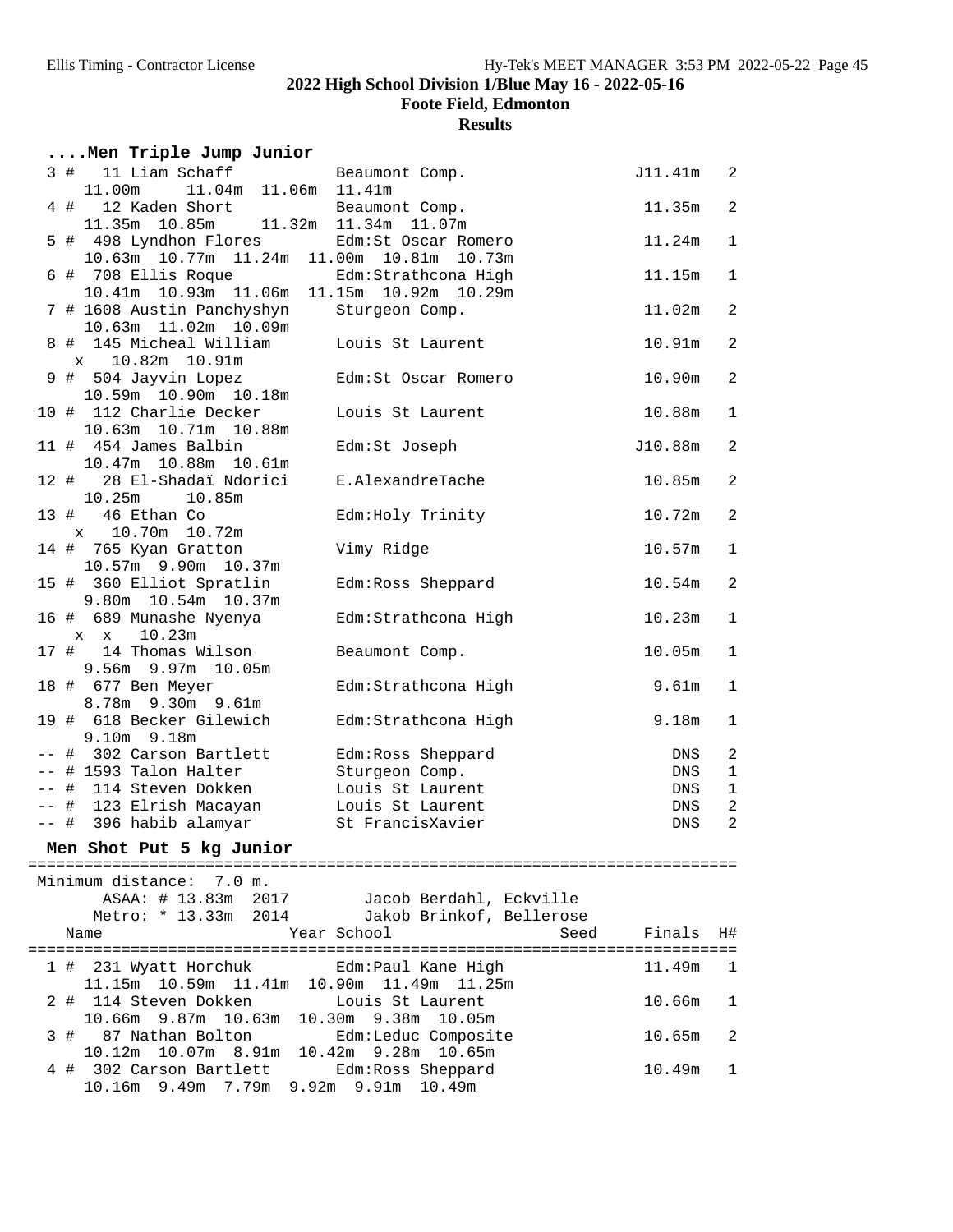## 2022 High School Division 1/Blue May 16 - 2022-05-16

**Foote Field, Edmonton**

**Results**

### ....Men Triple Jump Junior

```
  3 #   11 Liam Schaff          Beaumont Comp.                   J11.41m   2
     11.00m     11.04m  11.06m  11.41m
  4 #   12 Kaden Short          Beaumont Comp.                    11.35m   2
     11.35m  10.85m     11.32m  11.34m  11.07m
  5 #  498 Lyndhon Flores       Edm:St Oscar Romero               11.24m   1
     10.63m  10.77m  11.24m  11.00m  10.81m  10.73m
  6 #  708 Ellis Roque          Edm:Strathcona High               11.15m   1
     10.41m  10.93m  11.06m  11.15m  10.92m  10.29m
  7 # 1608 Austin Panchyshyn    Sturgeon Comp.                    11.02m   2
     10.63m  11.02m  10.09m
  8 #  145 Micheal William      Louis St Laurent                  10.91m   2
    x   10.82m  10.91m
  9 #  504 Jayvin Lopez         Edm:St Oscar Romero               10.90m   2
     10.59m  10.90m  10.18m
 10 #  112 Charlie Decker       Louis St Laurent                  10.88m   1
     10.63m  10.71m  10.88m
 11 #  454 James Balbin         Edm:St Joseph                    J10.88m   2
     10.47m  10.88m  10.61m
 12 #   28 El-Shadaï Ndorici    E.AlexandreTache                  10.85m   2
     10.25m     10.85m
 13 #   46 Ethan Co             Edm:Holy Trinity                  10.72m   2
    x   10.70m  10.72m
 14 #  765 Kyan Gratton         Vimy Ridge                        10.57m   1
     10.57m  9.90m  10.37m
 15 #  360 Elliot Spratlin      Edm:Ross Sheppard                 10.54m   2
     9.80m  10.54m  10.37m
 16 #  689 Munashe Nyenya       Edm:Strathcona High               10.23m   1
    x  x   10.23m
 17 #   14 Thomas Wilson        Beaumont Comp.                    10.05m   1
     9.56m  9.97m  10.05m
 18 #  677 Ben Meyer            Edm:Strathcona High                9.61m   1
     8.78m  9.30m  9.61m
 19 #  618 Becker Gilewich      Edm:Strathcona High                9.18m   1
     9.10m  9.18m
 -- #  302 Carson Bartlett      Edm:Ross Sheppard                    DNS   2
 -- # 1593 Talon Halter         Sturgeon Comp.                       DNS   1
 -- #  114 Steven Dokken        Louis St Laurent                     DNS   1
 -- #  123 Elrish Macayan       Louis St Laurent                     DNS   2
 -- #  396 habib alamyar        St FrancisXavier                     DNS   2
```

### Men Shot Put 5 kg Junior

```
============================================================================
 Minimum distance:  7.0 m.
       ASAA: # 13.83m  2017        Jacob Berdahl, Eckville
      Metro: * 13.33m  2014        Jakob Brinkof, Bellerose
    Name                    Year School                 Seed     Finals  H#
============================================================================
  1 #  231 Wyatt Horchuk         Edm:Paul Kane High               11.49m   1
     11.15m  10.59m  11.41m  10.90m  11.49m  11.25m
  2 #  114 Steven Dokken         Louis St Laurent                 10.66m   1
     10.66m  9.87m  10.63m  10.30m  9.38m  10.05m
  3 #   87 Nathan Bolton         Edm:Leduc Composite              10.65m   2
     10.12m  10.07m  8.91m  10.42m  9.28m  10.65m
  4 #  302 Carson Bartlett       Edm:Ross Sheppard                10.49m   1
     10.16m  9.49m  7.79m  9.92m  9.91m  10.49m
```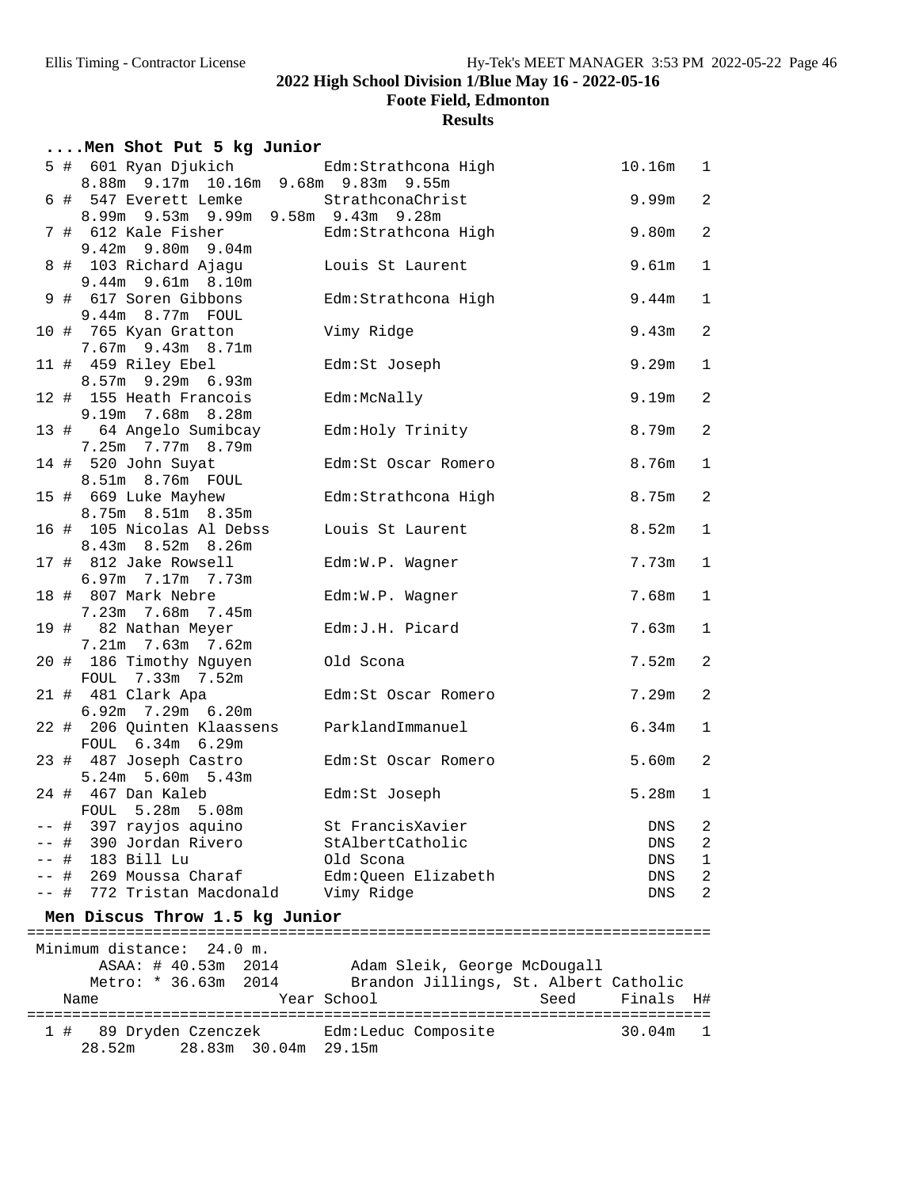2022 High School Division 1/Blue May 16 - 2022-05-16

Foote Field, Edmonton

Results

### ....Men Shot Put 5 kg Junior

```
  5 #  601 Ryan Djukich          Edm:Strathcona High              10.16m   1
     8.88m  9.17m  10.16m  9.68m  9.83m  9.55m
  6 #  547 Everett Lemke         StrathconaChrist                  9.99m   2
     8.99m  9.53m  9.99m  9.58m  9.43m  9.28m
  7 #  612 Kale Fisher           Edm:Strathcona High               9.80m   2
     9.42m  9.80m  9.04m
  8 #  103 Richard Ajagu         Louis St Laurent                  9.61m   1
     9.44m  9.61m  8.10m
  9 #  617 Soren Gibbons         Edm:Strathcona High               9.44m   1
     9.44m  8.77m  FOUL
 10 #  765 Kyan Gratton          Vimy Ridge                        9.43m   2
     7.67m  9.43m  8.71m
 11 #  459 Riley Ebel            Edm:St Joseph                     9.29m   1
     8.57m  9.29m  6.93m
 12 #  155 Heath Francois        Edm:McNally                       9.19m   2
     9.19m  7.68m  8.28m
 13 #   64 Angelo Sumibcay       Edm:Holy Trinity                  8.79m   2
     7.25m  7.77m  8.79m
 14 #  520 John Suyat            Edm:St Oscar Romero               8.76m   1
     8.51m  8.76m  FOUL
 15 #  669 Luke Mayhew           Edm:Strathcona High               8.75m   2
     8.75m  8.51m  8.35m
 16 #  105 Nicolas Al Debss      Louis St Laurent                  8.52m   1
     8.43m  8.52m  8.26m
 17 #  812 Jake Rowsell          Edm:W.P. Wagner                   7.73m   1
     6.97m  7.17m  7.73m
 18 #  807 Mark Nebre            Edm:W.P. Wagner                   7.68m   1
     7.23m  7.68m  7.45m
 19 #   82 Nathan Meyer          Edm:J.H. Picard                   7.63m   1
     7.21m  7.63m  7.62m
 20 #  186 Timothy Nguyen        Old Scona                         7.52m   2
     FOUL  7.33m  7.52m
 21 #  481 Clark Apa             Edm:St Oscar Romero               7.29m   2
     6.92m  7.29m  6.20m
 22 #  206 Quinten Klaassens     ParklandImmanuel                  6.34m   1
     FOUL  6.34m  6.29m
 23 #  487 Joseph Castro         Edm:St Oscar Romero               5.60m   2
     5.24m  5.60m  5.43m
 24 #  467 Dan Kaleb             Edm:St Joseph                     5.28m   1
     FOUL  5.28m  5.08m
 -- #  397 rayjos aquino         St FrancisXavier                   DNS    2
 -- #  390 Jordan Rivero         StAlbertCatholic                   DNS    2
 -- #  183 Bill Lu               Old Scona                          DNS    1
 -- #  269 Moussa Charaf         Edm:Queen Elizabeth                DNS    2
 -- #  772 Tristan Macdonald     Vimy Ridge                         DNS    2
```

### Men Discus Throw 1.5 kg Junior

```
=========================================================================
 Minimum distance:  24.0 m.
       ASAA: # 40.53m  2014        Adam Sleik, George McDougall
      Metro: * 36.63m  2014        Brandon Jillings, St. Albert Catholic
    Name                    Year School                 Seed     Finals  H#
=========================================================================
  1 #   89 Dryden Czenczek       Edm:Leduc Composite              30.04m   1
     28.52m     28.83m  30.04m  29.15m
```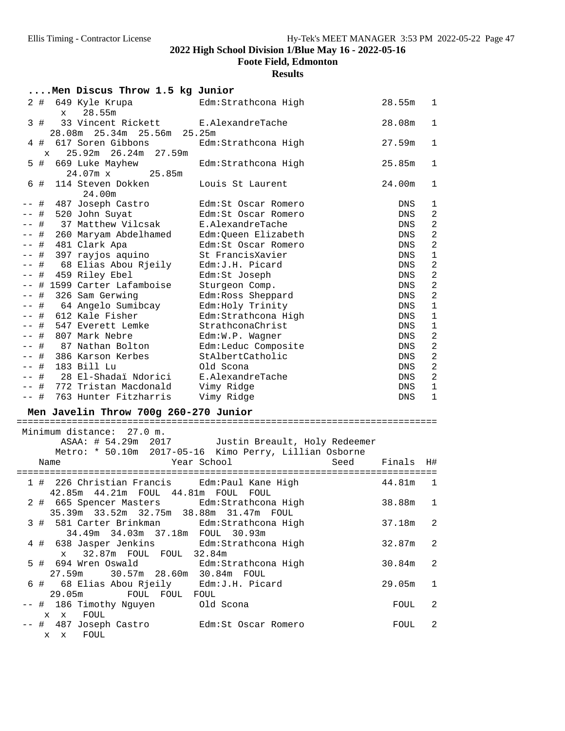## 2022 High School Division 1/Blue May 16 - 2022-05-16

**Foote Field, Edmonton**

**Results**

### ....Men Discus Throw 1.5 kg Junior

```
  2 #  649 Kyle Krupa            Edm:Strathcona High             28.55m   1
        x   28.55m
  3 #   33 Vincent Rickett       E.AlexandreTache                28.08m   1
      28.08m  25.34m  25.56m  25.25m
  4 #  617 Soren Gibbons         Edm:Strathcona High             27.59m   1
    x   25.92m  26.24m  27.59m
  5 #  669 Luke Mayhew           Edm:Strathcona High             25.85m   1
        24.07m x       25.85m
  6 #  114 Steven Dokken         Louis St Laurent                24.00m   1
        24.00m
 -- #  487 Joseph Castro         Edm:St Oscar Romero                DNS   1
 -- #  520 John Suyat            Edm:St Oscar Romero                DNS   2
 -- #   37 Matthew Vilcsak       E.AlexandreTache                   DNS   2
 -- #  260 Maryam Abdelhamed     Edm:Queen Elizabeth                DNS   2
 -- #  481 Clark Apa             Edm:St Oscar Romero                DNS   2
 -- #  397 rayjos aquino         St FrancisXavier                   DNS   1
 -- #   68 Elias Abou Rjeily     Edm:J.H. Picard                    DNS   2
 -- #  459 Riley Ebel            Edm:St Joseph                      DNS   2
 -- # 1599 Carter Lafamboise     Sturgeon Comp.                     DNS   2
 -- #  326 Sam Gerwing           Edm:Ross Sheppard                  DNS   2
 -- #   64 Angelo Sumibcay       Edm:Holy Trinity                   DNS   1
 -- #  612 Kale Fisher           Edm:Strathcona High                DNS   1
 -- #  547 Everett Lemke         StrathconaChrist                   DNS   1
 -- #  807 Mark Nebre            Edm:W.P. Wagner                    DNS   2
 -- #   87 Nathan Bolton         Edm:Leduc Composite                DNS   2
 -- #  386 Karson Kerbes         StAlbertCatholic                   DNS   2
 -- #  183 Bill Lu               Old Scona                          DNS   2
 -- #   28 El-Shadaï Ndorici     E.AlexandreTache                   DNS   2
 -- #  772 Tristan Macdonald     Vimy Ridge                         DNS   1
 -- #  763 Hunter Fitzharris     Vimy Ridge                         DNS   1
```

### Men Javelin Throw 700g 260-270 Junior

```
==========================================================================
 Minimum distance:  27.0 m.
       ASAA: # 54.29m  2017        Justin Breault, Holy Redeemer
      Metro: * 50.10m  2017-05-16  Kimo Perry, Lillian Osborne
    Name                    Year School                Seed     Finals  H#
==========================================================================
  1 #  226 Christian Francis     Edm:Paul Kane High              44.81m   1
      42.85m  44.21m  FOUL  44.81m  FOUL  FOUL
  2 #  665 Spencer Masters       Edm:Strathcona High             38.88m   1
      35.39m  33.52m  32.75m  38.88m  31.47m  FOUL
  3 #  581 Carter Brinkman       Edm:Strathcona High             37.18m   2
        34.49m  34.03m  37.18m  FOUL  30.93m
  4 #  638 Jasper Jenkins        Edm:Strathcona High             32.87m   2
        x   32.87m  FOUL  FOUL  32.84m
  5 #  694 Wren Oswald           Edm:Strathcona High             30.84m   2
      27.59m     30.57m  28.60m  30.84m  FOUL
  6 #   68 Elias Abou Rjeily     Edm:J.H. Picard                 29.05m   1
      29.05m         FOUL  FOUL  FOUL
 -- #  186 Timothy Nguyen        Old Scona                         FOUL   2
    x  x   FOUL
 -- #  487 Joseph Castro         Edm:St Oscar Romero               FOUL   2
    x  x   FOUL
```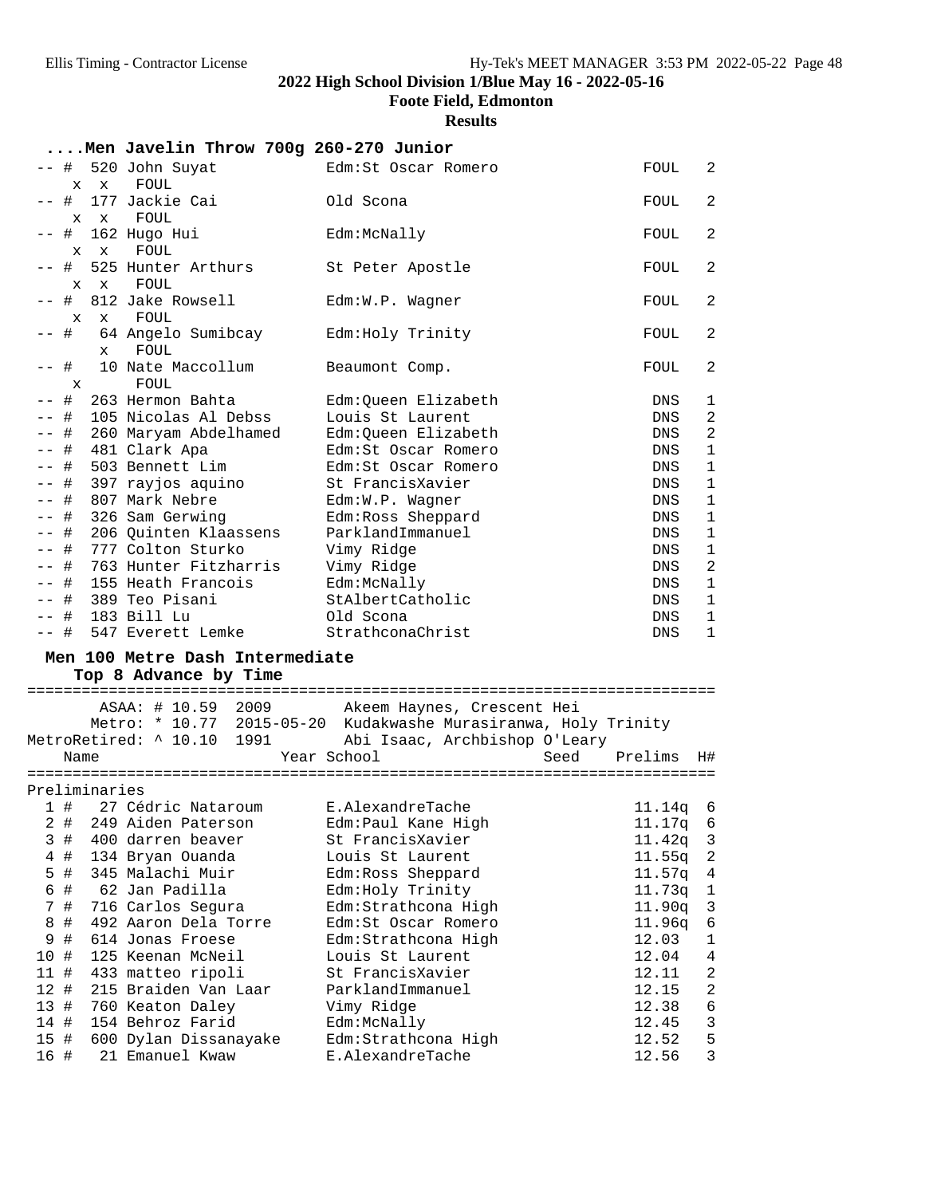## 2022 High School Division 1/Blue May 16 - 2022-05-16

### Foote Field, Edmonton

### Results

#### ....Men Javelin Throw 700g 260-270 Junior

| Place | # | Name | School | Mark | Flight |
|---|---|---|---|---|---|
| -- | # 520 | John Suyat | Edm:St Oscar Romero | FOUL | 2 |
| | | x x FOUL | | | |
| -- | # 177 | Jackie Cai | Old Scona | FOUL | 2 |
| | | x x FOUL | | | |
| -- | # 162 | Hugo Hui | Edm:McNally | FOUL | 2 |
| | | x x FOUL | | | |
| -- | # 525 | Hunter Arthurs | St Peter Apostle | FOUL | 2 |
| | | x x FOUL | | | |
| -- | # 812 | Jake Rowsell | Edm:W.P. Wagner | FOUL | 2 |
| | | x x FOUL | | | |
| -- | # 64 | Angelo Sumibcay | Edm:Holy Trinity | FOUL | 2 |
| | | x FOUL | | | |
| -- | # 10 | Nate Maccollum | Beaumont Comp. | FOUL | 2 |
| | | x FOUL | | | |
| -- | # 263 | Hermon Bahta | Edm:Queen Elizabeth | DNS | 1 |
| -- | # 105 | Nicolas Al Debss | Louis St Laurent | DNS | 2 |
| -- | # 260 | Maryam Abdelhamed | Edm:Queen Elizabeth | DNS | 2 |
| -- | # 481 | Clark Apa | Edm:St Oscar Romero | DNS | 1 |
| -- | # 503 | Bennett Lim | Edm:St Oscar Romero | DNS | 1 |
| -- | # 397 | rayjos aquino | St FrancisXavier | DNS | 1 |
| -- | # 807 | Mark Nebre | Edm:W.P. Wagner | DNS | 1 |
| -- | # 326 | Sam Gerwing | Edm:Ross Sheppard | DNS | 1 |
| -- | # 206 | Quinten Klaassens | ParklandImmanuel | DNS | 1 |
| -- | # 777 | Colton Sturko | Vimy Ridge | DNS | 1 |
| -- | # 763 | Hunter Fitzharris | Vimy Ridge | DNS | 2 |
| -- | # 155 | Heath Francois | Edm:McNally | DNS | 1 |
| -- | # 389 | Teo Pisani | StAlbertCatholic | DNS | 1 |
| -- | # 183 | Bill Lu | Old Scona | DNS | 1 |
| -- | # 547 | Everett Lemke | StrathconaChrist | DNS | 1 |

#### Men 100 Metre Dash Intermediate

**Top 8 Advance by Time**

ASAA: # 10.59 2009 Akeem Haynes, Crescent Hei
Metro: * 10.77 2015-05-20 Kudakwashe Murasiranwa, Holy Trinity
MetroRetired: ^ 10.10 1991 Abi Isaac, Archbishop O'Leary

Preliminaries

| Place | # | Name | Year | School | Seed | Prelims | H# |
|---|---|---|---|---|---|---|---|
| 1 | # 27 | Cédric Nataroum | | E.AlexandreTache | | 11.14q | 6 |
| 2 | # 249 | Aiden Paterson | | Edm:Paul Kane High | | 11.17q | 6 |
| 3 | # 400 | darren beaver | | St FrancisXavier | | 11.42q | 3 |
| 4 | # 134 | Bryan Ouanda | | Louis St Laurent | | 11.55q | 2 |
| 5 | # 345 | Malachi Muir | | Edm:Ross Sheppard | | 11.57q | 4 |
| 6 | # 62 | Jan Padilla | | Edm:Holy Trinity | | 11.73q | 1 |
| 7 | # 716 | Carlos Segura | | Edm:Strathcona High | | 11.90q | 3 |
| 8 | # 492 | Aaron Dela Torre | | Edm:St Oscar Romero | | 11.96q | 6 |
| 9 | # 614 | Jonas Froese | | Edm:Strathcona High | | 12.03 | 1 |
| 10 | # 125 | Keenan McNeil | | Louis St Laurent | | 12.04 | 4 |
| 11 | # 433 | matteo ripoli | | St FrancisXavier | | 12.11 | 2 |
| 12 | # 215 | Braiden Van Laar | | ParklandImmanuel | | 12.15 | 2 |
| 13 | # 760 | Keaton Daley | | Vimy Ridge | | 12.38 | 6 |
| 14 | # 154 | Behroz Farid | | Edm:McNally | | 12.45 | 3 |
| 15 | # 600 | Dylan Dissanayake | | Edm:Strathcona High | | 12.52 | 5 |
| 16 | # 21 | Emanuel Kwaw | | E.AlexandreTache | | 12.56 | 3 |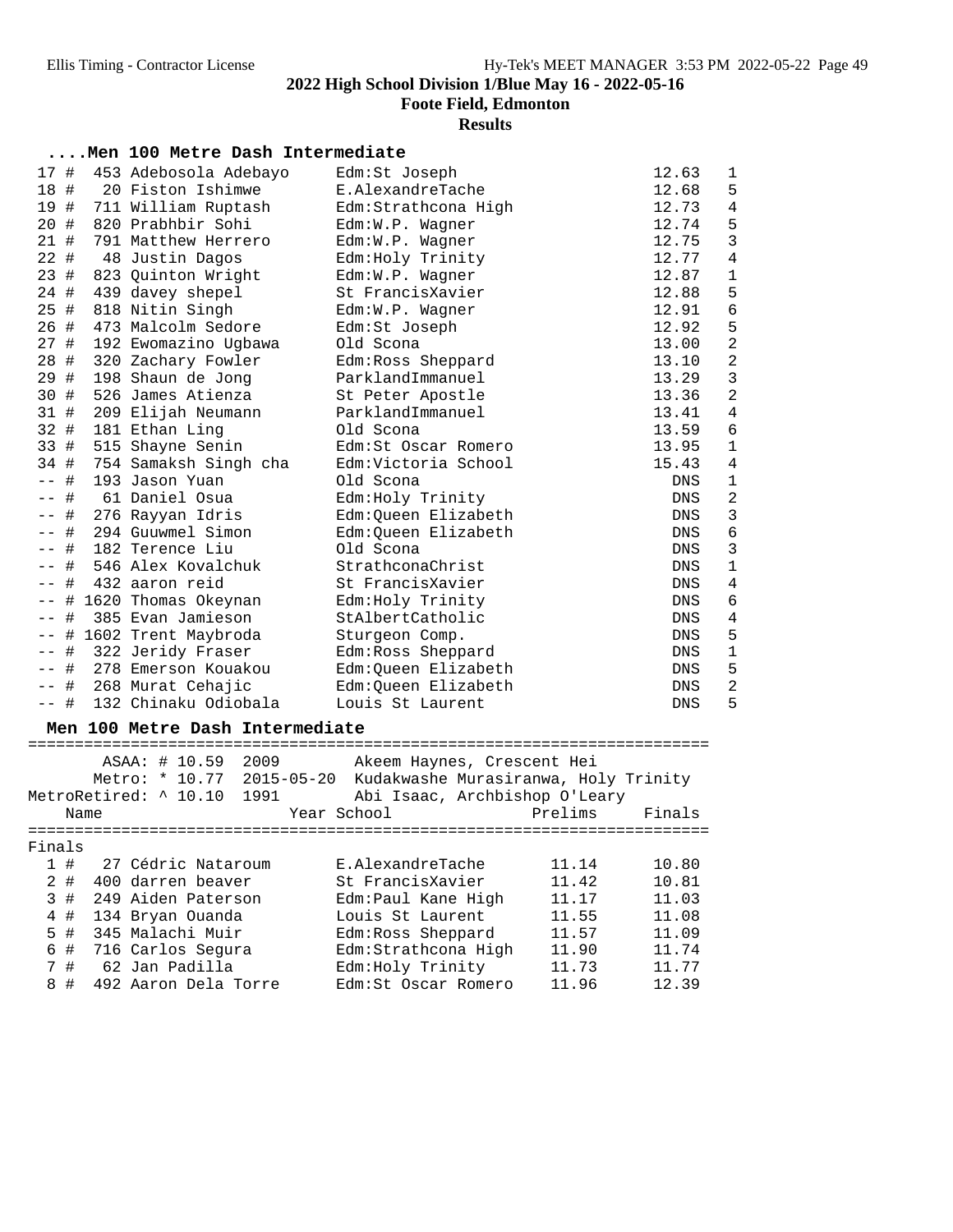**2022 High School Division 1/Blue May 16 - 2022-05-16**

**Foote Field, Edmonton**

**Results**

### ....Men 100 Metre Dash Intermediate

| Place | # | No. | Name | School | Time | Heat |
|---|---|---|---|---|---|---|
| 17 | # | 453 | Adebosola Adebayo | Edm:St Joseph | 12.63 | 1 |
| 18 | # | 20 | Fiston Ishimwe | E.AlexandreTache | 12.68 | 5 |
| 19 | # | 711 | William Ruptash | Edm:Strathcona High | 12.73 | 4 |
| 20 | # | 820 | Prabhbir Sohi | Edm:W.P. Wagner | 12.74 | 5 |
| 21 | # | 791 | Matthew Herrero | Edm:W.P. Wagner | 12.75 | 3 |
| 22 | # | 48 | Justin Dagos | Edm:Holy Trinity | 12.77 | 4 |
| 23 | # | 823 | Quinton Wright | Edm:W.P. Wagner | 12.87 | 1 |
| 24 | # | 439 | davey shepel | St FrancisXavier | 12.88 | 5 |
| 25 | # | 818 | Nitin Singh | Edm:W.P. Wagner | 12.91 | 6 |
| 26 | # | 473 | Malcolm Sedore | Edm:St Joseph | 12.92 | 5 |
| 27 | # | 192 | Ewomazino Ugbawa | Old Scona | 13.00 | 2 |
| 28 | # | 320 | Zachary Fowler | Edm:Ross Sheppard | 13.10 | 2 |
| 29 | # | 198 | Shaun de Jong | ParklandImmanuel | 13.29 | 3 |
| 30 | # | 526 | James Atienza | St Peter Apostle | 13.36 | 2 |
| 31 | # | 209 | Elijah Neumann | ParklandImmanuel | 13.41 | 4 |
| 32 | # | 181 | Ethan Ling | Old Scona | 13.59 | 6 |
| 33 | # | 515 | Shayne Senin | Edm:St Oscar Romero | 13.95 | 1 |
| 34 | # | 754 | Samaksh Singh cha | Edm:Victoria School | 15.43 | 4 |
| -- | # | 193 | Jason Yuan | Old Scona | DNS | 1 |
| -- | # | 61 | Daniel Osua | Edm:Holy Trinity | DNS | 2 |
| -- | # | 276 | Rayyan Idris | Edm:Queen Elizabeth | DNS | 3 |
| -- | # | 294 | Guuwmel Simon | Edm:Queen Elizabeth | DNS | 6 |
| -- | # | 182 | Terence Liu | Old Scona | DNS | 3 |
| -- | # | 546 | Alex Kovalchuk | StrathconaChrist | DNS | 1 |
| -- | # | 432 | aaron reid | St FrancisXavier | DNS | 4 |
| -- | # | 1620 | Thomas Okeynan | Edm:Holy Trinity | DNS | 6 |
| -- | # | 385 | Evan Jamieson | StAlbertCatholic | DNS | 4 |
| -- | # | 1602 | Trent Maybroda | Sturgeon Comp. | DNS | 5 |
| -- | # | 322 | Jeridy Fraser | Edm:Ross Sheppard | DNS | 1 |
| -- | # | 278 | Emerson Kouakou | Edm:Queen Elizabeth | DNS | 5 |
| -- | # | 268 | Murat Cehajic | Edm:Queen Elizabeth | DNS | 2 |
| -- | # | 132 | Chinaku Odiobala | Louis St Laurent | DNS | 5 |

### Men 100 Metre Dash Intermediate

ASAA: # 10.59 2009 Akeem Haynes, Crescent Hei
Metro: * 10.77 2015-05-20 Kudakwashe Murasiranwa, Holy Trinity
MetroRetired: ^ 10.10 1991 Abi Isaac, Archbishop O'Leary

**Finals**

| Place | # | No. | Name | Year | School | Prelims | Finals |
|---|---|---|---|---|---|---|---|
| 1 | # | 27 | Cédric Nataroum | | E.AlexandreTache | 11.14 | 10.80 |
| 2 | # | 400 | darren beaver | | St FrancisXavier | 11.42 | 10.81 |
| 3 | # | 249 | Aiden Paterson | | Edm:Paul Kane High | 11.17 | 11.03 |
| 4 | # | 134 | Bryan Ouanda | | Louis St Laurent | 11.55 | 11.08 |
| 5 | # | 345 | Malachi Muir | | Edm:Ross Sheppard | 11.57 | 11.09 |
| 6 | # | 716 | Carlos Segura | | Edm:Strathcona High | 11.90 | 11.74 |
| 7 | # | 62 | Jan Padilla | | Edm:Holy Trinity | 11.73 | 11.77 |
| 8 | # | 492 | Aaron Dela Torre | | Edm:St Oscar Romero | 11.96 | 12.39 |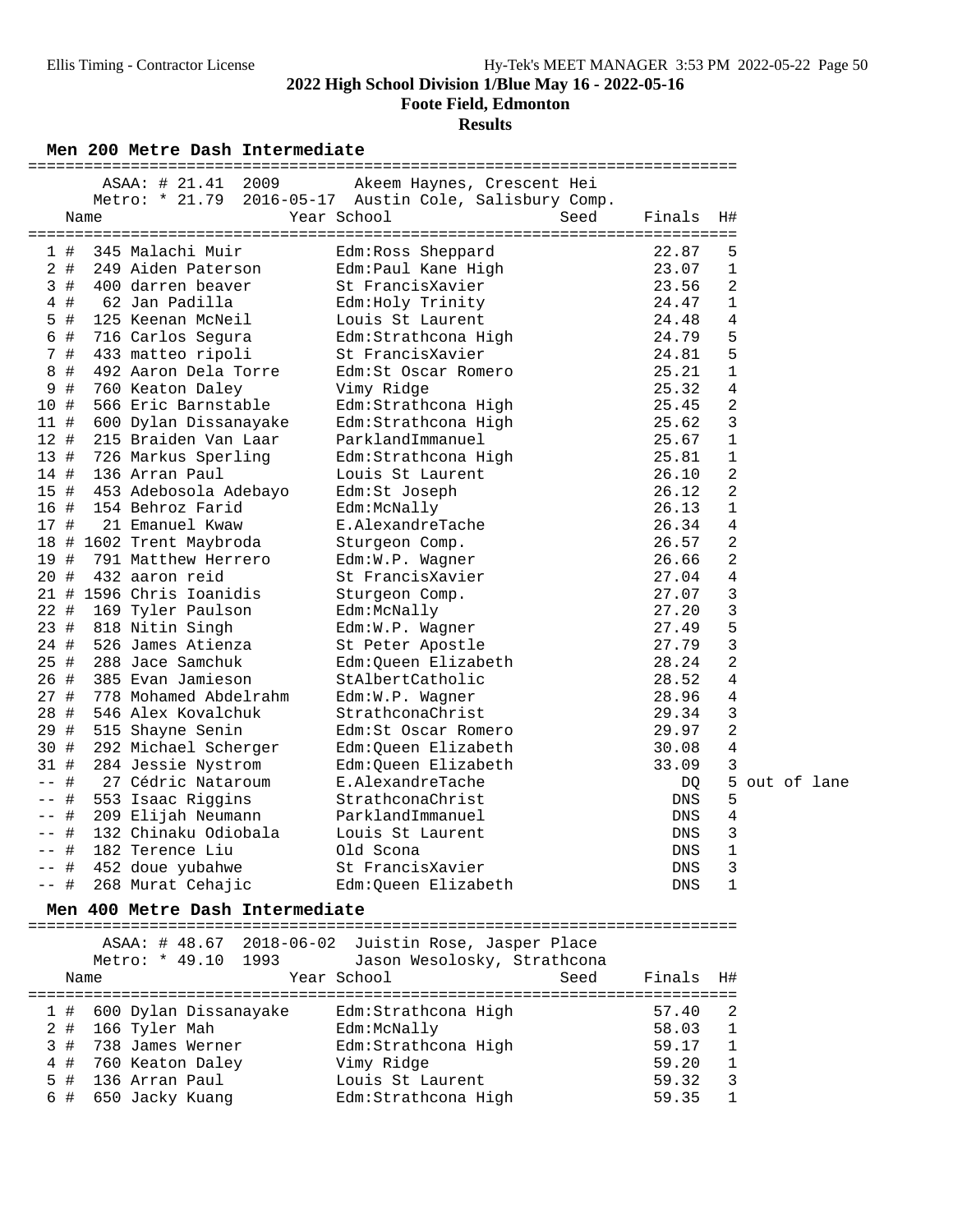# 2022 High School Division 1/Blue May 16 - 2022-05-16

## Foote Field, Edmonton

### Results

#### Men 200 Metre Dash Intermediate

ASAA: # 21.41 2009 Akeem Haynes, Crescent Hei
Metro: * 21.79 2016-05-17 Austin Cole, Salisbury Comp.

| Place | Name | Year | School | Seed | Finals | H# | |
|---|---|---|---|---|---|---|---|
| 1 # | 345 Malachi Muir | | Edm:Ross Sheppard | | 22.87 | 5 | |
| 2 # | 249 Aiden Paterson | | Edm:Paul Kane High | | 23.07 | 1 | |
| 3 # | 400 darren beaver | | St FrancisXavier | | 23.56 | 2 | |
| 4 # | 62 Jan Padilla | | Edm:Holy Trinity | | 24.47 | 1 | |
| 5 # | 125 Keenan McNeil | | Louis St Laurent | | 24.48 | 4 | |
| 6 # | 716 Carlos Segura | | Edm:Strathcona High | | 24.79 | 5 | |
| 7 # | 433 matteo ripoli | | St FrancisXavier | | 24.81 | 5 | |
| 8 # | 492 Aaron Dela Torre | | Edm:St Oscar Romero | | 25.21 | 1 | |
| 9 # | 760 Keaton Daley | | Vimy Ridge | | 25.32 | 4 | |
| 10 # | 566 Eric Barnstable | | Edm:Strathcona High | | 25.45 | 2 | |
| 11 # | 600 Dylan Dissanayake | | Edm:Strathcona High | | 25.62 | 3 | |
| 12 # | 215 Braiden Van Laar | | ParklandImmanuel | | 25.67 | 1 | |
| 13 # | 726 Markus Sperling | | Edm:Strathcona High | | 25.81 | 1 | |
| 14 # | 136 Arran Paul | | Louis St Laurent | | 26.10 | 2 | |
| 15 # | 453 Adebosola Adebayo | | Edm:St Joseph | | 26.12 | 2 | |
| 16 # | 154 Behroz Farid | | Edm:McNally | | 26.13 | 1 | |
| 17 # | 21 Emanuel Kwaw | | E.AlexandreTache | | 26.34 | 4 | |
| 18 # | 1602 Trent Maybroda | | Sturgeon Comp. | | 26.57 | 2 | |
| 19 # | 791 Matthew Herrero | | Edm:W.P. Wagner | | 26.66 | 2 | |
| 20 # | 432 aaron reid | | St FrancisXavier | | 27.04 | 4 | |
| 21 # | 1596 Chris Ioanidis | | Sturgeon Comp. | | 27.07 | 3 | |
| 22 # | 169 Tyler Paulson | | Edm:McNally | | 27.20 | 3 | |
| 23 # | 818 Nitin Singh | | Edm:W.P. Wagner | | 27.49 | 5 | |
| 24 # | 526 James Atienza | | St Peter Apostle | | 27.79 | 3 | |
| 25 # | 288 Jace Samchuk | | Edm:Queen Elizabeth | | 28.24 | 2 | |
| 26 # | 385 Evan Jamieson | | StAlbertCatholic | | 28.52 | 4 | |
| 27 # | 778 Mohamed Abdelrahm | | Edm:W.P. Wagner | | 28.96 | 4 | |
| 28 # | 546 Alex Kovalchuk | | StrathconaChrist | | 29.34 | 3 | |
| 29 # | 515 Shayne Senin | | Edm:St Oscar Romero | | 29.97 | 2 | |
| 30 # | 292 Michael Scherger | | Edm:Queen Elizabeth | | 30.08 | 4 | |
| 31 # | 284 Jessie Nystrom | | Edm:Queen Elizabeth | | 33.09 | 3 | |
| -- # | 27 Cédric Nataroum | | E.AlexandreTache | | DQ | 5 | out of lane |
| -- # | 553 Isaac Riggins | | StrathconaChrist | | DNS | 5 | |
| -- # | 209 Elijah Neumann | | ParklandImmanuel | | DNS | 4 | |
| -- # | 132 Chinaku Odiobala | | Louis St Laurent | | DNS | 3 | |
| -- # | 182 Terence Liu | | Old Scona | | DNS | 1 | |
| -- # | 452 doue yubahwe | | St FrancisXavier | | DNS | 3 | |
| -- # | 268 Murat Cehajic | | Edm:Queen Elizabeth | | DNS | 1 | |

#### Men 400 Metre Dash Intermediate

ASAA: # 48.67 2018-06-02 Juistin Rose, Jasper Place
Metro: * 49.10 1993 Jason Wesolosky, Strathcona

| Place | Name | Year | School | Seed | Finals | H# |
|---|---|---|---|---|---|---|
| 1 # | 600 Dylan Dissanayake | | Edm:Strathcona High | | 57.40 | 2 |
| 2 # | 166 Tyler Mah | | Edm:McNally | | 58.03 | 1 |
| 3 # | 738 James Werner | | Edm:Strathcona High | | 59.17 | 1 |
| 4 # | 760 Keaton Daley | | Vimy Ridge | | 59.20 | 1 |
| 5 # | 136 Arran Paul | | Louis St Laurent | | 59.32 | 3 |
| 6 # | 650 Jacky Kuang | | Edm:Strathcona High | | 59.35 | 1 |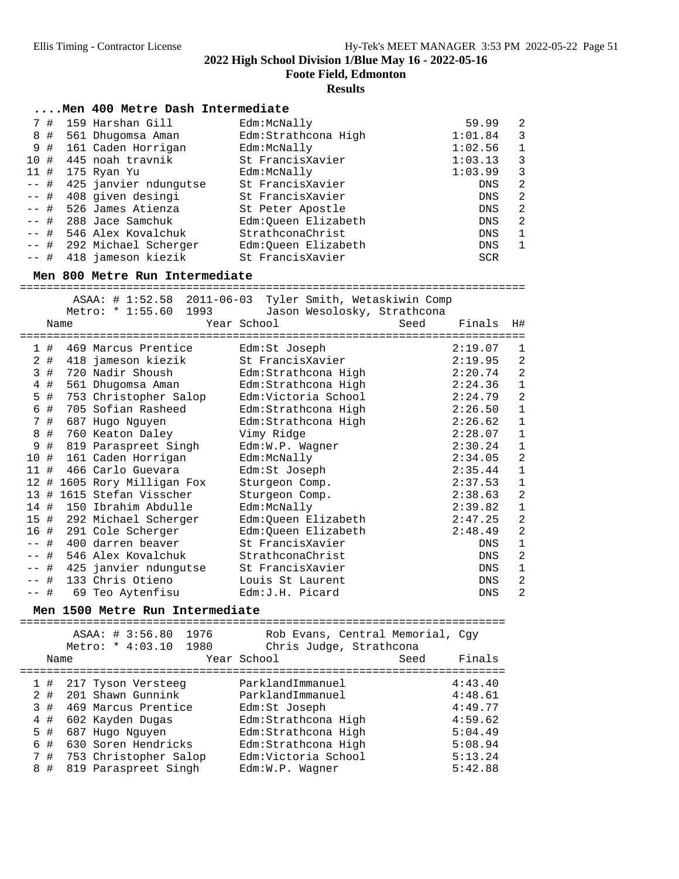## 2022 High School Division 1/Blue May 16 - 2022-05-16

**Foote Field, Edmonton**

**Results**

### ....Men 400 Metre Dash Intermediate

| Place | | Name | School | Finals | H# |
|---|---|---|---|---|---|
| 7 | # | 159 Harshan Gill | Edm:McNally | 59.99 | 2 |
| 8 | # | 561 Dhugomsa Aman | Edm:Strathcona High | 1:01.84 | 3 |
| 9 | # | 161 Caden Horrigan | Edm:McNally | 1:02.56 | 1 |
| 10 | # | 445 noah travnik | St FrancisXavier | 1:03.13 | 3 |
| 11 | # | 175 Ryan Yu | Edm:McNally | 1:03.99 | 3 |
| -- | # | 425 janvier ndungutse | St FrancisXavier | DNS | 2 |
| -- | # | 408 given desingi | St FrancisXavier | DNS | 2 |
| -- | # | 526 James Atienza | St Peter Apostle | DNS | 2 |
| -- | # | 288 Jace Samchuk | Edm:Queen Elizabeth | DNS | 2 |
| -- | # | 546 Alex Kovalchuk | StrathconaChrist | DNS | 1 |
| -- | # | 292 Michael Scherger | Edm:Queen Elizabeth | DNS | 1 |
| -- | # | 418 jameson kiezik | St FrancisXavier | SCR | |

### Men 800 Metre Run Intermediate

ASAA: # 1:52.58 2011-06-03 Tyler Smith, Wetaskiwin Comp
Metro: * 1:55.60 1993 Jason Wesolosky, Strathcona

| Place | | Name | Year | School | Seed | Finals | H# |
|---|---|---|---|---|---|---|---|
| 1 | # | 469 Marcus Prentice | | Edm:St Joseph | | 2:19.07 | 1 |
| 2 | # | 418 jameson kiezik | | St FrancisXavier | | 2:19.95 | 2 |
| 3 | # | 720 Nadir Shoush | | Edm:Strathcona High | | 2:20.74 | 2 |
| 4 | # | 561 Dhugomsa Aman | | Edm:Strathcona High | | 2:24.36 | 1 |
| 5 | # | 753 Christopher Salop | | Edm:Victoria School | | 2:24.79 | 2 |
| 6 | # | 705 Sofian Rasheed | | Edm:Strathcona High | | 2:26.50 | 1 |
| 7 | # | 687 Hugo Nguyen | | Edm:Strathcona High | | 2:26.62 | 1 |
| 8 | # | 760 Keaton Daley | | Vimy Ridge | | 2:28.07 | 1 |
| 9 | # | 819 Paraspreet Singh | | Edm:W.P. Wagner | | 2:30.24 | 1 |
| 10 | # | 161 Caden Horrigan | | Edm:McNally | | 2:34.05 | 2 |
| 11 | # | 466 Carlo Guevara | | Edm:St Joseph | | 2:35.44 | 1 |
| 12 | # | 1605 Rory Milligan Fox | | Sturgeon Comp. | | 2:37.53 | 1 |
| 13 | # | 1615 Stefan Visscher | | Sturgeon Comp. | | 2:38.63 | 2 |
| 14 | # | 150 Ibrahim Abdulle | | Edm:McNally | | 2:39.82 | 1 |
| 15 | # | 292 Michael Scherger | | Edm:Queen Elizabeth | | 2:47.25 | 2 |
| 16 | # | 291 Cole Scherger | | Edm:Queen Elizabeth | | 2:48.49 | 2 |
| -- | # | 400 darren beaver | | St FrancisXavier | | DNS | 1 |
| -- | # | 546 Alex Kovalchuk | | StrathconaChrist | | DNS | 2 |
| -- | # | 425 janvier ndungutse | | St FrancisXavier | | DNS | 1 |
| -- | # | 133 Chris Otieno | | Louis St Laurent | | DNS | 2 |
| -- | # | 69 Teo Aytenfisu | | Edm:J.H. Picard | | DNS | 2 |

### Men 1500 Metre Run Intermediate

ASAA: # 3:56.80 1976 Rob Evans, Central Memorial, Cgy
Metro: * 4:03.10 1980 Chris Judge, Strathcona

| Place | | Name | Year | School | Seed | Finals |
|---|---|---|---|---|---|---|
| 1 | # | 217 Tyson Versteeg | | ParklandImmanuel | | 4:43.40 |
| 2 | # | 201 Shawn Gunnink | | ParklandImmanuel | | 4:48.61 |
| 3 | # | 469 Marcus Prentice | | Edm:St Joseph | | 4:49.77 |
| 4 | # | 602 Kayden Dugas | | Edm:Strathcona High | | 4:59.62 |
| 5 | # | 687 Hugo Nguyen | | Edm:Strathcona High | | 5:04.49 |
| 6 | # | 630 Soren Hendricks | | Edm:Strathcona High | | 5:08.94 |
| 7 | # | 753 Christopher Salop | | Edm:Victoria School | | 5:13.24 |
| 8 | # | 819 Paraspreet Singh | | Edm:W.P. Wagner | | 5:42.88 |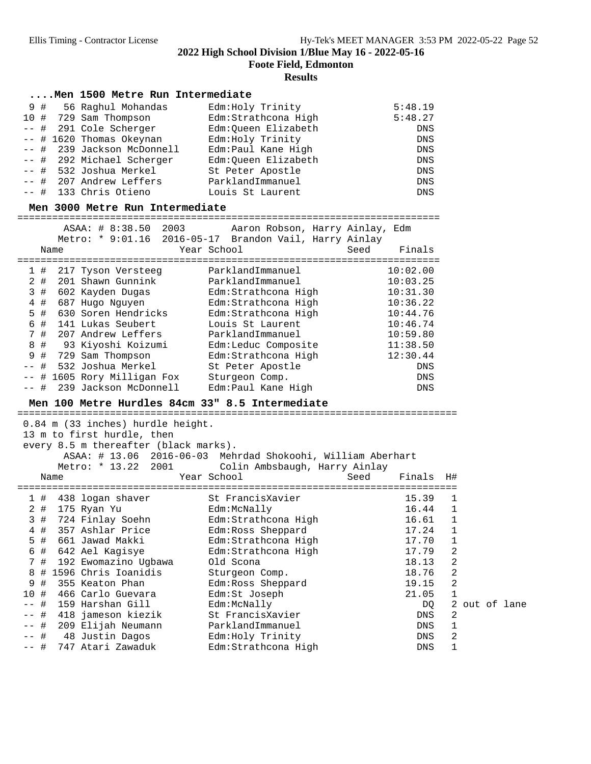**2022 High School Division 1/Blue May 16 - 2022-05-16**

**Foote Field, Edmonton**

**Results**

### ....Men 1500 Metre Run Intermediate

| Place | Name | School | Finals |
|---|---|---|---|
| 9 # | 56 Raghul Mohandas | Edm:Holy Trinity | 5:48.19 |
| 10 # | 729 Sam Thompson | Edm:Strathcona High | 5:48.27 |
| -- # | 291 Cole Scherger | Edm:Queen Elizabeth | DNS |
| -- # | 1620 Thomas Okeynan | Edm:Holy Trinity | DNS |
| -- # | 239 Jackson McDonnell | Edm:Paul Kane High | DNS |
| -- # | 292 Michael Scherger | Edm:Queen Elizabeth | DNS |
| -- # | 532 Joshua Merkel | St Peter Apostle | DNS |
| -- # | 207 Andrew Leffers | ParklandImmanuel | DNS |
| -- # | 133 Chris Otieno | Louis St Laurent | DNS |

### Men 3000 Metre Run Intermediate

ASAA: # 8:38.50 2003 Aaron Robson, Harry Ainlay, Edm
Metro: * 9:01.16 2016-05-17 Brandon Vail, Harry Ainlay

| Place | Name | Year | School | Seed | Finals |
|---|---|---|---|---|---|
| 1 # | 217 Tyson Versteeg | | ParklandImmanuel | | 10:02.00 |
| 2 # | 201 Shawn Gunnink | | ParklandImmanuel | | 10:03.25 |
| 3 # | 602 Kayden Dugas | | Edm:Strathcona High | | 10:31.30 |
| 4 # | 687 Hugo Nguyen | | Edm:Strathcona High | | 10:36.22 |
| 5 # | 630 Soren Hendricks | | Edm:Strathcona High | | 10:44.76 |
| 6 # | 141 Lukas Seubert | | Louis St Laurent | | 10:46.74 |
| 7 # | 207 Andrew Leffers | | ParklandImmanuel | | 10:59.80 |
| 8 # | 93 Kiyoshi Koizumi | | Edm:Leduc Composite | | 11:38.50 |
| 9 # | 729 Sam Thompson | | Edm:Strathcona High | | 12:30.44 |
| -- # | 532 Joshua Merkel | | St Peter Apostle | | DNS |
| -- # | 1605 Rory Milligan Fox | | Sturgeon Comp. | | DNS |
| -- # | 239 Jackson McDonnell | | Edm:Paul Kane High | | DNS |

### Men 100 Metre Hurdles 84cm 33" 8.5 Intermediate

0.84 m (33 inches) hurdle height.
13 m to first hurdle, then
every 8.5 m thereafter (black marks).
ASAA: # 13.06 2016-06-03 Mehrdad Shokoohi, William Aberhart
Metro: * 13.22 2001 Colin Ambsbaugh, Harry Ainlay

| Place | Name | Year | School | Seed | Finals | H# | |
|---|---|---|---|---|---|---|---|
| 1 # | 438 logan shaver | | St FrancisXavier | | 15.39 | 1 | |
| 2 # | 175 Ryan Yu | | Edm:McNally | | 16.44 | 1 | |
| 3 # | 724 Finlay Soehn | | Edm:Strathcona High | | 16.61 | 1 | |
| 4 # | 357 Ashlar Price | | Edm:Ross Sheppard | | 17.24 | 1 | |
| 5 # | 661 Jawad Makki | | Edm:Strathcona High | | 17.70 | 1 | |
| 6 # | 642 Ael Kagisye | | Edm:Strathcona High | | 17.79 | 2 | |
| 7 # | 192 Ewomazino Ugbawa | | Old Scona | | 18.13 | 2 | |
| 8 # | 1596 Chris Ioanidis | | Sturgeon Comp. | | 18.76 | 2 | |
| 9 # | 355 Keaton Phan | | Edm:Ross Sheppard | | 19.15 | 2 | |
| 10 # | 466 Carlo Guevara | | Edm:St Joseph | | 21.05 | 1 | |
| -- # | 159 Harshan Gill | | Edm:McNally | | DQ | 2 | out of lane |
| -- # | 418 jameson kiezik | | St FrancisXavier | | DNS | 2 | |
| -- # | 209 Elijah Neumann | | ParklandImmanuel | | DNS | 1 | |
| -- # | 48 Justin Dagos | | Edm:Holy Trinity | | DNS | 2 | |
| -- # | 747 Atari Zawaduk | | Edm:Strathcona High | | DNS | 1 | |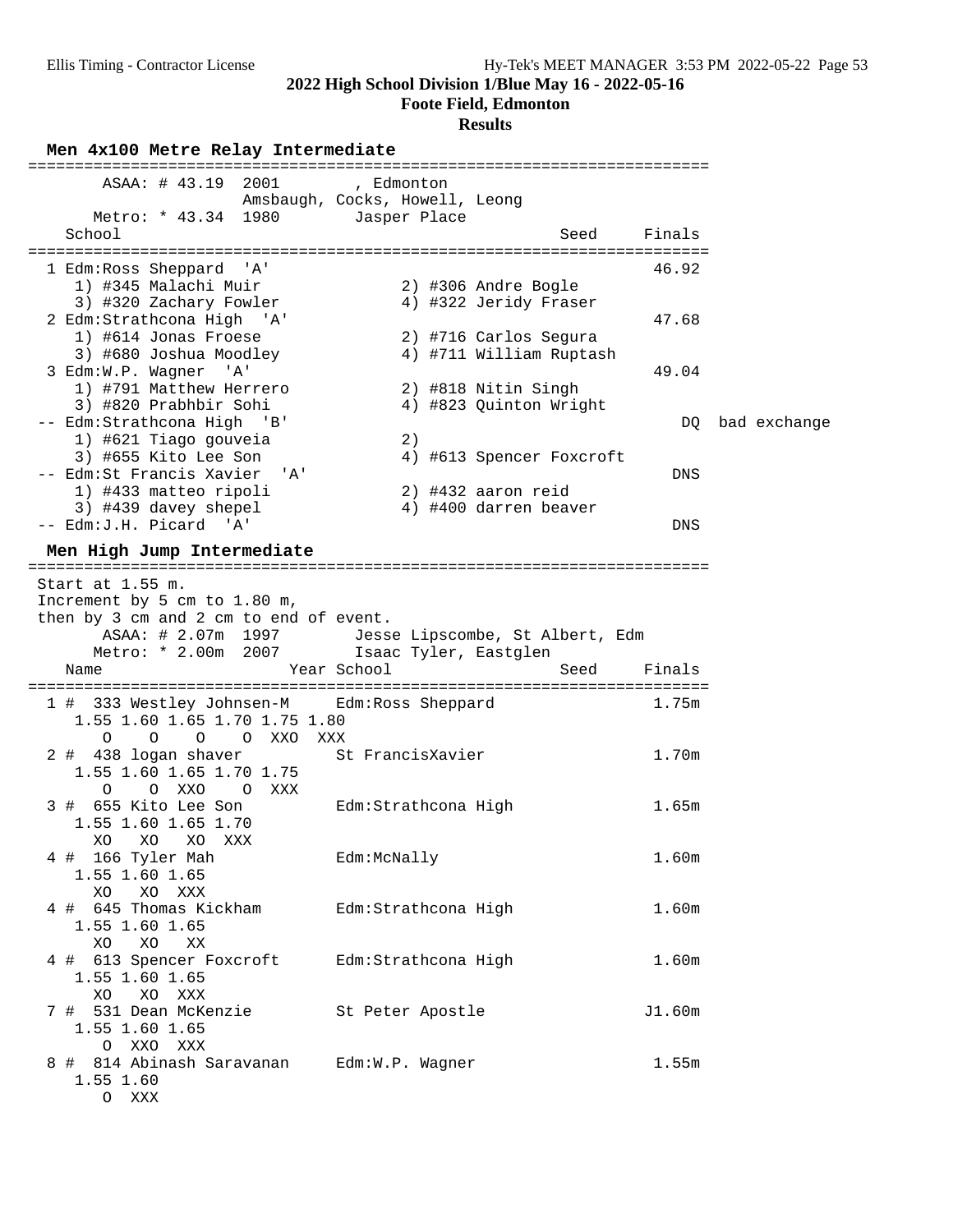**2022 High School Division 1/Blue May 16 - 2022-05-16**

**Foote Field, Edmonton**

**Results**

### Men 4x100 Metre Relay Intermediate

```
=========================================================================
       ASAA: # 43.19  2001        , Edmonton
                      Amsbaugh, Cocks, Howell, Leong
      Metro: * 43.34  1980        Jasper Place
    School                                            Seed     Finals
=========================================================================
  1 Edm:Ross Sheppard  'A'                                     46.92
     1) #345 Malachi Muir             2) #306 Andre Bogle
     3) #320 Zachary Fowler           4) #322 Jeridy Fraser
  2 Edm:Strathcona High  'A'                                   47.68
     1) #614 Jonas Froese             2) #716 Carlos Segura
     3) #680 Joshua Moodley           4) #711 William Ruptash
  3 Edm:W.P. Wagner  'A'                                       49.04
     1) #791 Matthew Herrero          2) #818 Nitin Singh
     3) #820 Prabhbir Sohi            4) #823 Quinton Wright
 -- Edm:Strathcona High  'B'                                      DQ  bad exchange
     1) #621 Tiago gouveia            2)
     3) #655 Kito Lee Son             4) #613 Spencer Foxcroft
 -- Edm:St Francis Xavier  'A'                                   DNS
     1) #433 matteo ripoli            2) #432 aaron reid
     3) #439 davey shepel             4) #400 darren beaver
 -- Edm:J.H. Picard  'A'                                         DNS
```

### Men High Jump Intermediate

```
=========================================================================
 Start at 1.55 m.
 Increment by 5 cm to 1.80 m,
 then by 3 cm and 2 cm to end of event.
       ASAA: # 2.07m  1997        Jesse Lipscombe, St Albert, Edm
      Metro: * 2.00m  2007        Isaac Tyler, Eastglen
    Name                    Year School                  Seed     Finals
=========================================================================
  1 #  333 Westley Johnsen-M     Edm:Ross Sheppard                1.75m
      1.55 1.60 1.65 1.70 1.75 1.80
         O    O    O    O  XXO  XXX
  2 #  438 logan shaver         St FrancisXavier                 1.70m
      1.55 1.60 1.65 1.70 1.75
         O    O  XXO    O  XXX
  3 #  655 Kito Lee Son         Edm:Strathcona High              1.65m
      1.55 1.60 1.65 1.70
        XO   XO   XO  XXX
  4 #  166 Tyler Mah            Edm:McNally                      1.60m
      1.55 1.60 1.65
        XO   XO  XXX
  4 #  645 Thomas Kickham       Edm:Strathcona High              1.60m
      1.55 1.60 1.65
        XO   XO   XX
  4 #  613 Spencer Foxcroft     Edm:Strathcona High              1.60m
      1.55 1.60 1.65
        XO   XO  XXX
  7 #  531 Dean McKenzie        St Peter Apostle                J1.60m
      1.55 1.60 1.65
         O  XXO  XXX
  8 #  814 Abinash Saravanan    Edm:W.P. Wagner                  1.55m
      1.55 1.60
         O  XXX
```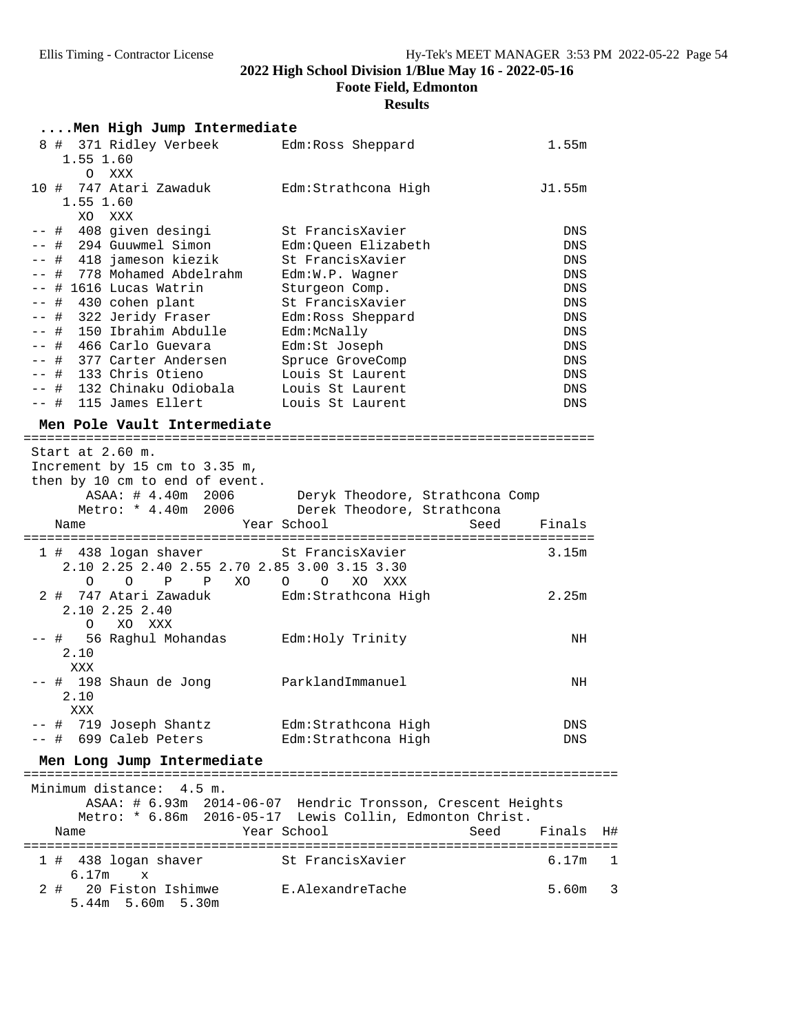2022 High School Division 1/Blue May 16 - 2022-05-16
Foote Field, Edmonton
Results

### ....Men High Jump Intermediate

```
  8 #  371 Ridley Verbeek        Edm:Ross Sheppard                1.55m
     1.55 1.60
        O  XXX
 10 #  747 Atari Zawaduk         Edm:Strathcona High             J1.55m
     1.55 1.60
       XO  XXX
 -- #  408 given desingi         St FrancisXavier                  DNS
 -- #  294 Guuwmel Simon         Edm:Queen Elizabeth               DNS
 -- #  418 jameson kiezik        St FrancisXavier                  DNS
 -- #  778 Mohamed Abdelrahm     Edm:W.P. Wagner                   DNS
 -- # 1616 Lucas Watrin          Sturgeon Comp.                    DNS
 -- #  430 cohen plant           St FrancisXavier                  DNS
 -- #  322 Jeridy Fraser         Edm:Ross Sheppard                 DNS
 -- #  150 Ibrahim Abdulle       Edm:McNally                       DNS
 -- #  466 Carlo Guevara         Edm:St Joseph                     DNS
 -- #  377 Carter Andersen       Spruce GroveComp                  DNS
 -- #  133 Chris Otieno          Louis St Laurent                  DNS
 -- #  132 Chinaku Odiobala      Louis St Laurent                  DNS
 -- #  115 James Ellert          Louis St Laurent                  DNS
```

### Men Pole Vault Intermediate

```
=========================================================================
 Start at 2.60 m.
 Increment by 15 cm to 3.35 m,
 then by 10 cm to end of event.
        ASAA: # 4.40m  2006        Deryk Theodore, Strathcona Comp
       Metro: * 4.40m  2006        Derek Theodore, Strathcona
    Name                    Year School                  Seed     Finals
=========================================================================
  1 #  438 logan shaver          St FrancisXavier                 3.15m
     2.10 2.25 2.40 2.55 2.70 2.85 3.00 3.15 3.30
        O    O    P    P   XO    O    O   XO  XXX
  2 #  747 Atari Zawaduk         Edm:Strathcona High              2.25m
     2.10 2.25 2.40
        O   XO  XXX
 -- #   56 Raghul Mohandas       Edm:Holy Trinity                    NH
     2.10
      XXX
 -- #  198 Shaun de Jong         ParklandImmanuel                    NH
     2.10
      XXX
 -- #  719 Joseph Shantz         Edm:Strathcona High                DNS
 -- #  699 Caleb Peters          Edm:Strathcona High                DNS
```

### Men Long Jump Intermediate

```
============================================================================
 Minimum distance:  4.5 m.
        ASAA: # 6.93m  2014-06-07  Hendric Tronsson, Crescent Heights
       Metro: * 6.86m  2016-05-17  Lewis Collin, Edmonton Christ.
    Name                    Year School                  Seed     Finals  H#
============================================================================
  1 #  438 logan shaver          St FrancisXavier                 6.17m   1
      6.17m    x
  2 #   20 Fiston Ishimwe        E.AlexandreTache                 5.60m   3
      5.44m  5.60m  5.30m
```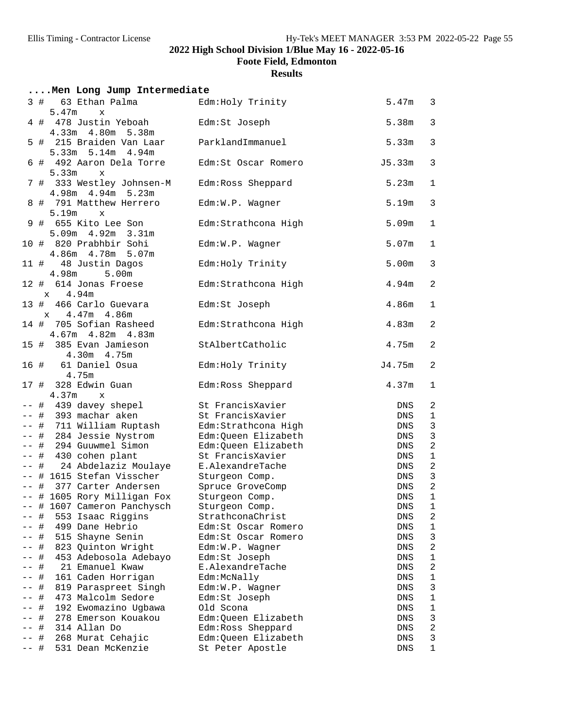## 2022 High School Division 1/Blue May 16 - 2022-05-16

**Foote Field, Edmonton**

**Results**

### ....Men Long Jump Intermediate

| Place | # | Name | School | Mark | Flight |
|---|---|---|---|---|---|
| 3 | 63 | Ethan Palma | Edm:Holy Trinity | 5.47m | 3 |
| | | 5.47m x | | | |
| 4 | 478 | Justin Yeboah | Edm:St Joseph | 5.38m | 3 |
| | | 4.33m 4.80m 5.38m | | | |
| 5 | 215 | Braiden Van Laar | ParklandImmanuel | 5.33m | 3 |
| | | 5.33m 5.14m 4.94m | | | |
| 6 | 492 | Aaron Dela Torre | Edm:St Oscar Romero | J5.33m | 3 |
| | | 5.33m x | | | |
| 7 | 333 | Westley Johnsen-M | Edm:Ross Sheppard | 5.23m | 1 |
| | | 4.98m 4.94m 5.23m | | | |
| 8 | 791 | Matthew Herrero | Edm:W.P. Wagner | 5.19m | 3 |
| | | 5.19m x | | | |
| 9 | 655 | Kito Lee Son | Edm:Strathcona High | 5.09m | 1 |
| | | 5.09m 4.92m 3.31m | | | |
| 10 | 820 | Prabhbir Sohi | Edm:W.P. Wagner | 5.07m | 1 |
| | | 4.86m 4.78m 5.07m | | | |
| 11 | 48 | Justin Dagos | Edm:Holy Trinity | 5.00m | 3 |
| | | 4.98m 5.00m | | | |
| 12 | 614 | Jonas Froese | Edm:Strathcona High | 4.94m | 2 |
| | | x 4.94m | | | |
| 13 | 466 | Carlo Guevara | Edm:St Joseph | 4.86m | 1 |
| | | x 4.47m 4.86m | | | |
| 14 | 705 | Sofian Rasheed | Edm:Strathcona High | 4.83m | 2 |
| | | 4.67m 4.82m 4.83m | | | |
| 15 | 385 | Evan Jamieson | StAlbertCatholic | 4.75m | 2 |
| | | 4.30m 4.75m | | | |
| 16 | 61 | Daniel Osua | Edm:Holy Trinity | J4.75m | 2 |
| | | 4.75m | | | |
| 17 | 328 | Edwin Guan | Edm:Ross Sheppard | 4.37m | 1 |
| | | 4.37m x | | | |
| -- | 439 | davey shepel | St FrancisXavier | DNS | 2 |
| -- | 393 | machar aken | St FrancisXavier | DNS | 1 |
| -- | 711 | William Ruptash | Edm:Strathcona High | DNS | 3 |
| -- | 284 | Jessie Nystrom | Edm:Queen Elizabeth | DNS | 3 |
| -- | 294 | Guuwmel Simon | Edm:Queen Elizabeth | DNS | 2 |
| -- | 430 | cohen plant | St FrancisXavier | DNS | 1 |
| -- | 24 | Abdelaziz Moulaye | E.AlexandreTache | DNS | 2 |
| -- | 1615 | Stefan Visscher | Sturgeon Comp. | DNS | 3 |
| -- | 377 | Carter Andersen | Spruce GroveComp | DNS | 2 |
| -- | 1605 | Rory Milligan Fox | Sturgeon Comp. | DNS | 1 |
| -- | 1607 | Cameron Panchysch | Sturgeon Comp. | DNS | 1 |
| -- | 553 | Isaac Riggins | StrathconaChrist | DNS | 2 |
| -- | 499 | Dane Hebrio | Edm:St Oscar Romero | DNS | 1 |
| -- | 515 | Shayne Senin | Edm:St Oscar Romero | DNS | 3 |
| -- | 823 | Quinton Wright | Edm:W.P. Wagner | DNS | 2 |
| -- | 453 | Adebosola Adebayo | Edm:St Joseph | DNS | 1 |
| -- | 21 | Emanuel Kwaw | E.AlexandreTache | DNS | 2 |
| -- | 161 | Caden Horrigan | Edm:McNally | DNS | 1 |
| -- | 819 | Paraspreet Singh | Edm:W.P. Wagner | DNS | 3 |
| -- | 473 | Malcolm Sedore | Edm:St Joseph | DNS | 1 |
| -- | 192 | Ewomazino Ugbawa | Old Scona | DNS | 1 |
| -- | 278 | Emerson Kouakou | Edm:Queen Elizabeth | DNS | 3 |
| -- | 314 | Allan Do | Edm:Ross Sheppard | DNS | 2 |
| -- | 268 | Murat Cehajic | Edm:Queen Elizabeth | DNS | 3 |
| -- | 531 | Dean McKenzie | St Peter Apostle | DNS | 1 |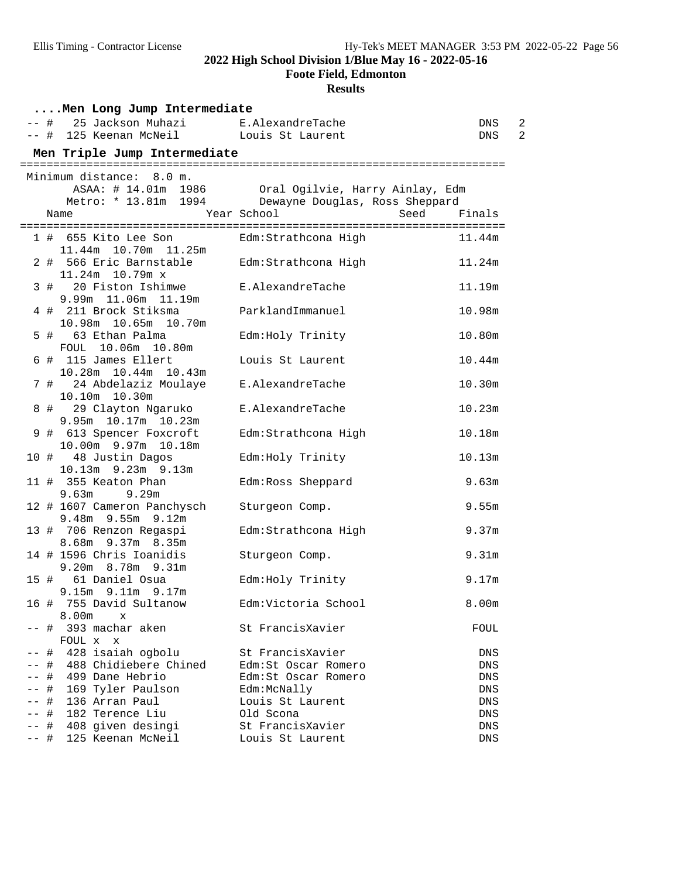**2022 High School Division 1/Blue May 16 - 2022-05-16**

**Foote Field, Edmonton**

**Results**

### ....Men Long Jump Intermediate

| Place | Name | School | Finals | Heat |
|---|---|---|---|---|
| -- # | 25 Jackson Muhazi | E.AlexandreTache | DNS | 2 |
| -- # | 125 Keenan McNeil | Louis St Laurent | DNS | 2 |

### Men Triple Jump Intermediate

Minimum distance: 8.0 m.

ASAA: # 14.01m 1986 Oral Ogilvie, Harry Ainlay, Edm

Metro: * 13.81m 1994 Dewayne Douglas, Ross Sheppard

| Place | Name | Year | School | Seed | Finals |
|---|---|---|---|---|---|
| 1 # | 655 Kito Lee Son | | Edm:Strathcona High | | 11.44m |
| | 11.44m 10.70m 11.25m | | | | |
| 2 # | 566 Eric Barnstable | | Edm:Strathcona High | | 11.24m |
| | 11.24m 10.79m x | | | | |
| 3 # | 20 Fiston Ishimwe | | E.AlexandreTache | | 11.19m |
| | 9.99m 11.06m 11.19m | | | | |
| 4 # | 211 Brock Stiksma | | ParklandImmanuel | | 10.98m |
| | 10.98m 10.65m 10.70m | | | | |
| 5 # | 63 Ethan Palma | | Edm:Holy Trinity | | 10.80m |
| | FOUL 10.06m 10.80m | | | | |
| 6 # | 115 James Ellert | | Louis St Laurent | | 10.44m |
| | 10.28m 10.44m 10.43m | | | | |
| 7 # | 24 Abdelaziz Moulaye | | E.AlexandreTache | | 10.30m |
| | 10.10m 10.30m | | | | |
| 8 # | 29 Clayton Ngaruko | | E.AlexandreTache | | 10.23m |
| | 9.95m 10.17m 10.23m | | | | |
| 9 # | 613 Spencer Foxcroft | | Edm:Strathcona High | | 10.18m |
| | 10.00m 9.97m 10.18m | | | | |
| 10 # | 48 Justin Dagos | | Edm:Holy Trinity | | 10.13m |
| | 10.13m 9.23m 9.13m | | | | |
| 11 # | 355 Keaton Phan | | Edm:Ross Sheppard | | 9.63m |
| | 9.63m 9.29m | | | | |
| 12 # | 1607 Cameron Panchysch | | Sturgeon Comp. | | 9.55m |
| | 9.48m 9.55m 9.12m | | | | |
| 13 # | 706 Renzon Regaspi | | Edm:Strathcona High | | 9.37m |
| | 8.68m 9.37m 8.35m | | | | |
| 14 # | 1596 Chris Ioanidis | | Sturgeon Comp. | | 9.31m |
| | 9.20m 8.78m 9.31m | | | | |
| 15 # | 61 Daniel Osua | | Edm:Holy Trinity | | 9.17m |
| | 9.15m 9.11m 9.17m | | | | |
| 16 # | 755 David Sultanow | | Edm:Victoria School | | 8.00m |
| | 8.00m x | | | | |
| -- # | 393 machar aken | | St FrancisXavier | | FOUL |
| | FOUL x x | | | | |
| -- # | 428 isaiah ogbolu | | St FrancisXavier | | DNS |
| -- # | 488 Chidiebere Chined | | Edm:St Oscar Romero | | DNS |
| -- # | 499 Dane Hebrio | | Edm:St Oscar Romero | | DNS |
| -- # | 169 Tyler Paulson | | Edm:McNally | | DNS |
| -- # | 136 Arran Paul | | Louis St Laurent | | DNS |
| -- # | 182 Terence Liu | | Old Scona | | DNS |
| -- # | 408 given desingi | | St FrancisXavier | | DNS |
| -- # | 125 Keenan McNeil | | Louis St Laurent | | DNS |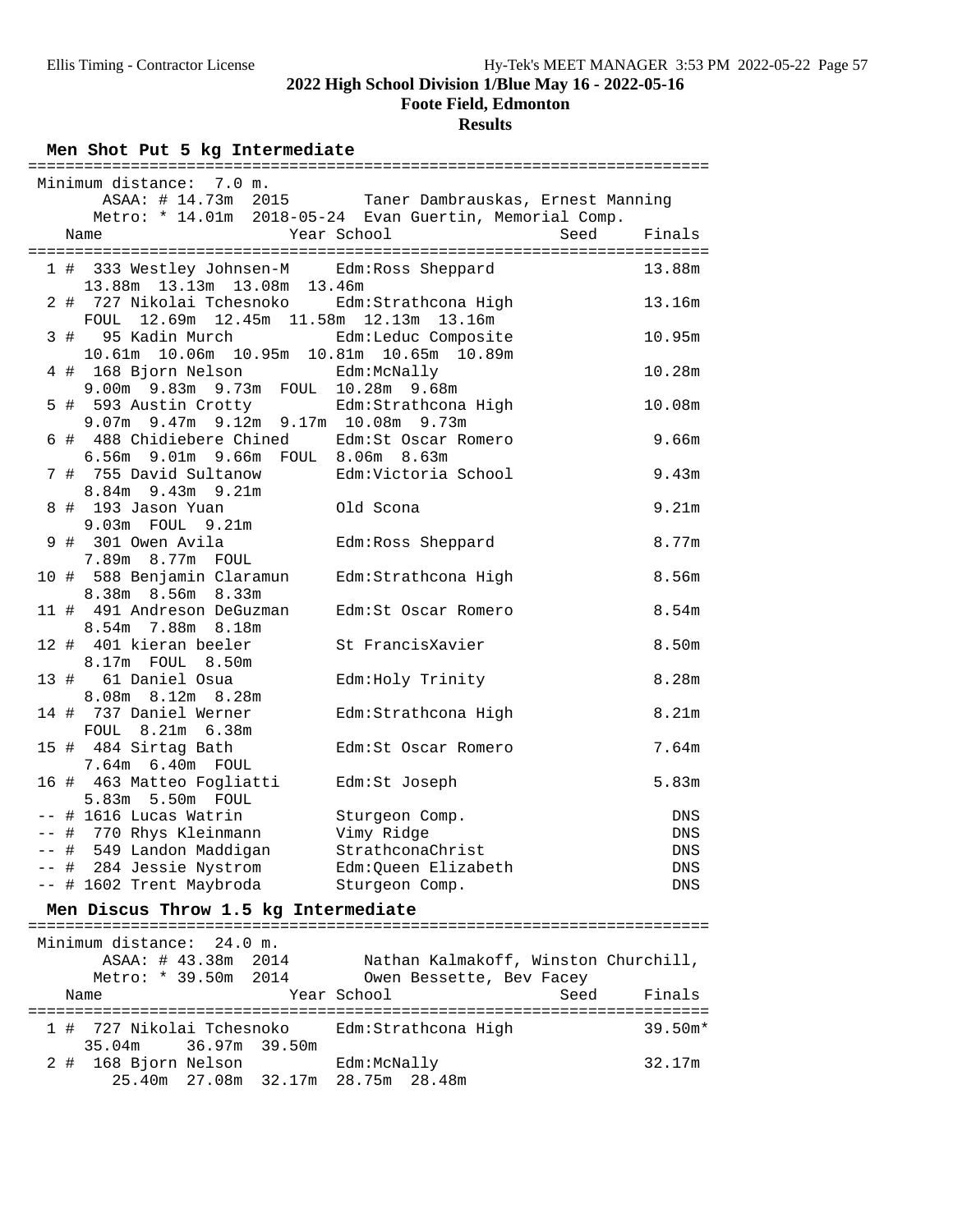**2022 High School Division 1/Blue May 16 - 2022-05-16**
**Foote Field, Edmonton**
**Results**

### Men Shot Put 5 kg Intermediate

Minimum distance: 7.0 m.
ASAA: # 14.73m 2015 Taner Dambrauskas, Ernest Manning
Metro: * 14.01m 2018-05-24 Evan Guertin, Memorial Comp.

| Place | Name | Year | School | Seed | Finals |
|---|---|---|---|---|---|
| 1 # | 333 Westley Johnsen-M | | Edm:Ross Sheppard | | 13.88m |
| | 13.88m 13.13m 13.08m 13.46m | | | | |
| 2 # | 727 Nikolai Tchesnoko | | Edm:Strathcona High | | 13.16m |
| | FOUL 12.69m 12.45m 11.58m 12.13m 13.16m | | | | |
| 3 # | 95 Kadin Murch | | Edm:Leduc Composite | | 10.95m |
| | 10.61m 10.06m 10.95m 10.81m 10.65m 10.89m | | | | |
| 4 # | 168 Bjorn Nelson | | Edm:McNally | | 10.28m |
| | 9.00m 9.83m 9.73m FOUL 10.28m 9.68m | | | | |
| 5 # | 593 Austin Crotty | | Edm:Strathcona High | | 10.08m |
| | 9.07m 9.47m 9.12m 9.17m 10.08m 9.73m | | | | |
| 6 # | 488 Chidiebere Chined | | Edm:St Oscar Romero | | 9.66m |
| | 6.56m 9.01m 9.66m FOUL 8.06m 8.63m | | | | |
| 7 # | 755 David Sultanow | | Edm:Victoria School | | 9.43m |
| | 8.84m 9.43m 9.21m | | | | |
| 8 # | 193 Jason Yuan | | Old Scona | | 9.21m |
| | 9.03m FOUL 9.21m | | | | |
| 9 # | 301 Owen Avila | | Edm:Ross Sheppard | | 8.77m |
| | 7.89m 8.77m FOUL | | | | |
| 10 # | 588 Benjamin Claramun | | Edm:Strathcona High | | 8.56m |
| | 8.38m 8.56m 8.33m | | | | |
| 11 # | 491 Andreson DeGuzman | | Edm:St Oscar Romero | | 8.54m |
| | 8.54m 7.88m 8.18m | | | | |
| 12 # | 401 kieran beeler | | St FrancisXavier | | 8.50m |
| | 8.17m FOUL 8.50m | | | | |
| 13 # | 61 Daniel Osua | | Edm:Holy Trinity | | 8.28m |
| | 8.08m 8.12m 8.28m | | | | |
| 14 # | 737 Daniel Werner | | Edm:Strathcona High | | 8.21m |
| | FOUL 8.21m 6.38m | | | | |
| 15 # | 484 Sirtag Bath | | Edm:St Oscar Romero | | 7.64m |
| | 7.64m 6.40m FOUL | | | | |
| 16 # | 463 Matteo Fogliatti | | Edm:St Joseph | | 5.83m |
| | 5.83m 5.50m FOUL | | | | |
| -- # | 1616 Lucas Watrin | | Sturgeon Comp. | | DNS |
| -- # | 770 Rhys Kleinmann | | Vimy Ridge | | DNS |
| -- # | 549 Landon Maddigan | | StrathconaChrist | | DNS |
| -- # | 284 Jessie Nystrom | | Edm:Queen Elizabeth | | DNS |
| -- # | 1602 Trent Maybroda | | Sturgeon Comp. | | DNS |

### Men Discus Throw 1.5 kg Intermediate

Minimum distance: 24.0 m.
ASAA: # 43.38m 2014 Nathan Kalmakoff, Winston Churchill,
Metro: * 39.50m 2014 Owen Bessette, Bev Facey

| Place | Name | Year | School | Seed | Finals |
|---|---|---|---|---|---|
| 1 # | 727 Nikolai Tchesnoko | | Edm:Strathcona High | | 39.50m* |
| | 35.04m 36.97m 39.50m | | | | |
| 2 # | 168 Bjorn Nelson | | Edm:McNally | | 32.17m |
| | 25.40m 27.08m 32.17m 28.75m 28.48m | | | | |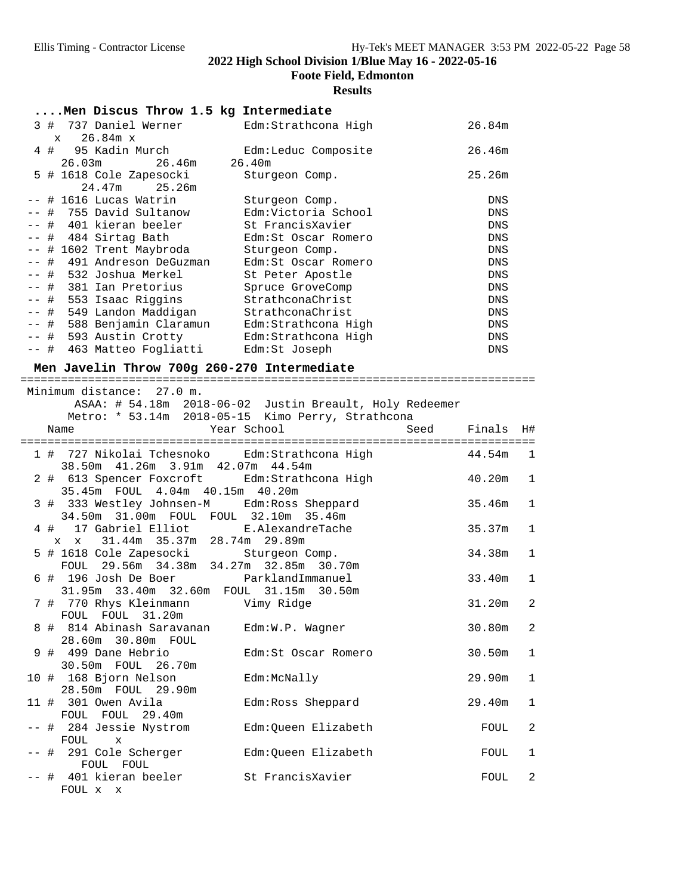## 2022 High School Division 1/Blue May 16 - 2022-05-16

### Foote Field, Edmonton

### Results

**....Men Discus Throw 1.5 kg Intermediate**

```
  3 #  737 Daniel Werner         Edm:Strathcona High              26.84m
    x   26.84m x
  4 #   95 Kadin Murch           Edm:Leduc Composite              26.46m
     26.03m        26.46m     26.40m
  5 # 1618 Cole Zapesocki        Sturgeon Comp.                   25.26m
        24.47m     25.26m
 -- # 1616 Lucas Watrin          Sturgeon Comp.                      DNS
 -- #  755 David Sultanow        Edm:Victoria School                 DNS
 -- #  401 kieran beeler         St FrancisXavier                    DNS
 -- #  484 Sirtag Bath           Edm:St Oscar Romero                 DNS
 -- # 1602 Trent Maybroda        Sturgeon Comp.                      DNS
 -- #  491 Andreson DeGuzman     Edm:St Oscar Romero                 DNS
 -- #  532 Joshua Merkel         St Peter Apostle                    DNS
 -- #  381 Ian Pretorius         Spruce GroveComp                    DNS
 -- #  553 Isaac Riggins         StrathconaChrist                    DNS
 -- #  549 Landon Maddigan       StrathconaChrist                    DNS
 -- #  588 Benjamin Claramun     Edm:Strathcona High                 DNS
 -- #  593 Austin Crotty         Edm:Strathcona High                 DNS
 -- #  463 Matteo Fogliatti      Edm:St Joseph                       DNS
```

**Men Javelin Throw 700g 260-270 Intermediate**

```
============================================================================
 Minimum distance:  27.0 m.
       ASAA: # 54.18m  2018-06-02  Justin Breault, Holy Redeemer
      Metro: * 53.14m  2018-05-15  Kimo Perry, Strathcona
    Name                    Year School                 Seed     Finals  H#
============================================================================
  1 #  727 Nikolai Tchesnoko     Edm:Strathcona High              44.54m   1
     38.50m  41.26m  3.91m  42.07m  44.54m
  2 #  613 Spencer Foxcroft      Edm:Strathcona High              40.20m   1
     35.45m  FOUL  4.04m  40.15m  40.20m
  3 #  333 Westley Johnsen-M     Edm:Ross Sheppard                35.46m   1
     34.50m  31.00m  FOUL  FOUL  32.10m  35.46m
  4 #   17 Gabriel Elliot        E.AlexandreTache                 35.37m   1
    x  x   31.44m  35.37m  28.74m  29.89m
  5 # 1618 Cole Zapesocki        Sturgeon Comp.                   34.38m   1
     FOUL  29.56m  34.38m  34.27m  32.85m  30.70m
  6 #  196 Josh De Boer          ParklandImmanuel                 33.40m   1
     31.95m  33.40m  32.60m  FOUL  31.15m  30.50m
  7 #  770 Rhys Kleinmann        Vimy Ridge                       31.20m   2
     FOUL  FOUL  31.20m
  8 #  814 Abinash Saravanan     Edm:W.P. Wagner                  30.80m   2
     28.60m  30.80m  FOUL
  9 #  499 Dane Hebrio           Edm:St Oscar Romero              30.50m   1
     30.50m  FOUL  26.70m
 10 #  168 Bjorn Nelson          Edm:McNally                      29.90m   1
     28.50m  FOUL  29.90m
 11 #  301 Owen Avila            Edm:Ross Sheppard                29.40m   1
     FOUL  FOUL  29.40m
 -- #  284 Jessie Nystrom        Edm:Queen Elizabeth                FOUL   2
     FOUL    x
 -- #  291 Cole Scherger         Edm:Queen Elizabeth                FOUL   1
       FOUL  FOUL
 -- #  401 kieran beeler         St FrancisXavier                   FOUL   2
     FOUL x  x
```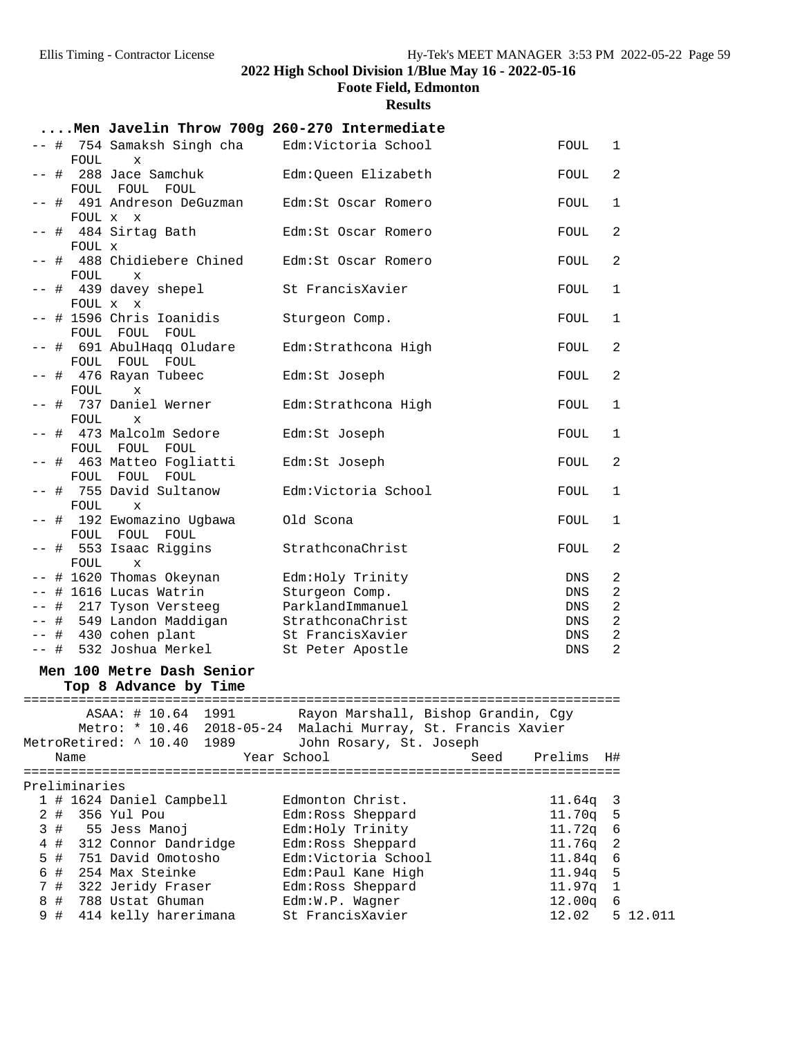## 2022 High School Division 1/Blue May 16 - 2022-05-16

**Foote Field, Edmonton**

**Results**

### ....Men Javelin Throw 700g 260-270 Intermediate

```
 -- #  754 Samaksh Singh cha     Edm:Victoria School              FOUL   1
      FOUL    x
 -- #  288 Jace Samchuk          Edm:Queen Elizabeth              FOUL   2
      FOUL  FOUL  FOUL
 -- #  491 Andreson DeGuzman     Edm:St Oscar Romero              FOUL   1
      FOUL x  x
 -- #  484 Sirtag Bath           Edm:St Oscar Romero              FOUL   2
      FOUL x
 -- #  488 Chidiebere Chined     Edm:St Oscar Romero              FOUL   2
      FOUL    x
 -- #  439 davey shepel          St FrancisXavier                 FOUL   1
      FOUL x  x
 -- # 1596 Chris Ioanidis        Sturgeon Comp.                   FOUL   1
      FOUL  FOUL  FOUL
 -- #  691 AbulHaqq Oludare      Edm:Strathcona High              FOUL   2
      FOUL  FOUL  FOUL
 -- #  476 Rayan Tubeec          Edm:St Joseph                    FOUL   2
      FOUL    x
 -- #  737 Daniel Werner         Edm:Strathcona High              FOUL   1
      FOUL    x
 -- #  473 Malcolm Sedore        Edm:St Joseph                    FOUL   1
      FOUL  FOUL  FOUL
 -- #  463 Matteo Fogliatti      Edm:St Joseph                    FOUL   2
      FOUL  FOUL  FOUL
 -- #  755 David Sultanow        Edm:Victoria School              FOUL   1
      FOUL    x
 -- #  192 Ewomazino Ugbawa      Old Scona                        FOUL   1
      FOUL  FOUL  FOUL
 -- #  553 Isaac Riggins         StrathconaChrist                 FOUL   2
      FOUL    x
 -- # 1620 Thomas Okeynan        Edm:Holy Trinity                  DNS   2
 -- # 1616 Lucas Watrin          Sturgeon Comp.                    DNS   2
 -- #  217 Tyson Versteeg        ParklandImmanuel                  DNS   2
 -- #  549 Landon Maddigan       StrathconaChrist                  DNS   2
 -- #  430 cohen plant           St FrancisXavier                  DNS   2
 -- #  532 Joshua Merkel         St Peter Apostle                  DNS   2
```

### Men 100 Metre Dash Senior
**Top 8 Advance by Time**

```
============================================================================
        ASAA: # 10.64  1991        Rayon Marshall, Bishop Grandin, Cgy
       Metro: * 10.46  2018-05-24  Malachi Murray, St. Francis Xavier
MetroRetired: ^ 10.40  1989        John Rosary, St. Joseph
    Name                    Year School                  Seed    Prelims  H#
============================================================================
Preliminaries
  1 # 1624 Daniel Campbell       Edmonton Christ.                 11.64q  3
  2 #  356 Yul Pou               Edm:Ross Sheppard                11.70q  5
  3 #   55 Jess Manoj            Edm:Holy Trinity                 11.72q  6
  4 #  312 Connor Dandridge      Edm:Ross Sheppard                11.76q  2
  5 #  751 David Omotosho        Edm:Victoria School              11.84q  6
  6 #  254 Max Steinke           Edm:Paul Kane High               11.94q  5
  7 #  322 Jeridy Fraser         Edm:Ross Sheppard                11.97q  1
  8 #  788 Ustat Ghuman          Edm:W.P. Wagner                  12.00q  6
  9 #  414 kelly harerimana      St FrancisXavier                 12.02   5 12.011
```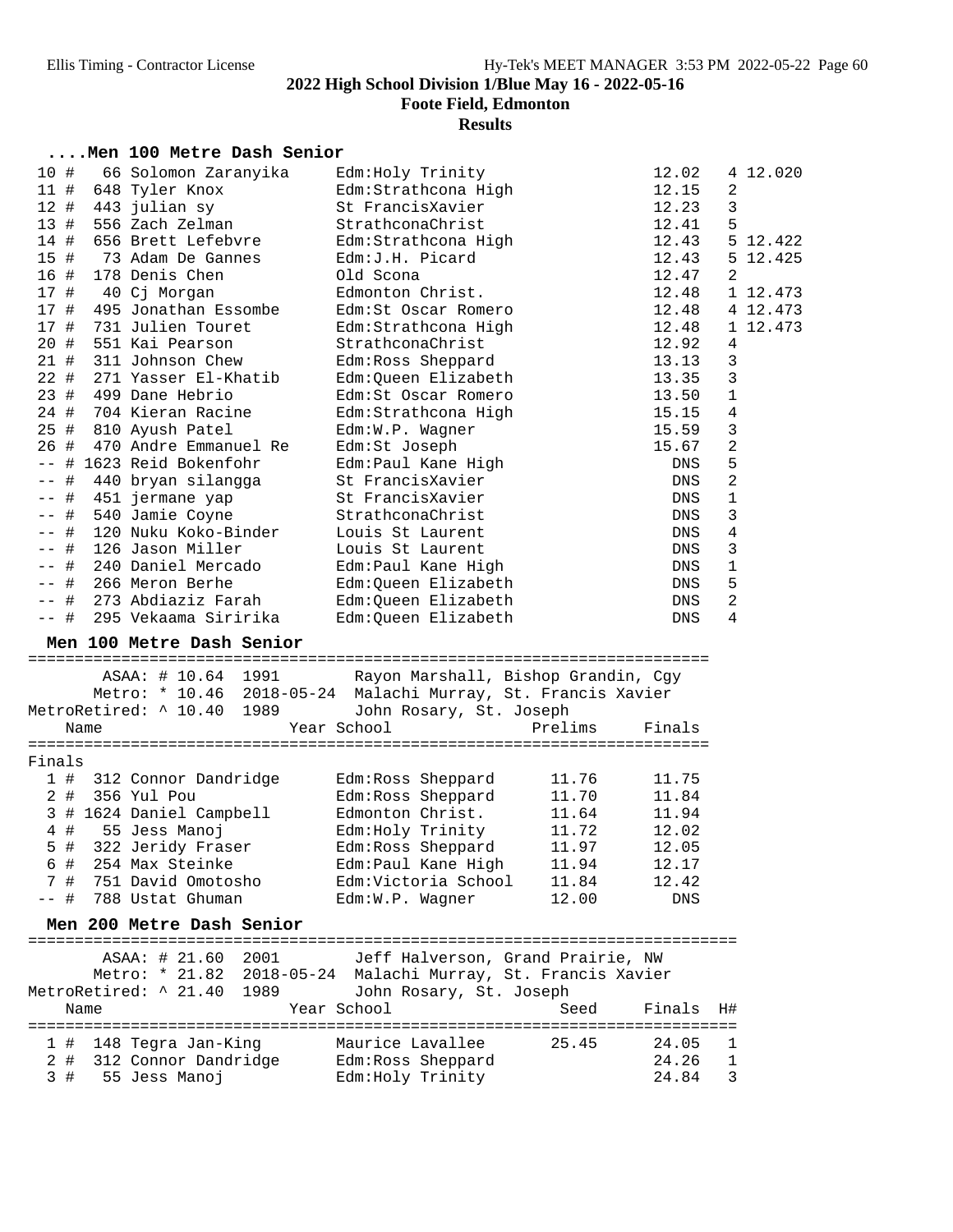## 2022 High School Division 1/Blue May 16 - 2022-05-16

**Foote Field, Edmonton**

**Results**

### ....Men 100 Metre Dash Senior

| Place | # | Name | School | Time | H# | |
|---|---|---|---|---|---|---|
| 10 | # 66 | Solomon Zaranyika | Edm:Holy Trinity | 12.02 | 4 | 12.020 |
| 11 | # 648 | Tyler Knox | Edm:Strathcona High | 12.15 | 2 | |
| 12 | # 443 | julian sy | St FrancisXavier | 12.23 | 3 | |
| 13 | # 556 | Zach Zelman | StrathconaChrist | 12.41 | 5 | |
| 14 | # 656 | Brett Lefebvre | Edm:Strathcona High | 12.43 | 5 | 12.422 |
| 15 | # 73 | Adam De Gannes | Edm:J.H. Picard | 12.43 | 5 | 12.425 |
| 16 | # 178 | Denis Chen | Old Scona | 12.47 | 2 | |
| 17 | # 40 | Cj Morgan | Edmonton Christ. | 12.48 | 1 | 12.473 |
| 17 | # 495 | Jonathan Essombe | Edm:St Oscar Romero | 12.48 | 4 | 12.473 |
| 17 | # 731 | Julien Touret | Edm:Strathcona High | 12.48 | 1 | 12.473 |
| 20 | # 551 | Kai Pearson | StrathconaChrist | 12.92 | 4 | |
| 21 | # 311 | Johnson Chew | Edm:Ross Sheppard | 13.13 | 3 | |
| 22 | # 271 | Yasser El-Khatib | Edm:Queen Elizabeth | 13.35 | 3 | |
| 23 | # 499 | Dane Hebrio | Edm:St Oscar Romero | 13.50 | 1 | |
| 24 | # 704 | Kieran Racine | Edm:Strathcona High | 15.15 | 4 | |
| 25 | # 810 | Ayush Patel | Edm:W.P. Wagner | 15.59 | 3 | |
| 26 | # 470 | Andre Emmanuel Re | Edm:St Joseph | 15.67 | 2 | |
| -- | # 1623 | Reid Bokenfohr | Edm:Paul Kane High | DNS | 5 | |
| -- | # 440 | bryan silangga | St FrancisXavier | DNS | 2 | |
| -- | # 451 | jermane yap | St FrancisXavier | DNS | 1 | |
| -- | # 540 | Jamie Coyne | StrathconaChrist | DNS | 3 | |
| -- | # 120 | Nuku Koko-Binder | Louis St Laurent | DNS | 4 | |
| -- | # 126 | Jason Miller | Louis St Laurent | DNS | 3 | |
| -- | # 240 | Daniel Mercado | Edm:Paul Kane High | DNS | 1 | |
| -- | # 266 | Meron Berhe | Edm:Queen Elizabeth | DNS | 5 | |
| -- | # 273 | Abdiaziz Farah | Edm:Queen Elizabeth | DNS | 2 | |
| -- | # 295 | Vekaama Siririka | Edm:Queen Elizabeth | DNS | 4 | |

### Men 100 Metre Dash Senior

ASAA: # 10.64 1991 Rayon Marshall, Bishop Grandin, Cgy
Metro: * 10.46 2018-05-24 Malachi Murray, St. Francis Xavier
MetroRetired: ^ 10.40 1989 John Rosary, St. Joseph

**Finals**

| Place | # | Name | Year | School | Prelims | Finals |
|---|---|---|---|---|---|---|
| 1 | # 312 | Connor Dandridge | | Edm:Ross Sheppard | 11.76 | 11.75 |
| 2 | # 356 | Yul Pou | | Edm:Ross Sheppard | 11.70 | 11.84 |
| 3 | # 1624 | Daniel Campbell | | Edmonton Christ. | 11.64 | 11.94 |
| 4 | # 55 | Jess Manoj | | Edm:Holy Trinity | 11.72 | 12.02 |
| 5 | # 322 | Jeridy Fraser | | Edm:Ross Sheppard | 11.97 | 12.05 |
| 6 | # 254 | Max Steinke | | Edm:Paul Kane High | 11.94 | 12.17 |
| 7 | # 751 | David Omotosho | | Edm:Victoria School | 11.84 | 12.42 |
| -- | # 788 | Ustat Ghuman | | Edm:W.P. Wagner | 12.00 | DNS |

### Men 200 Metre Dash Senior

ASAA: # 21.60 2001 Jeff Halverson, Grand Prairie, NW
Metro: * 21.82 2018-05-24 Malachi Murray, St. Francis Xavier
MetroRetired: ^ 21.40 1989 John Rosary, St. Joseph

| Place | # | Name | Year | School | Seed | Finals | H# |
|---|---|---|---|---|---|---|---|
| 1 | # 148 | Tegra Jan-King | | Maurice Lavallee | 25.45 | 24.05 | 1 |
| 2 | # 312 | Connor Dandridge | | Edm:Ross Sheppard | | 24.26 | 1 |
| 3 | # 55 | Jess Manoj | | Edm:Holy Trinity | | 24.84 | 3 |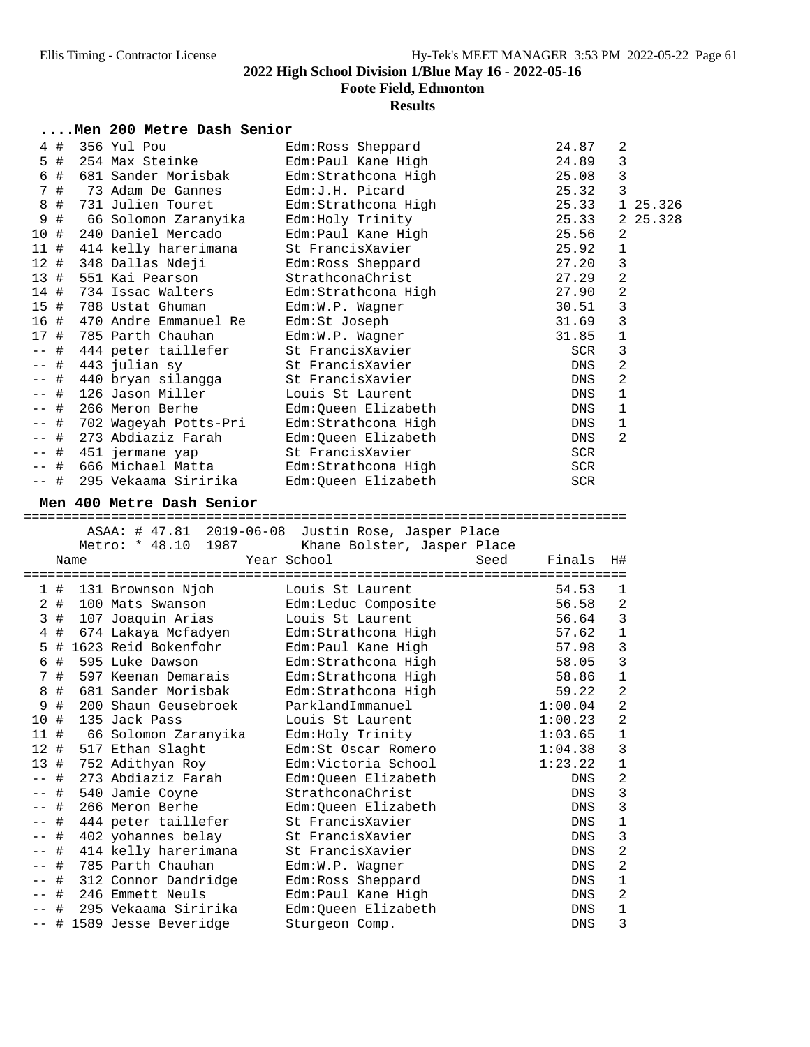## 2022 High School Division 1/Blue May 16 - 2022-05-16

**Foote Field, Edmonton**

**Results**

### ....Men 200 Metre Dash Senior

| Place | Name | School | Finals | H# | |
|---|---|---|---|---|---|
| 4 # | 356 Yul Pou | Edm:Ross Sheppard | 24.87 | 2 | |
| 5 # | 254 Max Steinke | Edm:Paul Kane High | 24.89 | 3 | |
| 6 # | 681 Sander Morisbak | Edm:Strathcona High | 25.08 | 3 | |
| 7 # | 73 Adam De Gannes | Edm:J.H. Picard | 25.32 | 3 | |
| 8 # | 731 Julien Touret | Edm:Strathcona High | 25.33 | 1 | 25.326 |
| 9 # | 66 Solomon Zaranyika | Edm:Holy Trinity | 25.33 | 2 | 25.328 |
| 10 # | 240 Daniel Mercado | Edm:Paul Kane High | 25.56 | 2 | |
| 11 # | 414 kelly harerimana | St FrancisXavier | 25.92 | 1 | |
| 12 # | 348 Dallas Ndeji | Edm:Ross Sheppard | 27.20 | 3 | |
| 13 # | 551 Kai Pearson | StrathconaChrist | 27.29 | 2 | |
| 14 # | 734 Issac Walters | Edm:Strathcona High | 27.90 | 2 | |
| 15 # | 788 Ustat Ghuman | Edm:W.P. Wagner | 30.51 | 3 | |
| 16 # | 470 Andre Emmanuel Re | Edm:St Joseph | 31.69 | 3 | |
| 17 # | 785 Parth Chauhan | Edm:W.P. Wagner | 31.85 | 1 | |
| -- # | 444 peter taillefer | St FrancisXavier | SCR | 3 | |
| -- # | 443 julian sy | St FrancisXavier | DNS | 2 | |
| -- # | 440 bryan silangga | St FrancisXavier | DNS | 2 | |
| -- # | 126 Jason Miller | Louis St Laurent | DNS | 1 | |
| -- # | 266 Meron Berhe | Edm:Queen Elizabeth | DNS | 1 | |
| -- # | 702 Wageyah Potts-Pri | Edm:Strathcona High | DNS | 1 | |
| -- # | 273 Abdiaziz Farah | Edm:Queen Elizabeth | DNS | 2 | |
| -- # | 451 jermane yap | St FrancisXavier | SCR | | |
| -- # | 666 Michael Matta | Edm:Strathcona High | SCR | | |
| -- # | 295 Vekaama Siririka | Edm:Queen Elizabeth | SCR | | |

### Men 400 Metre Dash Senior

ASAA: # 47.81 2019-06-08 Justin Rose, Jasper Place
Metro: * 48.10 1987 Khane Bolster, Jasper Place

| Place | Name | Year | School | Seed | Finals | H# |
|---|---|---|---|---|---|---|
| 1 # | 131 Brownson Njoh | | Louis St Laurent | | 54.53 | 1 |
| 2 # | 100 Mats Swanson | | Edm:Leduc Composite | | 56.58 | 2 |
| 3 # | 107 Joaquin Arias | | Louis St Laurent | | 56.64 | 3 |
| 4 # | 674 Lakaya Mcfadyen | | Edm:Strathcona High | | 57.62 | 1 |
| 5 # | 1623 Reid Bokenfohr | | Edm:Paul Kane High | | 57.98 | 3 |
| 6 # | 595 Luke Dawson | | Edm:Strathcona High | | 58.05 | 3 |
| 7 # | 597 Keenan Demarais | | Edm:Strathcona High | | 58.86 | 1 |
| 8 # | 681 Sander Morisbak | | Edm:Strathcona High | | 59.22 | 2 |
| 9 # | 200 Shaun Geusebroek | | ParklandImmanuel | | 1:00.04 | 2 |
| 10 # | 135 Jack Pass | | Louis St Laurent | | 1:00.23 | 2 |
| 11 # | 66 Solomon Zaranyika | | Edm:Holy Trinity | | 1:03.65 | 1 |
| 12 # | 517 Ethan Slaght | | Edm:St Oscar Romero | | 1:04.38 | 3 |
| 13 # | 752 Adithyan Roy | | Edm:Victoria School | | 1:23.22 | 1 |
| -- # | 273 Abdiaziz Farah | | Edm:Queen Elizabeth | | DNS | 2 |
| -- # | 540 Jamie Coyne | | StrathconaChrist | | DNS | 3 |
| -- # | 266 Meron Berhe | | Edm:Queen Elizabeth | | DNS | 3 |
| -- # | 444 peter taillefer | | St FrancisXavier | | DNS | 1 |
| -- # | 402 yohannes belay | | St FrancisXavier | | DNS | 3 |
| -- # | 414 kelly harerimana | | St FrancisXavier | | DNS | 2 |
| -- # | 785 Parth Chauhan | | Edm:W.P. Wagner | | DNS | 2 |
| -- # | 312 Connor Dandridge | | Edm:Ross Sheppard | | DNS | 1 |
| -- # | 246 Emmett Neuls | | Edm:Paul Kane High | | DNS | 2 |
| -- # | 295 Vekaama Siririka | | Edm:Queen Elizabeth | | DNS | 1 |
| -- # | 1589 Jesse Beveridge | | Sturgeon Comp. | | DNS | 3 |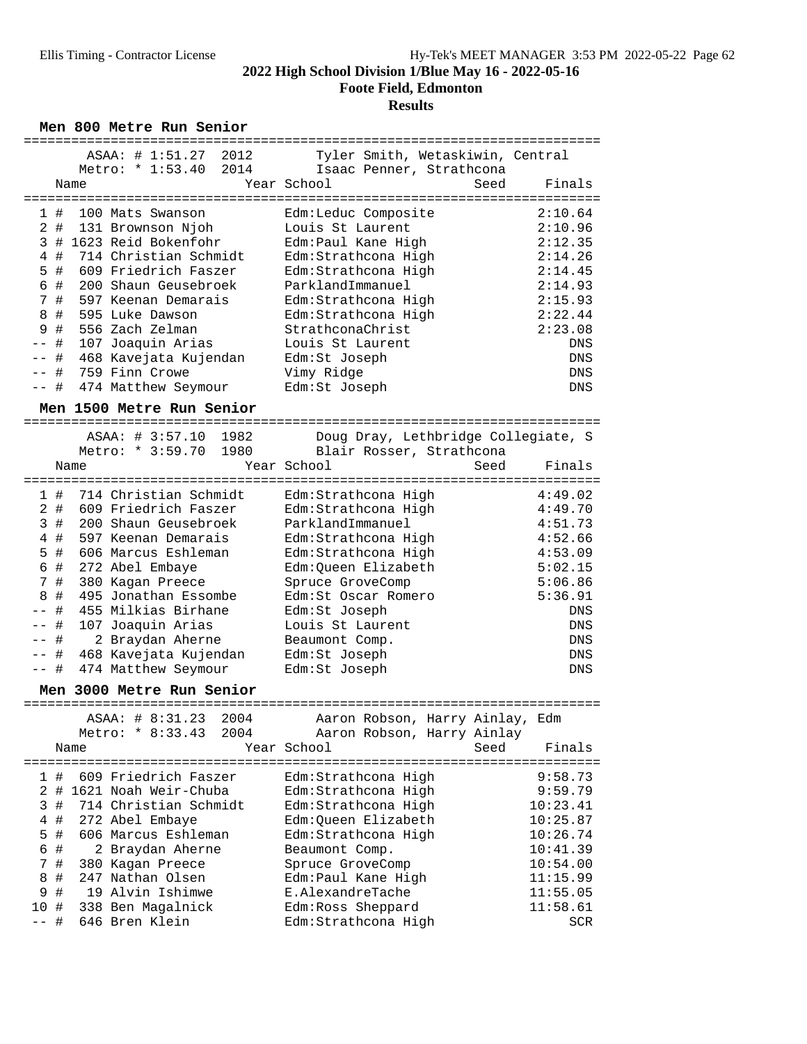# 2022 High School Division 1/Blue May 16 - 2022-05-16

## Foote Field, Edmonton

### Results

### Men 800 Metre Run Senior

ASAA: # 1:51.27 2012 Tyler Smith, Wetaskiwin, Central
Metro: * 1:53.40 2014 Isaac Penner, Strathcona

| | Name | Year | School | Seed | Finals |
|---|---|---|---|---|---|
| 1 # | 100 Mats Swanson | | Edm:Leduc Composite | | 2:10.64 |
| 2 # | 131 Brownson Njoh | | Louis St Laurent | | 2:10.96 |
| 3 # | 1623 Reid Bokenfohr | | Edm:Paul Kane High | | 2:12.35 |
| 4 # | 714 Christian Schmidt | | Edm:Strathcona High | | 2:14.26 |
| 5 # | 609 Friedrich Faszer | | Edm:Strathcona High | | 2:14.45 |
| 6 # | 200 Shaun Geusebroek | | ParklandImmanuel | | 2:14.93 |
| 7 # | 597 Keenan Demarais | | Edm:Strathcona High | | 2:15.93 |
| 8 # | 595 Luke Dawson | | Edm:Strathcona High | | 2:22.44 |
| 9 # | 556 Zach Zelman | | StrathconaChrist | | 2:23.08 |
| -- # | 107 Joaquin Arias | | Louis St Laurent | | DNS |
| -- # | 468 Kavejata Kujendan | | Edm:St Joseph | | DNS |
| -- # | 759 Finn Crowe | | Vimy Ridge | | DNS |
| -- # | 474 Matthew Seymour | | Edm:St Joseph | | DNS |

### Men 1500 Metre Run Senior

ASAA: # 3:57.10 1982 Doug Dray, Lethbridge Collegiate, S
Metro: * 3:59.70 1980 Blair Rosser, Strathcona

| | Name | Year | School | Seed | Finals |
|---|---|---|---|---|---|
| 1 # | 714 Christian Schmidt | | Edm:Strathcona High | | 4:49.02 |
| 2 # | 609 Friedrich Faszer | | Edm:Strathcona High | | 4:49.70 |
| 3 # | 200 Shaun Geusebroek | | ParklandImmanuel | | 4:51.73 |
| 4 # | 597 Keenan Demarais | | Edm:Strathcona High | | 4:52.66 |
| 5 # | 606 Marcus Eshleman | | Edm:Strathcona High | | 4:53.09 |
| 6 # | 272 Abel Embaye | | Edm:Queen Elizabeth | | 5:02.15 |
| 7 # | 380 Kagan Preece | | Spruce GroveComp | | 5:06.86 |
| 8 # | 495 Jonathan Essombe | | Edm:St Oscar Romero | | 5:36.91 |
| -- # | 455 Milkias Birhane | | Edm:St Joseph | | DNS |
| -- # | 107 Joaquin Arias | | Louis St Laurent | | DNS |
| -- # | 2 Braydan Aherne | | Beaumont Comp. | | DNS |
| -- # | 468 Kavejata Kujendan | | Edm:St Joseph | | DNS |
| -- # | 474 Matthew Seymour | | Edm:St Joseph | | DNS |

### Men 3000 Metre Run Senior

ASAA: # 8:31.23 2004 Aaron Robson, Harry Ainlay, Edm
Metro: * 8:33.43 2004 Aaron Robson, Harry Ainlay

| | Name | Year | School | Seed | Finals |
|---|---|---|---|---|---|
| 1 # | 609 Friedrich Faszer | | Edm:Strathcona High | | 9:58.73 |
| 2 # | 1621 Noah Weir-Chuba | | Edm:Strathcona High | | 9:59.79 |
| 3 # | 714 Christian Schmidt | | Edm:Strathcona High | | 10:23.41 |
| 4 # | 272 Abel Embaye | | Edm:Queen Elizabeth | | 10:25.87 |
| 5 # | 606 Marcus Eshleman | | Edm:Strathcona High | | 10:26.74 |
| 6 # | 2 Braydan Aherne | | Beaumont Comp. | | 10:41.39 |
| 7 # | 380 Kagan Preece | | Spruce GroveComp | | 10:54.00 |
| 8 # | 247 Nathan Olsen | | Edm:Paul Kane High | | 11:15.99 |
| 9 # | 19 Alvin Ishimwe | | E.AlexandreTache | | 11:55.05 |
| 10 # | 338 Ben Magalnick | | Edm:Ross Sheppard | | 11:58.61 |
| -- # | 646 Bren Klein | | Edm:Strathcona High | | SCR |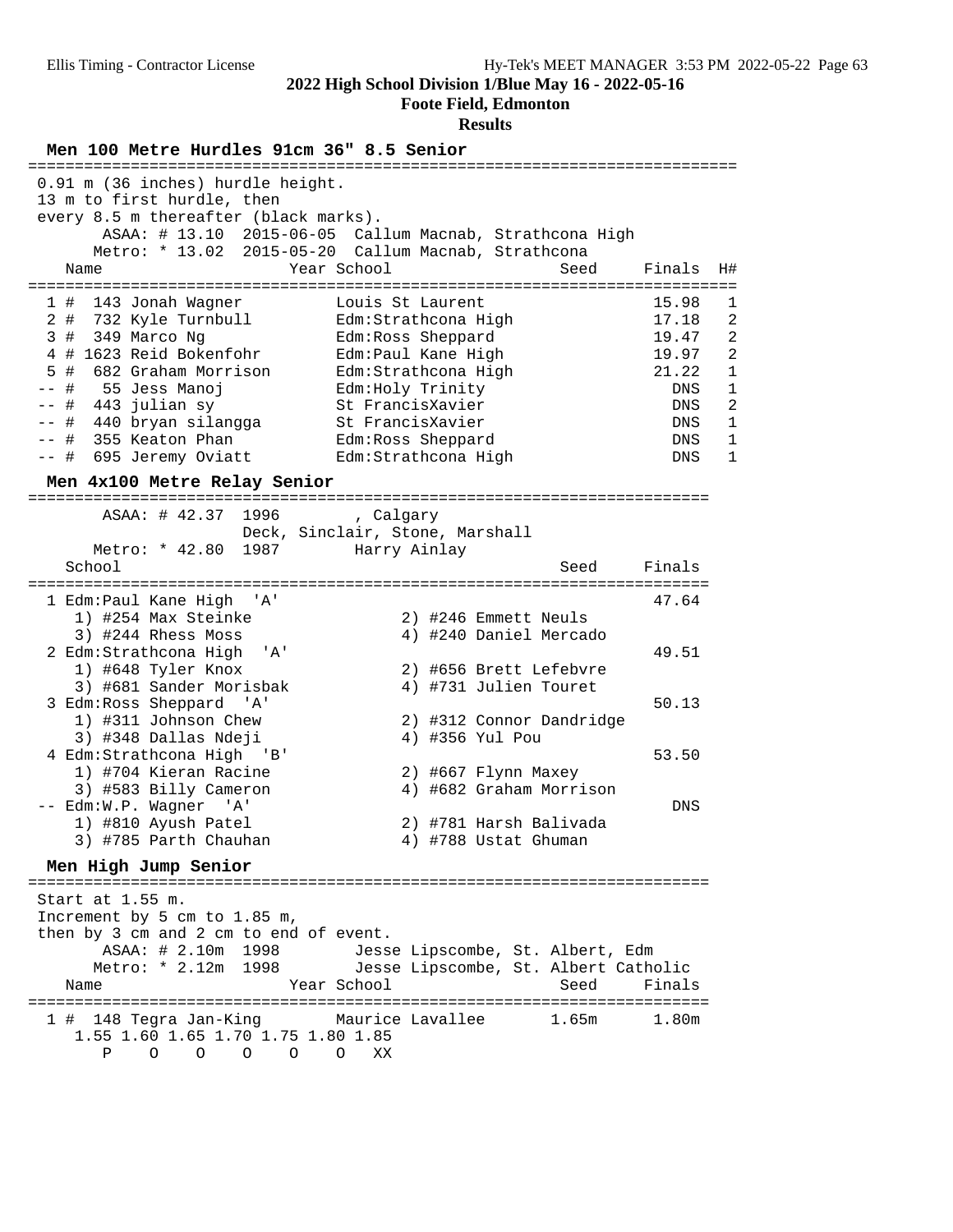**2022 High School Division 1/Blue May 16 - 2022-05-16**

**Foote Field, Edmonton**

**Results**

### Men 100 Metre Hurdles 91cm 36" 8.5 Senior

0.91 m (36 inches) hurdle height.
13 m to first hurdle, then
every 8.5 m thereafter (black marks).

ASAA: # 13.10 2015-06-05 Callum Macnab, Strathcona High
Metro: * 13.02 2015-05-20 Callum Macnab, Strathcona

| Place | Name | Year | School | Seed | Finals | H# |
|---|---|---|---|---|---|---|
| 1 # | 143 Jonah Wagner | | Louis St Laurent | | 15.98 | 1 |
| 2 # | 732 Kyle Turnbull | | Edm:Strathcona High | | 17.18 | 2 |
| 3 # | 349 Marco Ng | | Edm:Ross Sheppard | | 19.47 | 2 |
| 4 # | 1623 Reid Bokenfohr | | Edm:Paul Kane High | | 19.97 | 2 |
| 5 # | 682 Graham Morrison | | Edm:Strathcona High | | 21.22 | 1 |
| -- # | 55 Jess Manoj | | Edm:Holy Trinity | | DNS | 1 |
| -- # | 443 julian sy | | St FrancisXavier | | DNS | 2 |
| -- # | 440 bryan silangga | | St FrancisXavier | | DNS | 1 |
| -- # | 355 Keaton Phan | | Edm:Ross Sheppard | | DNS | 1 |
| -- # | 695 Jeremy Oviatt | | Edm:Strathcona High | | DNS | 1 |

### Men 4x100 Metre Relay Senior

ASAA: # 42.37 1996 , Calgary
Deck, Sinclair, Stone, Marshall
Metro: * 42.80 1987 Harry Ainlay

| Place | School | Seed | Finals |
|---|---|---|---|
| 1 | Edm:Paul Kane High 'A' | | 47.64 |
| | 1) #254 Max Steinke 2) #246 Emmett Neuls 3) #244 Rhess Moss 4) #240 Daniel Mercado | | |
| 2 | Edm:Strathcona High 'A' | | 49.51 |
| | 1) #648 Tyler Knox 2) #656 Brett Lefebvre 3) #681 Sander Morisbak 4) #731 Julien Touret | | |
| 3 | Edm:Ross Sheppard 'A' | | 50.13 |
| | 1) #311 Johnson Chew 2) #312 Connor Dandridge 3) #348 Dallas Ndeji 4) #356 Yul Pou | | |
| 4 | Edm:Strathcona High 'B' | | 53.50 |
| | 1) #704 Kieran Racine 2) #667 Flynn Maxey 3) #583 Billy Cameron 4) #682 Graham Morrison | | |
| -- | Edm:W.P. Wagner 'A' | | DNS |
| | 1) #810 Ayush Patel 2) #781 Harsh Balivada 3) #785 Parth Chauhan 4) #788 Ustat Ghuman | | |

### Men High Jump Senior

Start at 1.55 m.
Increment by 5 cm to 1.85 m,
then by 3 cm and 2 cm to end of event.

ASAA: # 2.10m 1998 Jesse Lipscombe, St. Albert, Edm
Metro: * 2.12m 1998 Jesse Lipscombe, St. Albert Catholic

| Place | Name | Year | School | Seed | Finals |
|---|---|---|---|---|---|
| 1 # | 148 Tegra Jan-King | | Maurice Lavallee | 1.65m | 1.80m |

| 1.55 | 1.60 | 1.65 | 1.70 | 1.75 | 1.80 | 1.85 |
|---|---|---|---|---|---|---|
| P | O | O | O | O | O | XX |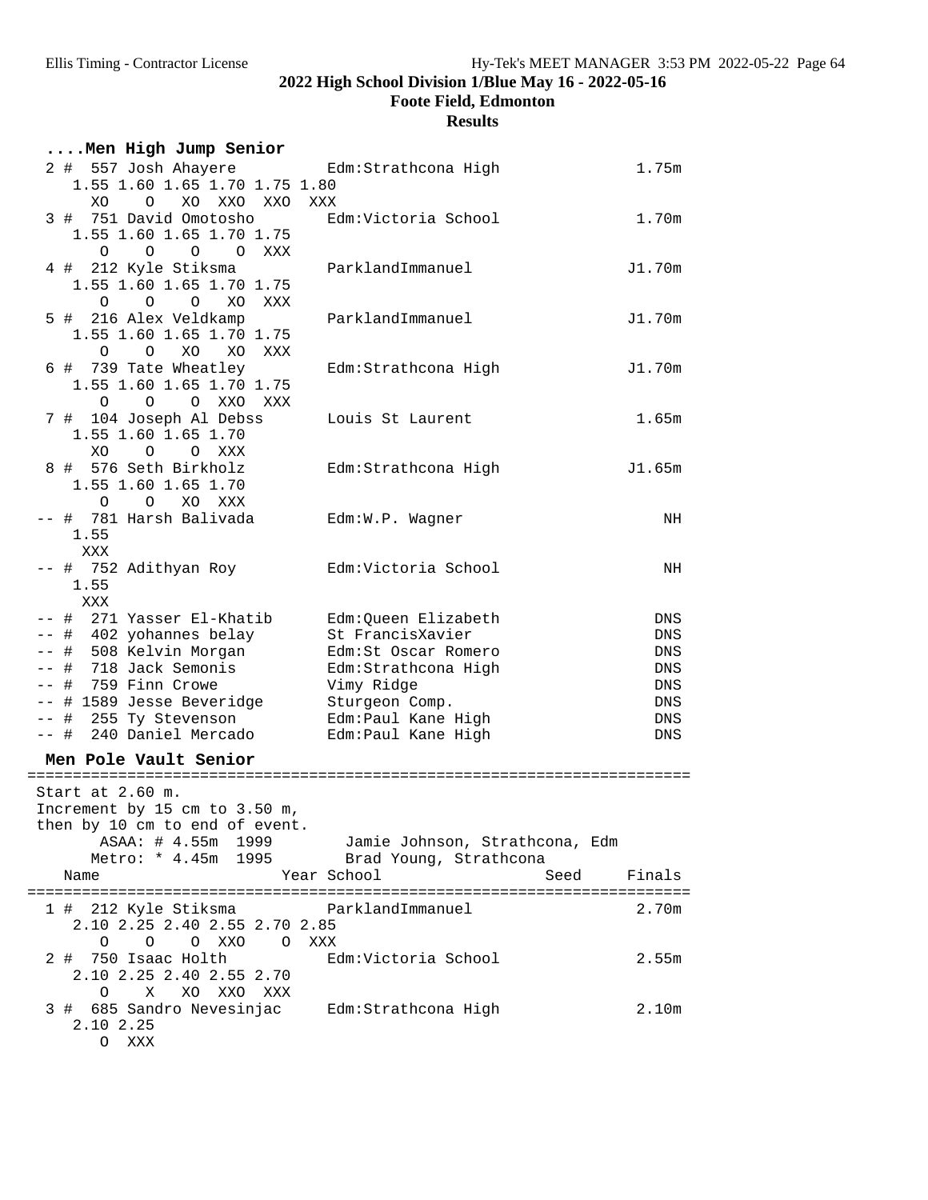## 2022 High School Division 1/Blue May 16 - 2022-05-16

### Foote Field, Edmonton

### Results

```
....Men High Jump Senior
  2 #  557 Josh Ahayere          Edm:Strathcona High              1.75m
     1.55 1.60 1.65 1.70 1.75 1.80
       XO    O   XO  XXO  XXO  XXX
  3 #  751 David Omotosho        Edm:Victoria School              1.70m
     1.55 1.60 1.65 1.70 1.75
        O    O    O    O  XXX
  4 #  212 Kyle Stiksma          ParklandImmanuel                J1.70m
     1.55 1.60 1.65 1.70 1.75
        O    O    O   XO  XXX
  5 #  216 Alex Veldkamp         ParklandImmanuel                J1.70m
     1.55 1.60 1.65 1.70 1.75
        O    O   XO   XO  XXX
  6 #  739 Tate Wheatley         Edm:Strathcona High             J1.70m
     1.55 1.60 1.65 1.70 1.75
        O    O    O  XXO  XXX
  7 #  104 Joseph Al Debss       Louis St Laurent                 1.65m
     1.55 1.60 1.65 1.70
       XO    O    O  XXX
  8 #  576 Seth Birkholz         Edm:Strathcona High             J1.65m
     1.55 1.60 1.65 1.70
        O    O   XO  XXX
 -- #  781 Harsh Balivada        Edm:W.P. Wagner                     NH
     1.55
      XXX
 -- #  752 Adithyan Roy          Edm:Victoria School                 NH
     1.55
      XXX
 -- #  271 Yasser El-Khatib      Edm:Queen Elizabeth                DNS
 -- #  402 yohannes belay        St FrancisXavier                   DNS
 -- #  508 Kelvin Morgan         Edm:St Oscar Romero                DNS
 -- #  718 Jack Semonis          Edm:Strathcona High                DNS
 -- #  759 Finn Crowe            Vimy Ridge                         DNS
 -- # 1589 Jesse Beveridge       Sturgeon Comp.                     DNS
 -- #  255 Ty Stevenson          Edm:Paul Kane High                 DNS
 -- #  240 Daniel Mercado        Edm:Paul Kane High                 DNS
```

### Men Pole Vault Senior

```
=========================================================================
 Start at 2.60 m.
 Increment by 15 cm to 3.50 m,
 then by 10 cm to end of event.
        ASAA: # 4.55m  1999        Jamie Johnson, Strathcona, Edm
       Metro: * 4.45m  1995        Brad Young, Strathcona
    Name                    Year School                   Seed     Finals
=========================================================================
  1 #  212 Kyle Stiksma          ParklandImmanuel                 2.70m
     2.10 2.25 2.40 2.55 2.70 2.85
        O    O    O  XXO    O  XXX
  2 #  750 Isaac Holth           Edm:Victoria School              2.55m
     2.10 2.25 2.40 2.55 2.70
        O    X   XO  XXO  XXX
  3 #  685 Sandro Nevesinjac     Edm:Strathcona High              2.10m
     2.10 2.25
        O  XXX
```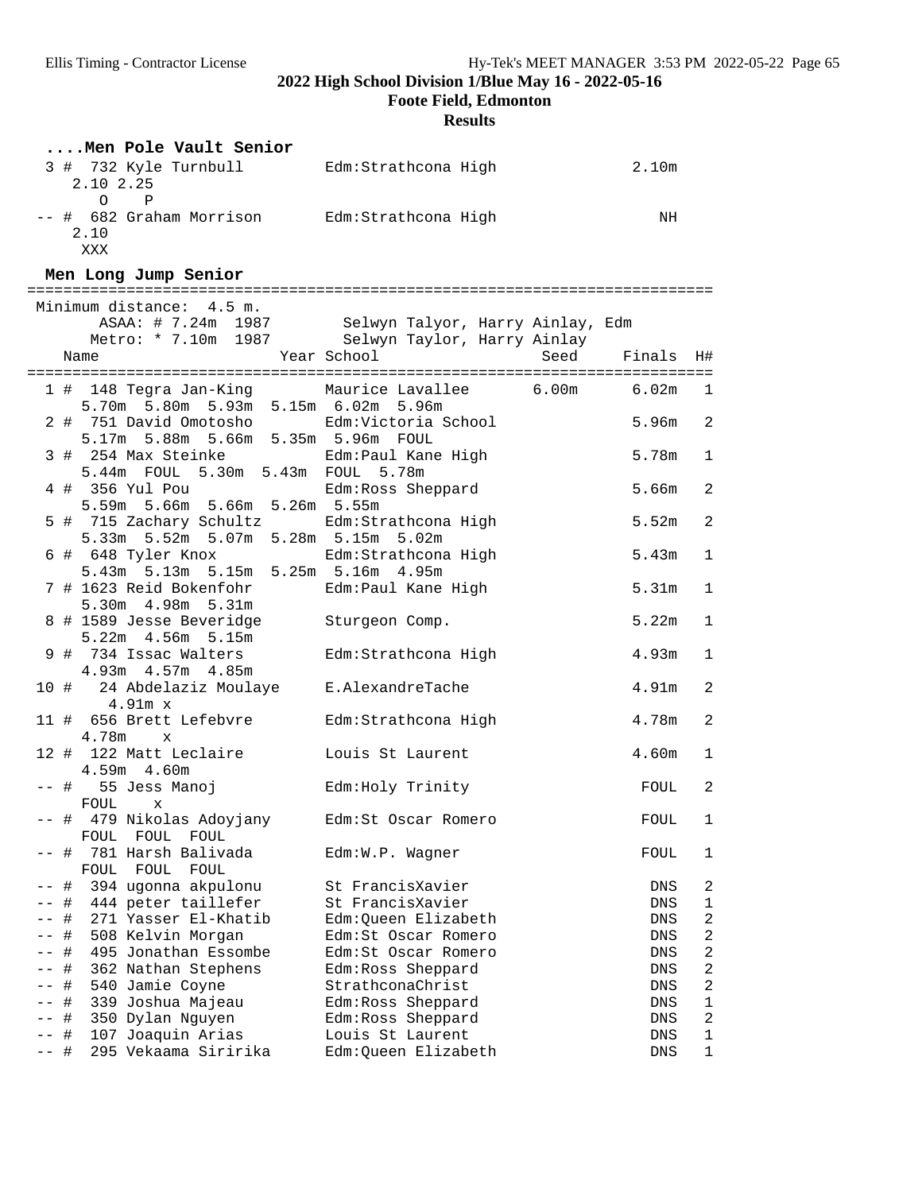**2022 High School Division 1/Blue May 16 - 2022-05-16**

**Foote Field, Edmonton**

**Results**

### ....Men Pole Vault Senior

```
  3 #  732 Kyle Turnbull        Edm:Strathcona High              2.10m
     2.10 2.25
       O    P
 -- #  682 Graham Morrison      Edm:Strathcona High                 NH
     2.10
      XXX
```

### Men Long Jump Senior

```
=============================================================================
 Minimum distance:  4.5 m.
        ASAA: # 7.24m  1987        Selwyn Talyor, Harry Ainlay, Edm
       Metro: * 7.10m  1987        Selwyn Taylor, Harry Ainlay
    Name                    Year School                  Seed    Finals  H#
=============================================================================
  1 #  148 Tegra Jan-King        Maurice Lavallee       6.00m     6.02m   1
      5.70m  5.80m  5.93m  5.15m  6.02m  5.96m
  2 #  751 David Omotosho        Edm:Victoria School              5.96m   2
      5.17m  5.88m  5.66m  5.35m  5.96m  FOUL
  3 #  254 Max Steinke           Edm:Paul Kane High               5.78m   1
      5.44m  FOUL  5.30m  5.43m  FOUL  5.78m
  4 #  356 Yul Pou               Edm:Ross Sheppard                5.66m   2
      5.59m  5.66m  5.66m  5.26m  5.55m
  5 #  715 Zachary Schultz       Edm:Strathcona High              5.52m   2
      5.33m  5.52m  5.07m  5.28m  5.15m  5.02m
  6 #  648 Tyler Knox            Edm:Strathcona High              5.43m   1
      5.43m  5.13m  5.15m  5.25m  5.16m  4.95m
  7 # 1623 Reid Bokenfohr        Edm:Paul Kane High               5.31m   1
      5.30m  4.98m  5.31m
  8 # 1589 Jesse Beveridge       Sturgeon Comp.                   5.22m   1
      5.22m  4.56m  5.15m
  9 #  734 Issac Walters         Edm:Strathcona High              4.93m   1
      4.93m  4.57m  4.85m
 10 #   24 Abdelaziz Moulaye     E.AlexandreTache                 4.91m   2
        4.91m x
 11 #  656 Brett Lefebvre        Edm:Strathcona High              4.78m   2
      4.78m    x
 12 #  122 Matt Leclaire         Louis St Laurent                 4.60m   1
      4.59m  4.60m
 -- #   55 Jess Manoj            Edm:Holy Trinity                  FOUL   2
      FOUL    x
 -- #  479 Nikolas Adoyjany      Edm:St Oscar Romero               FOUL   1
      FOUL  FOUL  FOUL
 -- #  781 Harsh Balivada        Edm:W.P. Wagner                   FOUL   1
      FOUL  FOUL  FOUL
 -- #  394 ugonna akpulonu       St FrancisXavier                   DNS   2
 -- #  444 peter taillefer       St FrancisXavier                   DNS   1
 -- #  271 Yasser El-Khatib      Edm:Queen Elizabeth                DNS   2
 -- #  508 Kelvin Morgan         Edm:St Oscar Romero                DNS   2
 -- #  495 Jonathan Essombe      Edm:St Oscar Romero                DNS   2
 -- #  362 Nathan Stephens       Edm:Ross Sheppard                  DNS   2
 -- #  540 Jamie Coyne           StrathconaChrist                   DNS   2
 -- #  339 Joshua Majeau         Edm:Ross Sheppard                  DNS   1
 -- #  350 Dylan Nguyen          Edm:Ross Sheppard                  DNS   2
 -- #  107 Joaquin Arias         Louis St Laurent                   DNS   1
 -- #  295 Vekaama Siririka      Edm:Queen Elizabeth                DNS   1
```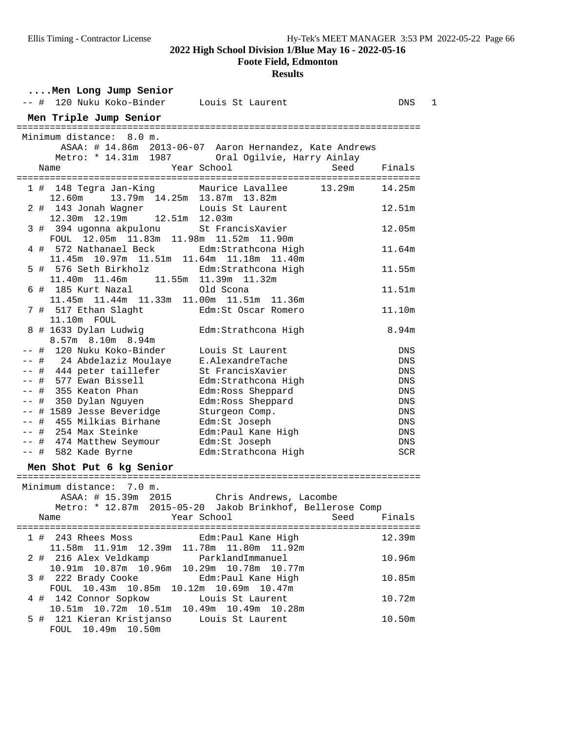## ....Men Long Jump Senior

| Place | Name | Year | School | Seed | Finals | |
|---|---|---|---|---|---|---|
| -- # | 120 Nuku Koko-Binder | | Louis St Laurent | | DNS | 1 |

## Men Triple Jump Senior

Minimum distance: 8.0 m.
ASAA: # 14.86m 2013-06-07 Aaron Hernandez, Kate Andrews
Metro: * 14.31m 1987 Oral Ogilvie, Harry Ainlay

| Place | Name | Year | School | Seed | Finals |
|---|---|---|---|---|---|
| 1 # | 148 Tegra Jan-King | | Maurice Lavallee | 13.29m | 14.25m |
| | 12.60m 13.79m 14.25m 13.87m 13.82m | | | | |
| 2 # | 143 Jonah Wagner | | Louis St Laurent | | 12.51m |
| | 12.30m 12.19m 12.51m 12.03m | | | | |
| 3 # | 394 ugonna akpulonu | | St FrancisXavier | | 12.05m |
| | FOUL 12.05m 11.83m 11.98m 11.52m 11.90m | | | | |
| 4 # | 572 Nathanael Beck | | Edm:Strathcona High | | 11.64m |
| | 11.45m 10.97m 11.51m 11.64m 11.18m 11.40m | | | | |
| 5 # | 576 Seth Birkholz | | Edm:Strathcona High | | 11.55m |
| | 11.40m 11.46m 11.55m 11.39m 11.32m | | | | |
| 6 # | 185 Kurt Nazal | | Old Scona | | 11.51m |
| | 11.45m 11.44m 11.33m 11.00m 11.51m 11.36m | | | | |
| 7 # | 517 Ethan Slaght | | Edm:St Oscar Romero | | 11.10m |
| | 11.10m FOUL | | | | |
| 8 # | 1633 Dylan Ludwig | | Edm:Strathcona High | | 8.94m |
| | 8.57m 8.10m 8.94m | | | | |
| -- # | 120 Nuku Koko-Binder | | Louis St Laurent | | DNS |
| -- # | 24 Abdelaziz Moulaye | | E.AlexandreTache | | DNS |
| -- # | 444 peter taillefer | | St FrancisXavier | | DNS |
| -- # | 577 Ewan Bissell | | Edm:Strathcona High | | DNS |
| -- # | 355 Keaton Phan | | Edm:Ross Sheppard | | DNS |
| -- # | 350 Dylan Nguyen | | Edm:Ross Sheppard | | DNS |
| -- # | 1589 Jesse Beveridge | | Sturgeon Comp. | | DNS |
| -- # | 455 Milkias Birhane | | Edm:St Joseph | | DNS |
| -- # | 254 Max Steinke | | Edm:Paul Kane High | | DNS |
| -- # | 474 Matthew Seymour | | Edm:St Joseph | | DNS |
| -- # | 582 Kade Byrne | | Edm:Strathcona High | | SCR |

## Men Shot Put 6 kg Senior

Minimum distance: 7.0 m.
ASAA: # 15.39m 2015 Chris Andrews, Lacombe
Metro: * 12.87m 2015-05-20 Jakob Brinkhof, Bellerose Comp

| Place | Name | Year | School | Seed | Finals |
|---|---|---|---|---|---|
| 1 # | 243 Rhees Moss | | Edm:Paul Kane High | | 12.39m |
| | 11.58m 11.91m 12.39m 11.78m 11.80m 11.92m | | | | |
| 2 # | 216 Alex Veldkamp | | ParklandImmanuel | | 10.96m |
| | 10.91m 10.87m 10.96m 10.29m 10.78m 10.77m | | | | |
| 3 # | 222 Brady Cooke | | Edm:Paul Kane High | | 10.85m |
| | FOUL 10.43m 10.85m 10.12m 10.69m 10.47m | | | | |
| 4 # | 142 Connor Sopkow | | Louis St Laurent | | 10.72m |
| | 10.51m 10.72m 10.51m 10.49m 10.49m 10.28m | | | | |
| 5 # | 121 Kieran Kristjanso | | Louis St Laurent | | 10.50m |
| | FOUL 10.49m 10.50m | | | | |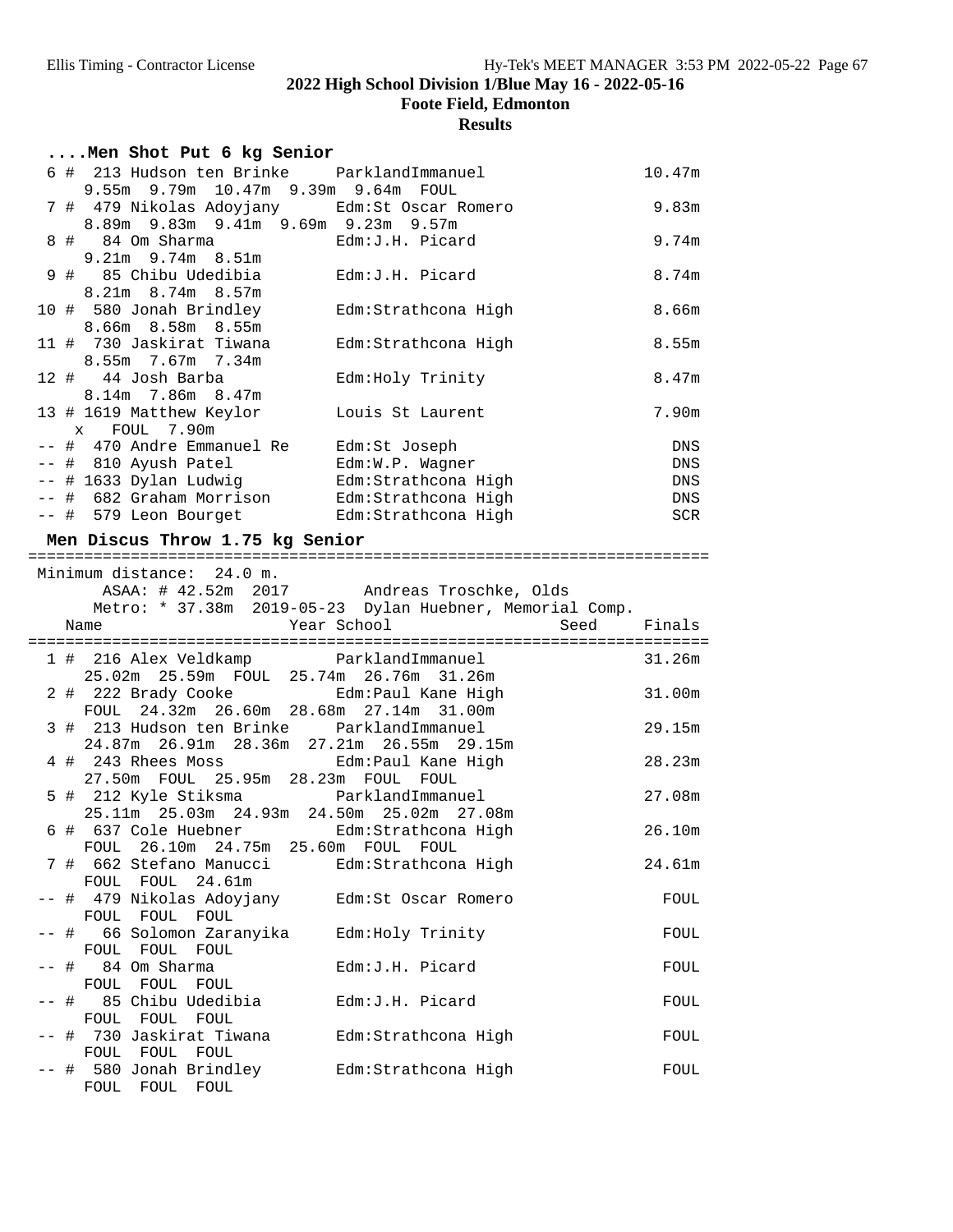**2022 High School Division 1/Blue May 16 - 2022-05-16**

**Foote Field, Edmonton**

**Results**

```
....Men Shot Put 6 kg Senior
  6 #  213 Hudson ten Brinke     ParklandImmanuel              10.47m
     9.55m  9.79m  10.47m  9.39m  9.64m  FOUL
  7 #  479 Nikolas Adoyjany      Edm:St Oscar Romero            9.83m
     8.89m  9.83m  9.41m  9.69m  9.23m  9.57m
  8 #   84 Om Sharma             Edm:J.H. Picard                9.74m
     9.21m  9.74m  8.51m
  9 #   85 Chibu Udedibia        Edm:J.H. Picard                8.74m
     8.21m  8.74m  8.57m
 10 #  580 Jonah Brindley        Edm:Strathcona High            8.66m
     8.66m  8.58m  8.55m
 11 #  730 Jaskirat Tiwana       Edm:Strathcona High            8.55m
     8.55m  7.67m  7.34m
 12 #   44 Josh Barba            Edm:Holy Trinity               8.47m
     8.14m  7.86m  8.47m
 13 # 1619 Matthew Keylor        Louis St Laurent               7.90m
     x   FOUL  7.90m
 -- #  470 Andre Emmanuel Re     Edm:St Joseph                    DNS
 -- #  810 Ayush Patel           Edm:W.P. Wagner                  DNS
 -- # 1633 Dylan Ludwig          Edm:Strathcona High              DNS
 -- #  682 Graham Morrison       Edm:Strathcona High              DNS
 -- #  579 Leon Bourget          Edm:Strathcona High              SCR
```

```
Men Discus Throw 1.75 kg Senior
=========================================================================
 Minimum distance:  24.0 m.
       ASAA: # 42.52m  2017        Andreas Troschke, Olds
      Metro: * 37.38m  2019-05-23  Dylan Huebner, Memorial Comp.
    Name                    Year School                  Seed     Finals
=========================================================================
  1 #  216 Alex Veldkamp         ParklandImmanuel              31.26m
     25.02m  25.59m  FOUL  25.74m  26.76m  31.26m
  2 #  222 Brady Cooke           Edm:Paul Kane High            31.00m
     FOUL  24.32m  26.60m  28.68m  27.14m  31.00m
  3 #  213 Hudson ten Brinke     ParklandImmanuel              29.15m
     24.87m  26.91m  28.36m  27.21m  26.55m  29.15m
  4 #  243 Rhees Moss            Edm:Paul Kane High            28.23m
     27.50m  FOUL  25.95m  28.23m  FOUL  FOUL
  5 #  212 Kyle Stiksma          ParklandImmanuel              27.08m
     25.11m  25.03m  24.93m  24.50m  25.02m  27.08m
  6 #  637 Cole Huebner          Edm:Strathcona High           26.10m
     FOUL  26.10m  24.75m  25.60m  FOUL  FOUL
  7 #  662 Stefano Manucci       Edm:Strathcona High           24.61m
     FOUL  FOUL  24.61m
 -- #  479 Nikolas Adoyjany      Edm:St Oscar Romero             FOUL
     FOUL  FOUL  FOUL
 -- #   66 Solomon Zaranyika     Edm:Holy Trinity                FOUL
     FOUL  FOUL  FOUL
 -- #   84 Om Sharma             Edm:J.H. Picard                 FOUL
     FOUL  FOUL  FOUL
 -- #   85 Chibu Udedibia        Edm:J.H. Picard                 FOUL
     FOUL  FOUL  FOUL
 -- #  730 Jaskirat Tiwana       Edm:Strathcona High             FOUL
     FOUL  FOUL  FOUL
 -- #  580 Jonah Brindley        Edm:Strathcona High             FOUL
     FOUL  FOUL  FOUL
```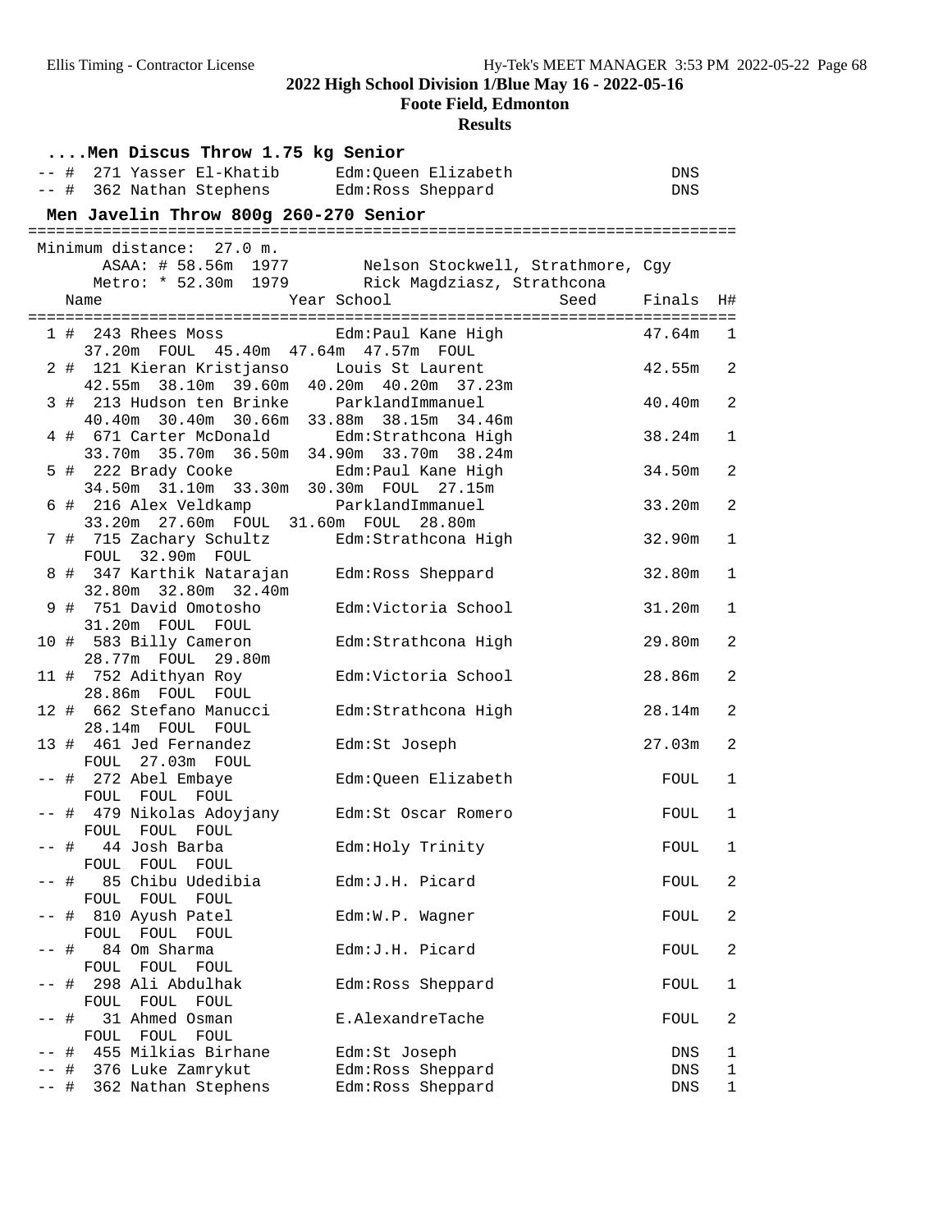## 2022 High School Division 1/Blue May 16 - 2022-05-16

**Foote Field, Edmonton**

**Results**

### ....Men Discus Throw 1.75 kg Senior

| Place | Name | School | Finals |
|---|---|---|---|
| -- # | 271 Yasser El-Khatib | Edm:Queen Elizabeth | DNS |
| -- # | 362 Nathan Stephens | Edm:Ross Sheppard | DNS |

### Men Javelin Throw 800g 260-270 Senior

Minimum distance: 27.0 m.

ASAA: # 58.56m 1977 Nelson Stockwell, Strathmore, Cgy

Metro: * 52.30m 1979 Rick Magdziasz, Strathcona

| Place | Name | Year | School | Seed | Finals | H# |
|---|---|---|---|---|---|---|
| 1 # | 243 Rhees Moss | | Edm:Paul Kane High | | 47.64m | 1 |
| | 37.20m FOUL 45.40m 47.64m 47.57m FOUL | | | | | |
| 2 # | 121 Kieran Kristjanso | | Louis St Laurent | | 42.55m | 2 |
| | 42.55m 38.10m 39.60m 40.20m 40.20m 37.23m | | | | | |
| 3 # | 213 Hudson ten Brinke | | ParklandImmanuel | | 40.40m | 2 |
| | 40.40m 30.40m 30.66m 33.88m 38.15m 34.46m | | | | | |
| 4 # | 671 Carter McDonald | | Edm:Strathcona High | | 38.24m | 1 |
| | 33.70m 35.70m 36.50m 34.90m 33.70m 38.24m | | | | | |
| 5 # | 222 Brady Cooke | | Edm:Paul Kane High | | 34.50m | 2 |
| | 34.50m 31.10m 33.30m 30.30m FOUL 27.15m | | | | | |
| 6 # | 216 Alex Veldkamp | | ParklandImmanuel | | 33.20m | 2 |
| | 33.20m 27.60m FOUL 31.60m FOUL 28.80m | | | | | |
| 7 # | 715 Zachary Schultz | | Edm:Strathcona High | | 32.90m | 1 |
| | FOUL 32.90m FOUL | | | | | |
| 8 # | 347 Karthik Natarajan | | Edm:Ross Sheppard | | 32.80m | 1 |
| | 32.80m 32.80m 32.40m | | | | | |
| 9 # | 751 David Omotosho | | Edm:Victoria School | | 31.20m | 1 |
| | 31.20m FOUL FOUL | | | | | |
| 10 # | 583 Billy Cameron | | Edm:Strathcona High | | 29.80m | 2 |
| | 28.77m FOUL 29.80m | | | | | |
| 11 # | 752 Adithyan Roy | | Edm:Victoria School | | 28.86m | 2 |
| | 28.86m FOUL FOUL | | | | | |
| 12 # | 662 Stefano Manucci | | Edm:Strathcona High | | 28.14m | 2 |
| | 28.14m FOUL FOUL | | | | | |
| 13 # | 461 Jed Fernandez | | Edm:St Joseph | | 27.03m | 2 |
| | FOUL 27.03m FOUL | | | | | |
| -- # | 272 Abel Embaye | | Edm:Queen Elizabeth | | FOUL | 1 |
| | FOUL FOUL FOUL | | | | | |
| -- # | 479 Nikolas Adoyjany | | Edm:St Oscar Romero | | FOUL | 1 |
| | FOUL FOUL FOUL | | | | | |
| -- # | 44 Josh Barba | | Edm:Holy Trinity | | FOUL | 1 |
| | FOUL FOUL FOUL | | | | | |
| -- # | 85 Chibu Udedibia | | Edm:J.H. Picard | | FOUL | 2 |
| | FOUL FOUL FOUL | | | | | |
| -- # | 810 Ayush Patel | | Edm:W.P. Wagner | | FOUL | 2 |
| | FOUL FOUL FOUL | | | | | |
| -- # | 84 Om Sharma | | Edm:J.H. Picard | | FOUL | 2 |
| | FOUL FOUL FOUL | | | | | |
| -- # | 298 Ali Abdulhak | | Edm:Ross Sheppard | | FOUL | 1 |
| | FOUL FOUL FOUL | | | | | |
| -- # | 31 Ahmed Osman | | E.AlexandreTache | | FOUL | 2 |
| | FOUL FOUL FOUL | | | | | |
| -- # | 455 Milkias Birhane | | Edm:St Joseph | | DNS | 1 |
| -- # | 376 Luke Zamrykut | | Edm:Ross Sheppard | | DNS | 1 |
| -- # | 362 Nathan Stephens | | Edm:Ross Sheppard | | DNS | 1 |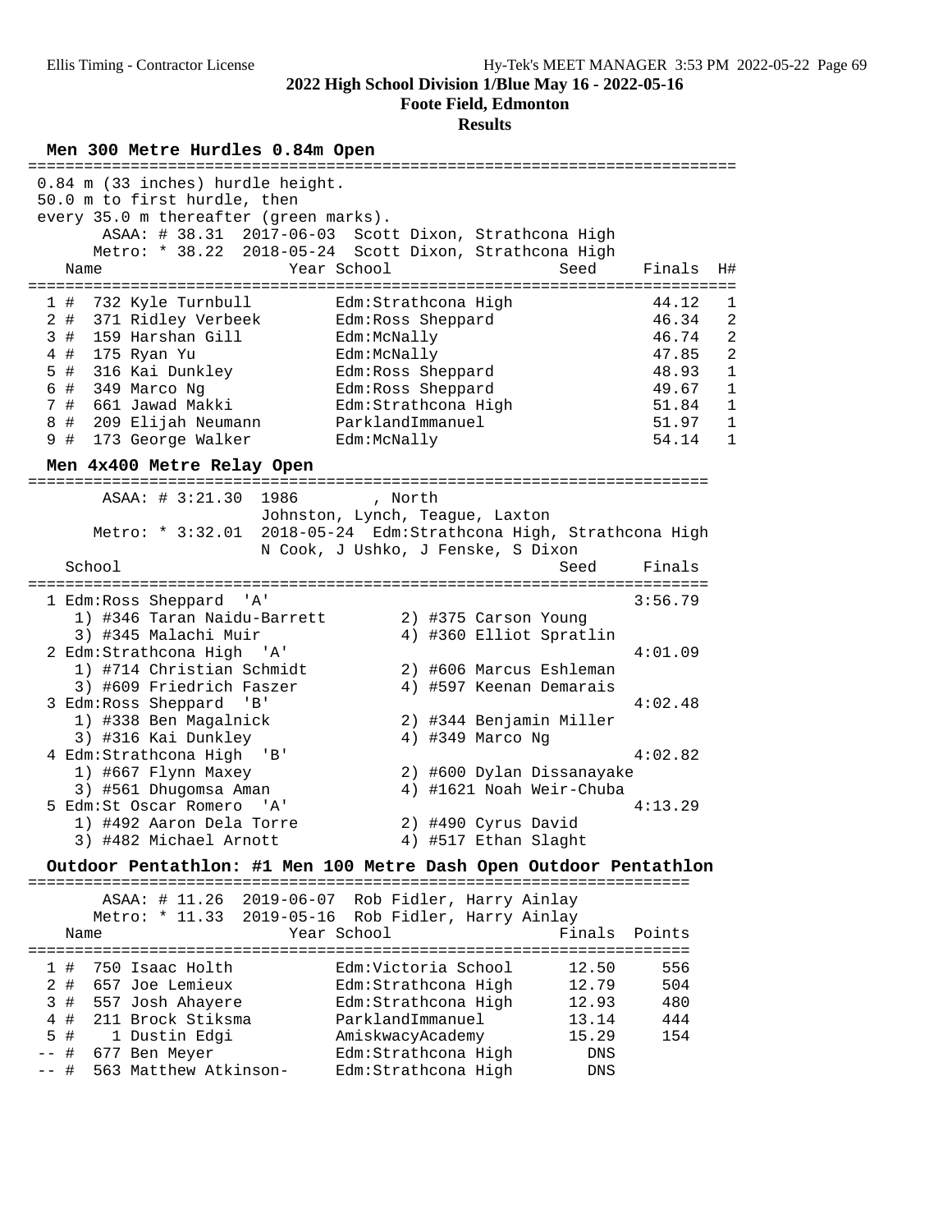**2022 High School Division 1/Blue May 16 - 2022-05-16**

**Foote Field, Edmonton**

**Results**

## Men 300 Metre Hurdles 0.84m Open

0.84 m (33 inches) hurdle height.
50.0 m to first hurdle, then
every 35.0 m thereafter (green marks).

ASAA: # 38.31 2017-06-03 Scott Dixon, Strathcona High
Metro: * 38.22 2018-05-24 Scott Dixon, Strathcona High

| | Name | Year | School | Seed | Finals | H# |
|---|---|---|---|---|---|---|
| 1 # | 732 Kyle Turnbull | | Edm:Strathcona High | | 44.12 | 1 |
| 2 # | 371 Ridley Verbeek | | Edm:Ross Sheppard | | 46.34 | 2 |
| 3 # | 159 Harshan Gill | | Edm:McNally | | 46.74 | 2 |
| 4 # | 175 Ryan Yu | | Edm:McNally | | 47.85 | 2 |
| 5 # | 316 Kai Dunkley | | Edm:Ross Sheppard | | 48.93 | 1 |
| 6 # | 349 Marco Ng | | Edm:Ross Sheppard | | 49.67 | 1 |
| 7 # | 661 Jawad Makki | | Edm:Strathcona High | | 51.84 | 1 |
| 8 # | 209 Elijah Neumann | | ParklandImmanuel | | 51.97 | 1 |
| 9 # | 173 George Walker | | Edm:McNally | | 54.14 | 1 |

## Men 4x400 Metre Relay Open

ASAA: # 3:21.30 1986 , North
Johnston, Lynch, Teague, Laxton
Metro: * 3:32.01 2018-05-24 Edm:Strathcona High, Strathcona High
N Cook, J Ushko, J Fenske, S Dixon

| School | Seed | Finals |
|---|---|---|
| 1 Edm:Ross Sheppard 'A' | | 3:56.79 |
| 1) #346 Taran Naidu-Barrett, 2) #375 Carson Young, 3) #345 Malachi Muir, 4) #360 Elliot Spratlin | | |
| 2 Edm:Strathcona High 'A' | | 4:01.09 |
| 1) #714 Christian Schmidt, 2) #606 Marcus Eshleman, 3) #609 Friedrich Faszer, 4) #597 Keenan Demarais | | |
| 3 Edm:Ross Sheppard 'B' | | 4:02.48 |
| 1) #338 Ben Magalnick, 2) #344 Benjamin Miller, 3) #316 Kai Dunkley, 4) #349 Marco Ng | | |
| 4 Edm:Strathcona High 'B' | | 4:02.82 |
| 1) #667 Flynn Maxey, 2) #600 Dylan Dissanayake, 3) #561 Dhugomsa Aman, 4) #1621 Noah Weir-Chuba | | |
| 5 Edm:St Oscar Romero 'A' | | 4:13.29 |
| 1) #492 Aaron Dela Torre, 2) #490 Cyrus David, 3) #482 Michael Arnott, 4) #517 Ethan Slaght | | |

## Outdoor Pentathlon: #1 Men 100 Metre Dash Open Outdoor Pentathlon

ASAA: # 11.26 2019-06-07 Rob Fidler, Harry Ainlay
Metro: * 11.33 2019-05-16 Rob Fidler, Harry Ainlay

| | Name | Year | School | Finals | Points |
|---|---|---|---|---|---|
| 1 # | 750 Isaac Holth | | Edm:Victoria School | 12.50 | 556 |
| 2 # | 657 Joe Lemieux | | Edm:Strathcona High | 12.79 | 504 |
| 3 # | 557 Josh Ahayere | | Edm:Strathcona High | 12.93 | 480 |
| 4 # | 211 Brock Stiksma | | ParklandImmanuel | 13.14 | 444 |
| 5 # | 1 Dustin Edgi | | AmiskwacyAcademy | 15.29 | 154 |
| -- # | 677 Ben Meyer | | Edm:Strathcona High | DNS | |
| -- # | 563 Matthew Atkinson- | | Edm:Strathcona High | DNS | |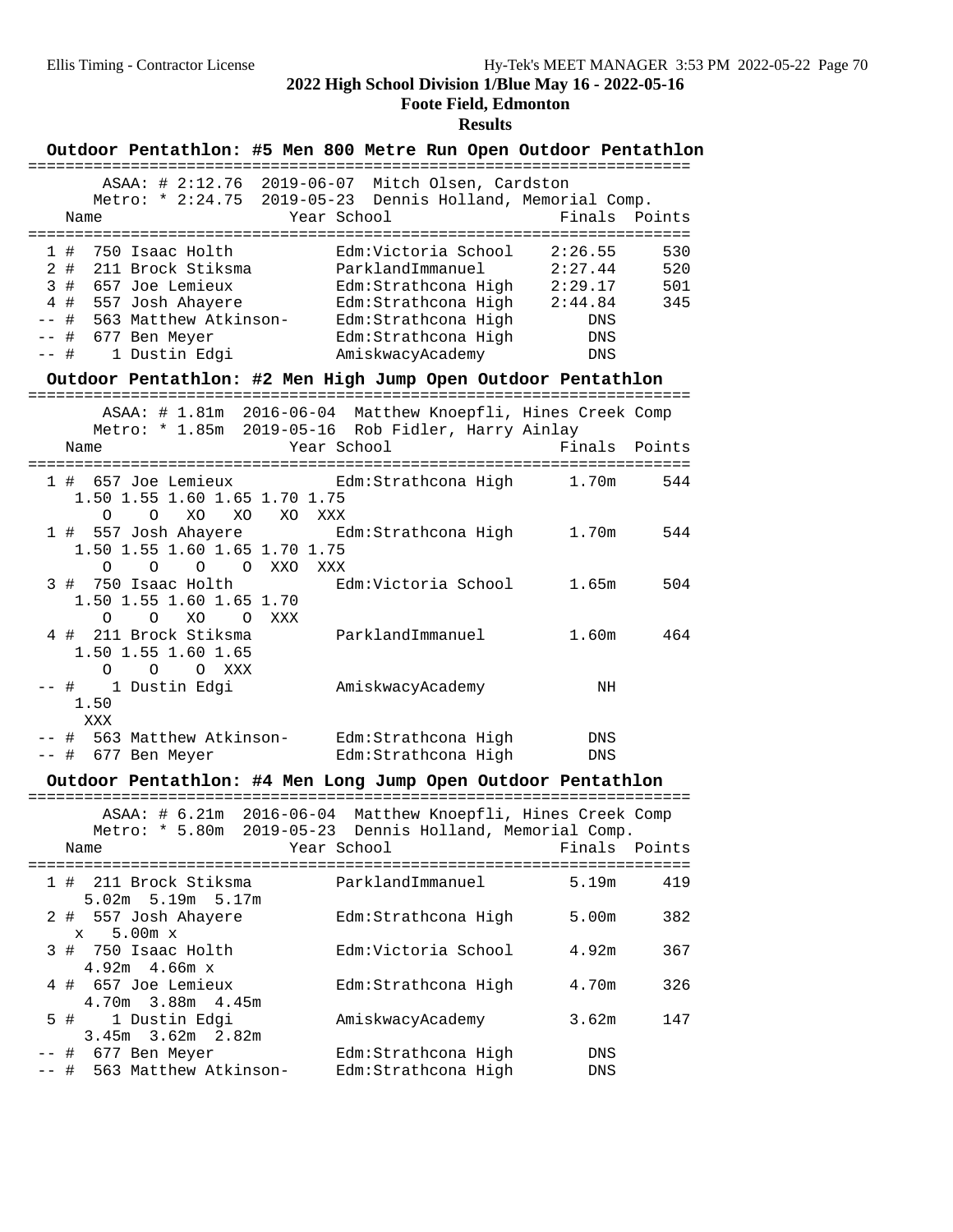**2022 High School Division 1/Blue May 16 - 2022-05-16**

**Foote Field, Edmonton**

**Results**

### Outdoor Pentathlon: #5 Men 800 Metre Run Open Outdoor Pentathlon

ASAA: # 2:12.76 2019-06-07 Mitch Olsen, Cardston
Metro: * 2:24.75 2019-05-23 Dennis Holland, Memorial Comp.

| Place | Name | Year | School | Finals | Points |
|---|---|---|---|---|---|
| 1 # | 750 Isaac Holth | | Edm:Victoria School | 2:26.55 | 530 |
| 2 # | 211 Brock Stiksma | | ParklandImmanuel | 2:27.44 | 520 |
| 3 # | 657 Joe Lemieux | | Edm:Strathcona High | 2:29.17 | 501 |
| 4 # | 557 Josh Ahayere | | Edm:Strathcona High | 2:44.84 | 345 |
| -- # | 563 Matthew Atkinson- | | Edm:Strathcona High | DNS | |
| -- # | 677 Ben Meyer | | Edm:Strathcona High | DNS | |
| -- # | 1 Dustin Edgi | | AmiskwacyAcademy | DNS | |

### Outdoor Pentathlon: #2 Men High Jump Open Outdoor Pentathlon

ASAA: # 1.81m 2016-06-04 Matthew Knoepfli, Hines Creek Comp
Metro: * 1.85m 2019-05-16 Rob Fidler, Harry Ainlay

```
   Name                    Year School                  Finals  Points
========================================================================
  1 #  657 Joe Lemieux          Edm:Strathcona High      1.70m     544
     1.50 1.55 1.60 1.65 1.70 1.75
        O    O   XO   XO   XO  XXX
  1 #  557 Josh Ahayere         Edm:Strathcona High      1.70m     544
     1.50 1.55 1.60 1.65 1.70 1.75
        O    O    O    O  XXO  XXX
  3 #  750 Isaac Holth          Edm:Victoria School      1.65m     504
     1.50 1.55 1.60 1.65 1.70
        O    O   XO    O  XXX
  4 #  211 Brock Stiksma        ParklandImmanuel         1.60m     464
     1.50 1.55 1.60 1.65
        O    O    O  XXX
 -- #    1 Dustin Edgi          AmiskwacyAcademy            NH
     1.50
      XXX
 -- #  563 Matthew Atkinson-    Edm:Strathcona High        DNS
 -- #  677 Ben Meyer            Edm:Strathcona High        DNS
```

### Outdoor Pentathlon: #4 Men Long Jump Open Outdoor Pentathlon

ASAA: # 6.21m 2016-06-04 Matthew Knoepfli, Hines Creek Comp
Metro: * 5.80m 2019-05-23 Dennis Holland, Memorial Comp.

```
   Name                    Year School                  Finals  Points
========================================================================
  1 #  211 Brock Stiksma        ParklandImmanuel         5.19m     419
      5.02m  5.19m  5.17m
  2 #  557 Josh Ahayere         Edm:Strathcona High      5.00m     382
       x   5.00m x
  3 #  750 Isaac Holth          Edm:Victoria School      4.92m     367
      4.92m  4.66m x
  4 #  657 Joe Lemieux          Edm:Strathcona High      4.70m     326
      4.70m  3.88m  4.45m
  5 #    1 Dustin Edgi          AmiskwacyAcademy         3.62m     147
      3.45m  3.62m  2.82m
 -- #  677 Ben Meyer            Edm:Strathcona High        DNS
 -- #  563 Matthew Atkinson-    Edm:Strathcona High        DNS
```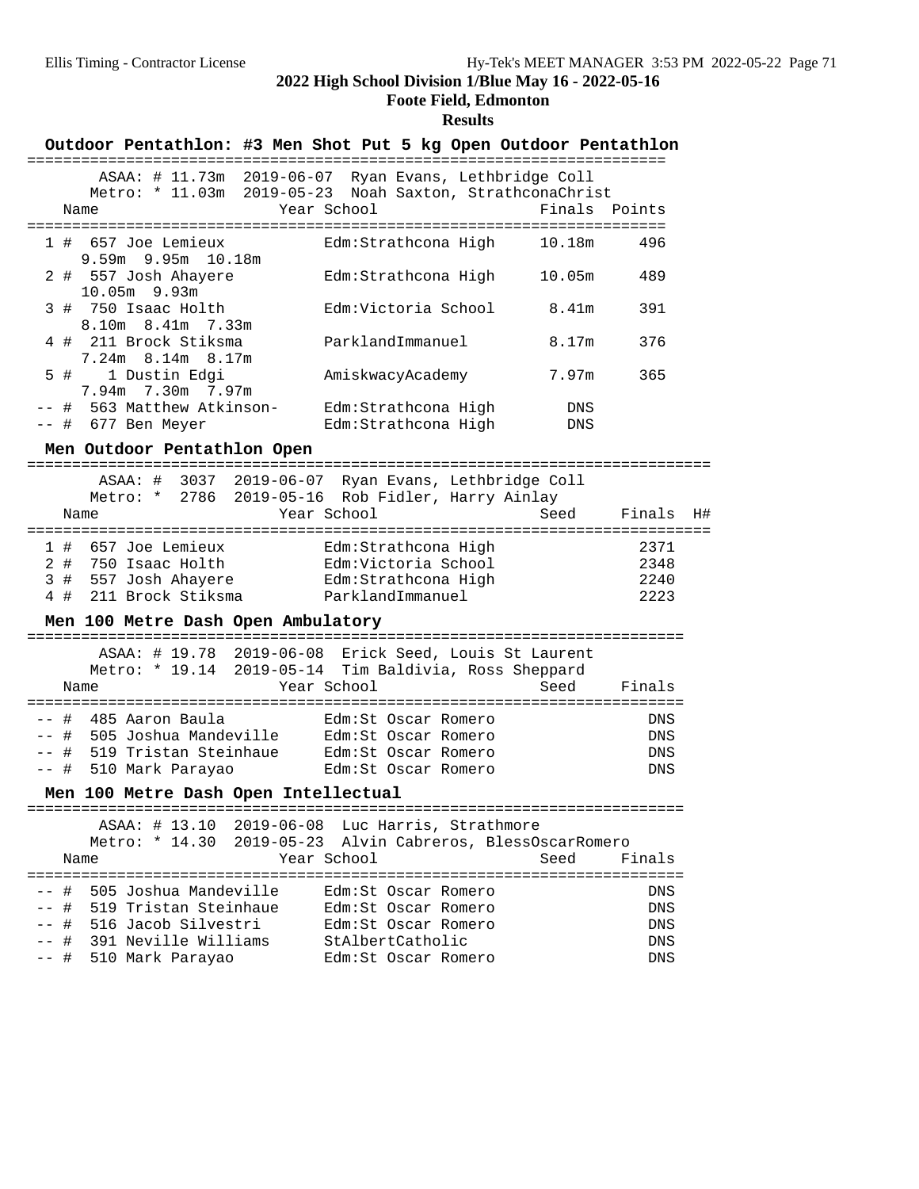## 2022 High School Division 1/Blue May 16 - 2022-05-16

**Foote Field, Edmonton**

**Results**

### Outdoor Pentathlon: #3 Men Shot Put 5 kg Open Outdoor Pentathlon

ASAA: # 11.73m 2019-06-07 Ryan Evans, Lethbridge Coll
Metro: * 11.03m 2019-05-23 Noah Saxton, StrathconaChrist

| | Name | Year School | Finals | Points |
|---|---|---|---|---|
| 1 # | 657 Joe Lemieux | Edm:Strathcona High | 10.18m | 496 |
| | 9.59m 9.95m 10.18m | | | |
| 2 # | 557 Josh Ahayere | Edm:Strathcona High | 10.05m | 489 |
| | 10.05m 9.93m | | | |
| 3 # | 750 Isaac Holth | Edm:Victoria School | 8.41m | 391 |
| | 8.10m 8.41m 7.33m | | | |
| 4 # | 211 Brock Stiksma | ParklandImmanuel | 8.17m | 376 |
| | 7.24m 8.14m 8.17m | | | |
| 5 # | 1 Dustin Edgi | AmiskwacyAcademy | 7.97m | 365 |
| | 7.94m 7.30m 7.97m | | | |
| -- # | 563 Matthew Atkinson- | Edm:Strathcona High | DNS | |
| -- # | 677 Ben Meyer | Edm:Strathcona High | DNS | |

### Men Outdoor Pentathlon Open

ASAA: # 3037 2019-06-07 Ryan Evans, Lethbridge Coll
Metro: * 2786 2019-05-16 Rob Fidler, Harry Ainlay

| | Name | Year School | Seed | Finals | H# |
|---|---|---|---|---|---|
| 1 # | 657 Joe Lemieux | Edm:Strathcona High | | 2371 | |
| 2 # | 750 Isaac Holth | Edm:Victoria School | | 2348 | |
| 3 # | 557 Josh Ahayere | Edm:Strathcona High | | 2240 | |
| 4 # | 211 Brock Stiksma | ParklandImmanuel | | 2223 | |

### Men 100 Metre Dash Open Ambulatory

ASAA: # 19.78 2019-06-08 Erick Seed, Louis St Laurent
Metro: * 19.14 2019-05-14 Tim Baldivia, Ross Sheppard

| | Name | Year School | Seed | Finals |
|---|---|---|---|---|
| -- # | 485 Aaron Baula | Edm:St Oscar Romero | | DNS |
| -- # | 505 Joshua Mandeville | Edm:St Oscar Romero | | DNS |
| -- # | 519 Tristan Steinhaue | Edm:St Oscar Romero | | DNS |
| -- # | 510 Mark Parayao | Edm:St Oscar Romero | | DNS |

### Men 100 Metre Dash Open Intellectual

ASAA: # 13.10 2019-06-08 Luc Harris, Strathmore
Metro: * 14.30 2019-05-23 Alvin Cabreros, BlessOscarRomero

| | Name | Year School | Seed | Finals |
|---|---|---|---|---|
| -- # | 505 Joshua Mandeville | Edm:St Oscar Romero | | DNS |
| -- # | 519 Tristan Steinhaue | Edm:St Oscar Romero | | DNS |
| -- # | 516 Jacob Silvestri | Edm:St Oscar Romero | | DNS |
| -- # | 391 Neville Williams | StAlbertCatholic | | DNS |
| -- # | 510 Mark Parayao | Edm:St Oscar Romero | | DNS |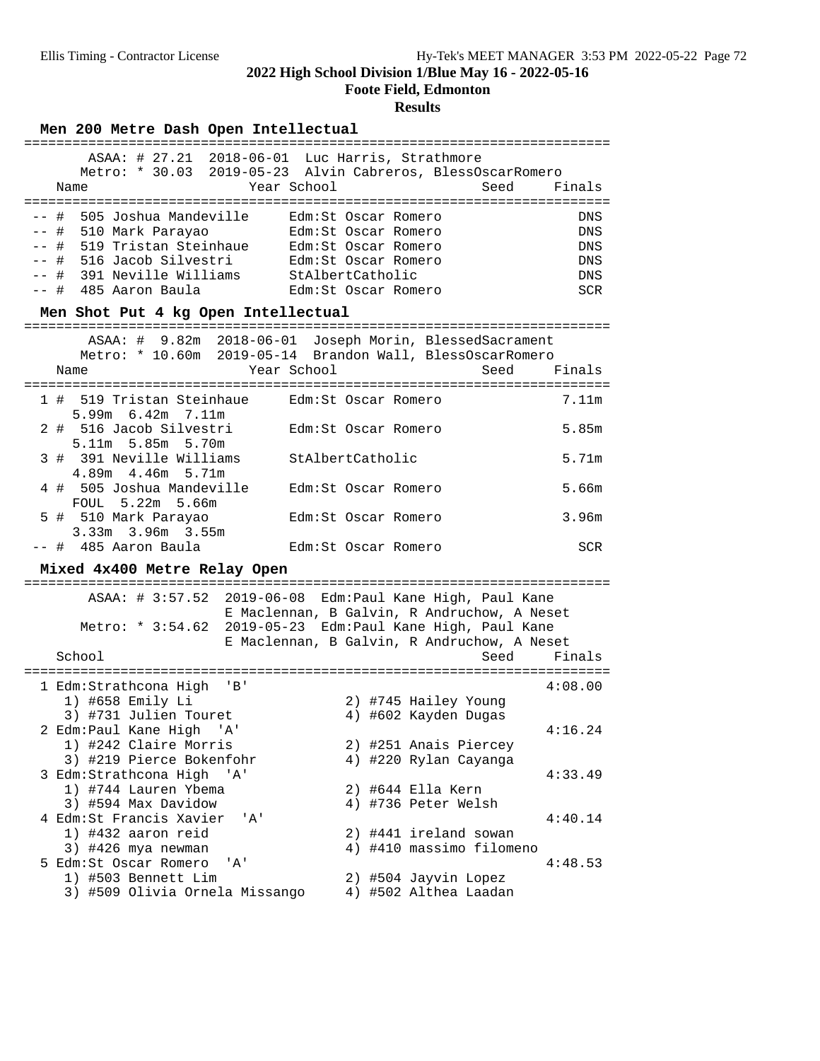## 2022 High School Division 1/Blue May 16 - 2022-05-16

**Foote Field, Edmonton**

**Results**

### Men 200 Metre Dash Open Intellectual

ASAA: # 27.21 2018-06-01 Luc Harris, Strathmore
Metro: * 30.03 2019-05-23 Alvin Cabreros, BlessOscarRomero

| | Name | Year | School | Seed | Finals |
|---|---|---|---|---|---|
| -- # | 505 Joshua Mandeville | | Edm:St Oscar Romero | | DNS |
| -- # | 510 Mark Parayao | | Edm:St Oscar Romero | | DNS |
| -- # | 519 Tristan Steinhaue | | Edm:St Oscar Romero | | DNS |
| -- # | 516 Jacob Silvestri | | Edm:St Oscar Romero | | DNS |
| -- # | 391 Neville Williams | | StAlbertCatholic | | DNS |
| -- # | 485 Aaron Baula | | Edm:St Oscar Romero | | SCR |

### Men Shot Put 4 kg Open Intellectual

ASAA: # 9.82m 2018-06-01 Joseph Morin, BlessedSacrament
Metro: * 10.60m 2019-05-14 Brandon Wall, BlessOscarRomero

| | Name | Year | School | Seed | Finals |
|---|---|---|---|---|---|
| 1 # | 519 Tristan Steinhaue (5.99m 6.42m 7.11m) | | Edm:St Oscar Romero | | 7.11m |
| 2 # | 516 Jacob Silvestri (5.11m 5.85m 5.70m) | | Edm:St Oscar Romero | | 5.85m |
| 3 # | 391 Neville Williams (4.89m 4.46m 5.71m) | | StAlbertCatholic | | 5.71m |
| 4 # | 505 Joshua Mandeville (FOUL 5.22m 5.66m) | | Edm:St Oscar Romero | | 5.66m |
| 5 # | 510 Mark Parayao (3.33m 3.96m 3.55m) | | Edm:St Oscar Romero | | 3.96m |
| -- # | 485 Aaron Baula | | Edm:St Oscar Romero | | SCR |

### Mixed 4x400 Metre Relay Open

ASAA: # 3:57.52 2019-06-08 Edm:Paul Kane High, Paul Kane
E Maclennan, B Galvin, R Andruchow, A Neset
Metro: * 3:54.62 2019-05-23 Edm:Paul Kane High, Paul Kane
E Maclennan, B Galvin, R Andruchow, A Neset

| | School | Seed | Finals |
|---|---|---|---|
| 1 | Edm:Strathcona High 'B' | | 4:08.00 |
| | 1) #658 Emily Li, 2) #745 Hailey Young, 3) #731 Julien Touret, 4) #602 Kayden Dugas | | |
| 2 | Edm:Paul Kane High 'A' | | 4:16.24 |
| | 1) #242 Claire Morris, 2) #251 Anais Piercey, 3) #219 Pierce Bokenfohr, 4) #220 Rylan Cayanga | | |
| 3 | Edm:Strathcona High 'A' | | 4:33.49 |
| | 1) #744 Lauren Ybema, 2) #644 Ella Kern, 3) #594 Max Davidow, 4) #736 Peter Welsh | | |
| 4 | Edm:St Francis Xavier 'A' | | 4:40.14 |
| | 1) #432 aaron reid, 2) #441 ireland sowan, 3) #426 mya newman, 4) #410 massimo filomeno | | |
| 5 | Edm:St Oscar Romero 'A' | | 4:48.53 |
| | 1) #503 Bennett Lim, 2) #504 Jayvin Lopez, 3) #509 Olivia Ornela Missango, 4) #502 Althea Laadan | | |